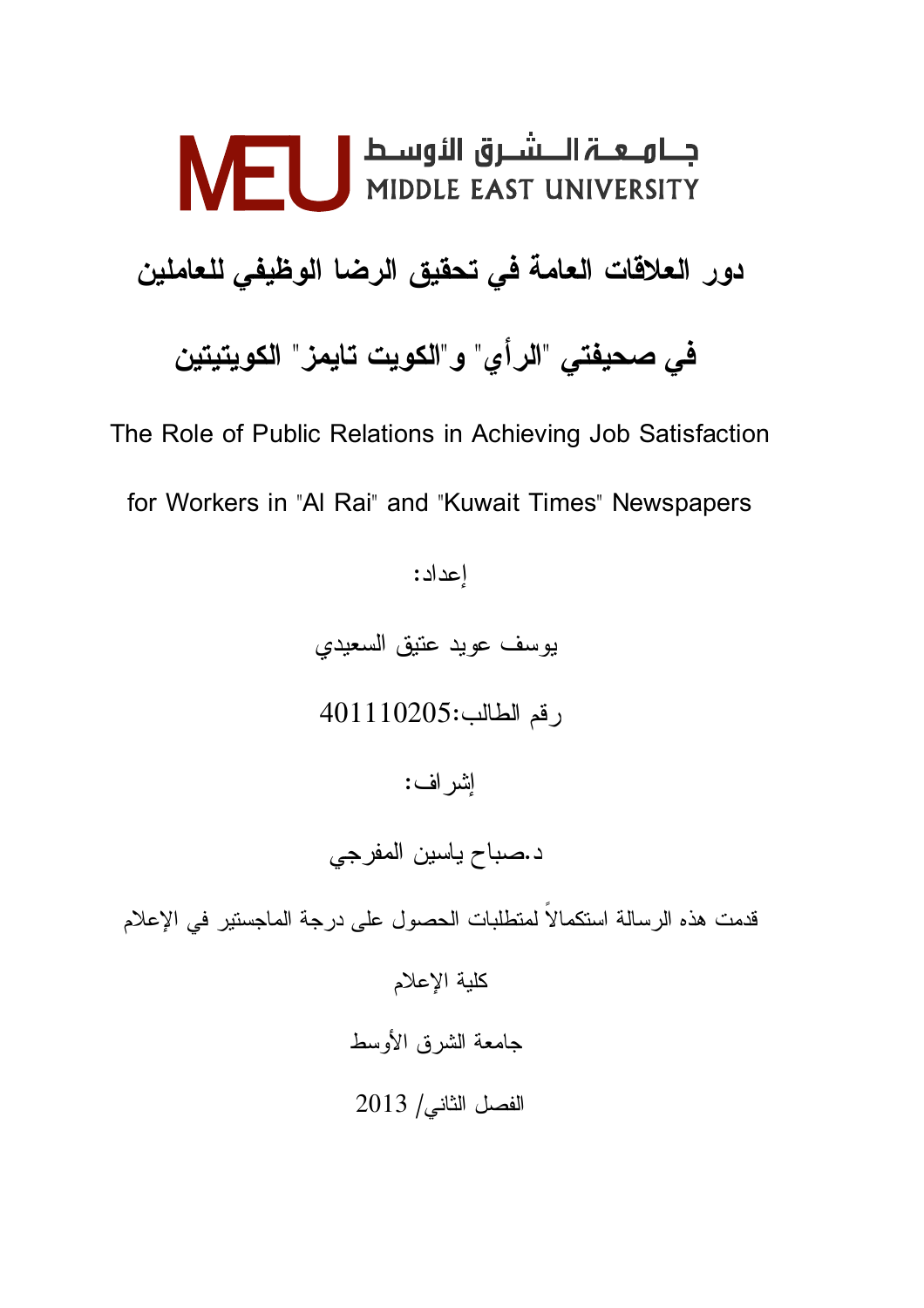جـامـعـة الـشـرق الأوسـط
MIDDLE EAST UNIVERSITY

# دور العلاقات العامة في تحقيق الرضا الوظيفي للعاملين في صحيفتي "الرأي" و"الكويت تايمز" الكويتيتين

The Role of Public Relations in Achieving Job Satisfaction for Workers in "Al Rai" and "Kuwait Times" Newspapers

إعداد:

يوسف عويد عتيق السعيدي

رقم الطالب:401110205

إشراف:

د.صباح ياسين المفرجي

قدمت هذه الرسالة استكمالاً لمتطلبات الحصول على درجة الماجستير في الإعلام

كلية الإعلام

جامعة الشرق الأوسط

الفصل الثاني/ 2013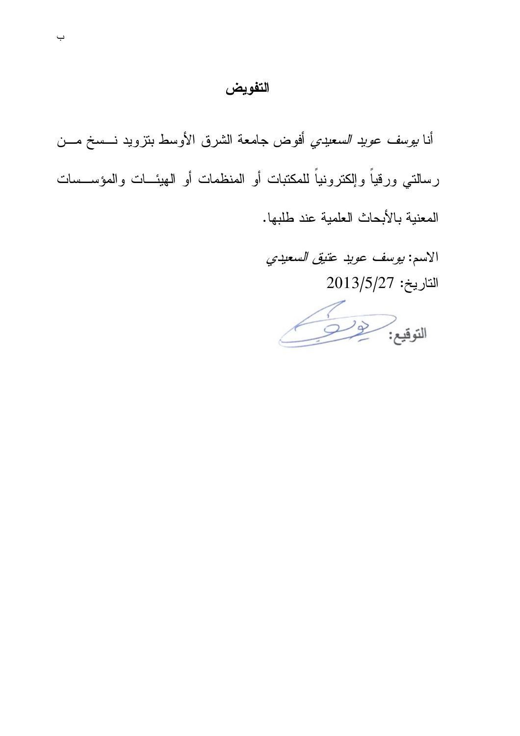## التفويض

أنا *يوسف عويد السعيدي* أفوض جامعة الشرق الأوسط بتزويد نسخ من رسالتي ورقياً وإلكترونياً للمكتبات أو المنظمات أو الهيئات والمؤسسات المعنية بالأبحاث العلمية عند طلبها.

الاسم: *يوسف عويد عتيق السعيدي*

التاريخ: 2013/5/27

التوقيع: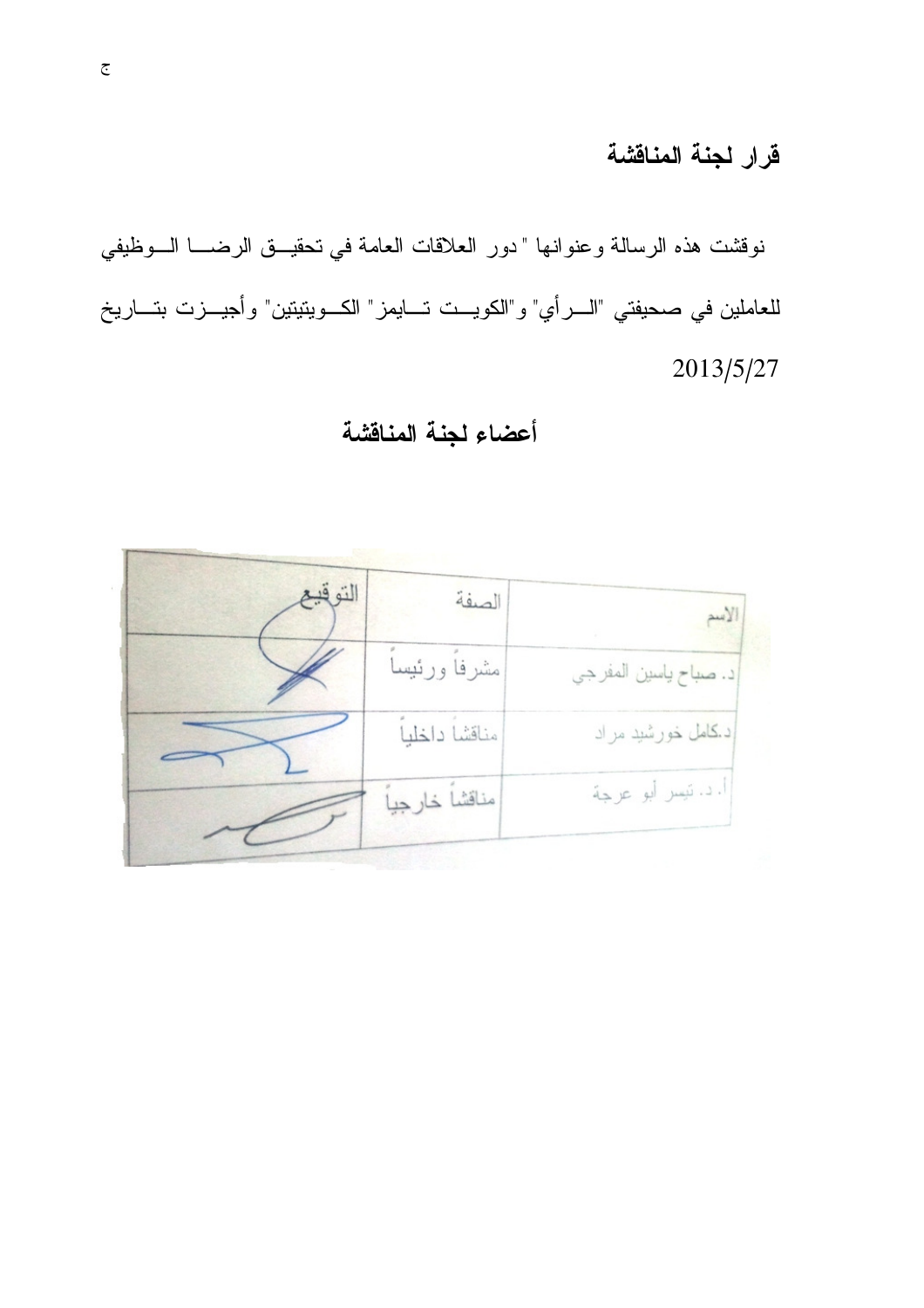## قرار لجنة المناقشة

نوقشت هذه الرسالة وعنوانها " دور العلاقات العامة في تحقيق الرضا الوظيفي للعاملين في صحيفتي "الرأي" و"الكويت تايمز" الكويتيتين" وأجيزت بتاريخ 2013/5/27

## أعضاء لجنة المناقشة

| الاسم | الصفة | التوقيع |
| --- | --- | --- |
| د. صباح ياسين المفرجي | مشرفاً ورئيساً | |
| د.كامل خورشيد مراد | مناقشاً داخلياً | |
| أ. د. تيسر أبو عرجة | مناقشاً خارجياً | |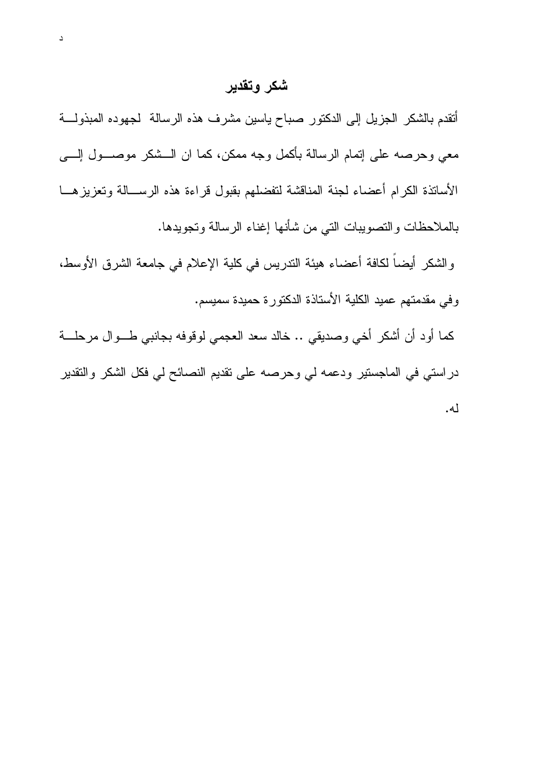## شكر وتقدير

أتقدم بالشكر الجزيل إلى الدكتور صباح ياسين مشرف هذه الرسالة لجهوده المبذولة معي وحرصه على إتمام الرسالة بأكمل وجه ممكن، كما ان الشكر موصول إلى الأساتذة الكرام أعضاء لجنة المناقشة لتفضلهم بقبول قراءة هذه الرسالة وتعزيزها بالملاحظات والتصويبات التي من شأنها إغناء الرسالة وتجويدها.

والشكر أيضاً لكافة أعضاء هيئة التدريس في كلية الإعلام في جامعة الشرق الأوسط، وفي مقدمتهم عميد الكلية الأستاذة الدكتورة حميدة سميسم.

كما أود أن أشكر أخي وصديقي .. خالد سعد العجمي لوقوفه بجانبي طوال مرحلة دراستي في الماجستير ودعمه لي وحرصه على تقديم النصائح لي فكل الشكر والتقدير له.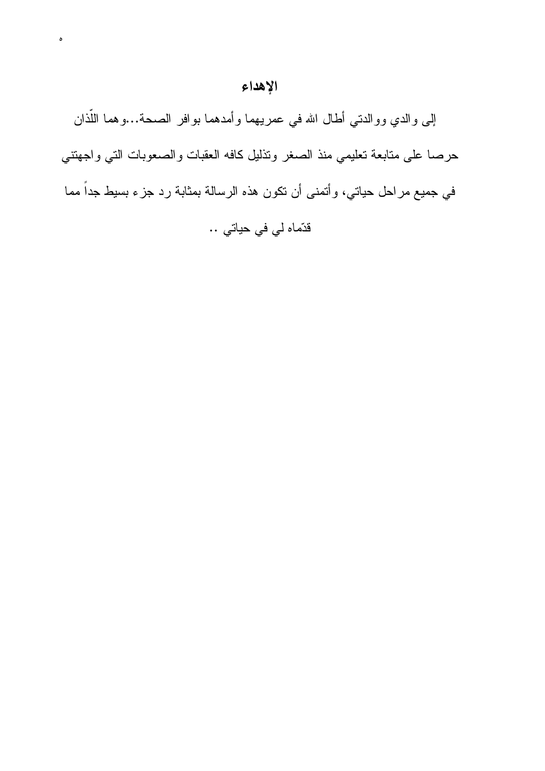## الإهداء

إلى والدي ووالدتي أطال الله في عمريهما وأمدهما بوافر الصحة...وهما اللّذان حرصا على متابعة تعليمي منذ الصغر وتذليل كافه العقبات والصعوبات التي واجهتني في جميع مراحل حياتي، وأتمنى أن تكون هذه الرسالة بمثابة رد جزء بسيط جداً مما قدّماه لي في حياتي ..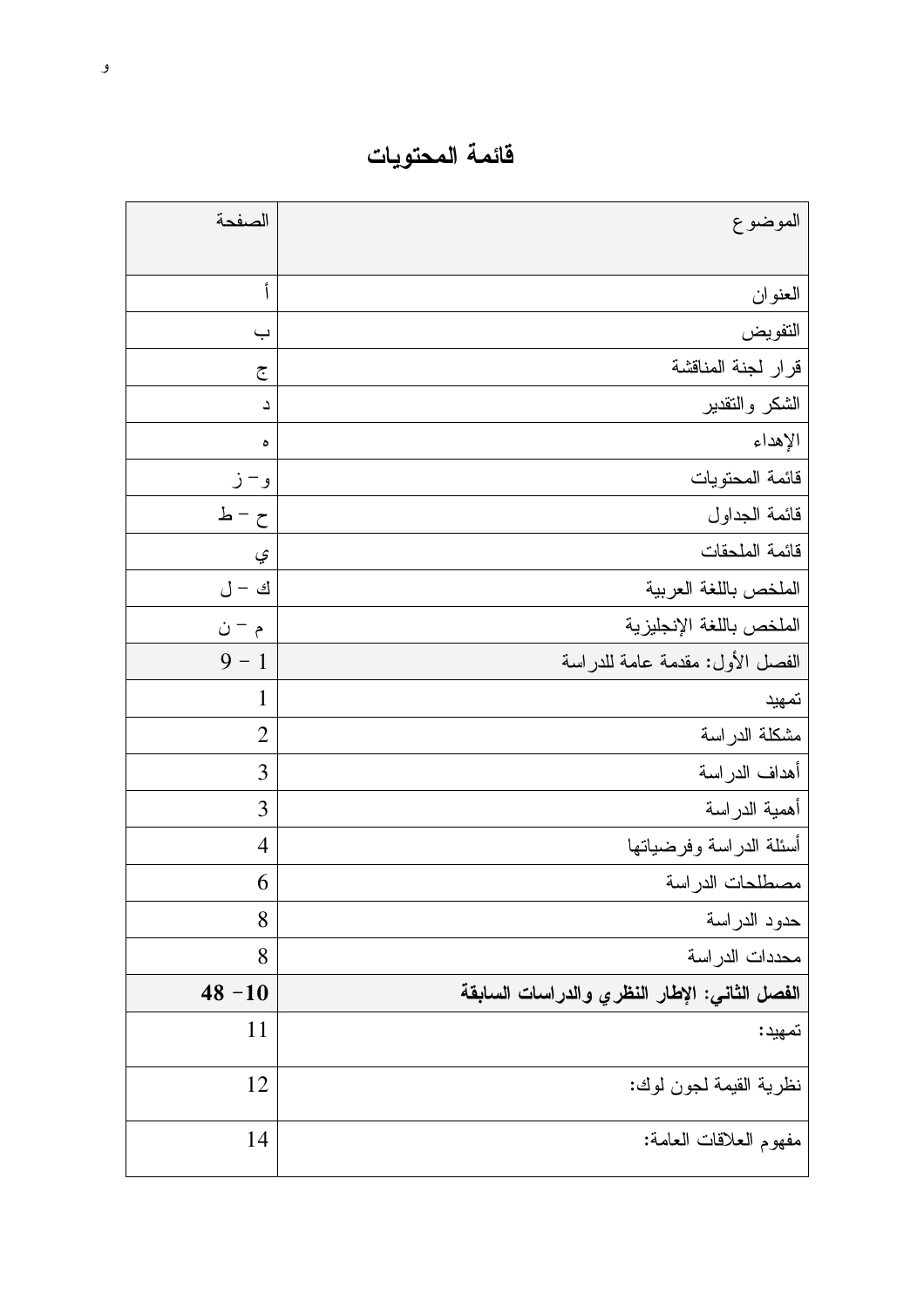# قائمة المحتويات

| الموضوع | الصفحة |
|---|---|
| العنوان | أ |
| التفويض | ب |
| قرار لجنة المناقشة | ج |
| الشكر والتقدير | د |
| الإهداء | ه |
| قائمة المحتويات | و – ز |
| قائمة الجداول | ح – ط |
| قائمة الملحقات | ي |
| الملخص باللغة العربية | ك – ل |
| الملخص باللغة الإنجليزية | م – ن |
| الفصل الأول: مقدمة عامة للدراسة | 1 – 9 |
| تمهيد | 1 |
| مشكلة الدراسة | 2 |
| أهداف الدراسة | 3 |
| أهمية الدراسة | 3 |
| أسئلة الدراسة وفرضياتها | 4 |
| مصطلحات الدراسة | 6 |
| حدود الدراسة | 8 |
| محددات الدراسة | 8 |
| **الفصل الثاني: الإطار النظري والدراسات السابقة** | **10 – 48** |
| تمهيد: | 11 |
| نظرية القيمة لجون لوك: | 12 |
| مفهوم العلاقات العامة: | 14 |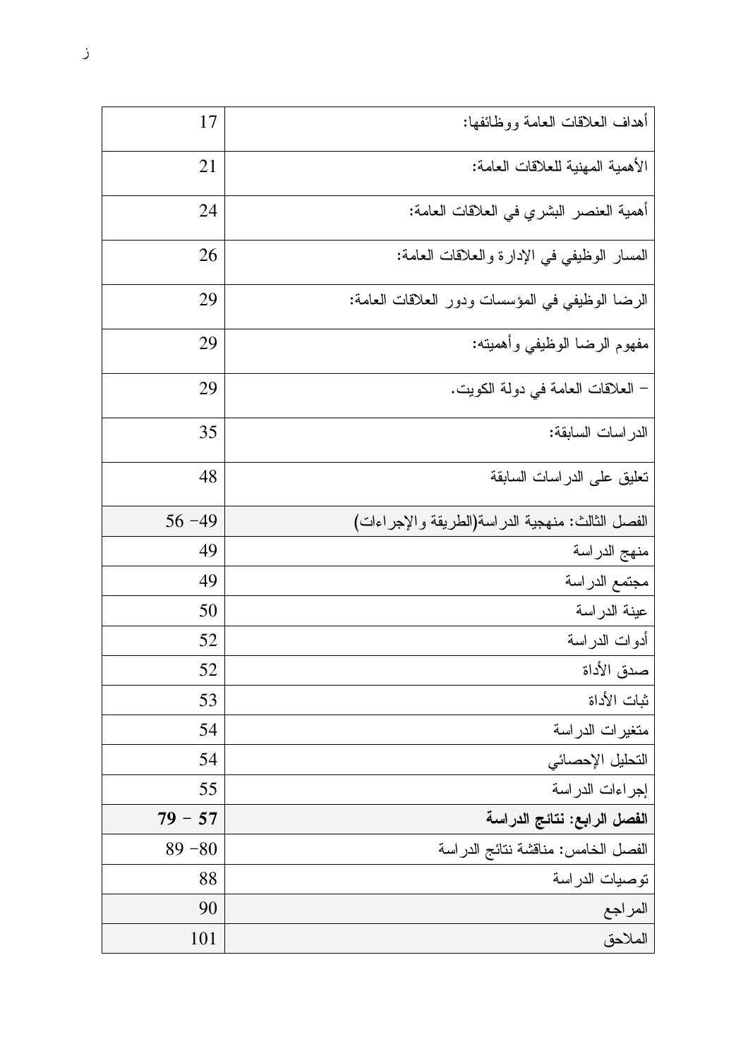| | |
|---|---|
| أهداف العلاقات العامة ووظائفها: | 17 |
| الأهمية المهنية للعلاقات العامة: | 21 |
| أهمية العنصر البشري في العلاقات العامة: | 24 |
| المسار الوظيفي في الإدارة والعلاقات العامة: | 26 |
| الرضا الوظيفي في المؤسسات ودور العلاقات العامة: | 29 |
| مفهوم الرضا الوظيفي وأهميته: | 29 |
| - العلاقات العامة في دولة الكويت. | 29 |
| الدراسات السابقة: | 35 |
| تعليق على الدراسات السابقة | 48 |
| الفصل الثالث: منهجية الدراسة(الطريقة والإجراءات) | 49- 56 |
| منهج الدراسة | 49 |
| مجتمع الدراسة | 49 |
| عينة الدراسة | 50 |
| أدوات الدراسة | 52 |
| صدق الأداة | 52 |
| ثبات الأداة | 53 |
| متغيرات الدراسة | 54 |
| التحليل الإحصائي | 54 |
| إجراءات الدراسة | 55 |
| **الفصل الرابع: نتائج الدراسة** | **57 - 79** |
| الفصل الخامس: مناقشة نتائج الدراسة | 80- 89 |
| توصيات الدراسة | 88 |
| المراجع | 90 |
| الملاحق | 101 |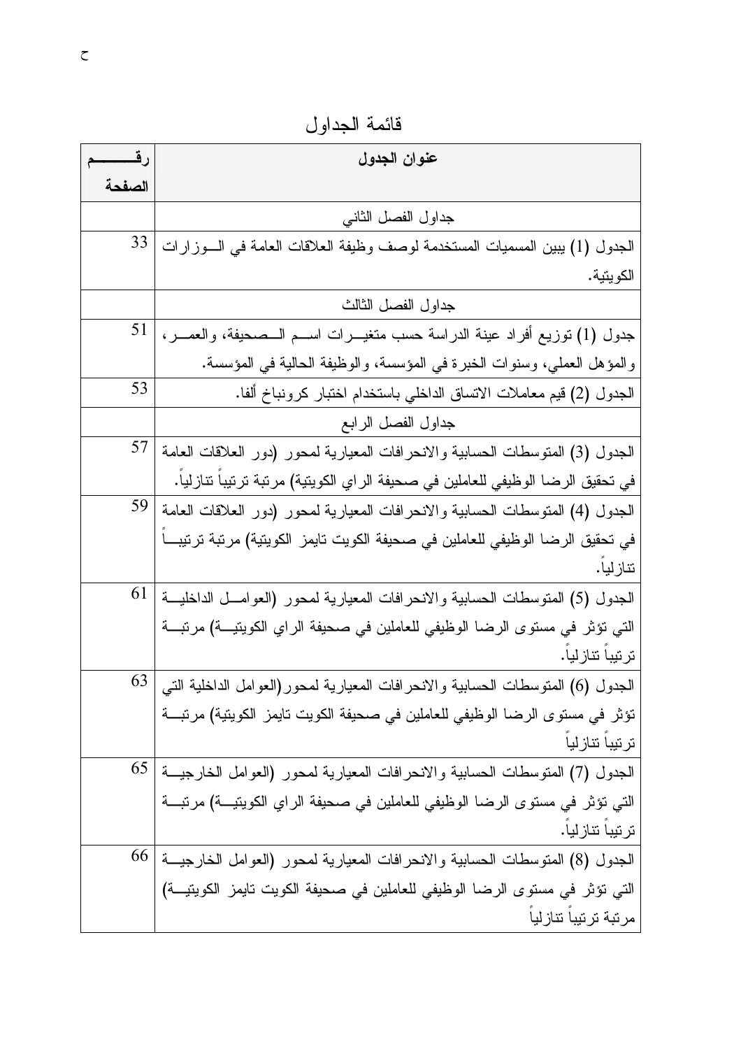# قائمة الجداول

| عنوان الجدول | رقم الصفحة |
|---|---|
| جداول الفصل الثاني | |
| الجدول (1) يبين المسميات المستخدمة لوصف وظيفة العلاقات العامة في الوزارات الكويتية. | 33 |
| جداول الفصل الثالث | |
| جدول (1) توزيع أفراد عينة الدراسة حسب متغيرات اسم الصحيفة، والعمر، والمؤهل العملي، وسنوات الخبرة في المؤسسة، والوظيفة الحالية في المؤسسة. | 51 |
| الجدول (2) قيم معاملات الاتساق الداخلي باستخدام اختبار كرونباخ ألفا. | 53 |
| جداول الفصل الرابع | |
| الجدول (3) المتوسطات الحسابية والانحرافات المعيارية لمحور (دور العلاقات العامة في تحقيق الرضا الوظيفي للعاملين في صحيفة الراي الكويتية) مرتبة ترتيباً تنازلياً. | 57 |
| الجدول (4) المتوسطات الحسابية والانحرافات المعيارية لمحور (دور العلاقات العامة في تحقيق الرضا الوظيفي للعاملين في صحيفة الكويت تايمز الكويتية) مرتبة ترتيباً تنازلياً. | 59 |
| الجدول (5) المتوسطات الحسابية والانحرافات المعيارية لمحور (العوامل الداخلية التي تؤثر في مستوى الرضا الوظيفي للعاملين في صحيفة الراي الكويتية) مرتبة ترتيباً تنازلياً. | 61 |
| الجدول (6) المتوسطات الحسابية والانحرافات المعيارية لمحور(العوامل الداخلية التي تؤثر في مستوى الرضا الوظيفي للعاملين في صحيفة الكويت تايمز الكويتية) مرتبة ترتيباً تنازلياً | 63 |
| الجدول (7) المتوسطات الحسابية والانحرافات المعيارية لمحور (العوامل الخارجية التي تؤثر في مستوى الرضا الوظيفي للعاملين في صحيفة الراي الكويتية) مرتبة ترتيباً تنازلياً. | 65 |
| الجدول (8) المتوسطات الحسابية والانحرافات المعيارية لمحور (العوامل الخارجية التي تؤثر في مستوى الرضا الوظيفي للعاملين في صحيفة الكويت تايمز الكويتية) مرتبة ترتيباً تنازلياً | 66 |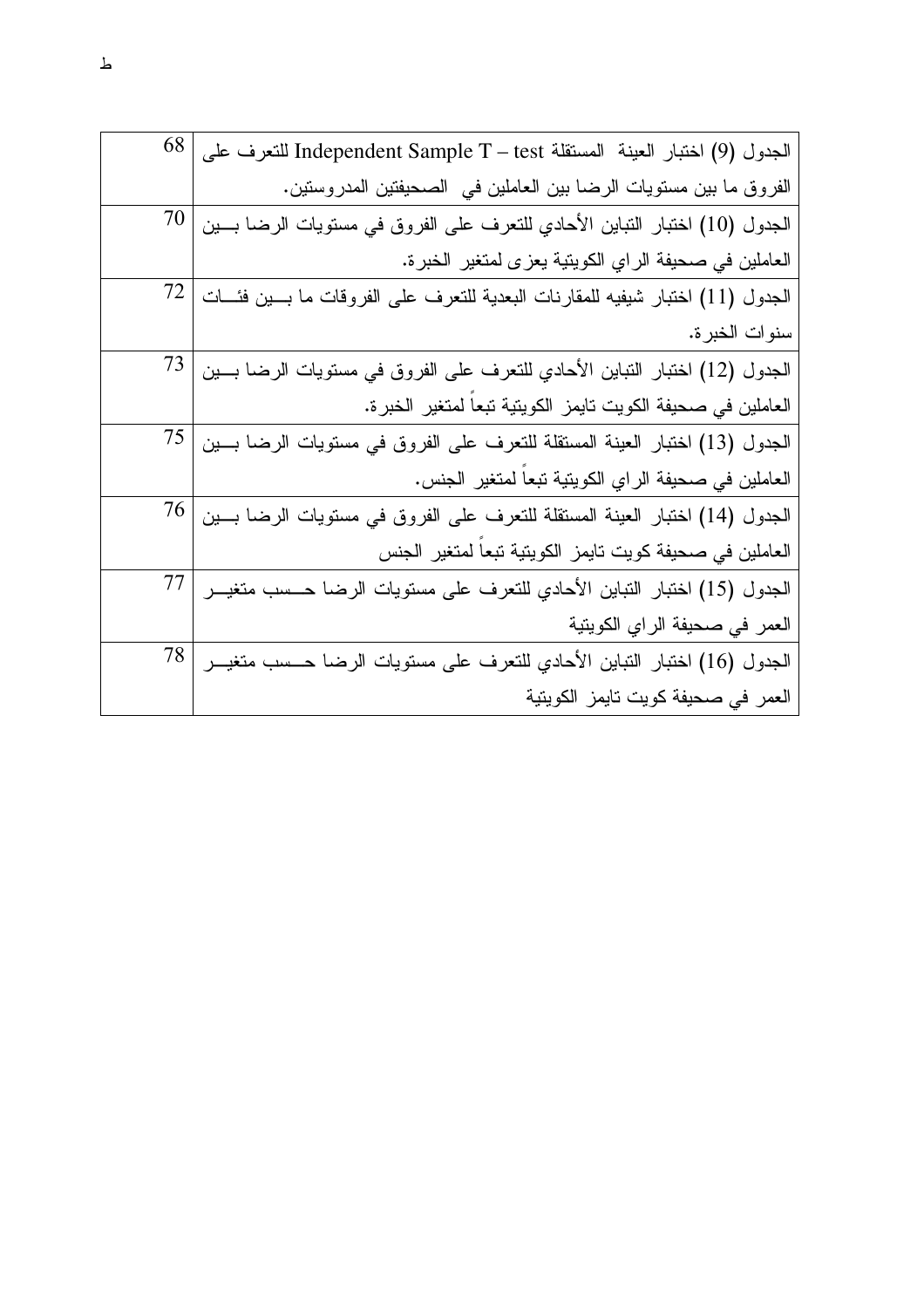| | |
|---|---|
| الجدول (9) اختبار العينة المستقلة Independent Sample T – test للتعرف على الفروق ما بين مستويات الرضا بين العاملين في الصحيفتين المدروستين. | 68 |
| الجدول (10) اختبار التباين الأحادي للتعرف على الفروق في مستويات الرضا بين العاملين في صحيفة الراي الكويتية يعزى لمتغير الخبرة. | 70 |
| الجدول (11) اختبار شيفيه للمقارنات البعدية للتعرف على الفروقات ما بين فئات سنوات الخبرة. | 72 |
| الجدول (12) اختبار التباين الأحادي للتعرف على الفروق في مستويات الرضا بين العاملين في صحيفة الكويت تايمز الكويتية تبعاً لمتغير الخبرة. | 73 |
| الجدول (13) اختبار العينة المستقلة للتعرف على الفروق في مستويات الرضا بين العاملين في صحيفة الراي الكويتية تبعاً لمتغير الجنس. | 75 |
| الجدول (14) اختبار العينة المستقلة للتعرف على الفروق في مستويات الرضا بين العاملين في صحيفة كويت تايمز الكويتية تبعاً لمتغير الجنس | 76 |
| الجدول (15) اختبار التباين الأحادي للتعرف على مستويات الرضا حسب متغير العمر في صحيفة الراي الكويتية | 77 |
| الجدول (16) اختبار التباين الأحادي للتعرف على مستويات الرضا حسب متغير العمر في صحيفة كويت تايمز الكويتية | 78 |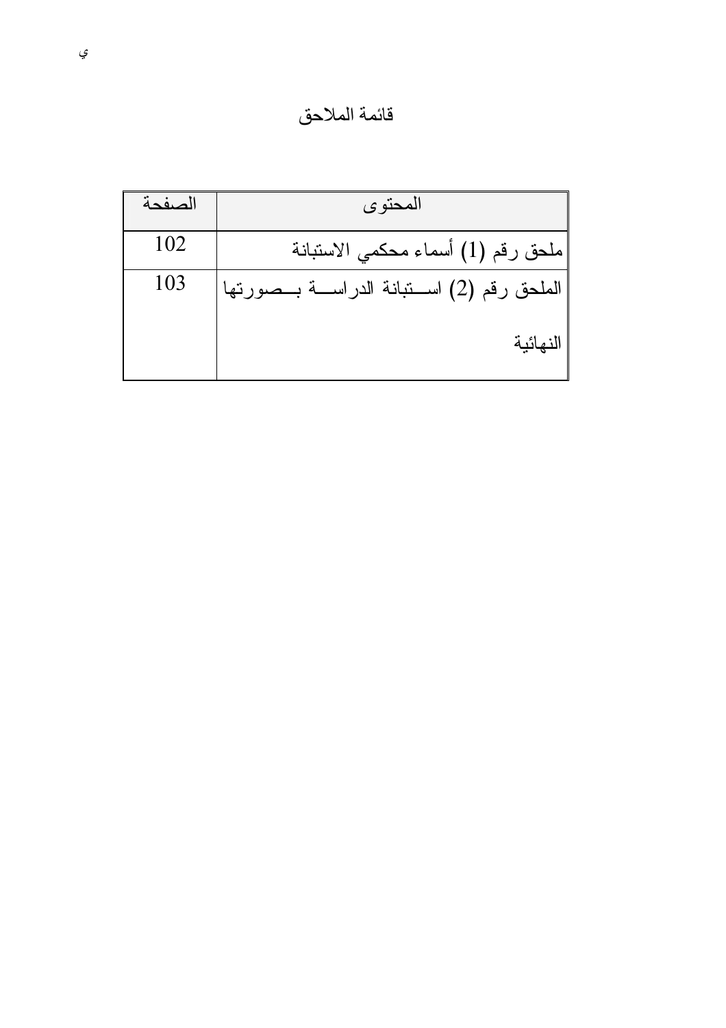# قائمة الملاحق

| المحتوى | الصفحة |
|---|---|
| ملحق رقم (1) أسماء محكمي الاستبانة | 102 |
| الملحق رقم (2) استبانة الدراسة بصورتها النهائية | 103 |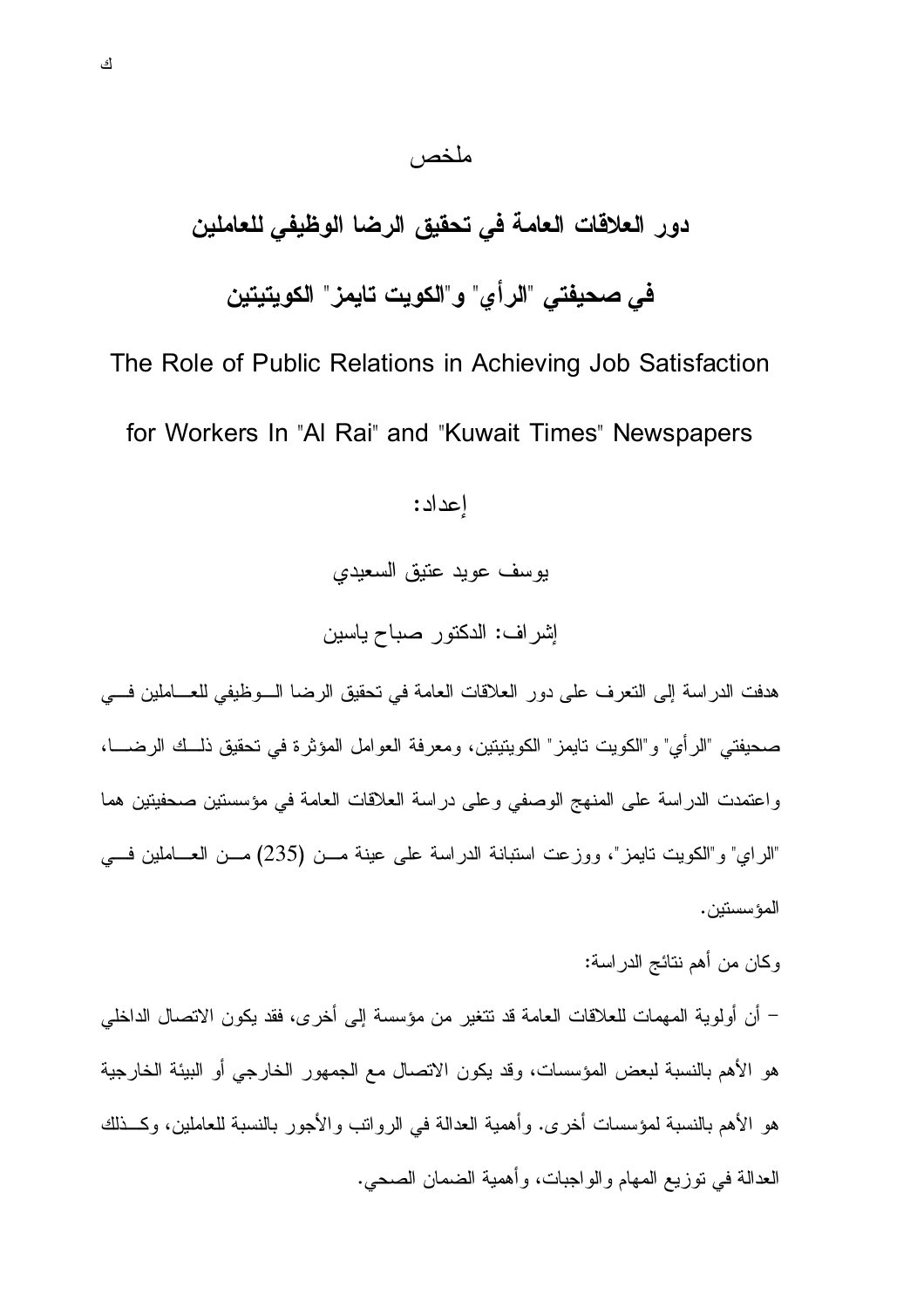## ملخص

# دور العلاقات العامة في تحقيق الرضا الوظيفي للعاملين

# في صحيفتي "الرأي" و"الكويت تايمز" الكويتيتين

**The Role of Public Relations in Achieving Job Satisfaction for Workers In "Al Rai" and "Kuwait Times" Newspapers**

إعداد:

يوسف عويد عتيق السعيدي

إشراف: الدكتور صباح ياسين

هدفت الدراسة إلى التعرف على دور العلاقات العامة في تحقيق الرضا الوظيفي للعاملين في صحيفتي "الرأي" و"الكويت تايمز" الكويتيتين، ومعرفة العوامل المؤثرة في تحقيق ذلك الرضا، واعتمدت الدراسة على المنهج الوصفي وعلى دراسة العلاقات العامة في مؤسستين صحفيتين هما "الراي" و"الكويت تايمز"، ووزعت استبانة الدراسة على عينة من (235) من العاملين في المؤسستين.

وكان من أهم نتائج الدراسة:

- أن أولوية المهمات للعلاقات العامة قد تتغير من مؤسسة إلى أخرى، فقد يكون الاتصال الداخلي هو الأهم بالنسبة لبعض المؤسسات، وقد يكون الاتصال مع الجمهور الخارجي أو البيئة الخارجية هو الأهم بالنسبة لمؤسسات أخرى. وأهمية العدالة في الرواتب والأجور بالنسبة للعاملين، وكذلك العدالة في توزيع المهام والواجبات، وأهمية الضمان الصحي.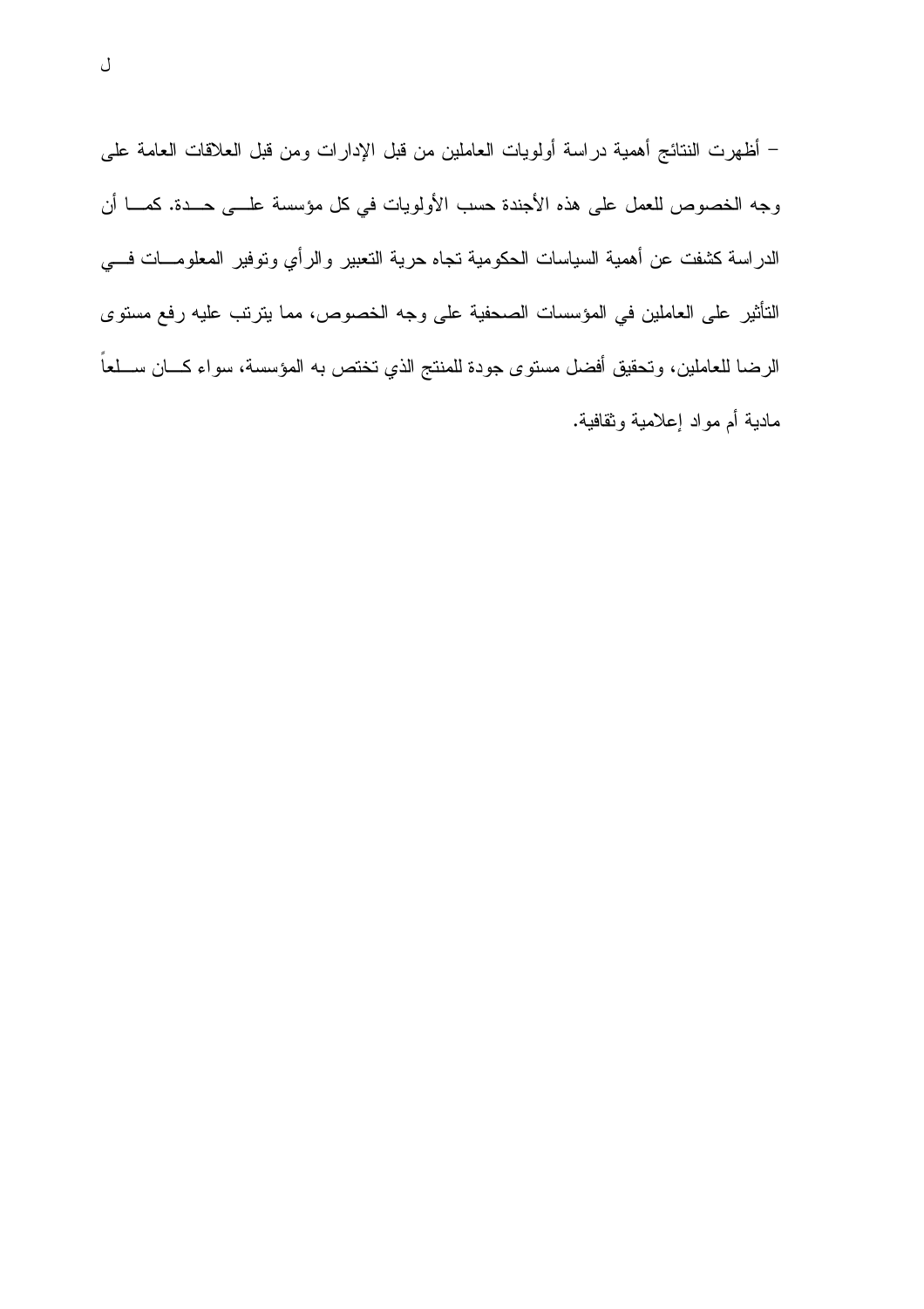- أظهرت النتائج أهمية دراسة أولويات العاملين من قبل الإدارات ومن قبل العلاقات العامة على وجه الخصوص للعمل على هذه الأجندة حسب الأولويات في كل مؤسسة على حدة. كما أن الدراسة كشفت عن أهمية السياسات الحكومية تجاه حرية التعبير والرأي وتوفير المعلومات في التأثير على العاملين في المؤسسات الصحفية على وجه الخصوص، مما يترتب عليه رفع مستوى الرضا للعاملين، وتحقيق أفضل مستوى جودة للمنتج الذي تختص به المؤسسة، سواء كان سلعاً مادية أم مواد إعلامية وثقافية.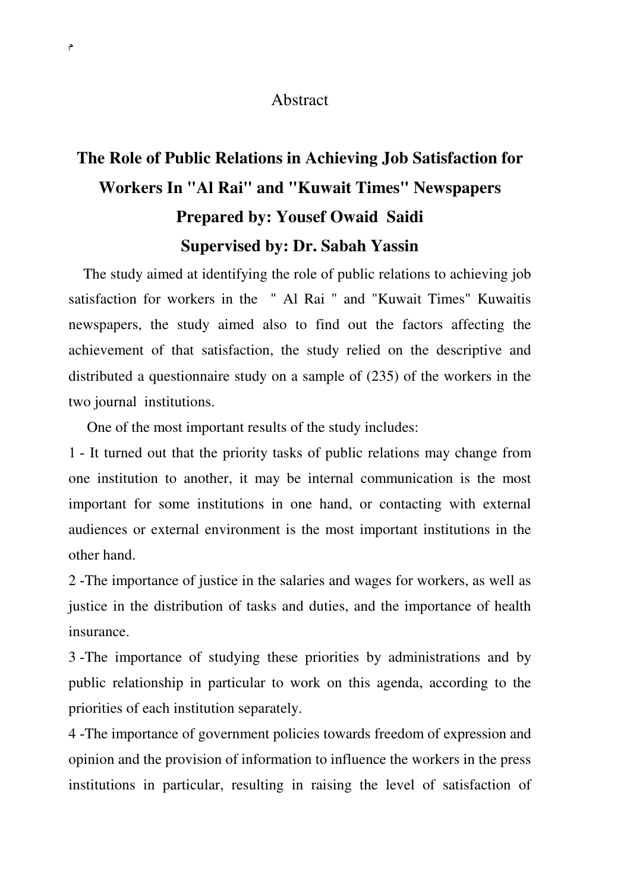# Abstract

## The Role of Public Relations in Achieving Job Satisfaction for Workers In "Al Rai" and "Kuwait Times" Newspapers

**Prepared by: Yousef Owaid Saidi**

**Supervised by: Dr. Sabah Yassin**

The study aimed at identifying the role of public relations to achieving job satisfaction for workers in the " Al Rai " and "Kuwait Times" Kuwaitis newspapers, the study aimed also to find out the factors affecting the achievement of that satisfaction, the study relied on the descriptive and distributed a questionnaire study on a sample of (235) of the workers in the two journal institutions.

One of the most important results of the study includes:

1 - It turned out that the priority tasks of public relations may change from one institution to another, it may be internal communication is the most important for some institutions in one hand, or contacting with external audiences or external environment is the most important institutions in the other hand.

2 -The importance of justice in the salaries and wages for workers, as well as justice in the distribution of tasks and duties, and the importance of health insurance.

3 -The importance of studying these priorities by administrations and by public relationship in particular to work on this agenda, according to the priorities of each institution separately.

4 -The importance of government policies towards freedom of expression and opinion and the provision of information to influence the workers in the press institutions in particular, resulting in raising the level of satisfaction of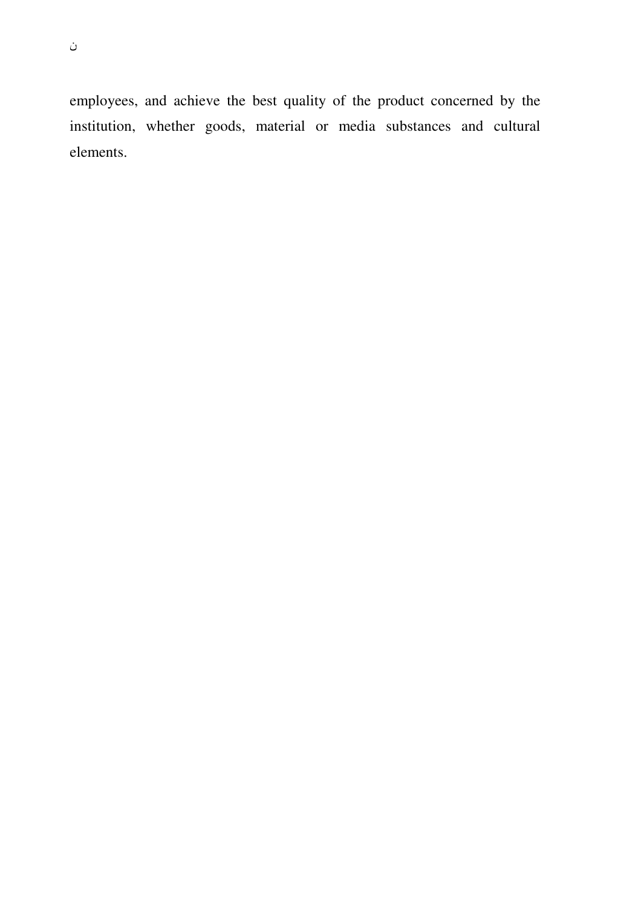employees, and achieve the best quality of the product concerned by the institution, whether goods, material or media substances and cultural elements.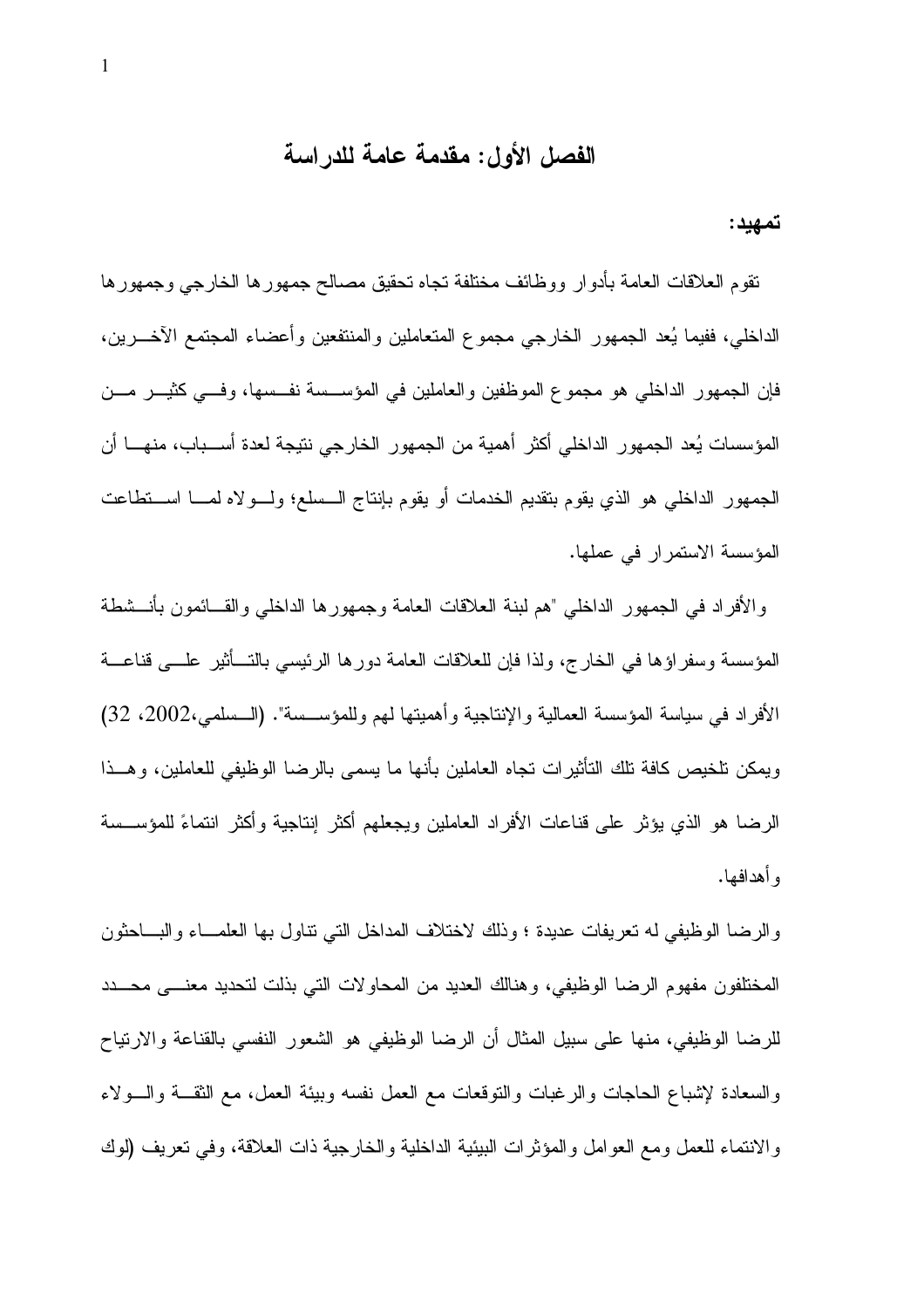# الفصل الأول: مقدمة عامة للدراسة

**تمهيد:**

تقوم العلاقات العامة بأدوار ووظائف مختلفة تجاه تحقيق مصالح جمهورها الخارجي وجمهورها الداخلي، ففيما يُعد الجمهور الخارجي مجموع المتعاملين والمنتفعين وأعضاء المجتمع الآخرين، فإن الجمهور الداخلي هو مجموع الموظفين والعاملين في المؤسسة نفسها، وفي كثير من المؤسسات يُعد الجمهور الداخلي أكثر أهمية من الجمهور الخارجي نتيجة لعدة أسباب، منها أن الجمهور الداخلي هو الذي يقوم بتقديم الخدمات أو يقوم بإنتاج السلع؛ ولولاه لما استطاعت المؤسسة الاستمرار في عملها.

والأفراد في الجمهور الداخلي "هم لبنة العلاقات العامة وجمهورها الداخلي والقائمون بأنشطة المؤسسة وسفراؤها في الخارج، ولذا فإن للعلاقات العامة دورها الرئيسي بالتأثير على قناعة الأفراد في سياسة المؤسسة العمالية والإنتاجية وأهميتها لهم وللمؤسسة". (السلمي،2002، 32) ويمكن تلخيص كافة تلك التأثيرات تجاه العاملين بأنها ما يسمى بالرضا الوظيفي للعاملين، وهذا الرضا هو الذي يؤثر على قناعات الأفراد العاملين ويجعلهم أكثر إنتاجية وأكثر انتماءً للمؤسسة وأهدافها.

والرضا الوظيفي له تعريفات عديدة ؛ وذلك لاختلاف المداخل التي تناول بها العلماء والباحثون المختلفون مفهوم الرضا الوظيفي، وهنالك العديد من المحاولات التي بذلت لتحديد معنى محدد للرضا الوظيفي، منها على سبيل المثال أن الرضا الوظيفي هو الشعور النفسي بالقناعة والارتياح والسعادة لإشباع الحاجات والرغبات والتوقعات مع العمل نفسه وبيئة العمل، مع الثقة والولاء والانتماء للعمل ومع العوامل والمؤثرات البيئية الداخلية والخارجية ذات العلاقة، وفي تعريف (لوك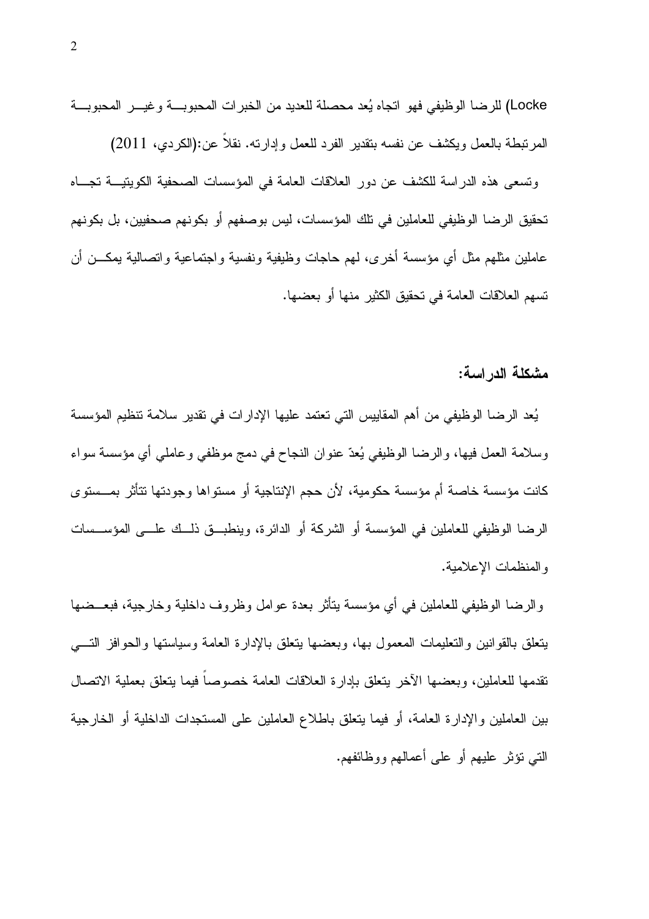Locke) للرضا الوظيفي فهو اتجاه يُعد محصلة للعديد من الخبرات المحبوبة وغير المحبوبة المرتبطة بالعمل ويكشف عن نفسه بتقدير الفرد للعمل وإدارته. نقلاً عن:(الكردي، 2011)

وتسعى هذه الدراسة للكشف عن دور العلاقات العامة في المؤسسات الصحفية الكويتية تجاه تحقيق الرضا الوظيفي للعاملين في تلك المؤسسات، ليس بوصفهم أو بكونهم صحفيين، بل بكونهم عاملين مثلهم مثل أي مؤسسة أخرى، لهم حاجات وظيفية ونفسية واجتماعية واتصالية يمكن أن تسهم العلاقات العامة في تحقيق الكثير منها أو بعضها.

## مشكلة الدراسة:

يُعد الرضا الوظيفي من أهم المقاييس التي تعتمد عليها الإدارات في تقدير سلامة تنظيم المؤسسة وسلامة العمل فيها، والرضا الوظيفي يُعدّ عنوان النجاح في دمج موظفي وعاملي أي مؤسسة سواء كانت مؤسسة خاصة أم مؤسسة حكومية، لأن حجم الإنتاجية أو مستواها وجودتها تتأثر بمستوى الرضا الوظيفي للعاملين في المؤسسة أو الشركة أو الدائرة، وينطبق ذلك على المؤسسات والمنظمات الإعلامية.

والرضا الوظيفي للعاملين في أي مؤسسة يتأثر بعدة عوامل وظروف داخلية وخارجية، فبعضها يتعلق بالقوانين والتعليمات المعمول بها، وبعضها يتعلق بالإدارة العامة وسياستها والحوافز التي تقدمها للعاملين، وبعضها الآخر يتعلق بإدارة العلاقات العامة خصوصاً فيما يتعلق بعملية الاتصال بين العاملين والإدارة العامة، أو فيما يتعلق باطلاع العاملين على المستجدات الداخلية أو الخارجية التي تؤثر عليهم أو على أعمالهم ووظائفهم.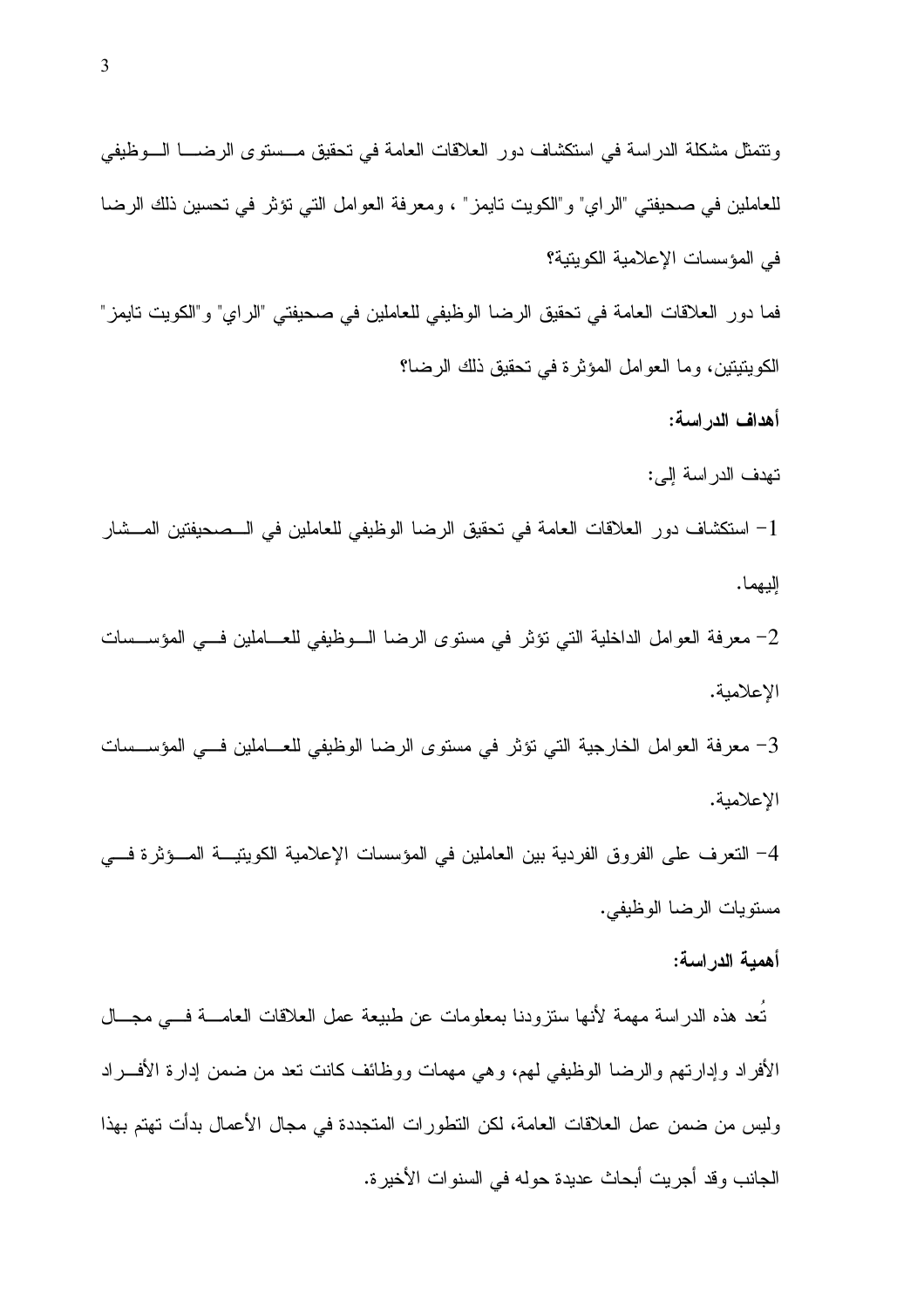وتتمثل مشكلة الدراسة في استكشاف دور العلاقات العامة في تحقيق مستوى الرضا الوظيفي للعاملين في صحيفتي "الراي" و"الكويت تايمز" ، ومعرفة العوامل التي تؤثر في تحسين ذلك الرضا في المؤسسات الإعلامية الكويتية؟

فما دور العلاقات العامة في تحقيق الرضا الوظيفي للعاملين في صحيفتي "الراي" و"الكويت تايمز" الكويتيتين، وما العوامل المؤثرة في تحقيق ذلك الرضا؟

**أهداف الدراسة:**

تهدف الدراسة إلى:

1- استكشاف دور العلاقات العامة في تحقيق الرضا الوظيفي للعاملين في الصحيفتين المشار إليهما.

2- معرفة العوامل الداخلية التي تؤثر في مستوى الرضا الوظيفي للعاملين في المؤسسات الإعلامية.

3- معرفة العوامل الخارجية التي تؤثر في مستوى الرضا الوظيفي للعاملين في المؤسسات الإعلامية.

4- التعرف على الفروق الفردية بين العاملين في المؤسسات الإعلامية الكويتية المؤثرة في مستويات الرضا الوظيفي.

**أهمية الدراسة:**

تُعد هذه الدراسة مهمة لأنها ستزودنا بمعلومات عن طبيعة عمل العلاقات العامة في مجال الأفراد وإدارتهم والرضا الوظيفي لهم، وهي مهمات ووظائف كانت تعد من ضمن إدارة الأفراد وليس من ضمن عمل العلاقات العامة، لكن التطورات المتجددة في مجال الأعمال بدأت تهتم بهذا الجانب وقد أجريت أبحاث عديدة حوله في السنوات الأخيرة.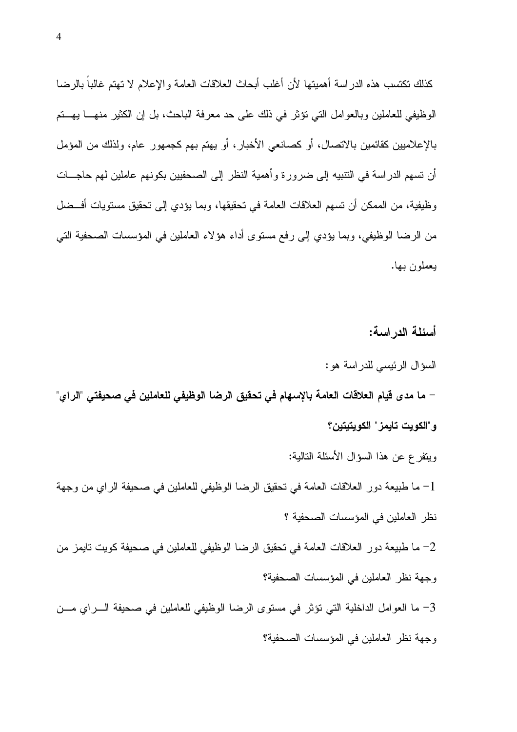كذلك تكتسب هذه الدراسة أهميتها لأن أغلب أبحاث العلاقات العامة والإعلام لا تهتم غالباً بالرضا الوظيفي للعاملين وبالعوامل التي تؤثر في ذلك على حد معرفة الباحث، بل إن الكثير منها يهتم بالإعلاميين كقائمين بالاتصال، أو كصانعي الأخبار، أو يهتم بهم كجمهور عام، ولذلك من المؤمل أن تسهم الدراسة في التنبيه إلى ضرورة وأهمية النظر إلى الصحفيين بكونهم عاملين لهم حاجات وظيفية، من الممكن أن تسهم العلاقات العامة في تحقيقها، وبما يؤدي إلى تحقيق مستويات أفضل من الرضا الوظيفي، وبما يؤدي إلى رفع مستوى أداء هؤلاء العاملين في المؤسسات الصحفية التي يعملون بها.

**أسئلة الدراسة:**

السؤال الرئيسي للدراسة هو:

- **ما مدى قيام العلاقات العامة بالإسهام في تحقيق الرضا الوظيفي للعاملين في صحيفتي "الراي" و"الكويت تايمز" الكويتيتين؟**

ويتفرع عن هذا السؤال الأسئلة التالية:

1- ما طبيعة دور العلاقات العامة في تحقيق الرضا الوظيفي للعاملين في صحيفة الراي من وجهة نظر العاملين في المؤسسات الصحفية ؟

2- ما طبيعة دور العلاقات العامة في تحقيق الرضا الوظيفي للعاملين في صحيفة كويت تايمز من وجهة نظر العاملين في المؤسسات الصحفية؟

3- ما العوامل الداخلية التي تؤثر في مستوى الرضا الوظيفي للعاملين في صحيفة الراي من وجهة نظر العاملين في المؤسسات الصحفية؟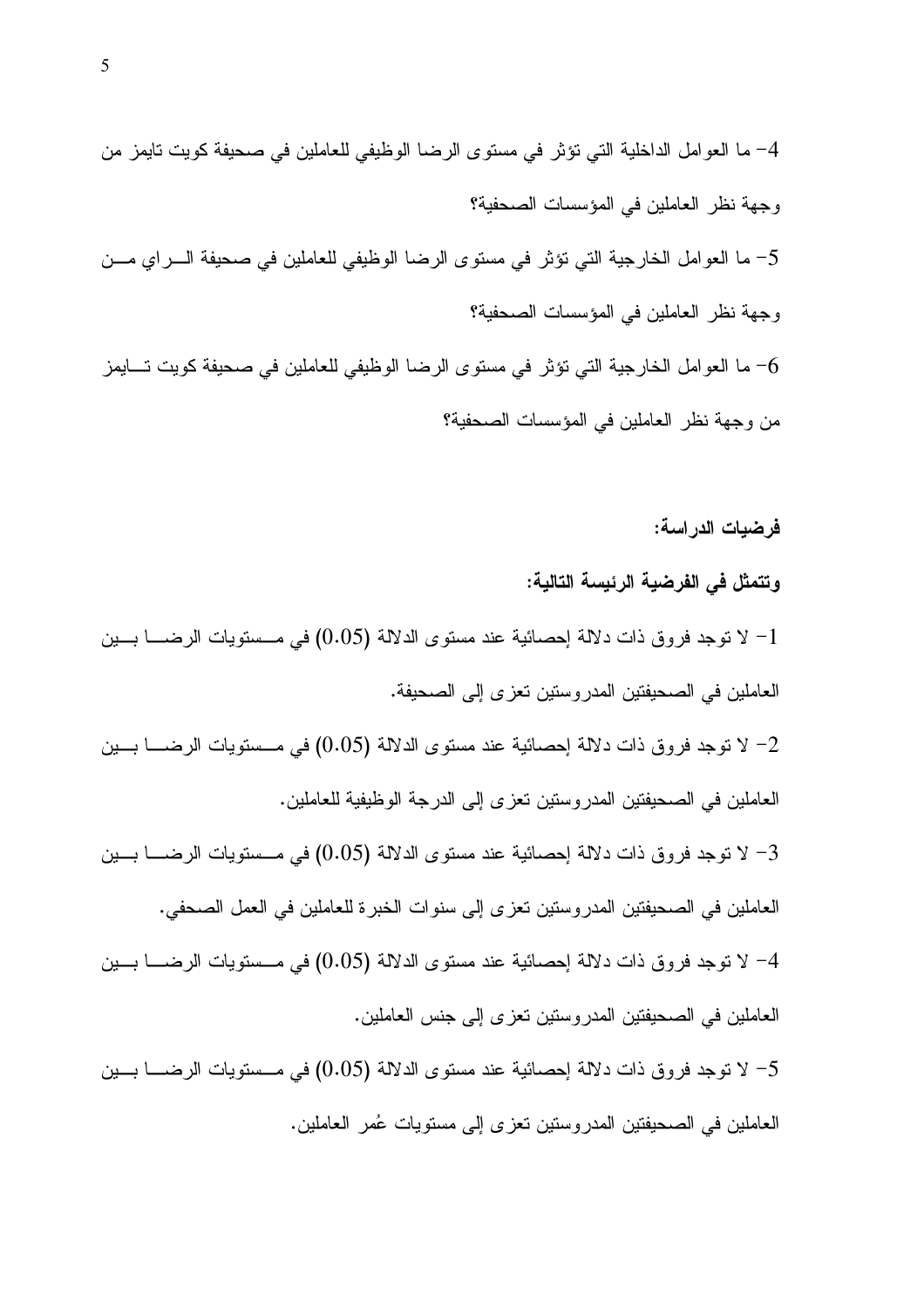4- ما العوامل الداخلية التي تؤثر في مستوى الرضا الوظيفي للعاملين في صحيفة كويت تايمز من وجهة نظر العاملين في المؤسسات الصحفية؟

5- ما العوامل الخارجية التي تؤثر في مستوى الرضا الوظيفي للعاملين في صحيفة الـراي مـن وجهة نظر العاملين في المؤسسات الصحفية؟

6- ما العوامل الخارجية التي تؤثر في مستوى الرضا الوظيفي للعاملين في صحيفة كويت تـايمز من وجهة نظر العاملين في المؤسسات الصحفية؟

**فرضيات الدراسة:**

**وتتمثل في الفرضية الرئيسة التالية:**

1- لا توجد فروق ذات دلالة إحصائية عند مستوى الدلالة (0.05) في مـستويات الرضـا بـين العاملين في الصحيفتين المدروستين تعزى إلى الصحيفة.

2- لا توجد فروق ذات دلالة إحصائية عند مستوى الدلالة (0.05) في مـستويات الرضـا بـين العاملين في الصحيفتين المدروستين تعزى إلى الدرجة الوظيفية للعاملين.

3- لا توجد فروق ذات دلالة إحصائية عند مستوى الدلالة (0.05) في مـستويات الرضـا بـين العاملين في الصحيفتين المدروستين تعزى إلى سنوات الخبرة للعاملين في العمل الصحفي.

4- لا توجد فروق ذات دلالة إحصائية عند مستوى الدلالة (0.05) في مـستويات الرضـا بـين العاملين في الصحيفتين المدروستين تعزى إلى جنس العاملين.

5- لا توجد فروق ذات دلالة إحصائية عند مستوى الدلالة (0.05) في مـستويات الرضـا بـين العاملين في الصحيفتين المدروستين تعزى إلى مستويات عُمر العاملين.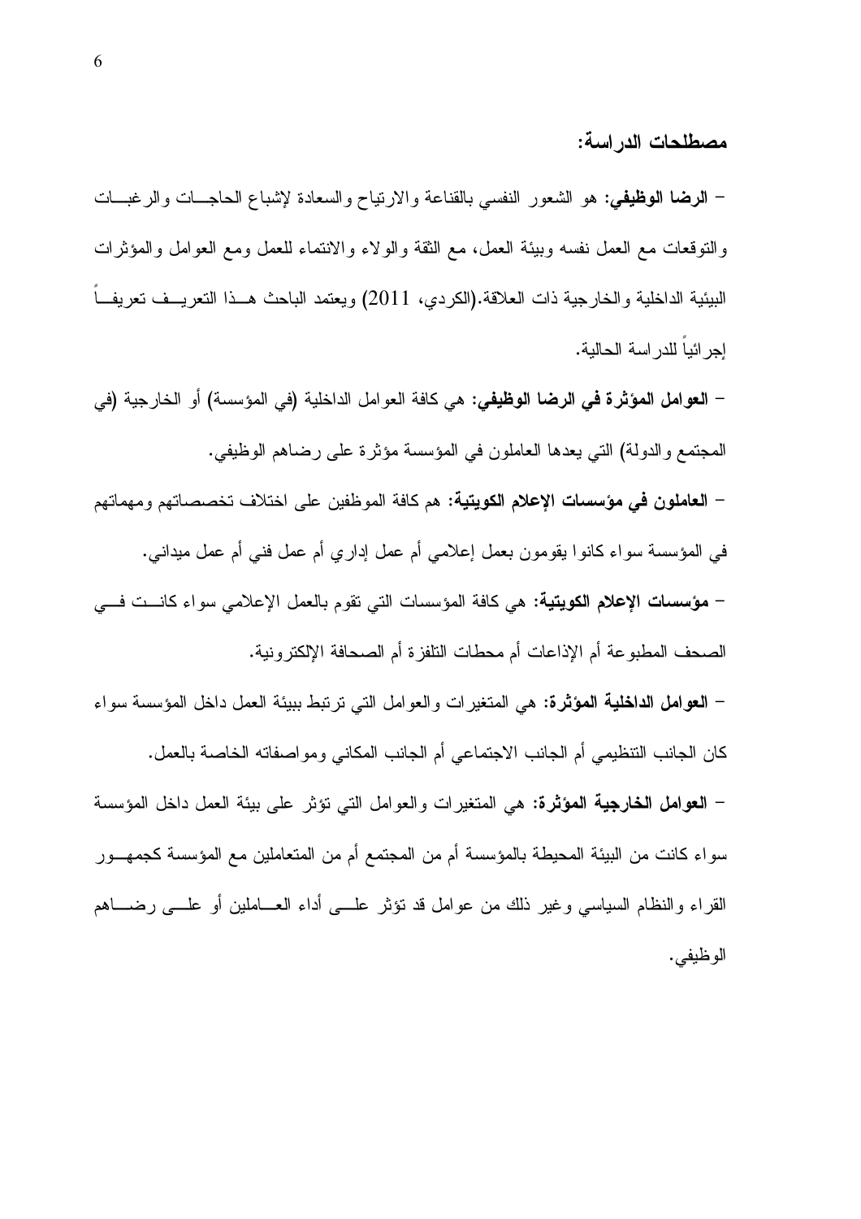## مصطلحات الدراسة:

- **الرضا الوظيفي:** هو الشعور النفسي بالقناعة والارتياح والسعادة لإشباع الحاجات والرغبات والتوقعات مع العمل نفسه وبيئة العمل، مع الثقة والولاء والانتماء للعمل ومع العوامل والمؤثرات البيئية الداخلية والخارجية ذات العلاقة.(الكردي، 2011) ويعتمد الباحث هذا التعريف تعريفاً إجرائياً للدراسة الحالية.

- **العوامل المؤثرة في الرضا الوظيفي:** هي كافة العوامل الداخلية (في المؤسسة) أو الخارجية (في المجتمع والدولة) التي يعدها العاملون في المؤسسة مؤثرة على رضاهم الوظيفي.

- **العاملون في مؤسسات الإعلام الكويتية:** هم كافة الموظفين على اختلاف تخصصاتهم ومهماتهم في المؤسسة سواء كانوا يقومون بعمل إعلامي أم عمل إداري أم عمل فني أم عمل ميداني.

- **مؤسسات الإعلام الكويتية:** هي كافة المؤسسات التي تقوم بالعمل الإعلامي سواء كانت في الصحف المطبوعة أم الإذاعات أم محطات التلفزة أم الصحافة الإلكترونية.

- **العوامل الداخلية المؤثرة:** هي المتغيرات والعوامل التي ترتبط ببيئة العمل داخل المؤسسة سواء كان الجانب التنظيمي أم الجانب الاجتماعي أم الجانب المكاني ومواصفاته الخاصة بالعمل.

- **العوامل الخارجية المؤثرة:** هي المتغيرات والعوامل التي تؤثر على بيئة العمل داخل المؤسسة سواء كانت من البيئة المحيطة بالمؤسسة أم من المجتمع أم من المتعاملين مع المؤسسة كجمهور القراء والنظام السياسي وغير ذلك من عوامل قد تؤثر على أداء العاملين أو على رضاهم الوظيفي.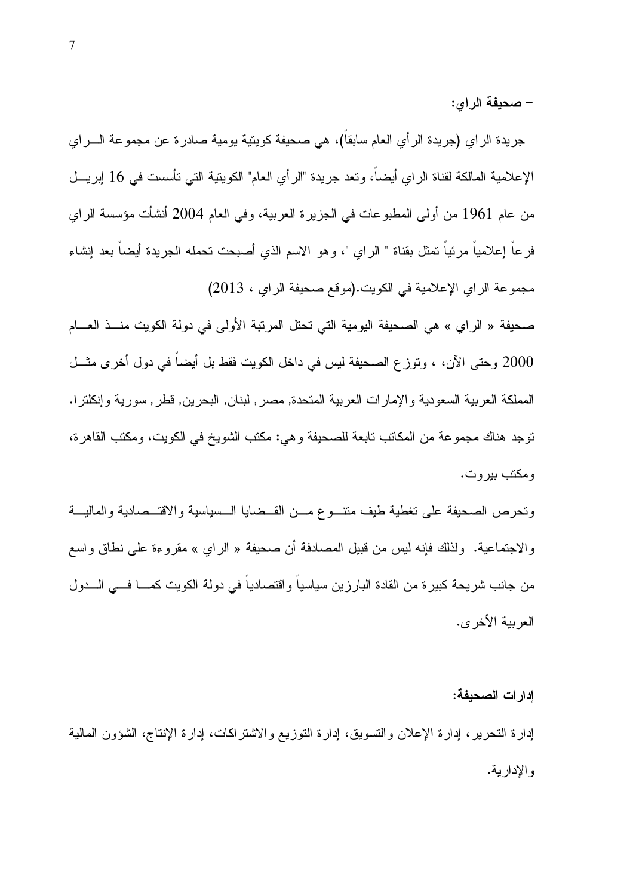- **صحيفة الراي:**

جريدة الراي (جريدة الرأي العام سابقاً)، هي صحيفة كويتية يومية صادرة عن مجموعة الـــراي الإعلامية المالكة لقناة الراي أيضاً، وتعد جريدة "الرأي العام" الكويتية التي تأسست في 16 إبريـــل من عام 1961 من أولى المطبوعات في الجزيرة العربية، وفي العام 2004 أنشأت مؤسسة الراي فرعاً إعلامياً مرئياً تمثل بقناة " الراي "، وهو الاسم الذي أصبحت تحمله الجريدة أيضاً بعد إنشاء مجموعة الراي الإعلامية في الكويت.(موقع صحيفة الراي ، 2013)

صحيفة « الراي » هي الصحيفة اليومية التي تحتل المرتبة الأولى في دولة الكويت منـــذ العـــام 2000 وحتى الآن، ، وتوزع الصحيفة ليس في داخل الكويت فقط بل أيضاً في دول أخرى مثـــل المملكة العربية السعودية والإمارات العربية المتحدة, مصر, لبنان, البحرين, قطر, سورية وإنكلترا. توجد هناك مجموعة من المكاتب تابعة للصحيفة وهي: مكتب الشويخ في الكويت، ومكتب القاهرة، ومكتب بيروت.

وتحرص الصحيفة على تغطية طيف متنـــوع مـــن القـــضايا الـــسياسية والاقتـــصادية والماليـــة والاجتماعية. ولذلك فإنه ليس من قبيل المصادفة أن صحيفة « الراي » مقروءة على نطاق واسع من جانب شريحة كبيرة من القادة البارزين سياسياً واقتصادياً في دولة الكويت كمـــا فـــي الـــدول العربية الأخرى.

**إدارات الصحيفة:**

إدارة التحرير، إدارة الإعلان والتسويق، إدارة التوزيع والاشتراكات، إدارة الإنتاج، الشؤون المالية والإدارية.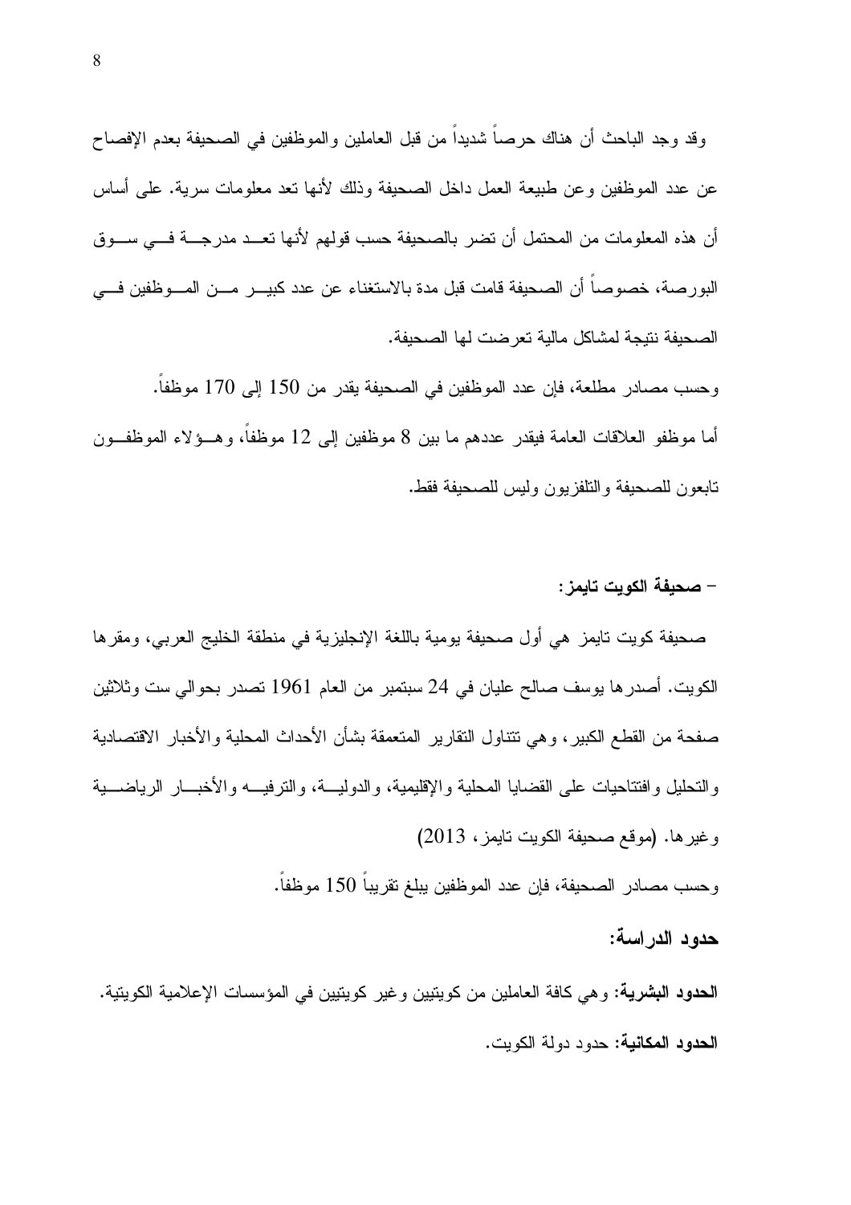وقد وجد الباحث أن هناك حرصاً شديداً من قبل العاملين والموظفين في الصحيفة بعدم الإفصاح عن عدد الموظفين وعن طبيعة العمل داخل الصحيفة وذلك لأنها تعد معلومات سرية. على أساس أن هذه المعلومات من المحتمل أن تضر بالصحيفة حسب قولهم لأنها تعد مدرجة في سوق البورصة، خصوصاً أن الصحيفة قامت قبل مدة بالاستغناء عن عدد كبير من الموظفين في الصحيفة نتيجة لمشاكل مالية تعرضت لها الصحيفة.

وحسب مصادر مطلعة، فإن عدد الموظفين في الصحيفة يقدر من 150 إلى 170 موظفاً.

أما موظفو العلاقات العامة فيقدر عددهم ما بين 8 موظفين إلى 12 موظفاً، وهؤلاء الموظفون تابعون للصحيفة والتلفزيون وليس للصحيفة فقط.

**- صحيفة الكويت تايمز:**

صحيفة كويت تايمز هي أول صحيفة يومية باللغة الإنجليزية في منطقة الخليج العربي، ومقرها الكويت. أصدرها يوسف صالح عليان في 24 سبتمبر من العام 1961 تصدر بحوالي ست وثلاثين صفحة من القطع الكبير، وهي تتناول التقارير المتعمقة بشأن الأحداث المحلية والأخبار الاقتصادية والتحليل وافتتاحيات على القضايا المحلية والإقليمية، والدولية، والترفيه والأخبار الرياضية وغيرها. (موقع صحيفة الكويت تايمز، 2013)

وحسب مصادر الصحيفة، فإن عدد الموظفين يبلغ تقريباً 150 موظفاً.

**حدود الدراسة:**

**الحدود البشرية:** وهي كافة العاملين من كويتيين وغير كويتيين في المؤسسات الإعلامية الكويتية.

**الحدود المكانية:** حدود دولة الكويت.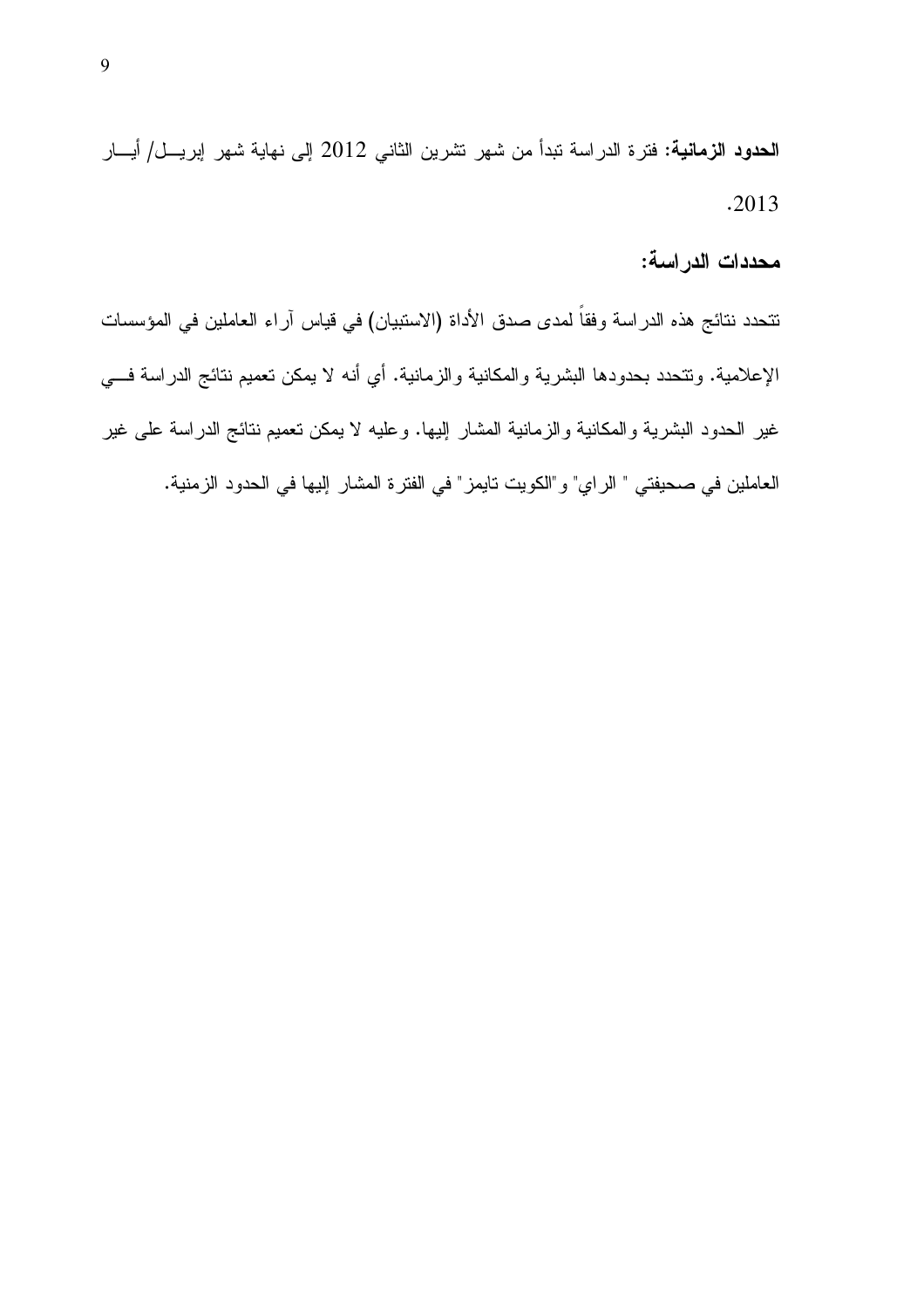**الحدود الزمانية:** فترة الدراسة تبدأ من شهر تشرين الثاني 2012 إلى نهاية شهر إبريل/ أيار 2013.

### محددات الدراسة:

تتحدد نتائج هذه الدراسة وفقاً لمدى صدق الأداة (الاستبيان) في قياس آراء العاملين في المؤسسات الإعلامية. وتتحدد بحدودها البشرية والمكانية والزمانية. أي أنه لا يمكن تعميم نتائج الدراسة في غير الحدود البشرية والمكانية والزمانية المشار إليها. وعليه لا يمكن تعميم نتائج الدراسة على غير العاملين في صحيفتي " الراي" و"الكويت تايمز" في الفترة المشار إليها في الحدود الزمنية.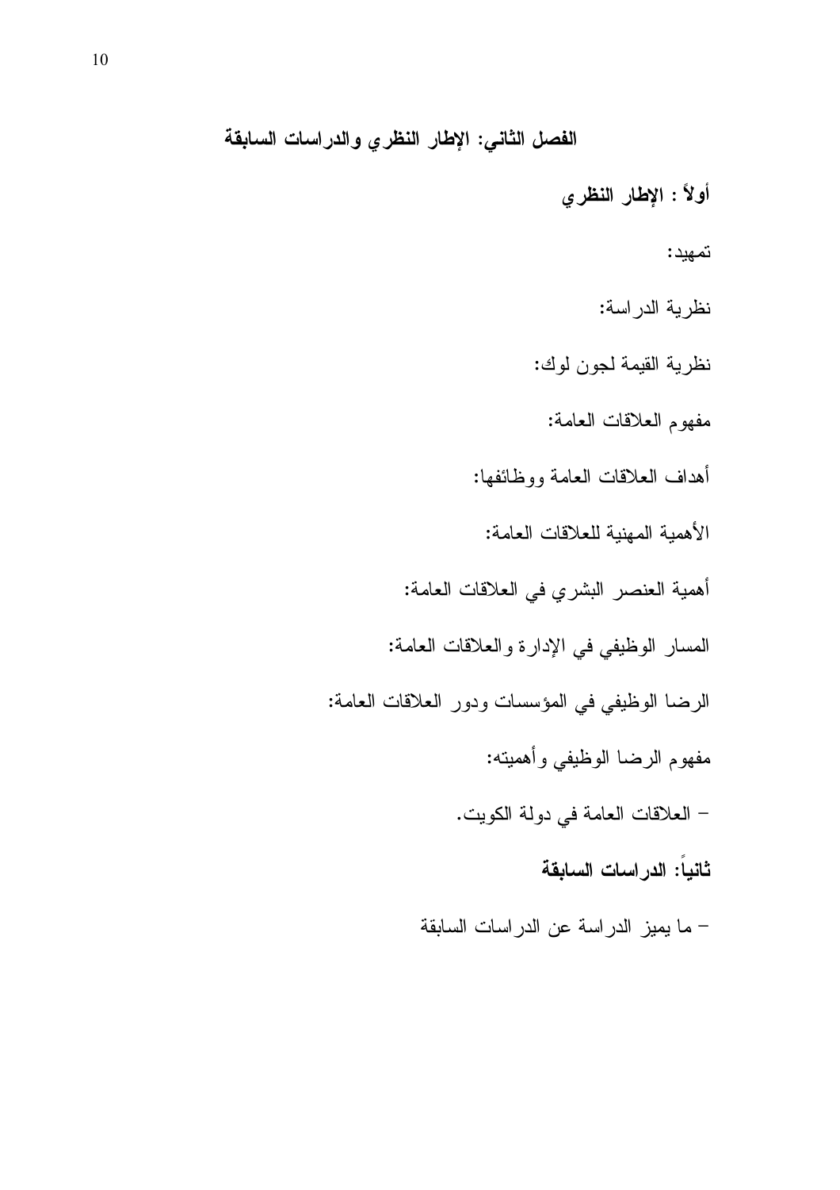# الفصل الثاني: الإطار النظري والدراسات السابقة

## أولاً : الإطار النظري

تمهيد:

نظرية الدراسة:

نظرية القيمة لجون لوك:

مفهوم العلاقات العامة:

أهداف العلاقات العامة ووظائفها:

الأهمية المهنية للعلاقات العامة:

أهمية العنصر البشري في العلاقات العامة:

المسار الوظيفي في الإدارة والعلاقات العامة:

الرضا الوظيفي في المؤسسات ودور العلاقات العامة:

مفهوم الرضا الوظيفي وأهميته:

- العلاقات العامة في دولة الكويت.

## ثانياً: الدراسات السابقة

- ما يميز الدراسة عن الدراسات السابقة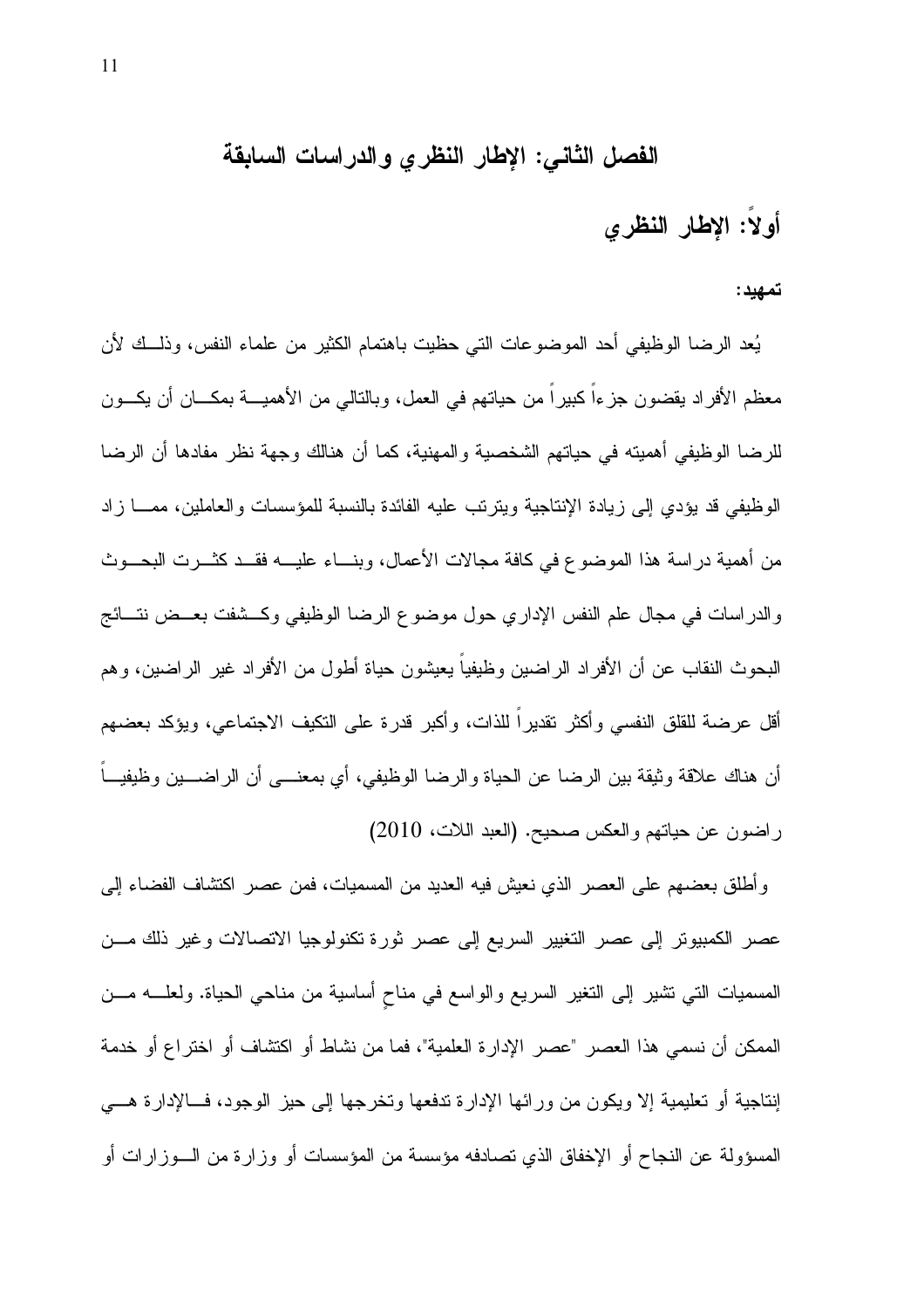# الفصل الثاني: الإطار النظري والدراسات السابقة

## أولاً: الإطار النظري

**تمهيد:**

يُعد الرضا الوظيفي أحد الموضوعات التي حظيت باهتمام الكثير من علماء النفس، وذلك لأن معظم الأفراد يقضون جزءاً كبيراً من حياتهم في العمل، وبالتالي من الأهمية بمكان أن يكون للرضا الوظيفي أهميته في حياتهم الشخصية والمهنية، كما أن هنالك وجهة نظر مفادها أن الرضا الوظيفي قد يؤدي إلى زيادة الإنتاجية ويترتب عليه الفائدة بالنسبة للمؤسسات والعاملين، مما زاد من أهمية دراسة هذا الموضوع في كافة مجالات الأعمال، وبناء عليه فقد كثرت البحوث والدراسات في مجال علم النفس الإداري حول موضوع الرضا الوظيفي وكشفت بعض نتائج البحوث النقاب عن أن الأفراد الراضين وظيفياً يعيشون حياة أطول من الأفراد غير الراضين، وهم أقل عرضة للقلق النفسي وأكثر تقديراً للذات، وأكبر قدرة على التكيف الاجتماعي، ويؤكد بعضهم أن هناك علاقة وثيقة بين الرضا عن الحياة والرضا الوظيفي، أي بمعنى أن الراضين وظيفياً راضون عن حياتهم والعكس صحيح. (العبد اللات، 2010)

وأطلق بعضهم على العصر الذي نعيش فيه العديد من المسميات، فمن عصر اكتشاف الفضاء إلى عصر الكمبيوتر إلى عصر التغيير السريع إلى عصر ثورة تكنولوجيا الاتصالات وغير ذلك من المسميات التي تشير إلى التغير السريع والواسع في مناحٍ أساسية من مناحي الحياة. ولعله من الممكن أن نسمي هذا العصر "عصر الإدارة العلمية"، فما من نشاط أو اكتشاف أو اختراع أو خدمة إنتاجية أو تعليمية إلا ويكون من ورائها الإدارة تدفعها وتخرجها إلى حيز الوجود، فالإدارة هي المسؤولة عن النجاح أو الإخفاق الذي تصادفه مؤسسة من المؤسسات أو وزارة من الوزارات أو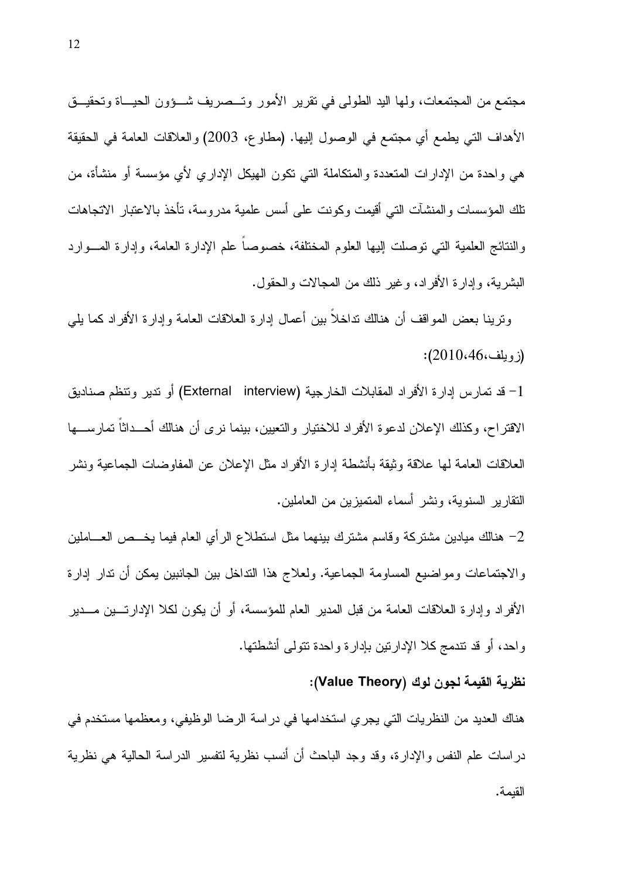مجتمع من المجتمعات، ولها اليد الطولى في تقرير الأمور وتصريف شؤون الحياة وتحقيق الأهداف التي يطمع أي مجتمع في الوصول إليها. (مطاوع، 2003) والعلاقات العامة في الحقيقة هي واحدة من الإدارات المتعددة والمتكاملة التي تكون الهيكل الإداري لأي مؤسسة أو منشأة، من تلك المؤسسات والمنشآت التي أقيمت وكونت على أسس علمية مدروسة، تأخذ بالاعتبار الاتجاهات والنتائج العلمية التي توصلت إليها العلوم المختلفة، خصوصاً علم الإدارة العامة، وإدارة الموارد البشرية، وإدارة الأفراد، وغير ذلك من المجالات والحقول.

وترينا بعض المواقف أن هنالك تداخلاً بين أعمال إدارة العلاقات العامة وإدارة الأفراد كما يلي (زويلف،46،2010):

1- قد تمارس إدارة الأفراد المقابلات الخارجية (External interview) أو تدير وتنظم صناديق الاقتراح، وكذلك الإعلان لدعوة الأفراد للاختيار والتعيين، بينما نرى أن هنالك أحداثاً تمارسها العلاقات العامة لها علاقة وثيقة بأنشطة إدارة الأفراد مثل الإعلان عن المفاوضات الجماعية ونشر التقارير السنوية، ونشر أسماء المتميزين من العاملين.

2- هنالك ميادين مشتركة وقاسم مشترك بينهما مثل استطلاع الرأي العام فيما يخص العاملين والاجتماعات ومواضيع المساومة الجماعية. ولعلاج هذا التداخل بين الجانبين يمكن أن تدار إدارة الأفراد وإدارة العلاقات العامة من قبل المدير العام للمؤسسة، أو أن يكون لكلا الإدارتين مدير واحد، أو قد تندمج كلا الإدارتين بإدارة واحدة تتولى أنشطتها.

**نظرية القيمة لجون لوك (Value Theory):**

هناك العديد من النظريات التي يجري استخدامها في دراسة الرضا الوظيفي، ومعظمها مستخدم في دراسات علم النفس والإدارة، وقد وجد الباحث أن أنسب نظرية لتفسير الدراسة الحالية هي نظرية القيمة.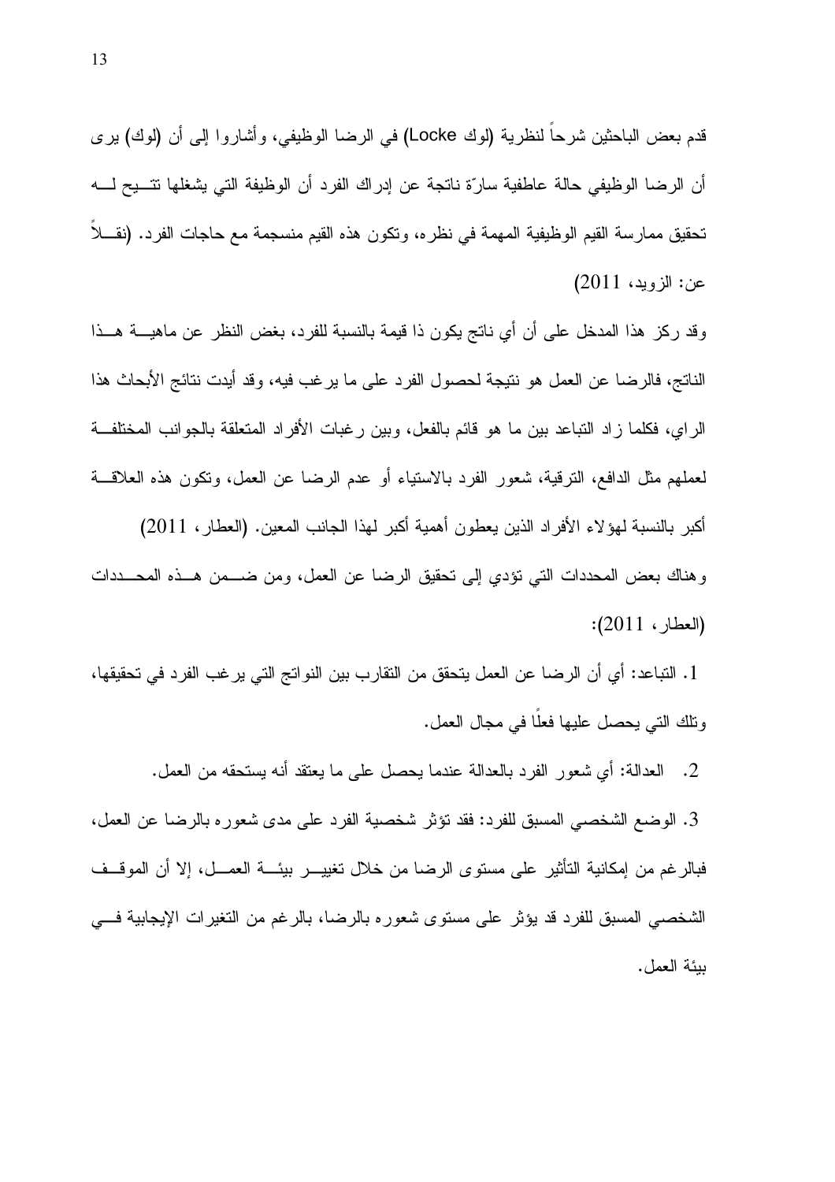قدم بعض الباحثين شرحاً لنظرية (لوك Locke) في الرضا الوظيفي، وأشاروا إلى أن (لوك) يرى أن الرضا الوظيفي حالة عاطفية سارّة ناتجة عن إدراك الفرد أن الوظيفة التي يشغلها تتيح له تحقيق ممارسة القيم الوظيفية المهمة في نظره، وتكون هذه القيم منسجمة مع حاجات الفرد. (نقلاً عن: الزويد، 2011)

وقد ركز هذا المدخل على أن أي ناتج يكون ذا قيمة بالنسبة للفرد، بغض النظر عن ماهية هذا الناتج، فالرضا عن العمل هو نتيجة لحصول الفرد على ما يرغب فيه، وقد أيدت نتائج الأبحاث هذا الراي، فكلما زاد التباعد بين ما هو قائم بالفعل، وبين رغبات الأفراد المتعلقة بالجوانب المختلفة لعملهم مثل الدافع، الترقية، شعور الفرد بالاستياء أو عدم الرضا عن العمل، وتكون هذه العلاقة أكبر بالنسبة لهؤلاء الأفراد الذين يعطون أهمية أكبر لهذا الجانب المعين. (العطار، 2011)

وهناك بعض المحددات التي تؤدي إلى تحقيق الرضا عن العمل، ومن ضمن هذه المحددات (العطار، 2011):

1. التباعد: أي أن الرضا عن العمل يتحقق من التقارب بين النواتج التي يرغب الفرد في تحقيقها، وتلك التي يحصل عليها فعلًا في مجال العمل.

2. العدالة: أي شعور الفرد بالعدالة عندما يحصل على ما يعتقد أنه يستحقه من العمل.

3. الوضع الشخصي المسبق للفرد: فقد تؤثر شخصية الفرد على مدى شعوره بالرضا عن العمل، فبالرغم من إمكانية التأثير على مستوى الرضا من خلال تغيير بيئة العمل، إلا أن الموقف الشخصي المسبق للفرد قد يؤثر على مستوى شعوره بالرضا، بالرغم من التغيرات الإيجابية في بيئة العمل.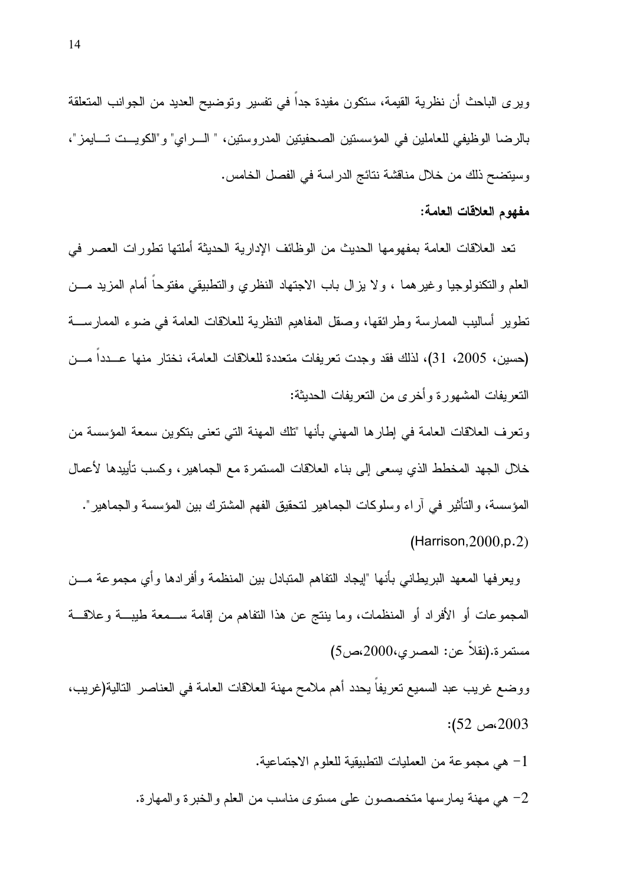ويرى الباحث أن نظرية القيمة، ستكون مفيدة جداً في تفسير وتوضيح العديد من الجوانب المتعلقة بالرضا الوظيفي للعاملين في المؤسستين الصحفيتين المدروستين، " الـراي" و"الكويـت تـايمز"، وسيتضح ذلك من خلال مناقشة نتائج الدراسة في الفصل الخامس.

**مفهوم العلاقات العامة:**

تعد العلاقات العامة بمفهومها الحديث من الوظائف الإدارية الحديثة أملتها تطورات العصر في العلم والتكنولوجيا وغيرهما ، ولا يزال باب الاجتهاد النظري والتطبيقي مفتوحاً أمام المزيد مـن تطوير أساليب الممارسة وطرائقها، وصقل المفاهيم النظرية للعلاقات العامة في ضوء الممارسـة (حسين، 2005، 31)، لذلك فقد وجدت تعريفات متعددة للعلاقات العامة، نختار منها عـدداً مـن التعريفات المشهورة وأخرى من التعريفات الحديثة:

وتعرف العلاقات العامة في إطارها المهني بأنها "تلك المهنة التي تعنى بتكوين سمعة المؤسسة من خلال الجهد المخطط الذي يسعى إلى بناء العلاقات المستمرة مع الجماهير، وكسب تأييدها لأعمال المؤسسة، والتأثير في آراء وسلوكات الجماهير لتحقيق الفهم المشترك بين المؤسسة والجماهير". (Harrison,2000,p.2)

ويعرفها المعهد البريطاني بأنها "إيجاد التفاهم المتبادل بين المنظمة وأفرادها وأي مجموعة مـن المجموعات أو الأفراد أو المنظمات، وما ينتج عن هذا التفاهم من إقامة سـمعة طيبـة وعلاقـة مستمرة.(نقلاً عن: المصري،2000،ص5)

ووضع غريب عبد السميع تعريفاً يحدد أهم ملامح مهنة العلاقات العامة في العناصر التالية(غريب، 2003،ص 52):

1- هي مجموعة من العمليات التطبيقية للعلوم الاجتماعية.

2- هي مهنة يمارسها متخصصون على مستوى مناسب من العلم والخبرة والمهارة.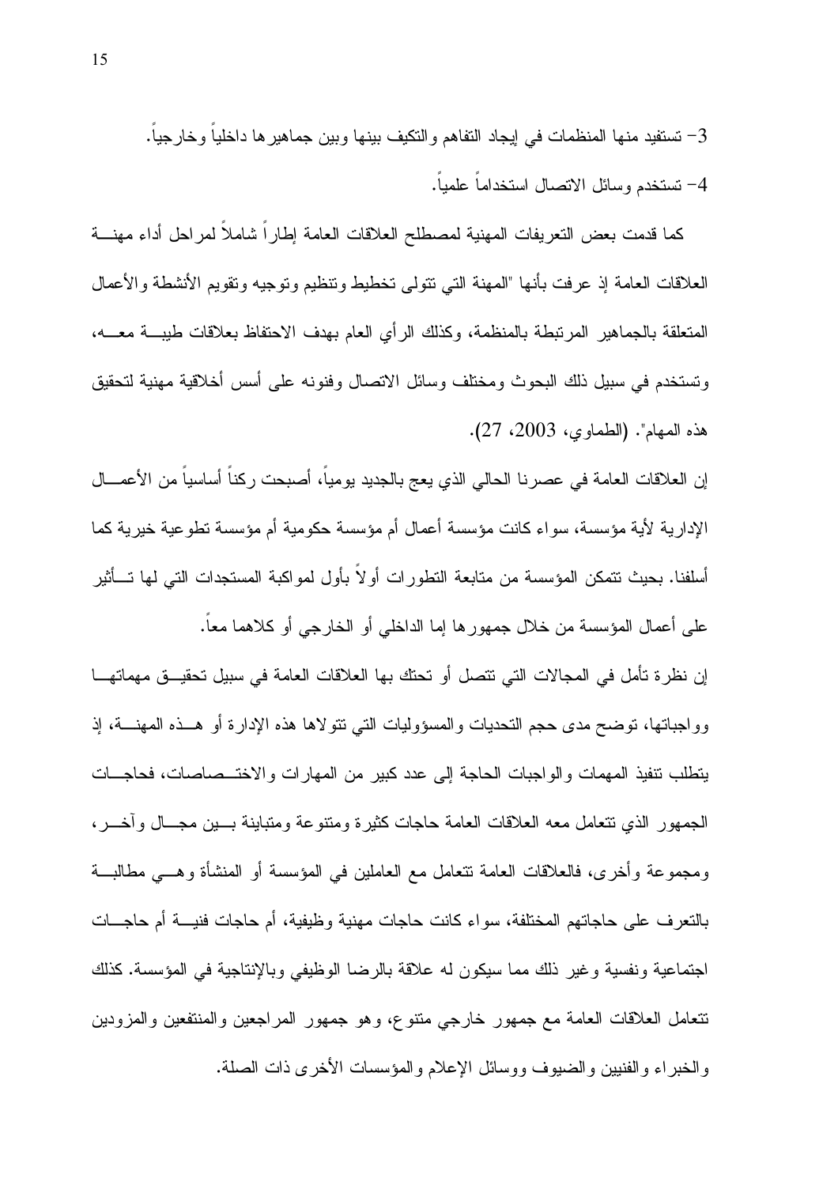3- تستفيد منها المنظمات في إيجاد التفاهم والتكيف بينها وبين جماهيرها داخلياً وخارجياً.

4- تستخدم وسائل الاتصال استخداماً علمياً.

كما قدمت بعض التعريفات المهنية لمصطلح العلاقات العامة إطاراً شاملاً لمراحل أداء مهنة العلاقات العامة إذ عرفت بأنها "المهنة التي تتولى تخطيط وتنظيم وتوجيه وتقويم الأنشطة والأعمال المتعلقة بالجماهير المرتبطة بالمنظمة، وكذلك الرأي العام بهدف الاحتفاظ بعلاقات طيبة معه، وتستخدم في سبيل ذلك البحوث ومختلف وسائل الاتصال وفنونه على أسس أخلاقية مهنية لتحقيق هذه المهام". (الطماوي، 2003، 27).

إن العلاقات العامة في عصرنا الحالي الذي يعج بالجديد يومياً، أصبحت ركناً أساسياً من الأعمال الإدارية لأية مؤسسة، سواء كانت مؤسسة أعمال أم مؤسسة حكومية أم مؤسسة تطوعية خيرية كما أسلفنا. بحيث تتمكن المؤسسة من متابعة التطورات أولاً بأول لمواكبة المستجدات التي لها تأثير على أعمال المؤسسة من خلال جمهورها إما الداخلي أو الخارجي أو كلاهما معاً.

إن نظرة تأمل في المجالات التي تتصل أو تحتك بها العلاقات العامة في سبيل تحقيق مهماتها وواجباتها، توضح مدى حجم التحديات والمسؤوليات التي تتولاها هذه الإدارة أو هذه المهنة، إذ يتطلب تنفيذ المهمات والواجبات الحاجة إلى عدد كبير من المهارات والاختصاصات، فحاجات الجمهور الذي تتعامل معه العلاقات العامة حاجات كثيرة ومتنوعة ومتباينة بين مجال وآخر، ومجموعة وأخرى، فالعلاقات العامة تتعامل مع العاملين في المؤسسة أو المنشأة وهي مطالبة بالتعرف على حاجاتهم المختلفة، سواء كانت حاجات مهنية وظيفية، أم حاجات فنية أم حاجات اجتماعية ونفسية وغير ذلك مما سيكون له علاقة بالرضا الوظيفي وبالإنتاجية في المؤسسة. كذلك تتعامل العلاقات العامة مع جمهور خارجي متنوع، وهو جمهور المراجعين والمنتفعين والمزودين والخبراء والفنيين والضيوف ووسائل الإعلام والمؤسسات الأخرى ذات الصلة.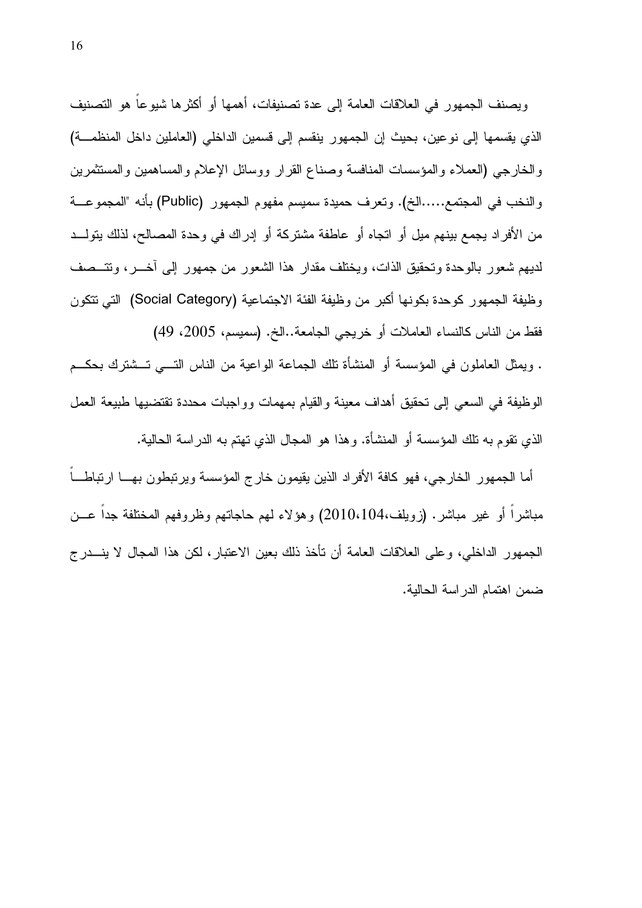ويصنف الجمهور في العلاقات العامة إلى عدة تصنيفات، أهمها أو أكثرها شيوعاً هو التصنيف الذي يقسمها إلى نوعين، بحيث إن الجمهور ينقسم إلى قسمين الداخلي (العاملين داخل المنظمة) والخارجي (العملاء والمؤسسات المنافسة وصناع القرار ووسائل الإعلام والمساهمين والمستثمرين والنخب في المجتمع.....الخ). وتعرف حميدة سميسم مفهوم الجمهور (Public) بأنه "المجموعة من الأفراد يجمع بينهم ميل أو اتجاه أو عاطفة مشتركة أو إدراك في وحدة المصالح، لذلك يتولد لديهم شعور بالوحدة وتحقيق الذات، ويختلف مقدار هذا الشعور من جمهور إلى آخر، وتتصف وظيفة الجمهور كوحدة بكونها أكبر من وظيفة الفئة الاجتماعية (Social Category) التي تتكون فقط من الناس كالنساء العاملات أو خريجي الجامعة..الخ. (سميسم، 2005، 49)

. ويمثل العاملون في المؤسسة أو المنشأة تلك الجماعة الواعية من الناس التي تشترك بحكم الوظيفة في السعي إلى تحقيق أهداف معينة والقيام بمهمات وواجبات محددة تقتضيها طبيعة العمل الذي تقوم به تلك المؤسسة أو المنشأة. وهذا هو المجال الذي تهتم به الدراسة الحالية.

أما الجمهور الخارجي، فهو كافة الأفراد الذين يقيمون خارج المؤسسة ويرتبطون بها ارتباطاً مباشراً أو غير مباشر. (زويلف،104،2010) وهؤلاء لهم حاجاتهم وظروفهم المختلفة جداً عن الجمهور الداخلي، وعلى العلاقات العامة أن تأخذ ذلك بعين الاعتبار، لكن هذا المجال لا يندرج ضمن اهتمام الدراسة الحالية.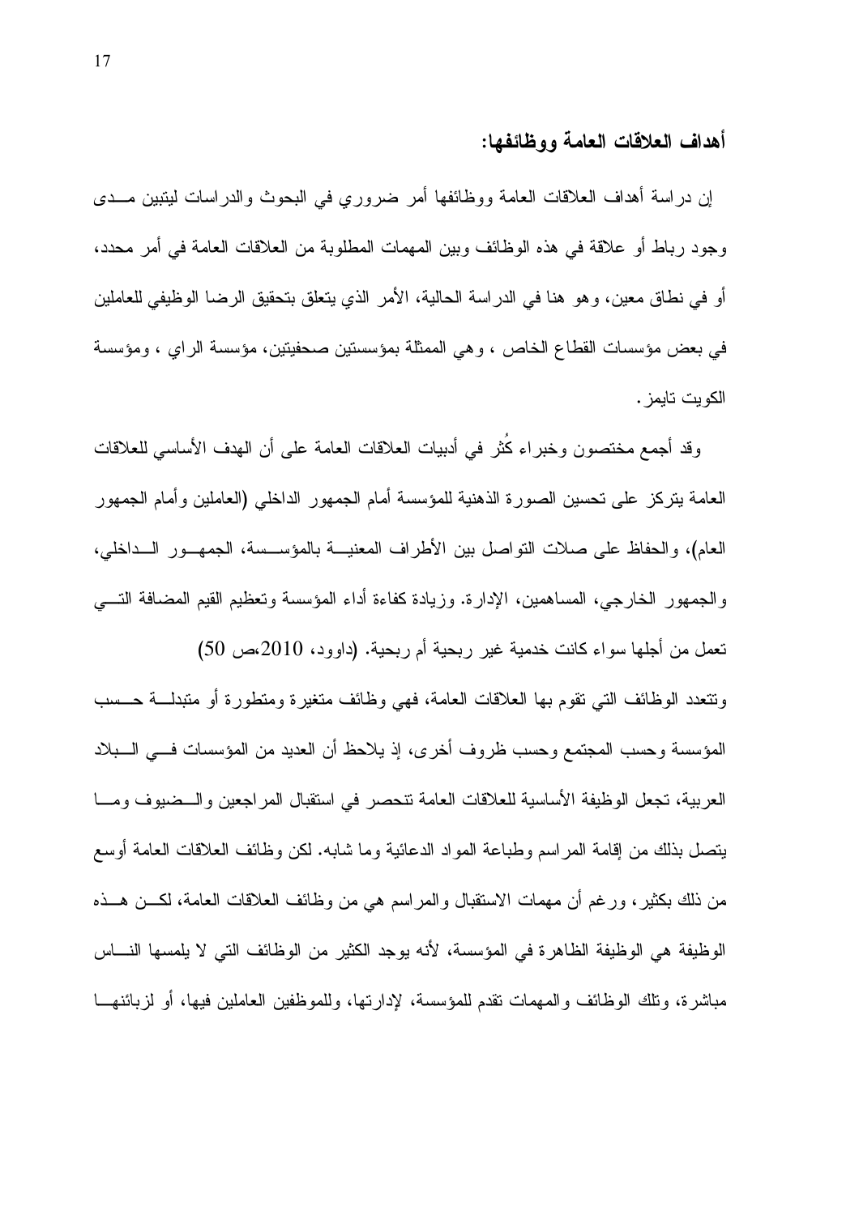### أهداف العلاقات العامة ووظائفها:

إن دراسة أهداف العلاقات العامة ووظائفها أمر ضروري في البحوث والدراسات ليتبين مدى وجود رباط أو علاقة في هذه الوظائف وبين المهمات المطلوبة من العلاقات العامة في أمر محدد، أو في نطاق معين، وهو هنا في الدراسة الحالية، الأمر الذي يتعلق بتحقيق الرضا الوظيفي للعاملين في بعض مؤسسات القطاع الخاص ، وهي الممثلة بمؤسستين صحفيتين، مؤسسة الراي ، ومؤسسة الكويت تايمز.

وقد أجمع مختصون وخبراء كُثر في أدبيات العلاقات العامة على أن الهدف الأساسي للعلاقات العامة يتركز على تحسين الصورة الذهنية للمؤسسة أمام الجمهور الداخلي (العاملين وأمام الجمهور العام)، والحفاظ على صلات التواصل بين الأطراف المعنية بالمؤسسة، الجمهور الداخلي، والجمهور الخارجي، المساهمين، الإدارة. وزيادة كفاءة أداء المؤسسة وتعظيم القيم المضافة التي تعمل من أجلها سواء كانت خدمية غير ربحية أم ربحية. (داوود، 2010،ص 50)

وتتعدد الوظائف التي تقوم بها العلاقات العامة، فهي وظائف متغيرة ومتطورة أو متبدلة حسب المؤسسة وحسب المجتمع وحسب ظروف أخرى، إذ يلاحظ أن العديد من المؤسسات في البلاد العربية، تجعل الوظيفة الأساسية للعلاقات العامة تنحصر في استقبال المراجعين والضيوف وما يتصل بذلك من إقامة المراسم وطباعة المواد الدعائية وما شابه. لكن وظائف العلاقات العامة أوسع من ذلك بكثير، ورغم أن مهمات الاستقبال والمراسم هي من وظائف العلاقات العامة، لكن هذه الوظيفة هي الوظيفة الظاهرة في المؤسسة، لأنه يوجد الكثير من الوظائف التي لا يلمسها الناس مباشرة، وتلك الوظائف والمهمات تقدم للمؤسسة، لإدارتها، وللموظفين العاملين فيها، أو لزبائنها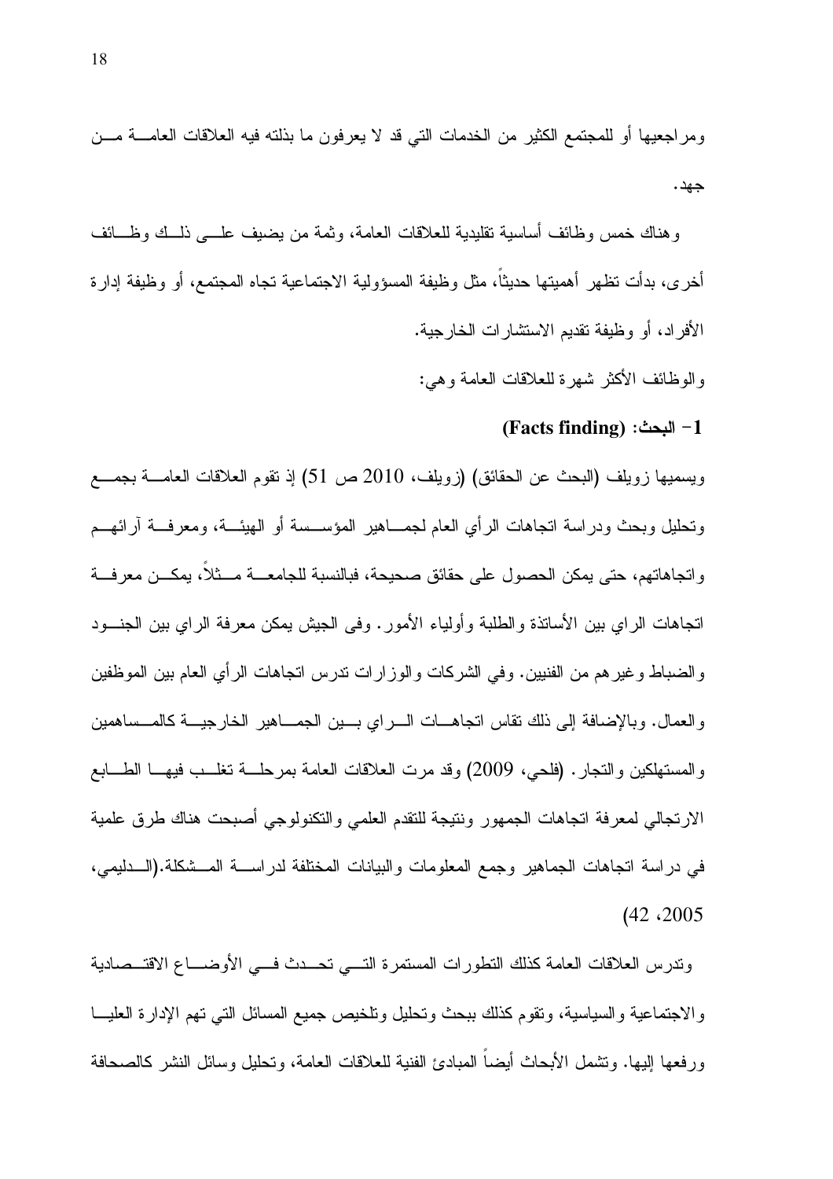ومراجعيها أو للمجتمع الكثير من الخدمات التي قد لا يعرفون ما بذلته فيه العلاقات العامة من جهد.

وهناك خمس وظائف أساسية تقليدية للعلاقات العامة، وثمة من يضيف على ذلك وظائف أخرى، بدأت تظهر أهميتها حديثاً، مثل وظيفة المسؤولية الاجتماعية تجاه المجتمع، أو وظيفة إدارة الأفراد، أو وظيفة تقديم الاستشارات الخارجية.

والوظائف الأكثر شهرة للعلاقات العامة وهي:

**1- البحث: (Facts finding)**

ويسميها زويلف (البحث عن الحقائق) (زويلف، 2010 ص 51) إذ تقوم العلاقات العامة بجمع وتحليل وبحث ودراسة اتجاهات الرأي العام لجماهير المؤسسة أو الهيئة، ومعرفة آرائهم واتجاهاتهم، حتى يمكن الحصول على حقائق صحيحة، فبالنسبة للجامعة مثلاً، يمكن معرفة اتجاهات الراي بين الأساتذة والطلبة وأولياء الأمور. وفي الجيش يمكن معرفة الراي بين الجنود والضباط وغيرهم من الفنيين. وفي الشركات والوزارات تدرس اتجاهات الرأي العام بين الموظفين والعمال. وبالإضافة إلى ذلك تقاس اتجاهات الراي بين الجماهير الخارجية كالمساهمين والمستهلكين والتجار. (فلحي، 2009) وقد مرت العلاقات العامة بمرحلة تغلب فيها الطابع الارتجالي لمعرفة اتجاهات الجمهور ونتيجة للتقدم العلمي والتكنولوجي أصبحت هناك طرق علمية في دراسة اتجاهات الجماهير وجمع المعلومات والبيانات المختلفة لدراسة المشكلة.(الدليمي، 2005، 42)

وتدرس العلاقات العامة كذلك التطورات المستمرة التي تحدث في الأوضاع الاقتصادية والاجتماعية والسياسية، وتقوم كذلك ببحث وتحليل وتلخيص جميع المسائل التي تهم الإدارة العليا ورفعها إليها. وتشمل الأبحاث أيضاً المبادئ الفنية للعلاقات العامة، وتحليل وسائل النشر كالصحافة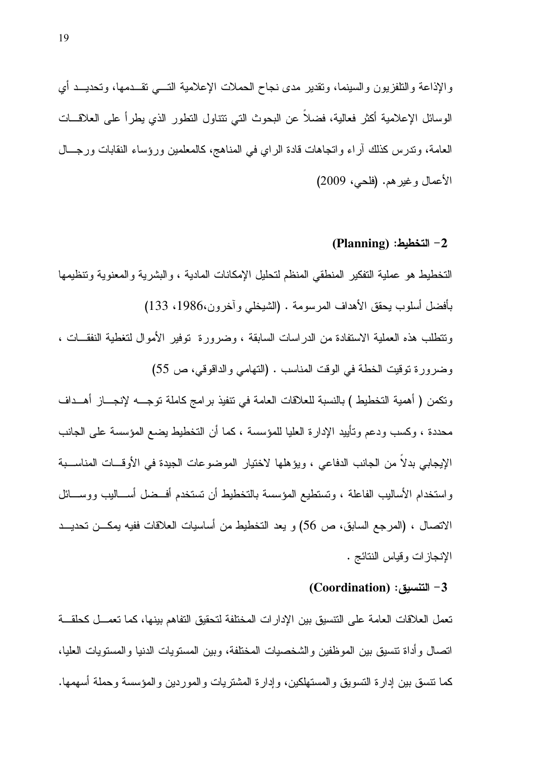والإذاعة والتلفزيون والسينما، وتقدير مدى نجاح الحملات الإعلامية التـي تقـدمها، وتحديـد أي الوسائل الإعلامية أكثر فعالية، فضلاً عن البحوث التي تتناول التطور الذي يطرأ على العلاقـات العامة، وتدرس كذلك آراء واتجاهات قادة الراي في المناهج، كالمعلمين ورؤساء النقابات ورجـال الأعمال وغيرهم. (فلحي، 2009)

### 2- التخطيط: (Planning)

التخطيط هو عملية التفكير المنطقي المنظم لتحليل الإمكانات المادية ، والبشرية والمعنوية وتنظيمها بأفضل أسلوب يحقق الأهداف المرسومة . (الشيخلي وآخرون،1986، 133)

وتتطلب هذه العملية الاستفادة من الدراسات السابقة ، وضرورة توفير الأموال لتغطية النفقـات ، وضرورة توقيت الخطة في الوقت المناسب . (التهامي والداقوقي، ص 55)

وتكمن ( أهمية التخطيط ) بالنسبة للعلاقات العامة في تنفيذ برامج كاملة توجـه لإنجـاز أهـداف محددة ، وكسب ودعم وتأييد الإدارة العليا للمؤسسة ، كما أن التخطيط يضع المؤسسة على الجانب الإيجابي بدلاً من الجانب الدفاعي ، ويؤهلها لاختيار الموضوعات الجيدة في الأوقـات المناسـبة واستخدام الأساليب الفاعلة ، وتستطيع المؤسسة بالتخطيط أن تستخدم أفـضل أسـاليب ووسـائل الاتصال ، (المرجع السابق، ص 56) و يعد التخطيط من أساسيات العلاقات ففيه يمكـن تحديـد الإنجازات وقياس النتائج .

### 3- التنسيق: (Coordination)

تعمل العلاقات العامة على التنسيق بين الإدارات المختلفة لتحقيق التفاهم بينها، كما تعمـل كحلقـة اتصال وأداة تنسيق بين الموظفين والشخصيات المختلفة، وبين المستويات الدنيا والمستويات العليا، كما تنسق بين إدارة التسويق والمستهلكين، وإدارة المشتريات والموردين والمؤسسة وحملة أسهمها.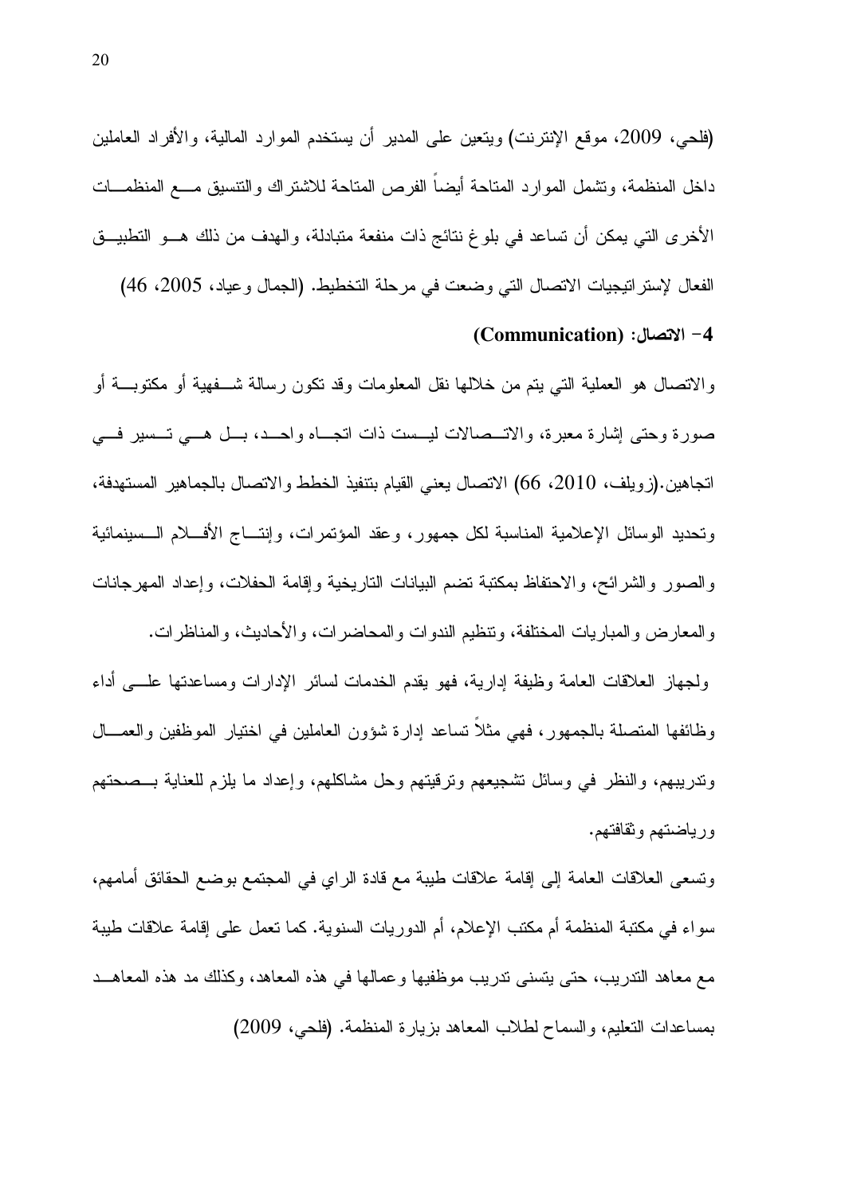(فلحي، 2009، موقع الإنترنت) ويتعين على المدير أن يستخدم الموارد المالية، والأفراد العاملين داخل المنظمة، وتشمل الموارد المتاحة أيضاً الفرص المتاحة للاشتراك والتنسيق مع المنظمات الأخرى التي يمكن أن تساعد في بلوغ نتائج ذات منفعة متبادلة، والهدف من ذلك هو التطبيق الفعال لإستراتيجيات الاتصال التي وضعت في مرحلة التخطيط. (الجمال وعياد، 2005، 46)

**4- الاتصال: (Communication)**

والاتصال هو العملية التي يتم من خلالها نقل المعلومات وقد تكون رسالة شفهية أو مكتوبة أو صورة وحتى إشارة معبرة، والاتصالات ليست ذات اتجاه واحد، بل هي تسير في اتجاهين.(زويلف، 2010، 66) الاتصال يعني القيام بتنفيذ الخطط والاتصال بالجماهير المستهدفة، وتحديد الوسائل الإعلامية المناسبة لكل جمهور، وعقد المؤتمرات، وإنتاج الأفلام السينمائية والصور والشرائح، والاحتفاظ بمكتبة تضم البيانات التاريخية وإقامة الحفلات، وإعداد المهرجانات والمعارض والمباريات المختلفة، وتنظيم الندوات والمحاضرات، والأحاديث، والمناظرات.

ولجهاز العلاقات العامة وظيفة إدارية، فهو يقدم الخدمات لسائر الإدارات ومساعدتها على أداء وظائفها المتصلة بالجمهور، فهي مثلاً تساعد إدارة شؤون العاملين في اختيار الموظفين والعمال وتدريبهم، والنظر في وسائل تشجيعهم وترقيتهم وحل مشاكلهم، وإعداد ما يلزم للعناية بصحتهم ورياضتهم وثقافتهم.

وتسعى العلاقات العامة إلى إقامة علاقات طيبة مع قادة الراي في المجتمع بوضع الحقائق أمامهم، سواء في مكتبة المنظمة أم مكتب الإعلام، أم الدوريات السنوية. كما تعمل على إقامة علاقات طيبة مع معاهد التدريب، حتى يتسنى تدريب موظفيها وعمالها في هذه المعاهد، وكذلك مد هذه المعاهد بمساعدات التعليم، والسماح لطلاب المعاهد بزيارة المنظمة. (فلحي، 2009)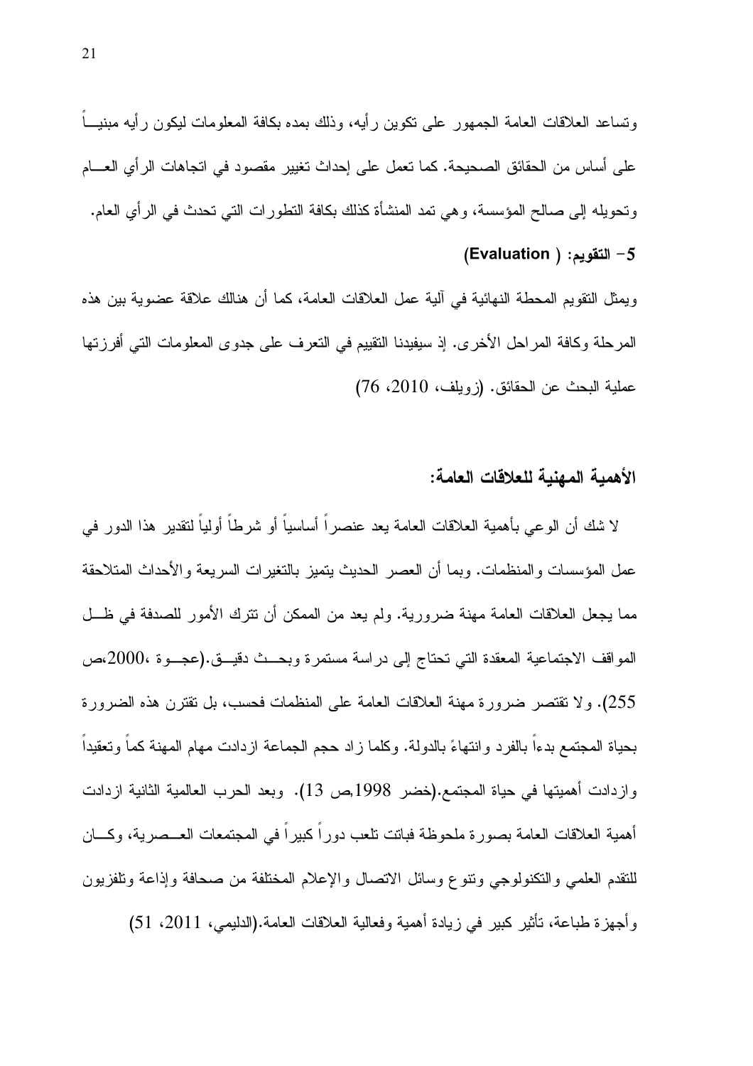وتساعد العلاقات العامة الجمهور على تكوين رأيه، وذلك بمده بكافة المعلومات ليكون رأيه مبنياً على أساس من الحقائق الصحيحة. كما تعمل على إحداث تغيير مقصود في اتجاهات الرأي العام وتحويله إلى صالح المؤسسة، وهي تمد المنشأة كذلك بكافة التطورات التي تحدث في الرأي العام.

**5- التقويم: ( Evaluation)**

ويمثل التقويم المحطة النهائية في آلية عمل العلاقات العامة، كما أن هنالك علاقة عضوية بين هذه المرحلة وكافة المراحل الأخرى. إذ سيفيدنا التقييم في التعرف على جدوى المعلومات التي أفرزتها عملية البحث عن الحقائق. (زويلف، 2010، 76)

### الأهمية المهنية للعلاقات العامة:

لا شك أن الوعي بأهمية العلاقات العامة يعد عنصراً أساسياً أو شرطاً أولياً لتقدير هذا الدور في عمل المؤسسات والمنظمات. وبما أن العصر الحديث يتميز بالتغيرات السريعة والأحداث المتلاحقة مما يجعل العلاقات العامة مهنة ضرورية. ولم يعد من الممكن أن تترك الأمور للصدفة في ظل المواقف الاجتماعية المعقدة التي تحتاج إلى دراسة مستمرة وبحث دقيق.(عجوة ،2000،ص 255). ولا تقتصر ضرورة مهنة العلاقات العامة على المنظمات فحسب، بل تقترن هذه الضرورة بحياة المجتمع بدءاً بالفرد وانتهاءً بالدولة. وكلما زاد حجم الجماعة ازدادت مهام المهنة كماً وتعقيداً وازدادت أهميتها في حياة المجتمع.(خضر 1998,ص 13). وبعد الحرب العالمية الثانية ازدادت أهمية العلاقات العامة بصورة ملحوظة فباتت تلعب دوراً كبيراً في المجتمعات العصرية، وكان للتقدم العلمي والتكنولوجي وتنوع وسائل الاتصال والإعلام المختلفة من صحافة وإذاعة وتلفزيون وأجهزة طباعة، تأثير كبير في زيادة أهمية وفعالية العلاقات العامة.(الدليمي، 2011، 51)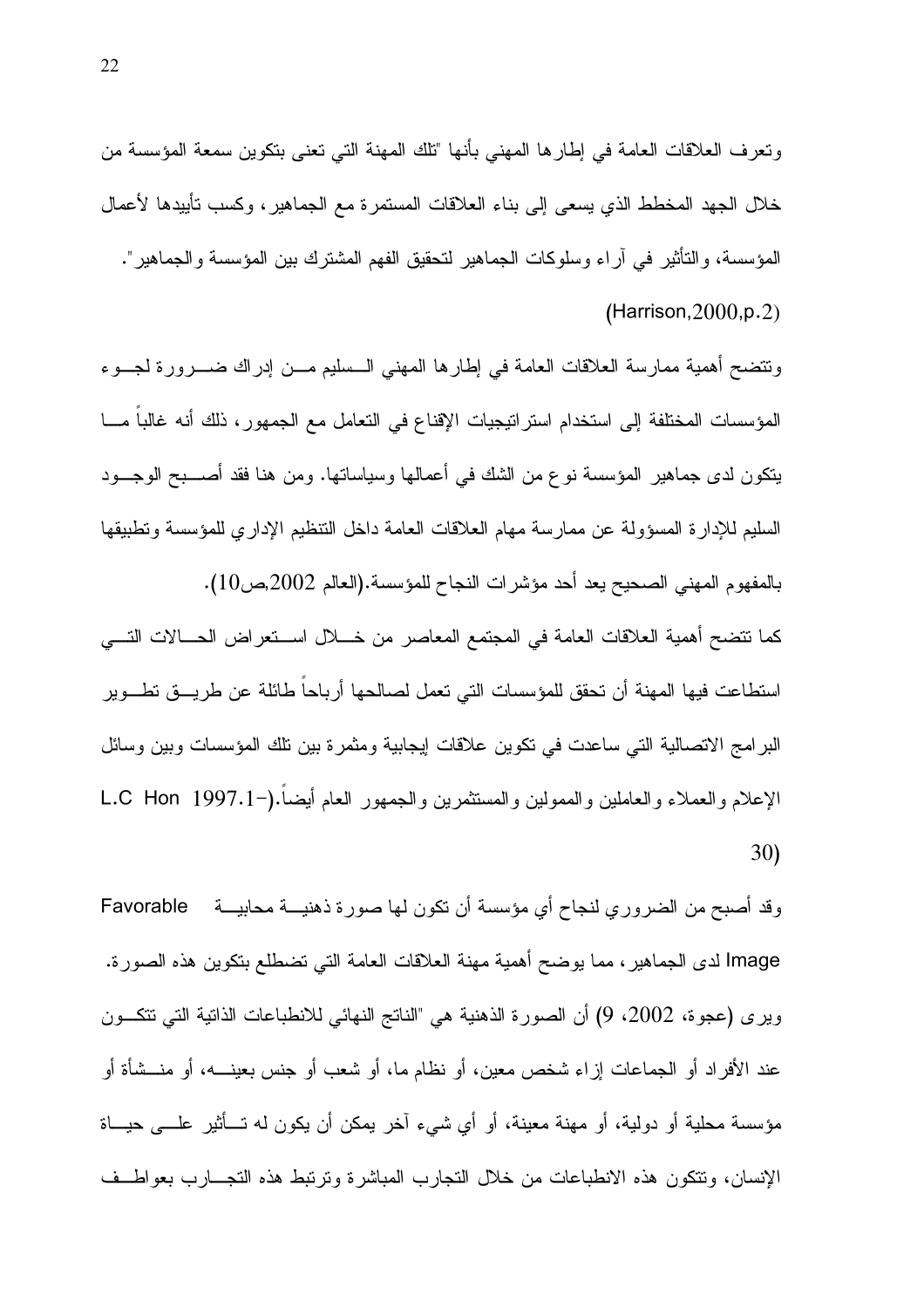وتعرف العلاقات العامة في إطارها المهني بأنها "تلك المهنة التي تعنى بتكوين سمعة المؤسسة من خلال الجهد المخطط الذي يسعى إلى بناء العلاقات المستمرة مع الجماهير، وكسب تأييدها لأعمال المؤسسة، والتأثير في آراء وسلوكات الجماهير لتحقيق الفهم المشترك بين المؤسسة والجماهير". (Harrison,2000,p.2)

وتتضح أهمية ممارسة العلاقات العامة في إطارها المهني السليم من إدراك ضرورة لجوء المؤسسات المختلفة إلى استخدام استراتيجيات الإقناع في التعامل مع الجمهور، ذلك أنه غالباً ما يتكون لدى جماهير المؤسسة نوع من الشك في أعمالها وسياساتها. ومن هنا فقد أصبح الوجود السليم للإدارة المسؤولة عن ممارسة مهام العلاقات العامة داخل التنظيم الإداري للمؤسسة وتطبيقها بالمفهوم المهني الصحيح يعد أحد مؤشرات النجاح للمؤسسة.(العالم 2002,ص10).

كما تتضح أهمية العلاقات العامة في المجتمع المعاصر من خلال استعراض الحالات التي استطاعت فيها المهنة أن تحقق للمؤسسات التي تعمل لصالحها أرباحاً طائلة عن طريق تطوير البرامج الاتصالية التي ساعدت في تكوين علاقات إيجابية ومثمرة بين تلك المؤسسات وبين وسائل الإعلام والعملاء والعاملين والممولين والمستثمرين والجمهور العام أيضاً.(L.C Hon 1997.1-30)

وقد أصبح من الضروري لنجاح أي مؤسسة أن تكون لها صورة ذهنية محابية Favorable Image لدى الجماهير، مما يوضح أهمية مهنة العلاقات العامة التي تضطلع بتكوين هذه الصورة. ويرى (عجوة، 2002، 9) أن الصورة الذهنية هي "الناتج النهائي للانطباعات الذاتية التي تتكون عند الأفراد أو الجماعات إزاء شخص معين، أو نظام ما، أو شعب أو جنس بعينه، أو منشأة أو مؤسسة محلية أو دولية، أو مهنة معينة، أو أي شيء آخر يمكن أن يكون له تأثير على حياة الإنسان، وتتكون هذه الانطباعات من خلال التجارب المباشرة وترتبط هذه التجارب بعواطف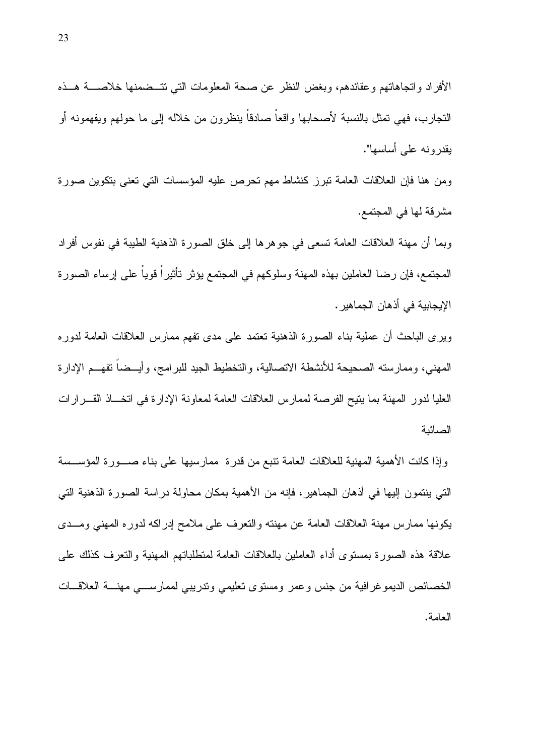الأفراد واتجاهاتهم وعقائدهم، وبغض النظر عن صحة المعلومات التي تتضمنها خلاصة هذه التجارب، فهي تمثل بالنسبة لأصحابها واقعاً صادقاً ينظرون من خلاله إلى ما حولهم ويفهمونه أو يقدرونه على أساسها".

ومن هنا فإن العلاقات العامة تبرز كنشاط مهم تحرص عليه المؤسسات التي تعنى بتكوين صورة مشرقة لها في المجتمع.

وبما أن مهنة العلاقات العامة تسعى في جوهرها إلى خلق الصورة الذهنية الطيبة في نفوس أفراد المجتمع، فإن رضا العاملين بهذه المهنة وسلوكهم في المجتمع يؤثر تأثيراً قوياً على إرساء الصورة الإيجابية في أذهان الجماهير.

ويرى الباحث أن عملية بناء الصورة الذهنية تعتمد على مدى تفهم ممارس العلاقات العامة لدوره المهني، وممارسته الصحيحة للأنشطة الاتصالية، والتخطيط الجيد للبرامج، وأيضاً تفهم الإدارة العليا لدور المهنة بما يتيح الفرصة لممارس العلاقات العامة لمعاونة الإدارة في اتخاذ القرارات الصائبة

وإذا كانت الأهمية المهنية للعلاقات العامة تنبع من قدرة ممارسيها على بناء صورة المؤسسة التي ينتمون إليها في أذهان الجماهير، فإنه من الأهمية بمكان محاولة دراسة الصورة الذهنية التي يكونها ممارس مهنة العلاقات العامة عن مهنته والتعرف على ملامح إدراكه لدوره المهني ومدى علاقة هذه الصورة بمستوى أداء العاملين بالعلاقات العامة لمتطلباتهم المهنية والتعرف كذلك على الخصائص الديموغرافية من جنس وعمر ومستوى تعليمي وتدريبي لممارسي مهنة العلاقات العامة.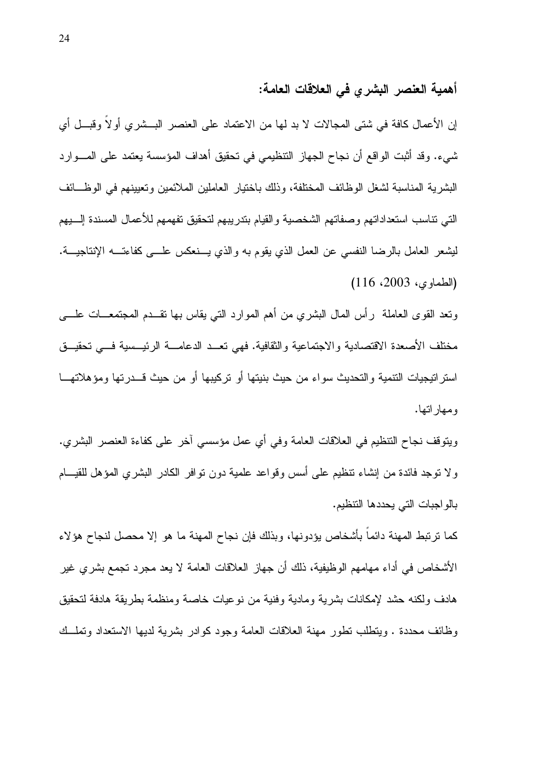## أهمية العنصر البشري في العلاقات العامة:

إن الأعمال كافة في شتى المجالات لا بد لها من الاعتماد على العنصر البشري أولاً وقبل أي شيء. وقد أثبت الواقع أن نجاح الجهاز التنظيمي في تحقيق أهداف المؤسسة يعتمد على الموارد البشرية المناسبة لشغل الوظائف المختلفة، وذلك باختيار العاملين الملائمين وتعيينهم في الوظائف التي تناسب استعداداتهم وصفاتهم الشخصية والقيام بتدريبهم لتحقيق تفهمهم للأعمال المسندة إليهم ليشعر العامل بالرضا النفسي عن العمل الذي يقوم به والذي ينعكس على كفاءته الإنتاجية. (الطماوي، 2003، 116)

وتعد القوى العاملة رأس المال البشري من أهم الموارد التي يقاس بها تقدم المجتمعات على مختلف الأصعدة الاقتصادية والاجتماعية والثقافية. فهي تعد الدعامة الرئيسية في تحقيق استراتيجيات التنمية والتحديث سواء من حيث بنيتها أو تركيبها أو من حيث قدرتها ومؤهلاتها ومهاراتها.

ويتوقف نجاح التنظيم في العلاقات العامة وفي أي عمل مؤسسي آخر على كفاءة العنصر البشري. ولا توجد فائدة من إنشاء تنظيم على أسس وقواعد علمية دون توافر الكادر البشري المؤهل للقيام بالواجبات التي يحددها التنظيم.

كما ترتبط المهنة دائماً بأشخاص يؤدونها، وبذلك فإن نجاح المهنة ما هو إلا محصل لنجاح هؤلاء الأشخاص في أداء مهامهم الوظيفية، ذلك أن جهاز العلاقات العامة لا يعد مجرد تجمع بشري غير هادف ولكنه حشد لإمكانات بشرية ومادية وفنية من نوعيات خاصة ومنظمة بطريقة هادفة لتحقيق وظائف محددة . ويتطلب تطور مهنة العلاقات العامة وجود كوادر بشرية لديها الاستعداد وتملك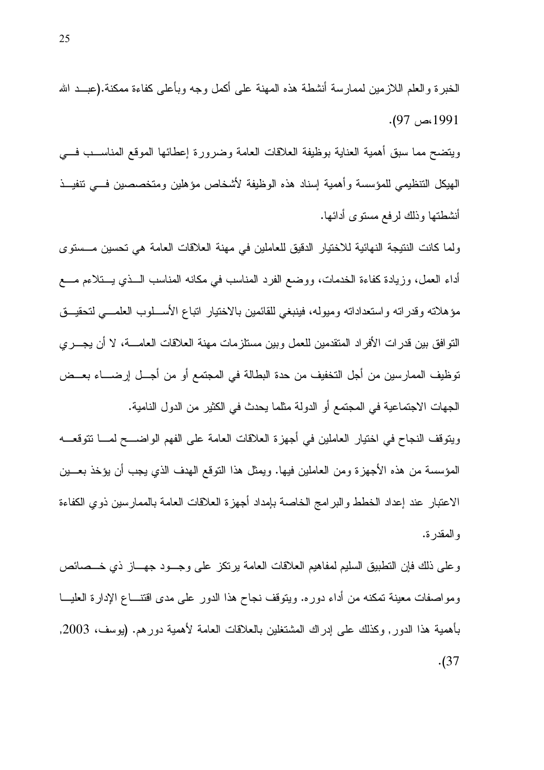الخبرة والعلم اللازمين لممارسة أنشطة هذه المهنة على أكمل وجه وبأعلى كفاءة ممكنة.(عبد الله 1991،ص 97).

ويتضح مما سبق أهمية العناية بوظيفة العلاقات العامة وضرورة إعطائها الموقع المناسب في الهيكل التنظيمي للمؤسسة وأهمية إسناد هذه الوظيفة لأشخاص مؤهلين ومتخصصين في تنفيذ أنشطتها وذلك لرفع مستوى أدائها.

ولما كانت النتيجة النهائية للاختيار الدقيق للعاملين في مهنة العلاقات العامة هي تحسين مستوى أداء العمل، وزيادة كفاءة الخدمات، ووضع الفرد المناسب في مكانه المناسب الذي يتلاءم مع مؤهلاته وقدراته واستعداداته وميوله، فينبغي للقائمين بالاختيار اتباع الأسلوب العلمي لتحقيق التوافق بين قدرات الأفراد المتقدمين للعمل وبين مستلزمات مهنة العلاقات العامة، لا أن يجري توظيف الممارسين من أجل التخفيف من حدة البطالة في المجتمع أو من أجل إرضاء بعض الجهات الاجتماعية في المجتمع أو الدولة مثلما يحدث في الكثير من الدول النامية.

ويتوقف النجاح في اختيار العاملين في أجهزة العلاقات العامة على الفهم الواضح لما تتوقعه المؤسسة من هذه الأجهزة ومن العاملين فيها. ويمثل هذا التوقع الهدف الذي يجب أن يؤخذ بعين الاعتبار عند إعداد الخطط والبرامج الخاصة بإمداد أجهزة العلاقات العامة بالممارسين ذوي الكفاءة والمقدرة.

وعلى ذلك فإن التطبيق السليم لمفاهيم العلاقات العامة يرتكز على وجود جهاز ذي خصائص ومواصفات معينة تمكنه من أداء دوره. ويتوقف نجاح هذا الدور على مدى اقتناع الإدارة العليا بأهمية هذا الدور, وكذلك على إدراك المشتغلين بالعلاقات العامة لأهمية دورهم. (يوسف، 2003, 37).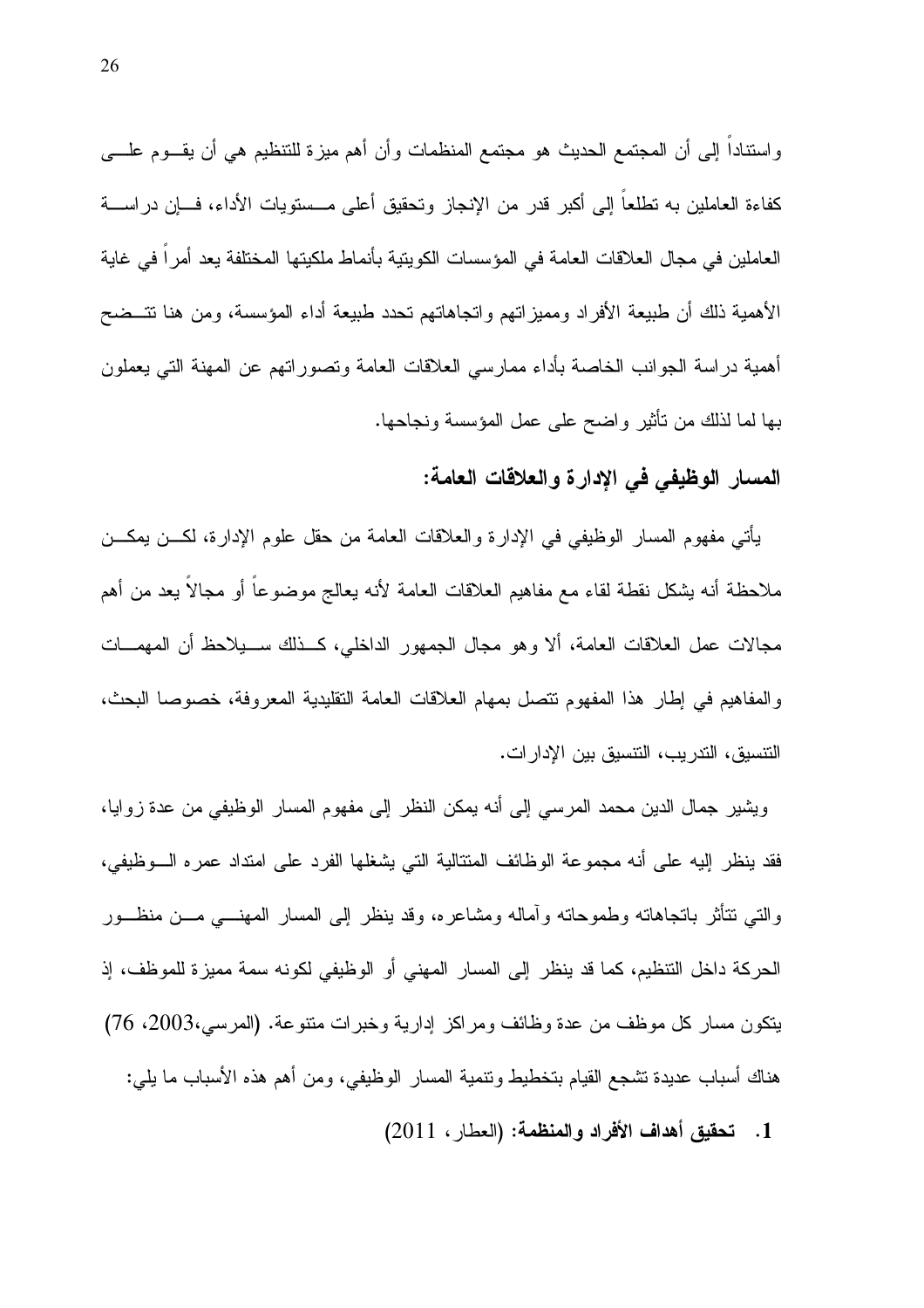واستناداً إلى أن المجتمع الحديث هو مجتمع المنظمات وأن أهم ميزة للتنظيم هي أن يقوم على كفاءة العاملين به تطلعاً إلى أكبر قدر من الإنجاز وتحقيق أعلى مستويات الأداء، فإن دراسة العاملين في مجال العلاقات العامة في المؤسسات الكويتية بأنماط ملكيتها المختلفة يعد أمراً في غاية الأهمية ذلك أن طبيعة الأفراد ومميزاتهم واتجاهاتهم تحدد طبيعة أداء المؤسسة، ومن هنا تتضح أهمية دراسة الجوانب الخاصة بأداء ممارسي العلاقات العامة وتصوراتهم عن المهنة التي يعملون بها لما لذلك من تأثير واضح على عمل المؤسسة ونجاحها.

### المسار الوظيفي في الإدارة والعلاقات العامة:

يأتي مفهوم المسار الوظيفي في الإدارة والعلاقات العامة من حقل علوم الإدارة، لكن يمكن ملاحظة أنه يشكل نقطة لقاء مع مفاهيم العلاقات العامة لأنه يعالج موضوعاً أو مجالاً يعد من أهم مجالات عمل العلاقات العامة، ألا وهو مجال الجمهور الداخلي، كذلك سيلاحظ أن المهمات والمفاهيم في إطار هذا المفهوم تتصل بمهام العلاقات العامة التقليدية المعروفة، خصوصا البحث، التنسيق، التدريب، التنسيق بين الإدارات.

ويشير جمال الدين محمد المرسي إلى أنه يمكن النظر إلى مفهوم المسار الوظيفي من عدة زوايا، فقد ينظر إليه على أنه مجموعة الوظائف المتتالية التي يشغلها الفرد على امتداد عمره الوظيفي، والتي تتأثر باتجاهاته وطموحاته وآماله ومشاعره، وقد ينظر إلى المسار المهني من منظور الحركة داخل التنظيم، كما قد ينظر إلى المسار المهني أو الوظيفي لكونه سمة مميزة للموظف، إذ يتكون مسار كل موظف من عدة وظائف ومراكز إدارية وخبرات متنوعة. (المرسي،2003، 76)

هناك أسباب عديدة تشجع القيام بتخطيط وتنمية المسار الوظيفي، ومن أهم هذه الأسباب ما يلي:

1. **تحقيق أهداف الأفراد والمنظمة:** (العطار، 2011)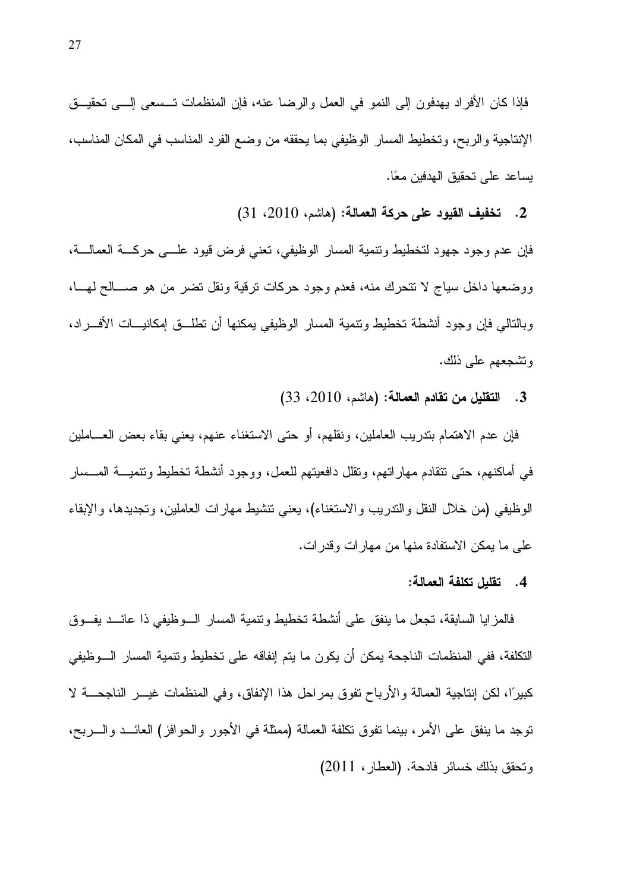فإذا كان الأفراد يهدفون إلى النمو في العمل والرضا عنه، فإن المنظمات تسعى إلى تحقيق الإنتاجية والربح، وتخطيط المسار الوظيفي بما يحققه من وضع الفرد المناسب في المكان المناسب، يساعد على تحقيق الهدفين معًا.

2. **تخفيف القيود على حركة العمالة:** (هاشم، 2010، 31)

فإن عدم وجود جهود لتخطيط وتنمية المسار الوظيفي، تعني فرض قيود على حركة العمالة، ووضعها داخل سياج لا تتحرك منه، فعدم وجود حركات ترقية ونقل تضر من هو صالح لها، وبالتالي فإن وجود أنشطة تخطيط وتنمية المسار الوظيفي يمكنها أن تطلق إمكانيات الأفراد، وتشجعهم على ذلك.

3. **التقليل من تقادم العمالة:** (هاشم، 2010، 33)

فإن عدم الاهتمام بتدريب العاملين، ونقلهم، أو حتى الاستغناء عنهم، يعني بقاء بعض العاملين في أماكنهم، حتى تتقادم مهاراتهم، وتقل دافعيتهم للعمل، ووجود أنشطة تخطيط وتنمية المسار الوظيفي (من خلال النقل والتدريب والاستغناء)، يعني تنشيط مهارات العاملين، وتجديدها، والإبقاء على ما يمكن الاستفادة منها من مهارات وقدرات.

4. **تقليل تكلفة العمالة:**

فالمزايا السابقة، تجعل ما ينفق على أنشطة تخطيط وتنمية المسار الوظيفي ذا عائد يفوق التكلفة، ففي المنظمات الناجحة يمكن أن يكون ما يتم إنفاقه على تخطيط وتنمية المسار الوظيفي كبيرًا، لكن إنتاجية العمالة والأرباح تفوق بمراحل هذا الإنفاق، وفي المنظمات غير الناجحة لا توجد ما ينفق على الأمر، بينما تفوق تكلفة العمالة (ممثلة في الأجور والحوافز) العائد والربح، وتحقق بذلك خسائر فادحة. (العطار، 2011)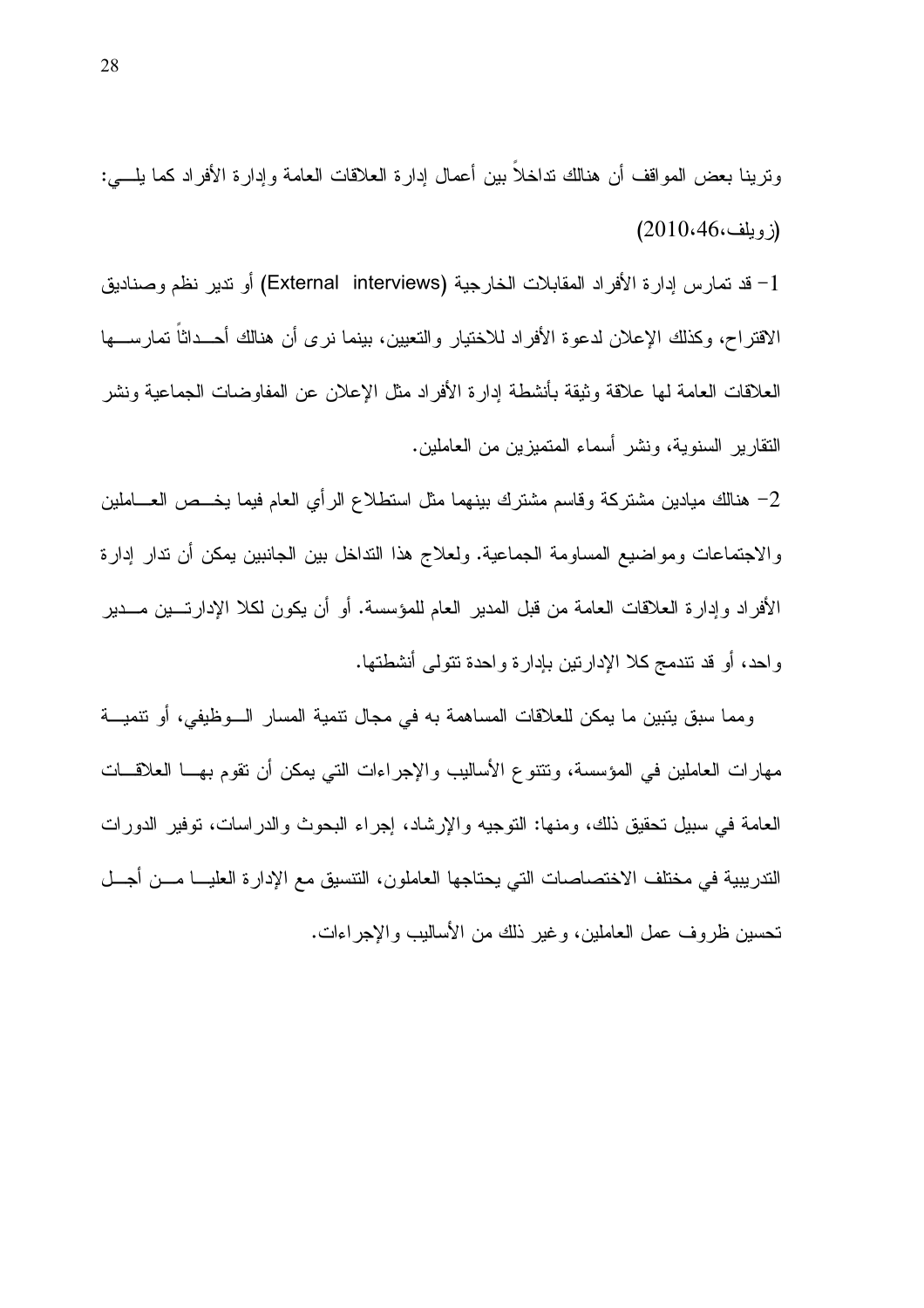وترينا بعض المواقف أن هنالك تداخلاً بين أعمال إدارة العلاقات العامة وإدارة الأفراد كما يلـــي: (زويلف،46،2010)

1- قد تمارس إدارة الأفراد المقابلات الخارجية (External interviews) أو تدير نظم وصناديق الاقتراح، وكذلك الإعلان لدعوة الأفراد للاختيار والتعيين، بينما نرى أن هنالك أحـــداثاً تمارســـها العلاقات العامة لها علاقة وثيقة بأنشطة إدارة الأفراد مثل الإعلان عن المفاوضات الجماعية ونشر التقارير السنوية، ونشر أسماء المتميزين من العاملين.

2- هنالك ميادين مشتركة وقاسم مشترك بينهما مثل استطلاع الرأي العام فيما يخـــص العـــاملين والاجتماعات ومواضيع المساومة الجماعية. ولعلاج هذا التداخل بين الجانبين يمكن أن تدار إدارة الأفراد وإدارة العلاقات العامة من قبل المدير العام للمؤسسة. أو أن يكون لكلا الإدارتـــين مـــدير واحد، أو قد تندمج كلا الإدارتين بإدارة واحدة تتولى أنشطتها.

ومما سبق يتبين ما يمكن للعلاقات المساهمة به في مجال تنمية المسار الـــوظيفي، أو تنميـــة مهارات العاملين في المؤسسة، وتتنوع الأساليب والإجراءات التي يمكن أن تقوم بهـــا العلاقـــات العامة في سبيل تحقيق ذلك، ومنها: التوجيه والإرشاد، إجراء البحوث والدراسات، توفير الدورات التدريبية في مختلف الاختصاصات التي يحتاجها العاملون، التنسيق مع الإدارة العليـــا مـــن أجـــل تحسين ظروف عمل العاملين، وغير ذلك من الأساليب والإجراءات.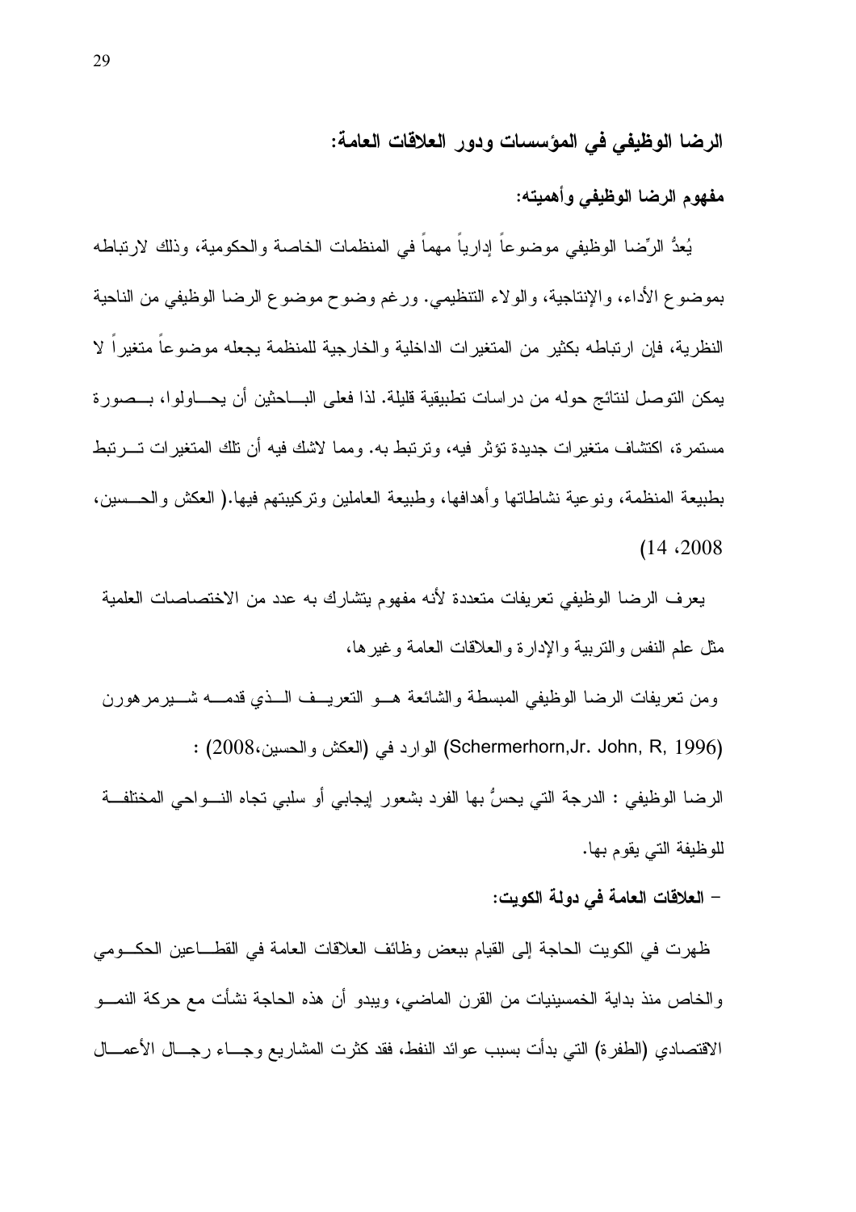## الرضا الوظيفي في المؤسسات ودور العلاقات العامة:

### مفهوم الرضا الوظيفي وأهميته:

يُعدُّ الرِّضا الوظيفي موضوعاً إدارياً مهماً في المنظمات الخاصة والحكومية، وذلك لارتباطه بموضوع الأداء، والإنتاجية، والولاء التنظيمي. ورغم وضوح موضوع الرضا الوظيفي من الناحية النظرية، فإن ارتباطه بكثير من المتغيرات الداخلية والخارجية للمنظمة يجعله موضوعاً متغيراً لا يمكن التوصل لنتائج حوله من دراسات تطبيقية قليلة. لذا فعلى الباحثين أن يحاولوا، بصورة مستمرة، اكتشاف متغيرات جديدة تؤثر فيه، وترتبط به. ومما لاشك فيه أن تلك المتغيرات ترتبط بطبيعة المنظمة، ونوعية نشاطاتها وأهدافها، وطبيعة العاملين وتركيبتهم فيها.( العكش والحسين، 2008، 14)

يعرف الرضا الوظيفي تعريفات متعددة لأنه مفهوم يتشارك به عدد من الاختصاصات العلمية مثل علم النفس والتربية والإدارة والعلاقات العامة وغيرها،

ومن تعريفات الرضا الوظيفي المبسطة والشائعة هو التعريف الذي قدمه شيرمرهورن (Schermerhorn,Jr. John, R, 1996) الوارد في (العكش والحسين،2008) :

الرضا الوظيفي : الدرجة التي يحسُّ بها الفرد بشعور إيجابي أو سلبي تجاه النواحي المختلفة للوظيفة التي يقوم بها.

### - العلاقات العامة في دولة الكويت:

ظهرت في الكويت الحاجة إلى القيام ببعض وظائف العلاقات العامة في القطاعين الحكومي والخاص منذ بداية الخمسينيات من القرن الماضي، ويبدو أن هذه الحاجة نشأت مع حركة النمو الاقتصادي (الطفرة) التي بدأت بسبب عوائد النفط، فقد كثرت المشاريع وجاء رجال الأعمال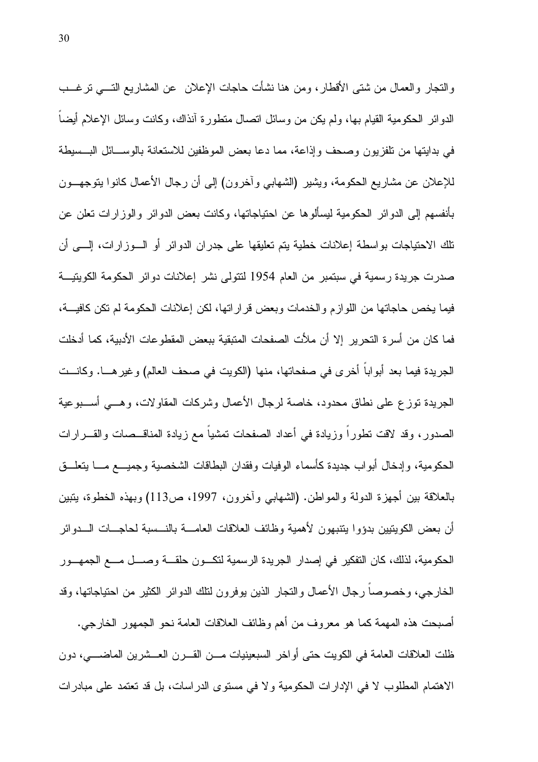والتجار والعمال من شتى الأقطار، ومن هنا نشأت حاجات الإعلان عن المشاريع التي ترغب الدوائر الحكومية القيام بها، ولم يكن من وسائل اتصال متطورة آنذاك، وكانت وسائل الإعلام أيضاً في بدايتها من تلفزيون وصحف وإذاعة، مما دعا بعض الموظفين للاستعانة بالوسائل البسيطة للإعلان عن مشاريع الحكومة، ويشير (الشهابي وآخرون) إلى أن رجال الأعمال كانوا يتوجهون بأنفسهم إلى الدوائر الحكومية ليسألوها عن احتياجاتها، وكانت بعض الدوائر والوزارات تعلن عن تلك الاحتياجات بواسطة إعلانات خطية يتم تعليقها على جدران الدوائر أو الوزارات، إلى أن صدرت جريدة رسمية في سبتمبر من العام 1954 لتتولى نشر إعلانات دوائر الحكومة الكويتية فيما يخص حاجاتها من اللوازم والخدمات وبعض قراراتها، لكن إعلانات الحكومة لم تكن كافية، فما كان من أسرة التحرير إلا أن ملأت الصفحات المتبقية ببعض المقطوعات الأدبية، كما أدخلت الجريدة فيما بعد أبواباً أخرى في صفحاتها، منها (الكويت في صحف العالم) وغيرها. وكانت الجريدة توزع على نطاق محدود، خاصة لرجال الأعمال وشركات المقاولات، وهي أسبوعية الصدور، وقد لاقت تطوراً وزيادة في أعداد الصفحات تمشياً مع زيادة المناقصات والقرارات الحكومية، وإدخال أبواب جديدة كأسماء الوفيات وفقدان البطاقات الشخصية وجميع ما يتعلق بالعلاقة بين أجهزة الدولة والمواطن. (الشهابي وآخرون، 1997، ص113) وبهذه الخطوة، يتبين أن بعض الكويتيين بدؤوا يتنبهون لأهمية وظائف العلاقات العامة بالنسبة لحاجات الدوائر الحكومية، لذلك، كان التفكير في إصدار الجريدة الرسمية لتكون حلقة وصل مع الجمهور الخارجي، وخصوصاً رجال الأعمال والتجار الذين يوفرون لتلك الدوائر الكثير من احتياجاتها، وقد أصبحت هذه المهمة كما هو معروف من أهم وظائف العلاقات العامة نحو الجمهور الخارجي.

ظلت العلاقات العامة في الكويت حتى أواخر السبعينيات من القرن العشرين الماضي، دون الاهتمام المطلوب لا في الإدارات الحكومية ولا في مستوى الدراسات، بل قد تعتمد على مبادرات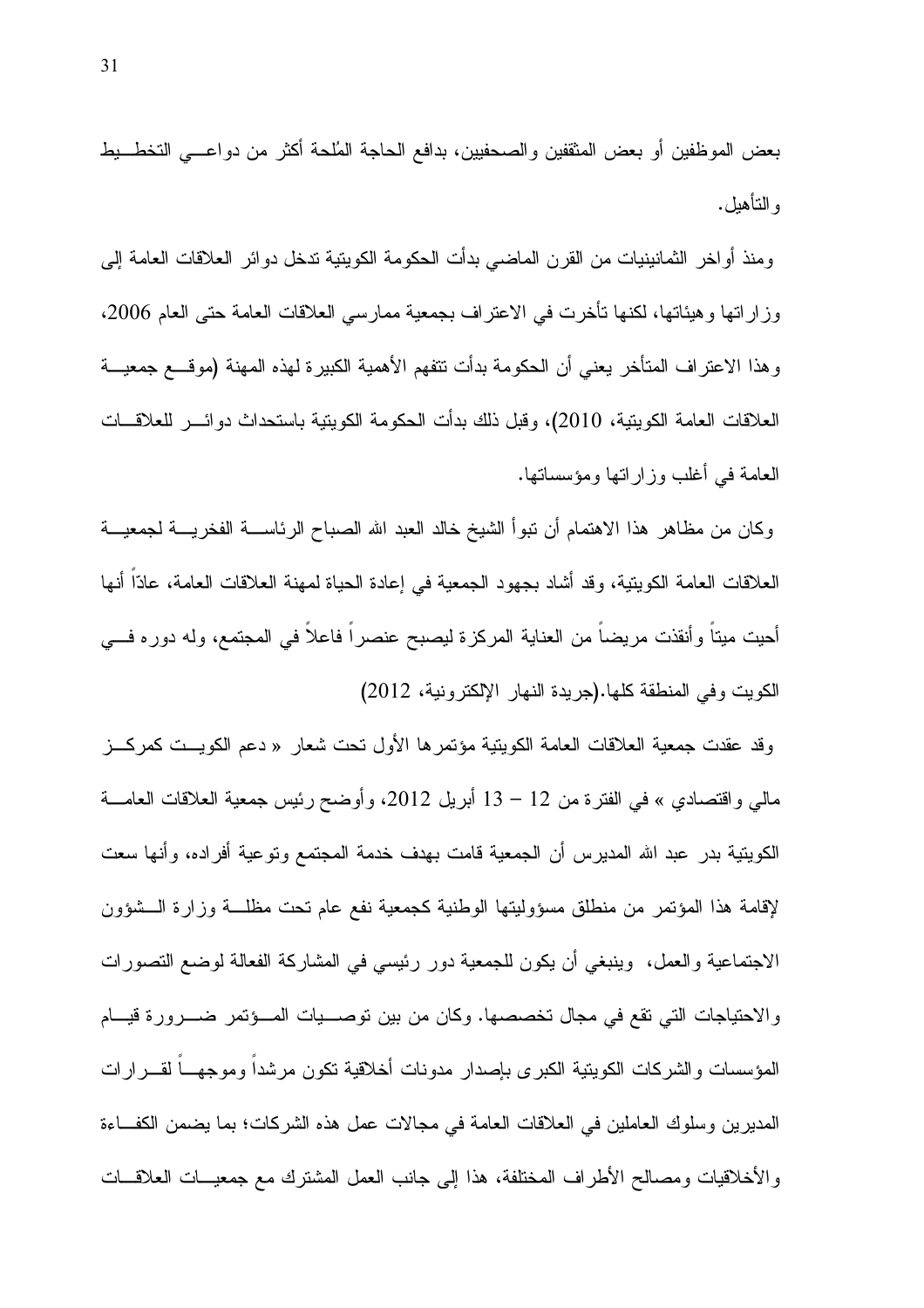بعض الموظفين أو بعض المثقفين والصحفيين، بدافع الحاجة المُلحة أكثر من دواعي التخطيط والتأهيل.

ومنذ أواخر الثمانينيات من القرن الماضي بدأت الحكومة الكويتية تدخل دوائر العلاقات العامة إلى وزاراتها وهيئاتها، لكنها تأخرت في الاعتراف بجمعية ممارسي العلاقات العامة حتى العام 2006، وهذا الاعتراف المتأخر يعني أن الحكومة بدأت تتفهم الأهمية الكبيرة لهذه المهنة (موقع جمعية العلاقات العامة الكويتية، 2010)، وقبل ذلك بدأت الحكومة الكويتية باستحداث دوائر للعلاقات العامة في أغلب وزاراتها ومؤسساتها.

وكان من مظاهر هذا الاهتمام أن تبوأ الشيخ خالد العبد الله الصباح الرئاسة الفخرية لجمعية العلاقات العامة الكويتية، وقد أشاد بجهود الجمعية في إعادة الحياة لمهنة العلاقات العامة، عاداً أنها أحيت ميتاً وأنقذت مريضاً من العناية المركزة ليصبح عنصراً فاعلاً في المجتمع، وله دوره في الكويت وفي المنطقة كلها.(جريدة النهار الإلكترونية، 2012)

وقد عقدت جمعية العلاقات العامة الكويتية مؤتمرها الأول تحت شعار « دعم الكويت كمركز مالي واقتصادي » في الفترة من 12 – 13 أبريل 2012، وأوضح رئيس جمعية العلاقات العامة الكويتية بدر عبد الله المديرس أن الجمعية قامت بهدف خدمة المجتمع وتوعية أفراده، وأنها سعت لإقامة هذا المؤتمر من منطلق مسؤوليتها الوطنية كجمعية نفع عام تحت مظلة وزارة الشؤون الاجتماعية والعمل، وينبغي أن يكون للجمعية دور رئيسي في المشاركة الفعالة لوضع التصورات والاحتياجات التي تقع في مجال تخصصها. وكان من بين توصيات المؤتمر ضرورة قيام المؤسسات والشركات الكويتية الكبرى بإصدار مدونات أخلاقية تكون مرشداً وموجهاً لقرارات المديرين وسلوك العاملين في العلاقات العامة في مجالات عمل هذه الشركات؛ بما يضمن الكفاءة والأخلاقيات ومصالح الأطراف المختلفة، هذا إلى جانب العمل المشترك مع جمعيات العلاقات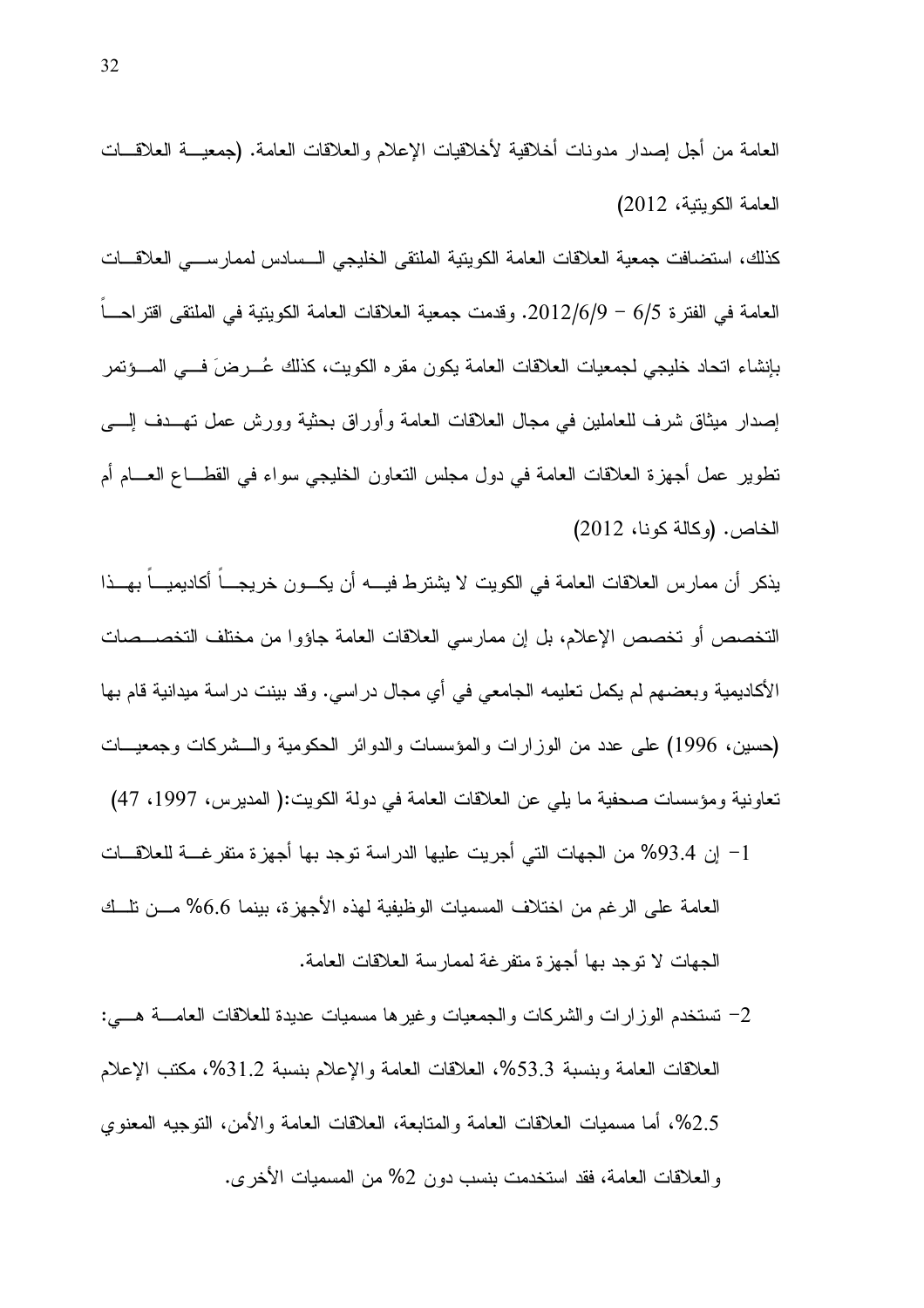العامة من أجل إصدار مدونات أخلاقية لأخلاقيات الإعلام والعلاقات العامة. (جمعية العلاقات العامة الكويتية، 2012)

كذلك، استضافت جمعية العلاقات العامة الكويتية الملتقى الخليجي السادس لممارسي العلاقات العامة في الفترة 6/5 – 2012/6/9. وقدمت جمعية العلاقات العامة الكويتية في الملتقى اقتراحاً بإنشاء اتحاد خليجي لجمعيات العلاقات العامة يكون مقره الكويت، كذلك عُرضَ في المؤتمر إصدار ميثاق شرف للعاملين في مجال العلاقات العامة وأوراق بحثية وورش عمل تهدف إلى تطوير عمل أجهزة العلاقات العامة في دول مجلس التعاون الخليجي سواء في القطاع العام أم الخاص. (وكالة كونا، 2012)

يذكر أن ممارس العلاقات العامة في الكويت لا يشترط فيه أن يكون خريجاً أكاديمياً بهذا التخصص أو تخصص الإعلام، بل إن ممارسي العلاقات العامة جاؤوا من مختلف التخصصات الأكاديمية وبعضهم لم يكمل تعليمه الجامعي في أي مجال دراسي. وقد بينت دراسة ميدانية قام بها (حسين، 1996) على عدد من الوزارات والمؤسسات والدوائر الحكومية والشركات وجمعيات تعاونية ومؤسسات صحفية ما يلي عن العلاقات العامة في دولة الكويت:( المديرس، 1997، 47)

1- إن 93.4% من الجهات التي أجريت عليها الدراسة توجد بها أجهزة متفرغة للعلاقات العامة على الرغم من اختلاف المسميات الوظيفية لهذه الأجهزة، بينما 6.6% من تلك الجهات لا توجد بها أجهزة متفرغة لممارسة العلاقات العامة.

2- تستخدم الوزارات والشركات والجمعيات وغيرها مسميات عديدة للعلاقات العامة هي: العلاقات العامة وبنسبة 53.3%، العلاقات العامة والإعلام بنسبة 31.2%، مكتب الإعلام 2.5%، أما مسميات العلاقات العامة والمتابعة، العلاقات العامة والأمن، التوجيه المعنوي والعلاقات العامة، فقد استخدمت بنسب دون 2% من المسميات الأخرى.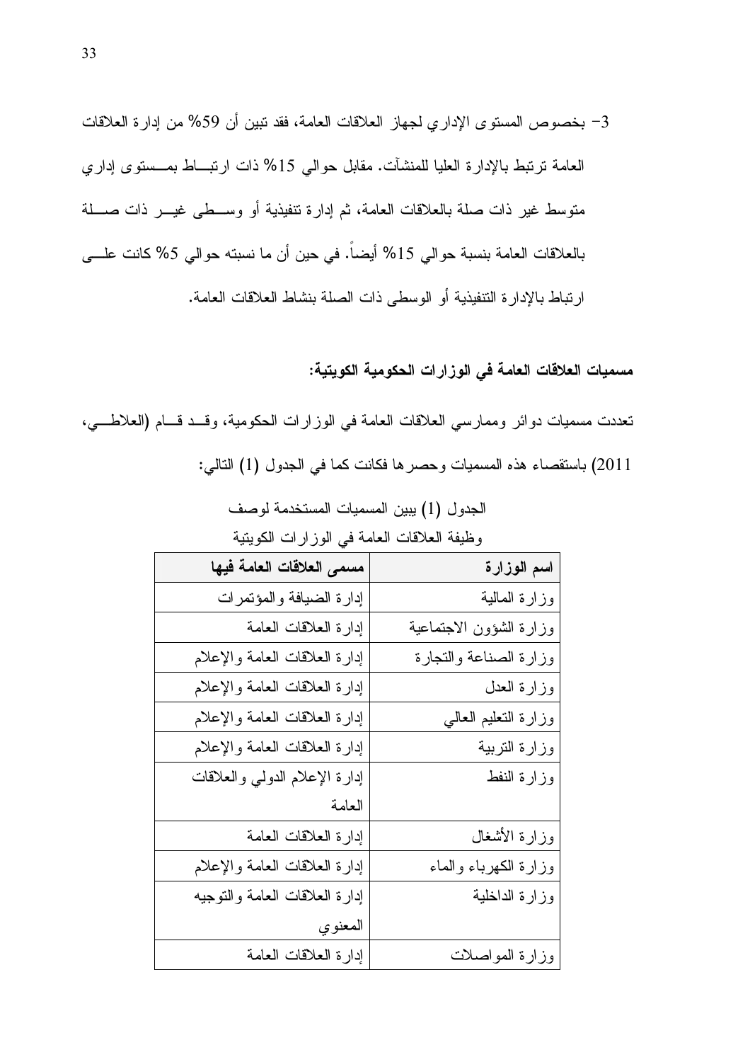3- بخصوص المستوى الإداري لجهاز العلاقات العامة، فقد تبين أن 59% من إدارة العلاقات العامة ترتبط بالإدارة العليا للمنشآت. مقابل حوالي 15% ذات ارتباط بمستوى إداري متوسط غير ذات صلة بالعلاقات العامة، ثم إدارة تنفيذية أو وسطى غير ذات صلة بالعلاقات العامة بنسبة حوالي 15% أيضاً. في حين أن ما نسبته حوالي 5% كانت على ارتباط بالإدارة التنفيذية أو الوسطى ذات الصلة بنشاط العلاقات العامة.

**مسميات العلاقات العامة في الوزارات الحكومية الكويتية:**

تعددت مسميات دوائر وممارسي العلاقات العامة في الوزارات الحكومية، وقد قام (العلاطي، 2011) باستقصاء هذه المسميات وحصرها فكانت كما في الجدول (1) التالي:

الجدول (1) يبين المسميات المستخدمة لوصف وظيفة العلاقات العامة في الوزارات الكويتية

| اسم الوزارة | مسمى العلاقات العامة فيها |
|---|---|
| وزارة المالية | إدارة الضيافة والمؤتمرات |
| وزارة الشؤون الاجتماعية | إدارة العلاقات العامة |
| وزارة الصناعة والتجارة | إدارة العلاقات العامة والإعلام |
| وزارة العدل | إدارة العلاقات العامة والإعلام |
| وزارة التعليم العالي | إدارة العلاقات العامة والإعلام |
| وزارة التربية | إدارة العلاقات العامة والإعلام |
| وزارة النفط | إدارة الإعلام الدولي والعلاقات العامة |
| وزارة الأشغال | إدارة العلاقات العامة |
| وزارة الكهرباء والماء | إدارة العلاقات العامة والإعلام |
| وزارة الداخلية | إدارة العلاقات العامة والتوجيه المعنوي |
| وزارة المواصلات | إدارة العلاقات العامة |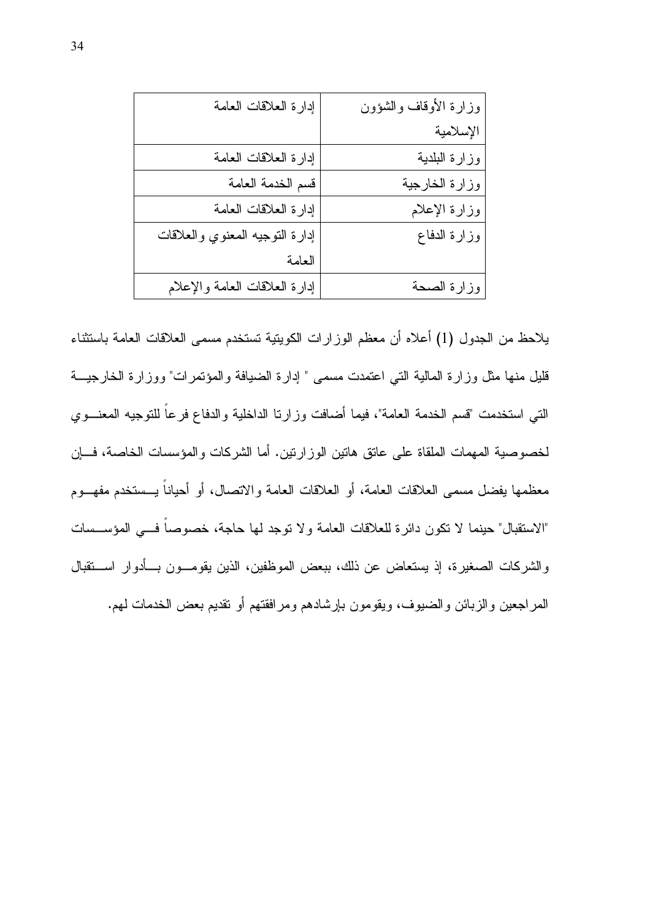| وزارة الأوقاف والشؤون الإسلامية | إدارة العلاقات العامة |
|---|---|
| وزارة البلدية | إدارة العلاقات العامة |
| وزارة الخارجية | قسم الخدمة العامة |
| وزارة الإعلام | إدارة العلاقات العامة |
| وزارة الدفاع | إدارة التوجيه المعنوي والعلاقات العامة |
| وزارة الصحة | إدارة العلاقات العامة والإعلام |

يلاحظ من الجدول (1) أعلاه أن معظم الوزارات الكويتية تستخدم مسمى العلاقات العامة باستثناء قليل منها مثل وزارة المالية التي اعتمدت مسمى " إدارة الضيافة والمؤتمرات" ووزارة الخارجية التي استخدمت "قسم الخدمة العامة"، فيما أضافت وزارتا الداخلية والدفاع فرعاً للتوجيه المعنوي لخصوصية المهمات الملقاة على عاتق هاتين الوزارتين. أما الشركات والمؤسسات الخاصة، فإن معظمها يفضل مسمى العلاقات العامة، أو العلاقات العامة والاتصال، أو أحياناً يستخدم مفهوم "الاستقبال" حينما لا تكون دائرة للعلاقات العامة ولا توجد لها حاجة، خصوصاً في المؤسسات والشركات الصغيرة، إذ يستعاض عن ذلك، ببعض الموظفين، الذين يقومون بأدوار استقبال المراجعين والزبائن والضيوف، ويقومون بإرشادهم ومرافقتهم أو تقديم بعض الخدمات لهم.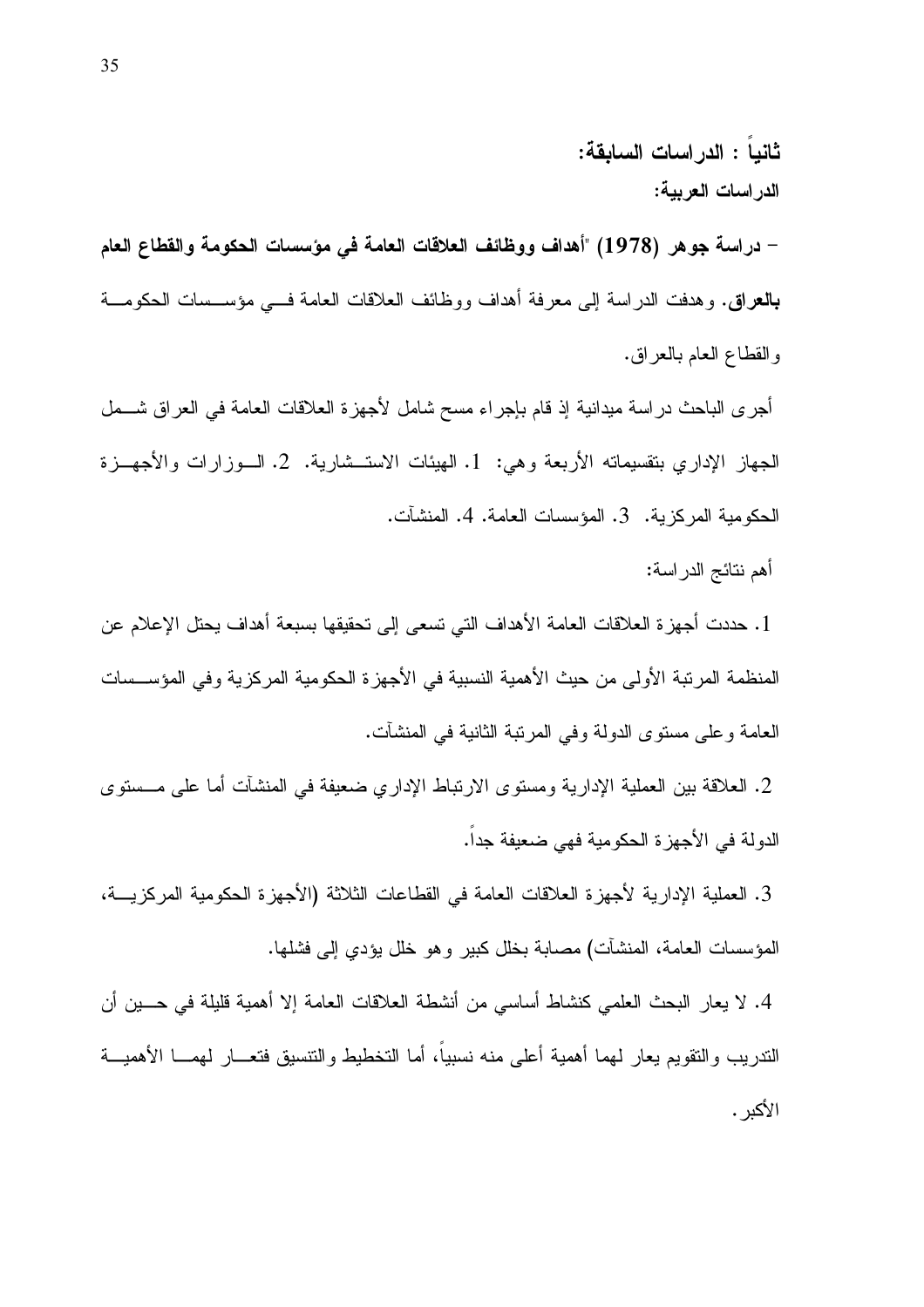## ثانياً : الدراسات السابقة:

### الدراسات العربية:

- **دراسة جوهر (1978) "أهداف ووظائف العلاقات العامة في مؤسسات الحكومة والقطاع العام بالعراق.** وهدفت الدراسة إلى معرفة أهداف ووظائف العلاقات العامة في مؤسسات الحكومة والقطاع العام بالعراق.

أجرى الباحث دراسة ميدانية إذ قام بإجراء مسح شامل لأجهزة العلاقات العامة في العراق شمل الجهاز الإداري بتقسيماته الأربعة وهي: 1. الهيئات الاستشارية. 2. الوزارات والأجهزة الحكومية المركزية. 3. المؤسسات العامة. 4. المنشآت.

أهم نتائج الدراسة:

1. حددت أجهزة العلاقات العامة الأهداف التي تسعى إلى تحقيقها بسبعة أهداف يحتل الإعلام عن المنظمة المرتبة الأولى من حيث الأهمية النسبية في الأجهزة الحكومية المركزية وفي المؤسسات العامة وعلى مستوى الدولة وفي المرتبة الثانية في المنشآت.
2. العلاقة بين العملية الإدارية ومستوى الارتباط الإداري ضعيفة في المنشآت أما على مستوى الدولة في الأجهزة الحكومية فهي ضعيفة جداً.
3. العملية الإدارية لأجهزة العلاقات العامة في القطاعات الثلاثة (الأجهزة الحكومية المركزية، المؤسسات العامة، المنشآت) مصابة بخلل كبير وهو خلل يؤدي إلى فشلها.
4. لا يعار البحث العلمي كنشاط أساسي من أنشطة العلاقات العامة إلا أهمية قليلة في حين أن التدريب والتقويم يعار لهما أهمية أعلى منه نسبياً، أما التخطيط والتنسيق فتعار لهما الأهمية الأكبر.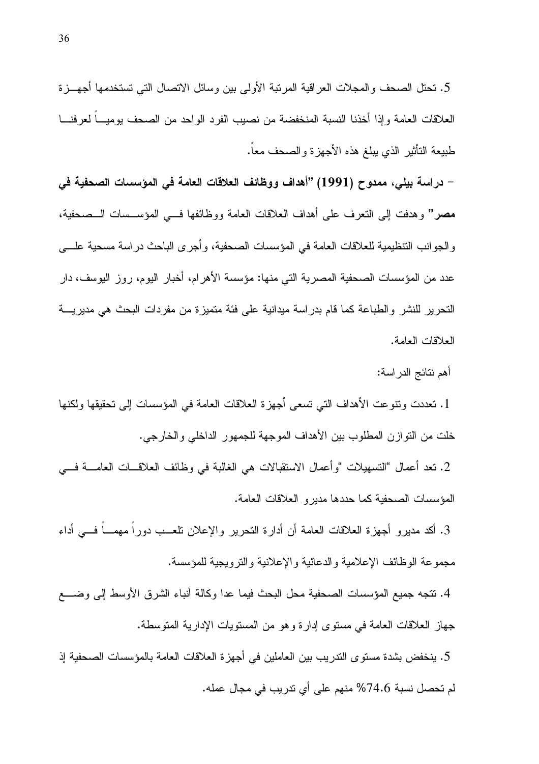5. تحتل الصحف والمجلات العراقية المرتبة الأولى بين وسائل الاتصال التي تستخدمها أجهزة العلاقات العامة وإذا أخذنا النسبة المنخفضة من نصيب الفرد الواحد من الصحف يومياً لعرفنا طبيعة التأثير الذي يبلغ هذه الأجهزة والصحف معاً.

**- دراسة بيلي، ممدوح (1991) "أهداف ووظائف العلاقات العامة في المؤسسات الصحفية في مصر"** وهدفت إلى التعرف على أهداف العلاقات العامة ووظائفها في المؤسسات الصحفية، والجوانب التنظيمية للعلاقات العامة في المؤسسات الصحفية، وأجرى الباحث دراسة مسحية على عدد من المؤسسات الصحفية المصرية التي منها: مؤسسة الأهرام، أخبار اليوم، روز اليوسف، دار التحرير للنشر والطباعة كما قام بدراسة ميدانية على فئة متميزة من مفردات البحث هي مديرية العلاقات العامة.

أهم نتائج الدراسة:

1. تعددت وتنوعت الأهداف التي تسعى أجهزة العلاقات العامة في المؤسسات إلى تحقيقها ولكنها خلت من التوازن المطلوب بين الأهداف الموجهة للجمهور الداخلي والخارجي.

2. تعد أعمال "التسهيلات "وأعمال الاستقبالات هي الغالبة في وظائف العلاقات العامة في المؤسسات الصحفية كما حددها مديرو العلاقات العامة.

3. أكد مديرو أجهزة العلاقات العامة أن أدارة التحرير والإعلان تلعب دوراً مهماً في أداء مجموعة الوظائف الإعلامية والدعائية والإعلانية والترويجية للمؤسسة.

4. تتجه جميع المؤسسات الصحفية محل البحث فيما عدا وكالة أنباء الشرق الأوسط إلى وضع جهاز العلاقات العامة في مستوى إدارة وهو من المستويات الإدارية المتوسطة.

5. ينخفض بشدة مستوى التدريب بين العاملين في أجهزة العلاقات العامة بالمؤسسات الصحفية إذ لم تحصل نسبة 74.6% منهم على أي تدريب في مجال عمله.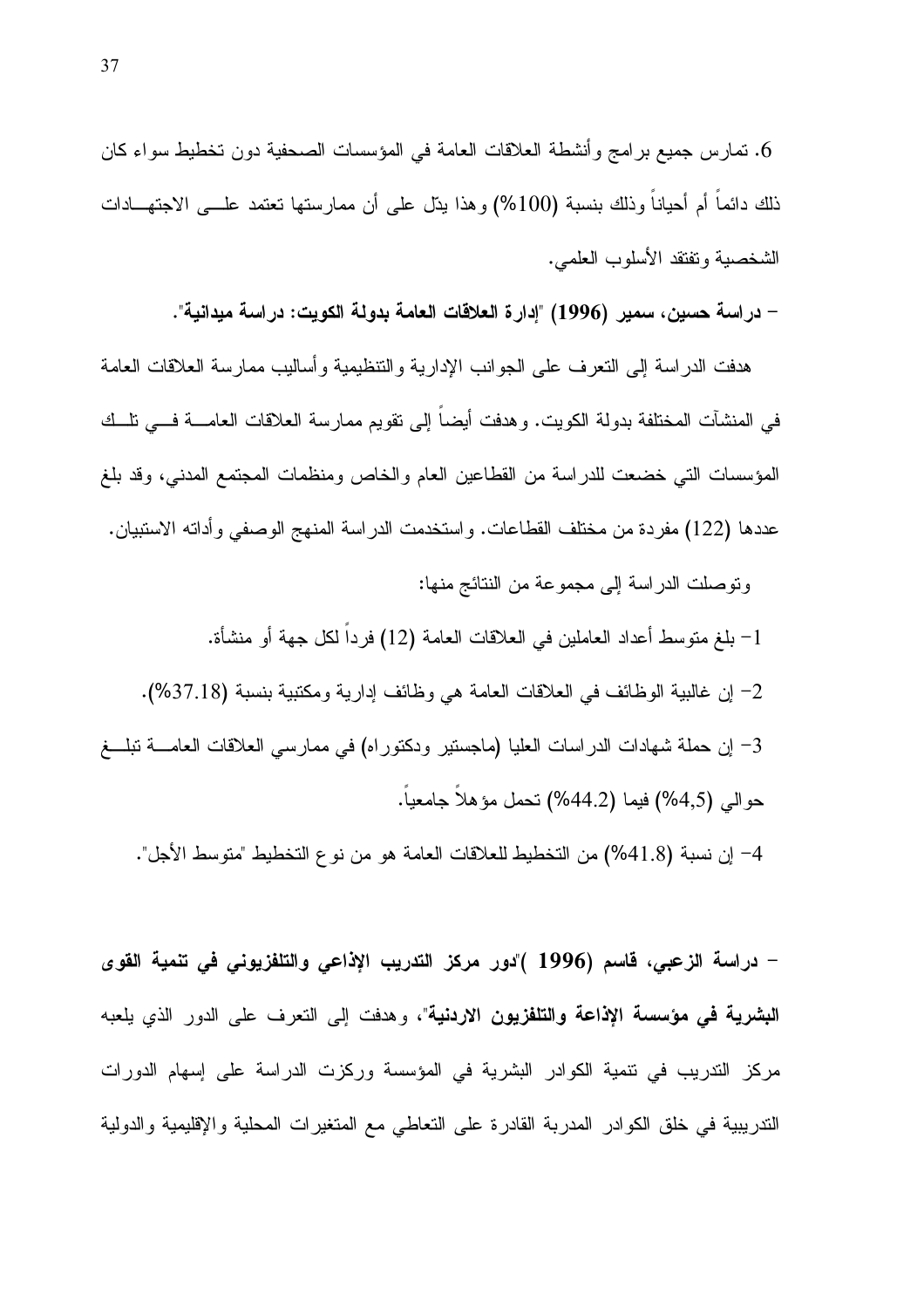6. تمارس جميع برامج وأنشطة العلاقات العامة في المؤسسات الصحفية دون تخطيط سواء كان ذلك دائماً أم أحياناً وذلك بنسبة (100%) وهذا يدّل على أن ممارستها تعتمد على الاجتهادات الشخصية وتفتقد الأسلوب العلمي.

- **دراسة حسين، سمير (1996) "إدارة العلاقات العامة بدولة الكويت: دراسة ميدانية".**

هدفت الدراسة إلى التعرف على الجوانب الإدارية والتنظيمية وأساليب ممارسة العلاقات العامة في المنشآت المختلفة بدولة الكويت. وهدفت أيضاً إلى تقويم ممارسة العلاقات العامة في تلك المؤسسات التي خضعت للدراسة من القطاعين العام والخاص ومنظمات المجتمع المدني، وقد بلغ عددها (122) مفردة من مختلف القطاعات. واستخدمت الدراسة المنهج الوصفي وأداته الاستبيان.

وتوصلت الدراسة إلى مجموعة من النتائج منها:

1- بلغ متوسط أعداد العاملين في العلاقات العامة (12) فرداً لكل جهة أو منشأة.

2- إن غالبية الوظائف في العلاقات العامة هي وظائف إدارية ومكتبية بنسبة (37.18%).

3- إن حملة شهادات الدراسات العليا (ماجستير ودكتوراه) في ممارسي العلاقات العامة تبلغ حوالي (4,5%) فيما (44.2%) تحمل مؤهلاً جامعياً.

4- إن نسبة (41.8%) من التخطيط للعلاقات العامة هو من نوع التخطيط "متوسط الأجل".

- **دراسة الزعبي، قاسم (1996 )"دور مركز التدريب الإذاعي والتلفزيوني في تنمية القوى البشرية في مؤسسة الإذاعة والتلفزيون الاردنية"**، وهدفت إلى التعرف على الدور الذي يلعبه مركز التدريب في تنمية الكوادر البشرية في المؤسسة وركزت الدراسة على إسهام الدورات التدريبية في خلق الكوادر المدربة القادرة على التعاطي مع المتغيرات المحلية والإقليمية والدولية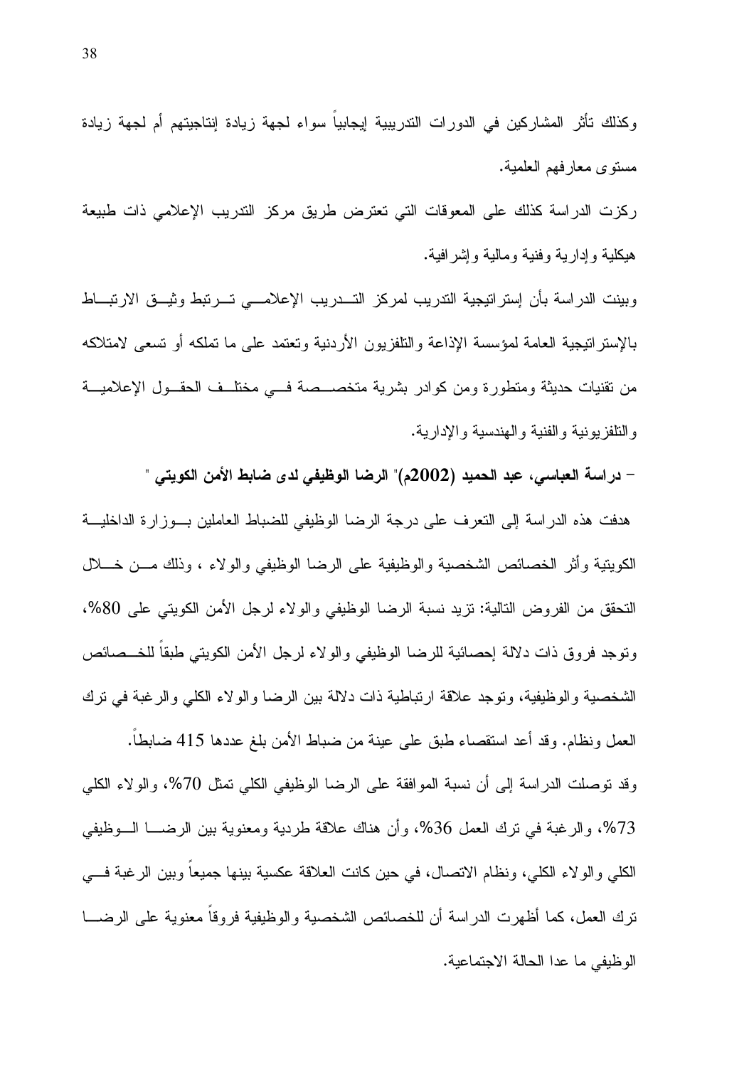وكذلك تأثر المشاركين في الدورات التدريبية إيجابياً سواء لجهة زيادة إنتاجيتهم أم لجهة زيادة مستوى معارفهم العلمية.

ركزت الدراسة كذلك على المعوقات التي تعترض طريق مركز التدريب الإعلامي ذات طبيعة هيكلية وإدارية وفنية ومالية وإشرافية.

وبينت الدراسة بأن إستراتيجية التدريب لمركز التدريب الإعلامي ترتبط وثيق الارتباط بالإستراتيجية العامة لمؤسسة الإذاعة والتلفزيون الأردنية وتعتمد على ما تملكه أو تسعى لامتلاكه من تقنيات حديثة ومتطورة ومن كوادر بشرية متخصصة في مختلف الحقول الإعلامية والتلفزيونية والفنية والهندسية والإدارية.

- **دراسة العباسي، عبد الحميد (2002م)" الرضا الوظيفي لدى ضابط الأمن الكويتي "**

هدفت هذه الدراسة إلى التعرف على درجة الرضا الوظيفي للضباط العاملين بوزارة الداخلية الكويتية وأثر الخصائص الشخصية والوظيفية على الرضا الوظيفي والولاء ، وذلك من خلال التحقق من الفروض التالية: تزيد نسبة الرضا الوظيفي والولاء لرجل الأمن الكويتي على 80%، وتوجد فروق ذات دلالة إحصائية للرضا الوظيفي والولاء لرجل الأمن الكويتي طبقاً للخصائص الشخصية والوظيفية، وتوجد علاقة ارتباطية ذات دلالة بين الرضا والولاء الكلي والرغبة في ترك العمل ونظام. وقد أعد استقصاء طبق على عينة من ضباط الأمن بلغ عددها 415 ضابطاً.

وقد توصلت الدراسة إلى أن نسبة الموافقة على الرضا الوظيفي الكلي تمثل 70%، والولاء الكلي 73%، والرغبة في ترك العمل 36%، وأن هناك علاقة طردية ومعنوية بين الرضا الوظيفي الكلي والولاء الكلي، ونظام الاتصال، في حين كانت العلاقة عكسية بينها جميعاً وبين الرغبة في ترك العمل، كما أظهرت الدراسة أن للخصائص الشخصية والوظيفية فروقاً معنوية على الرضا الوظيفي ما عدا الحالة الاجتماعية.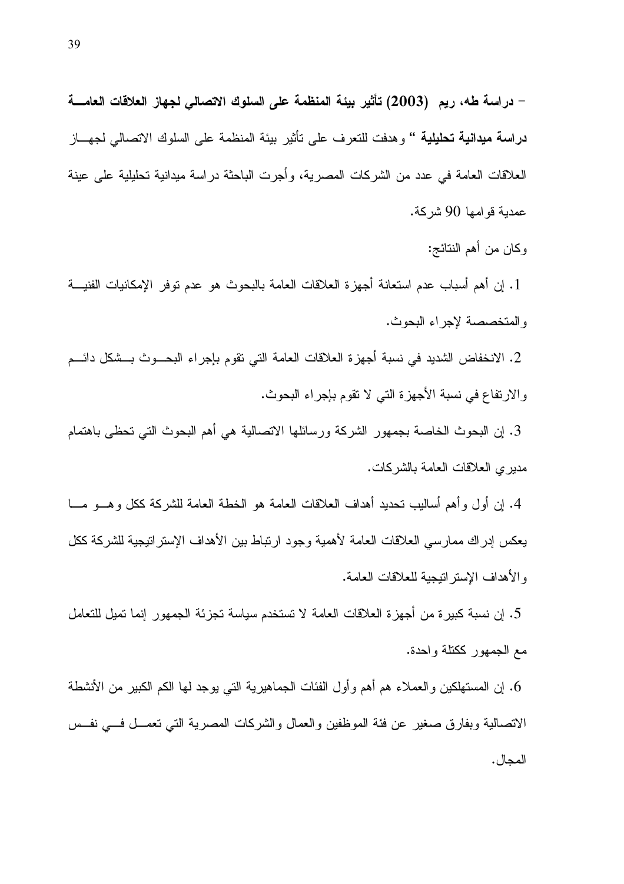- **دراسة طه، ريم (2003) تأثير بيئة المنظمة على السلوك الاتصالي لجهاز العلاقات العامة دراسة ميدانية تحليلية** " وهدفت للتعرف على تأثير بيئة المنظمة على السلوك الاتصالي لجهاز العلاقات العامة في عدد من الشركات المصرية، وأجرت الباحثة دراسة ميدانية تحليلية على عينة عمدية قوامها 90 شركة.

وكان من أهم النتائج:

1. إن أهم أسباب عدم استعانة أجهزة العلاقات العامة بالبحوث هو عدم توفر الإمكانيات الفنية والمتخصصة لإجراء البحوث.

2. الانخفاض الشديد في نسبة أجهزة العلاقات العامة التي تقوم بإجراء البحوث بشكل دائم والارتفاع في نسبة الأجهزة التي لا تقوم بإجراء البحوث.

3. إن البحوث الخاصة بجمهور الشركة ورسائلها الاتصالية هي أهم البحوث التي تحظى باهتمام مديري العلاقات العامة بالشركات.

4. إن أول وأهم أساليب تحديد أهداف العلاقات العامة هو الخطة العامة للشركة ككل وهو ما يعكس إدراك ممارسي العلاقات العامة لأهمية وجود ارتباط بين الأهداف الإستراتيجية للشركة ككل والأهداف الإستراتيجية للعلاقات العامة.

5. إن نسبة كبيرة من أجهزة العلاقات العامة لا تستخدم سياسة تجزئة الجمهور إنما تميل للتعامل مع الجمهور ككتلة واحدة.

6. إن المستهلكين والعملاء هم أهم وأول الفئات الجماهيرية التي يوجد لها الكم الكبير من الأنشطة الاتصالية وبفارق صغير عن فئة الموظفين والعمال والشركات المصرية التي تعمل في نفس المجال.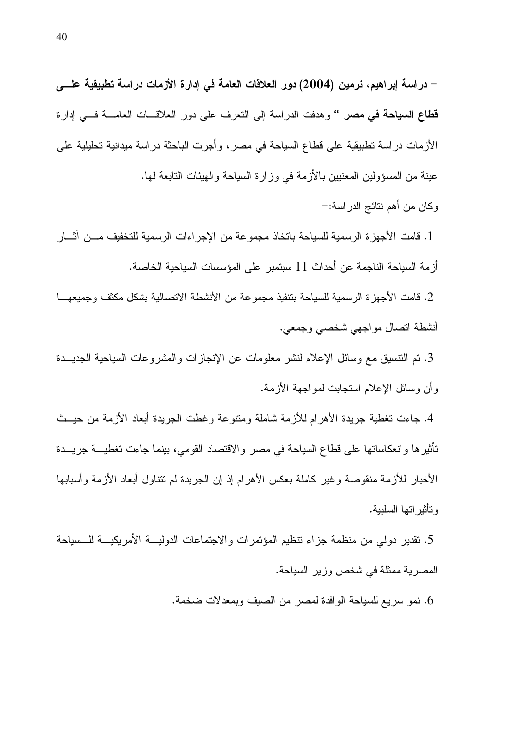- **دراسة إبراهيم، نرمين (2004) دور العلاقات العامة في إدارة الأزمات دراسة تطبيقية على قطاع السياحة في مصر "** وهدفت الدراسة إلى التعرف على دور العلاقات العامة في إدارة الأزمات دراسة تطبيقية على قطاع السياحة في مصر، وأجرت الباحثة دراسة ميدانية تحليلية على عينة من المسؤولين المعنيين بالأزمة في وزارة السياحة والهيئات التابعة لها.

وكان من أهم نتائج الدراسة:-

1. قامت الأجهزة الرسمية للسياحة باتخاذ مجموعة من الإجراءات الرسمية للتخفيف من آثار أزمة السياحة الناجمة عن أحداث 11 سبتمبر على المؤسسات السياحية الخاصة.
2. قامت الأجهزة الرسمية للسياحة بتنفيذ مجموعة من الأنشطة الاتصالية بشكل مكثف وجميعها أنشطة اتصال مواجهي شخصي وجمعي.
3. تم التنسيق مع وسائل الإعلام لنشر معلومات عن الإنجازات والمشروعات السياحية الجديدة وأن وسائل الإعلام استجابت لمواجهة الأزمة.
4. جاءت تغطية جريدة الأهرام للأزمة شاملة ومتنوعة وغطت الجريدة أبعاد الأزمة من حيث تأثيرها وانعكاساتها على قطاع السياحة في مصر والاقتصاد القومي، بينما جاءت تغطية جريدة الأخبار للأزمة منقوصة وغير كاملة بعكس الأهرام إذ إن الجريدة لم تتناول أبعاد الأزمة وأسبابها وتأثيراتها السلبية.
5. تقدير دولي من منظمة جزاء تنظيم المؤتمرات والاجتماعات الدولية الأمريكية للسياحة المصرية ممثلة في شخص وزير السياحة.
6. نمو سريع للسياحة الوافدة لمصر من الصيف وبمعدلات ضخمة.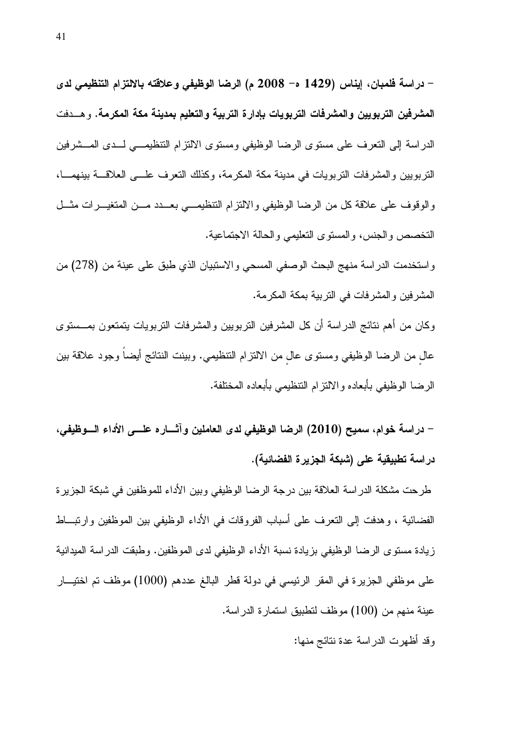- **دراسة فلمبان، إيناس (1429 ه- 2008 م) الرضا الوظيفي وعلاقته بالالتزام التنظيمي لدى المشرفين التربويين والمشرفات التربويات بإدارة التربية والتعليم بمدينة مكة المكرمة.** وهدفت الدراسة إلى التعرف على مستوى الرضا الوظيفي ومستوى الالتزام التنظيمي لدى المشرفين التربويين والمشرفات التربويات في مدينة مكة المكرمة، وكذلك التعرف على العلاقة بينهما، والوقوف على علاقة كل من الرضا الوظيفي والالتزام التنظيمي بعدد من المتغيرات مثل التخصص والجنس، والمستوى التعليمي والحالة الاجتماعية.

واستخدمت الدراسة منهج البحث الوصفي المسحي والاستبيان الذي طبق على عينة من (278) من المشرفين والمشرفات في التربية بمكة المكرمة.

وكان من أهم نتائج الدراسة أن كل المشرفين التربويين والمشرفات التربويات يتمتعون بمستوى عالٍ من الرضا الوظيفي ومستوى عالٍ من الالتزام التنظيمي. وبينت النتائج أيضاً وجود علاقة بين الرضا الوظيفي بأبعاده والالتزام التنظيمي بأبعاده المختلفة.

- **دراسة خوام، سميح (2010) الرضا الوظيفي لدى العاملين وآثاره على الأداء الوظيفي، دراسة تطبيقية على (شبكة الجزيرة الفضائية).**

طرحت مشكلة الدراسة العلاقة بين درجة الرضا الوظيفي وبين الأداء للموظفين في شبكة الجزيرة الفضائية ، وهدفت إلى التعرف على أسباب الفروقات في الأداء الوظيفي بين الموظفين وارتباط زيادة مستوى الرضا الوظيفي بزيادة نسبة الأداء الوظيفي لدى الموظفين. وطبقت الدراسة الميدانية على موظفي الجزيرة في المقر الرئيسي في دولة قطر البالغ عددهم (1000) موظف تم اختيار عينة منهم من (100) موظف لتطبيق استمارة الدراسة.

وقد أظهرت الدراسة عدة نتائج منها: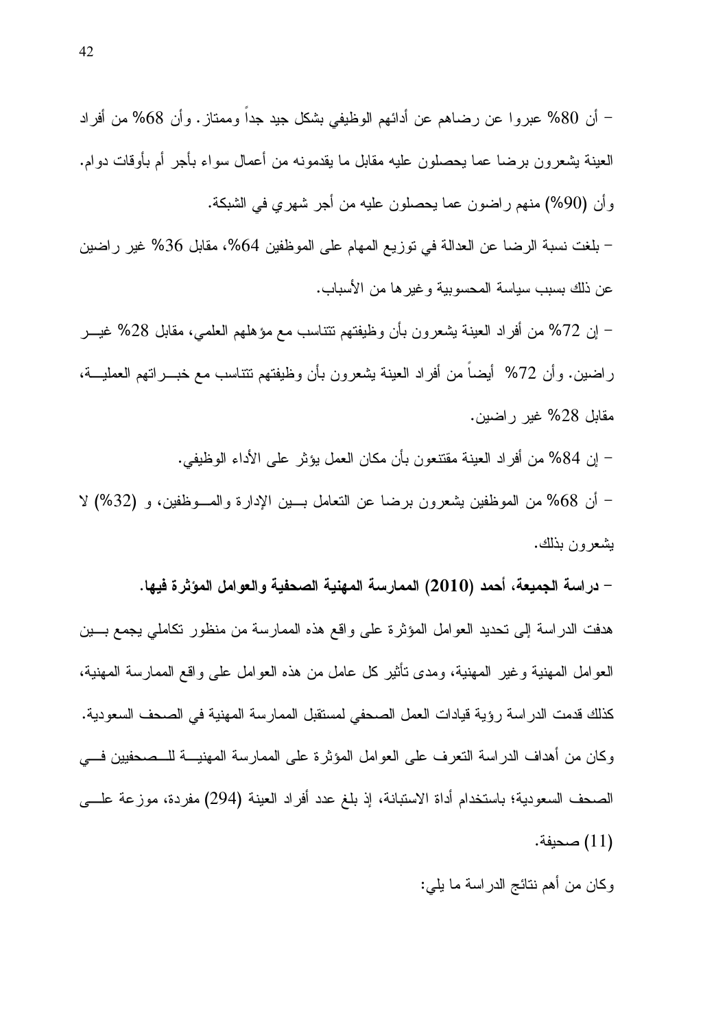- أن 80% عبروا عن رضاهم عن أدائهم الوظيفي بشكل جيد جداً وممتاز. وأن 68% من أفراد العينة يشعرون برضا عما يحصلون عليه مقابل ما يقدمونه من أعمال سواء بأجر أم بأوقات دوام. وأن (90%) منهم راضون عما يحصلون عليه من أجر شهري في الشبكة.

- بلغت نسبة الرضا عن العدالة في توزيع المهام على الموظفين 64%، مقابل 36% غير راضين عن ذلك بسبب سياسة المحسوبية وغيرها من الأسباب.

- إن 72% من أفراد العينة يشعرون بأن وظيفتهم تتناسب مع مؤهلهم العلمي، مقابل 28% غير راضين. وأن 72% أيضاً من أفراد العينة يشعرون بأن وظيفتهم تتناسب مع خبراتهم العملية، مقابل 28% غير راضين.

- إن 84% من أفراد العينة مقتنعون بأن مكان العمل يؤثر على الأداء الوظيفي.

- أن 68% من الموظفين يشعرون برضا عن التعامل بين الإدارة والموظفين، و (32%) لا يشعرون بذلك.

**- دراسة الجميعة، أحمد (2010) الممارسة المهنية الصحفية والعوامل المؤثرة فيها.**

هدفت الدراسة إلى تحديد العوامل المؤثرة على واقع هذه الممارسة من منظور تكاملي يجمع بين العوامل المهنية وغير المهنية، ومدى تأثير كل عامل من هذه العوامل على واقع الممارسة المهنية، كذلك قدمت الدراسة رؤية قيادات العمل الصحفي لمستقبل الممارسة المهنية في الصحف السعودية. وكان من أهداف الدراسة التعرف على العوامل المؤثرة على الممارسة المهنية للصحفيين في الصحف السعودية؛ باستخدام أداة الاستبانة، إذ بلغ عدد أفراد العينة (294) مفردة، موزعة على (11) صحيفة.

وكان من أهم نتائج الدراسة ما يلي: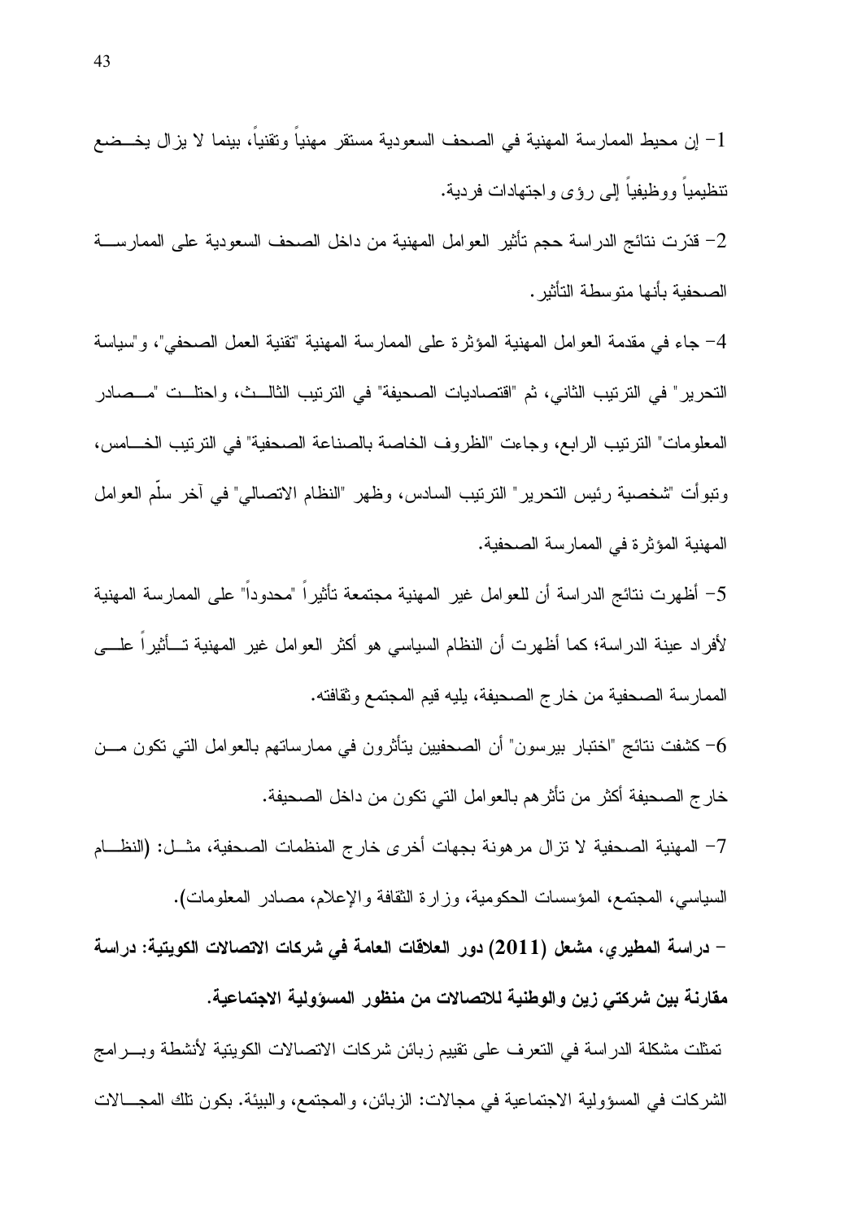1- إن محيط الممارسة المهنية في الصحف السعودية مستقر مهنياً وتقنياً، بينما لا يزال يخضع تنظيمياً ووظيفياً إلى رؤى واجتهادات فردية.

2- قدّرت نتائج الدراسة حجم تأثير العوامل المهنية من داخل الصحف السعودية على الممارسة الصحفية بأنها متوسطة التأثير.

4- جاء في مقدمة العوامل المهنية المؤثرة على الممارسة المهنية "تقنية العمل الصحفي"، و"سياسة التحرير" في الترتيب الثاني، ثم "اقتصاديات الصحيفة" في الترتيب الثالث، واحتلت "مصادر المعلومات" الترتيب الرابع، وجاءت "الظروف الخاصة بالصناعة الصحفية" في الترتيب الخامس، وتبوأت "شخصية رئيس التحرير" الترتيب السادس، وظهر "النظام الاتصالي" في آخر سلّم العوامل المهنية المؤثرة في الممارسة الصحفية.

5- أظهرت نتائج الدراسة أن للعوامل غير المهنية مجتمعة تأثيراً "محدوداً" على الممارسة المهنية لأفراد عينة الدراسة؛ كما أظهرت أن النظام السياسي هو أكثر العوامل غير المهنية تأثيراً على الممارسة الصحفية من خارج الصحيفة، يليه قيم المجتمع وثقافته.

6- كشفت نتائج "اختبار بيرسون" أن الصحفيين يتأثرون في ممارساتهم بالعوامل التي تكون من خارج الصحيفة أكثر من تأثرهم بالعوامل التي تكون من داخل الصحيفة.

7- المهنية الصحفية لا تزال مرهونة بجهات أخرى خارج المنظمات الصحفية، مثل: (النظام السياسي، المجتمع، المؤسسات الحكومية، وزارة الثقافة والإعلام، مصادر المعلومات).

**- دراسة المطيري، مشعل (2011) دور العلاقات العامة في شركات الاتصالات الكويتية: دراسة مقارنة بين شركتي زين والوطنية للاتصالات من منظور المسؤولية الاجتماعية.**

تمثلت مشكلة الدراسة في التعرف على تقييم زبائن شركات الاتصالات الكويتية لأنشطة وبرامج الشركات في المسؤولية الاجتماعية في مجالات: الزبائن، والمجتمع، والبيئة. بكون تلك المجالات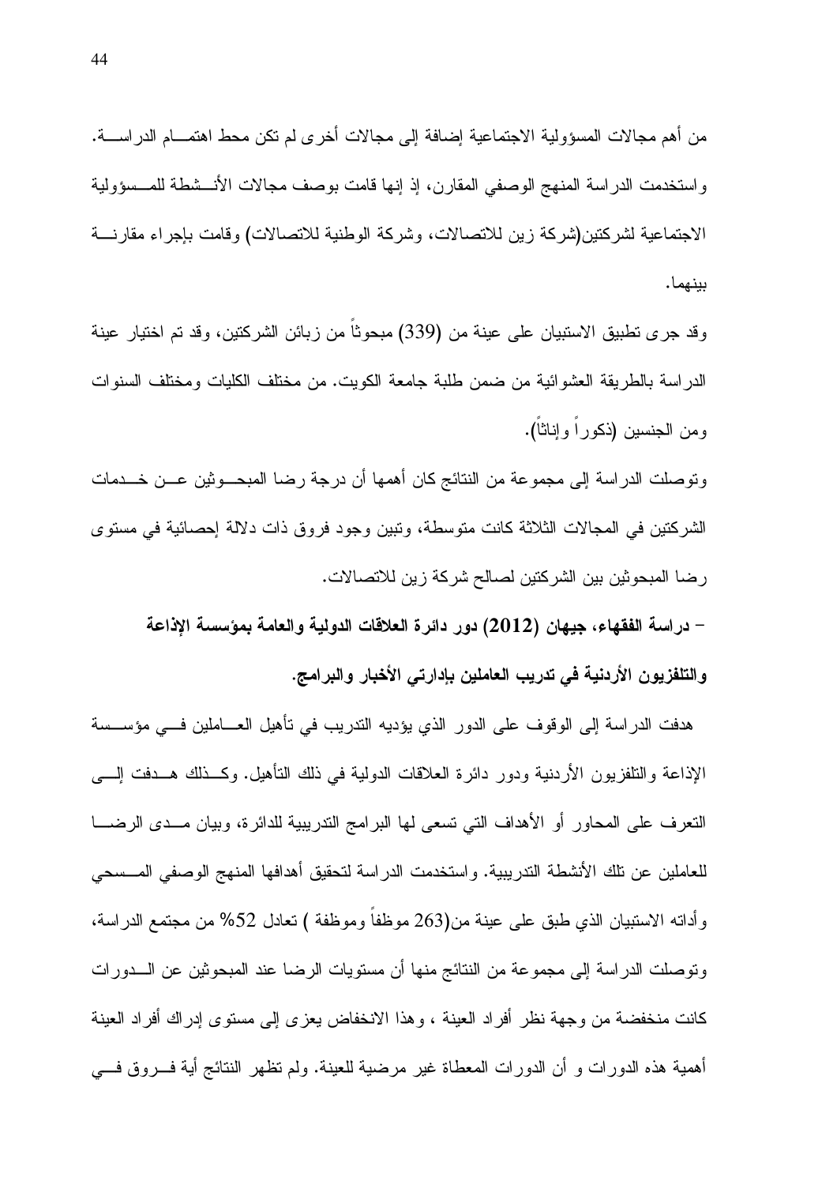من أهم مجالات المسؤولية الاجتماعية إضافة إلى مجالات أخرى لم تكن محط اهتمـــام الدراســـة. واستخدمت الدراسة المنهج الوصفي المقارن، إذ إنها قامت بوصف مجالات الأنـــشطة للمـــسؤولية الاجتماعية لشركتين(شركة زين للاتصالات، وشركة الوطنية للاتصالات) وقامت بإجراء مقارنـــة بينهما.

وقد جرى تطبيق الاستبيان على عينة من (339) مبحوثاً من زبائن الشركتين، وقد تم اختيار عينة الدراسة بالطريقة العشوائية من ضمن طلبة جامعة الكويت. من مختلف الكليات ومختلف السنوات ومن الجنسين (ذكوراً وإناثاً).

وتوصلت الدراسة إلى مجموعة من النتائج كان أهمها أن درجة رضا المبحـــوثين عـــن خـــدمات الشركتين في المجالات الثلاثة كانت متوسطة، وتبين وجود فروق ذات دلالة إحصائية في مستوى رضا المبحوثين بين الشركتين لصالح شركة زين للاتصالات.

**- دراسة الفقهاء، جيهان (2012) دور دائرة العلاقات الدولية والعامة بمؤسسة الإذاعة والتلفزيون الأردنية في تدريب العاملين بإدارتي الأخبار والبرامج.**

هدفت الدراسة إلى الوقوف على الدور الذي يؤديه التدريب في تأهيل العـــاملين فـــي مؤســـسة الإذاعة والتلفزيون الأردنية ودور دائرة العلاقات الدولية في ذلك التأهيل. وكـــذلك هـــدفت إلـــى التعرف على المحاور أو الأهداف التي تسعى لها البرامج التدريبية للدائرة، وبيان مـــدى الرضـــا للعاملين عن تلك الأنشطة التدريبية. واستخدمت الدراسة لتحقيق أهدافها المنهج الوصفي المـــسحي وأداته الاستبيان الذي طبق على عينة من(263 موظفاً وموظفة ) تعادل 52% من مجتمع الدراسة، وتوصلت الدراسة إلى مجموعة من النتائج منها أن مستويات الرضا عند المبحوثين عن الـــدورات كانت منخفضة من وجهة نظر أفراد العينة ، وهذا الانخفاض يعزى إلى مستوى إدراك أفراد العينة أهمية هذه الدورات و أن الدورات المعطاة غير مرضية للعينة. ولم تظهر النتائج أية فـــروق فـــي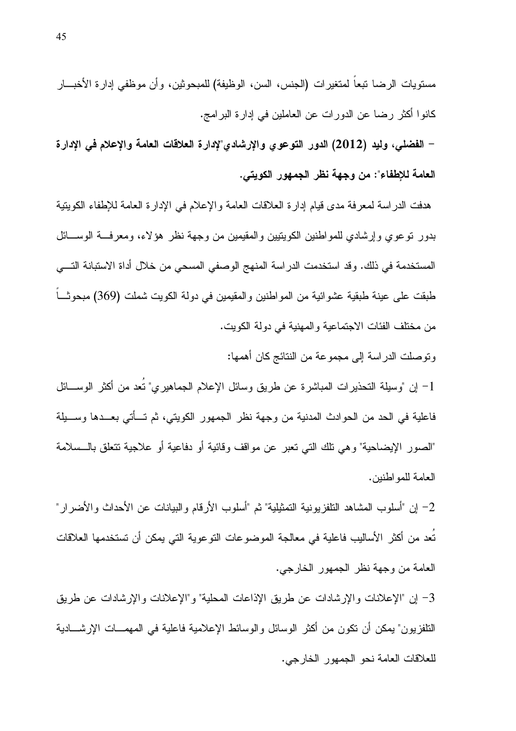مستويات الرضا تبعاً لمتغيرات (الجنس، السن، الوظيفة) للمبحوثين، وأن موظفي إدارة الأخبار كانوا أكثر رضا عن الدورات عن العاملين في إدارة البرامج.

**- الفضلي، وليد (2012) الدور التوعوي والإرشادي"لإدارة العلاقات العامة والإعلام في الإدارة العامة للإطفاء": من وجهة نظر الجمهور الكويتي.**

هدفت الدراسة لمعرفة مدى قيام إدارة العلاقات العامة والإعلام في الإدارة العامة للإطفاء الكويتية بدور توعوي وإرشادي للمواطنين الكويتيين والمقيمين من وجهة نظر هؤلاء، ومعرفة الوسائل المستخدمة في ذلك. وقد استخدمت الدراسة المنهج الوصفي المسحي من خلال أداة الاستبانة التي طبقت على عينة طبقية عشوائية من المواطنين والمقيمين في دولة الكويت شملت (369) مبحوثاً من مختلف الفئات الاجتماعية والمهنية في دولة الكويت.

وتوصلت الدراسة إلى مجموعة من النتائج كان أهمها:

1- إن "وسيلة التحذيرات المباشرة عن طريق وسائل الإعلام الجماهيري" تُعد من أكثر الوسائل فاعلية في الحد من الحوادث المدنية من وجهة نظر الجمهور الكويتي، ثم تأتي بعدها وسيلة "الصور الإيضاحية" وهي تلك التي تعبر عن مواقف وقائية أو دفاعية أو علاجية تتعلق بالسلامة العامة للمواطنين.

2- إن "أسلوب المشاهد التلفزيونية التمثيلية" ثم "أسلوب الأرقام والبيانات عن الأحداث والأضرار" تُعد من أكثر الأساليب فاعلية في معالجة الموضوعات التوعوية التي يمكن أن تستخدمها العلاقات العامة من وجهة نظر الجمهور الخارجي.

3- إن "الإعلانات والإرشادات عن طريق الإذاعات المحلية" و"الإعلانات والإرشادات عن طريق التلفزيون" يمكن أن تكون من أكثر الوسائل والوسائط الإعلامية فاعلية في المهمات الإرشادية للعلاقات العامة نحو الجمهور الخارجي.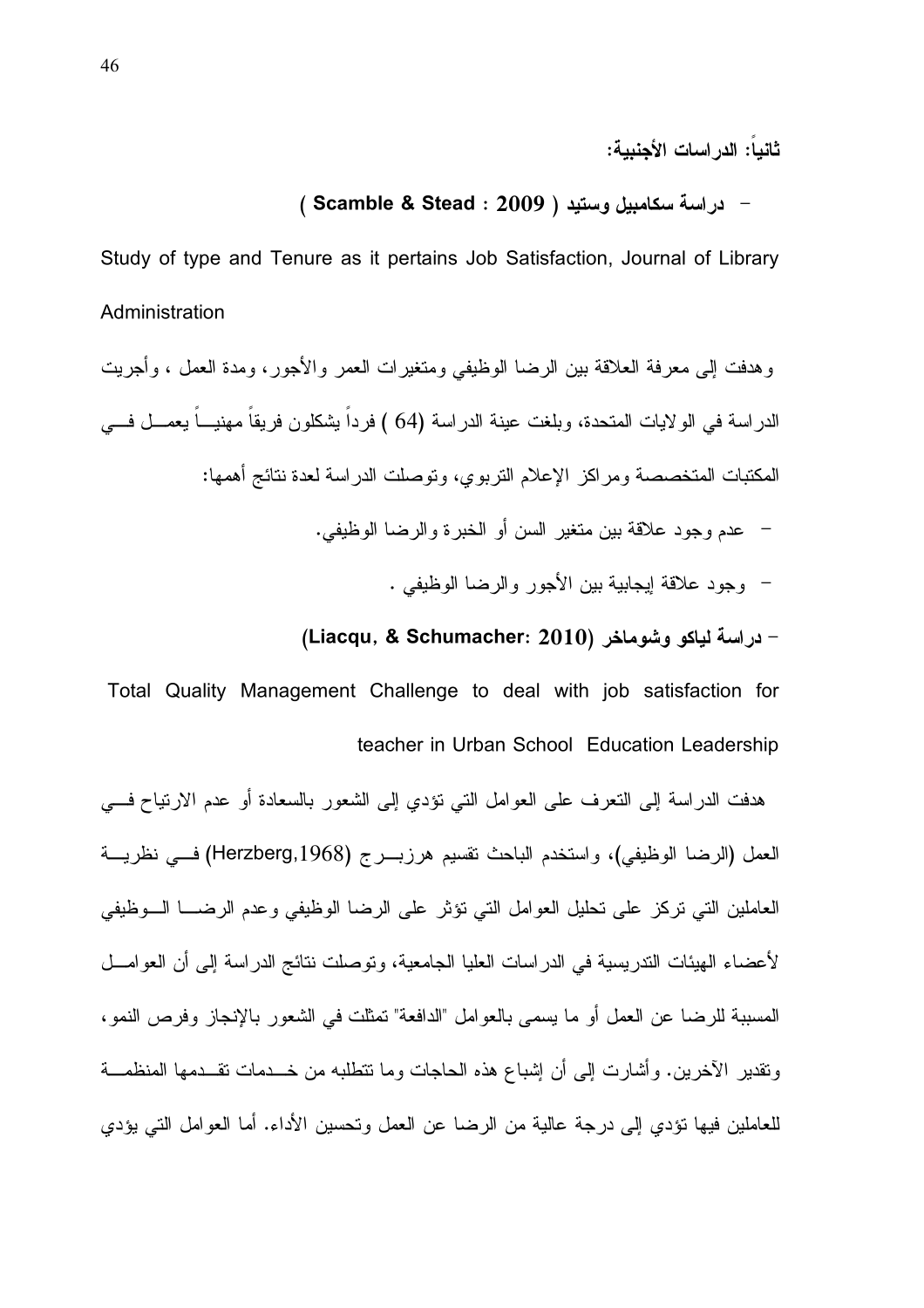### ثانياً: الدراسات الأجنبية:

- دراسة سكامبيل وستيد ( Scamble & Stead : 2009 )

Study of type and Tenure as it pertains Job Satisfaction, Journal of Library Administration

وهدفت إلى معرفة العلاقة بين الرضا الوظيفي ومتغيرات العمر والأجور، ومدة العمل ، وأجريت الدراسة في الولايات المتحدة، وبلغت عينة الدراسة (64 ) فرداً يشكلون فريقاً مهنياً يعمل في المكتبات المتخصصة ومراكز الإعلام التربوي، وتوصلت الدراسة لعدة نتائج أهمها:

- عدم وجود علاقة بين متغير السن أو الخبرة والرضا الوظيفي.
- وجود علاقة إيجابية بين الأجور والرضا الوظيفي .

- دراسة لياكو وشوماخر (Liacqu, & Schumacher: 2010)

Total Quality Management Challenge to deal with job satisfaction for teacher in Urban School Education Leadership

هدفت الدراسة إلى التعرف على العوامل التي تؤدي إلى الشعور بالسعادة أو عدم الارتياح في العمل (الرضا الوظيفي)، واستخدم الباحث تقسيم هرزبرج (Herzberg,1968) في نظرية العاملين التي تركز على تحليل العوامل التي تؤثر على الرضا الوظيفي وعدم الرضا الوظيفي لأعضاء الهيئات التدريسية في الدراسات العليا الجامعية، وتوصلت نتائج الدراسة إلى أن العوامل المسببة للرضا عن العمل أو ما يسمى بالعوامل "الدافعة" تمثلت في الشعور بالإنجاز وفرص النمو، وتقدير الآخرين. وأشارت إلى أن إشباع هذه الحاجات وما تتطلبه من خدمات تقدمها المنظمة للعاملين فيها تؤدي إلى درجة عالية من الرضا عن العمل وتحسين الأداء. أما العوامل التي يؤدي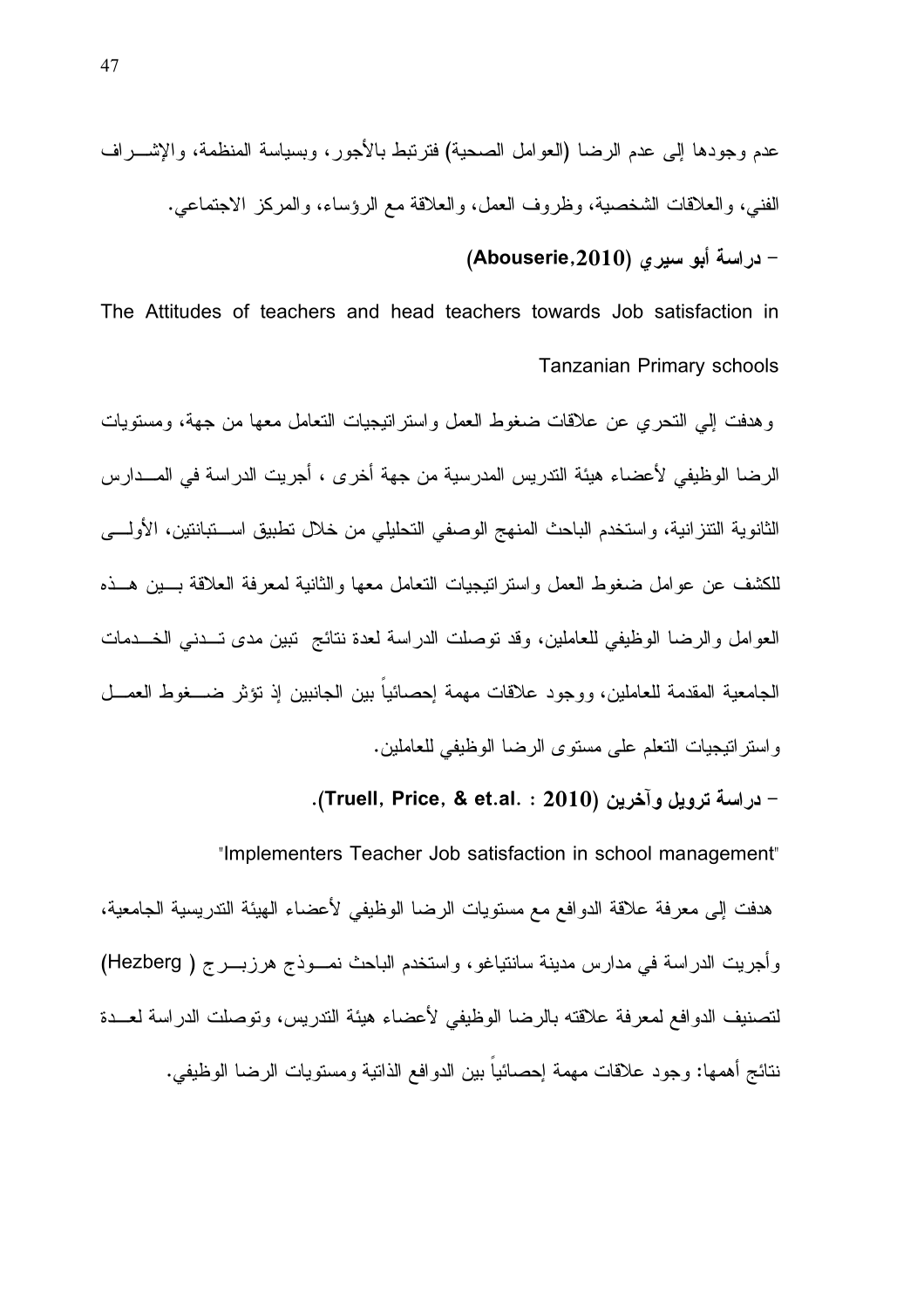عدم وجودها إلى عدم الرضا (العوامل الصحية) فترتبط بالأجور، وبسياسة المنظمة، والإشـــراف الفني، والعلاقات الشخصية، وظروف العمل، والعلاقة مع الرؤساء، والمركز الاجتماعي.

**- دراسة أبو سيري (Abouserie,2010)**

The Attitudes of teachers and head teachers towards Job satisfaction in Tanzanian Primary schools

وهدفت إلي التحري عن علاقات ضغوط العمل واستراتيجيات التعامل معها من جهة، ومستويات الرضا الوظيفي لأعضاء هيئة التدريس المدرسية من جهة أخرى ، أجريت الدراسة في المـــدارس الثانوية التنزانية، واستخدم الباحث المنهج الوصفي التحليلي من خلال تطبيق اســـتبانتين، الأولـــى للكشف عن عوامل ضغوط العمل واستراتيجيات التعامل معها والثانية لمعرفة العلاقة بـــين هـــذه العوامل والرضا الوظيفي للعاملين، وقد توصلت الدراسة لعدة نتائج تبين مدى تـــدني الخـــدمات الجامعية المقدمة للعاملين، ووجود علاقات مهمة إحصائياً بين الجانبين إذ تؤثر ضـــغوط العمـــل واستراتيجيات التعلم على مستوى الرضا الوظيفي للعاملين.

**- دراسة ترويل وآخرين (Truell, Price, & et.al. : 2010).**

"Implementers Teacher Job satisfaction in school management"

هدفت إلى معرفة علاقة الدوافع مع مستويات الرضا الوظيفي لأعضاء الهيئة التدريسية الجامعية، وأجريت الدراسة في مدارس مدينة سانتياغو، واستخدم الباحث نمـــوذج هرزبـــرج ( Hezberg) لتصنيف الدوافع لمعرفة علاقته بالرضا الوظيفي لأعضاء هيئة التدريس، وتوصلت الدراسة لعـــدة نتائج أهمها: وجود علاقات مهمة إحصائياً بين الدوافع الذاتية ومستويات الرضا الوظيفي.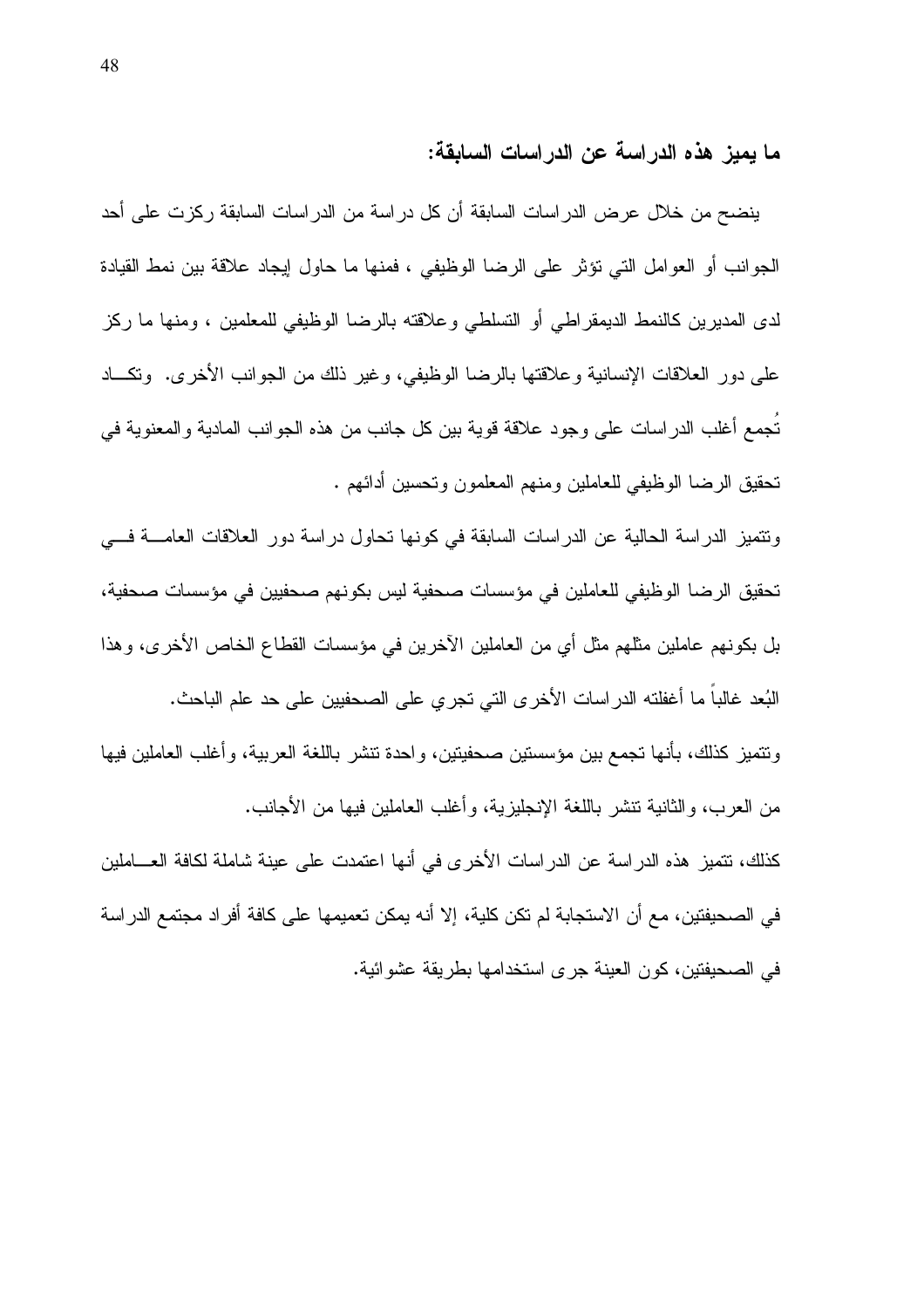## ما يميز هذه الدراسة عن الدراسات السابقة:

يتضح من خلال عرض الدراسات السابقة أن كل دراسة من الدراسات السابقة ركزت على أحد الجوانب أو العوامل التي تؤثر على الرضا الوظيفي ، فمنها ما حاول إيجاد علاقة بين نمط القيادة لدى المديرين كالنمط الديمقراطي أو التسلطي وعلاقته بالرضا الوظيفي للمعلمين ، ومنها ما ركز على دور العلاقات الإنسانية وعلاقتها بالرضا الوظيفي، وغير ذلك من الجوانب الأخرى. وتكاد تُجمع أغلب الدراسات على وجود علاقة قوية بين كل جانب من هذه الجوانب المادية والمعنوية في تحقيق الرضا الوظيفي للعاملين ومنهم المعلمون وتحسين أدائهم .

وتتميز الدراسة الحالية عن الدراسات السابقة في كونها تحاول دراسة دور العلاقات العامة في تحقيق الرضا الوظيفي للعاملين في مؤسسات صحفية ليس بكونهم صحفيين في مؤسسات صحفية، بل بكونهم عاملين مثلهم مثل أي من العاملين الآخرين في مؤسسات القطاع الخاص الأخرى، وهذا البُعد غالباً ما أغفلته الدراسات الأخرى التي تجري على الصحفيين على حد علم الباحث.

وتتميز كذلك، بأنها تجمع بين مؤسستين صحفيتين، واحدة تنشر باللغة العربية، وأغلب العاملين فيها من العرب، والثانية تنشر باللغة الإنجليزية، وأغلب العاملين فيها من الأجانب.

كذلك، تتميز هذه الدراسة عن الدراسات الأخرى في أنها اعتمدت على عينة شاملة لكافة العاملين في الصحيفتين، مع أن الاستجابة لم تكن كلية، إلا أنه يمكن تعميمها على كافة أفراد مجتمع الدراسة في الصحيفتين، كون العينة جرى استخدامها بطريقة عشوائية.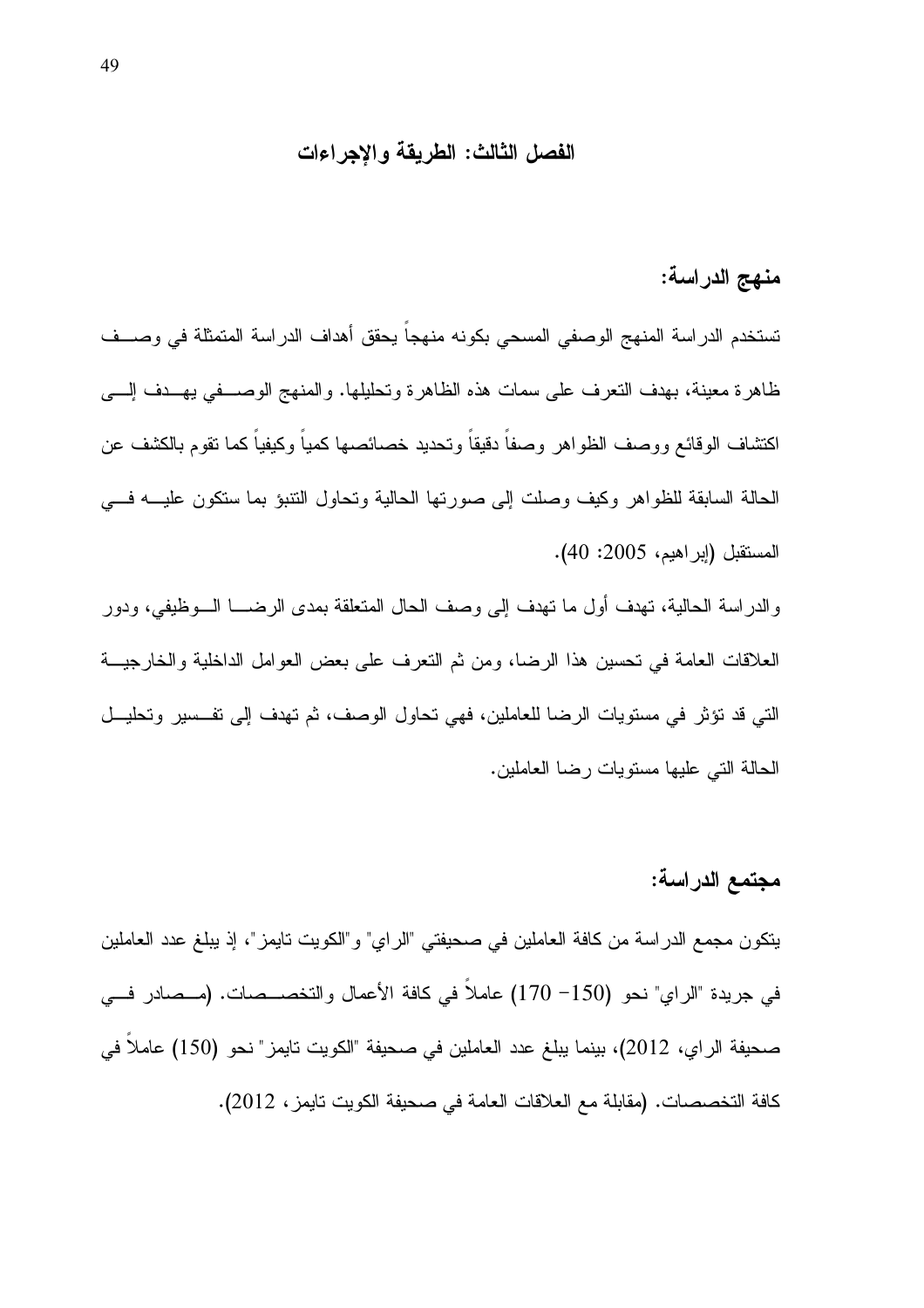# الفصل الثالث: الطريقة والإجراءات

## منهج الدراسة:

تستخدم الدراسة المنهج الوصفي المسحي بكونه منهجاً يحقق أهداف الدراسة المتمثلة في وصف ظاهرة معينة، بهدف التعرف على سمات هذه الظاهرة وتحليلها. والمنهج الوصفي يهدف إلى اكتشاف الوقائع ووصف الظواهر وصفاً دقيقاً وتحديد خصائصها كمياً وكيفياً كما تقوم بالكشف عن الحالة السابقة للظواهر وكيف وصلت إلى صورتها الحالية وتحاول التنبؤ بما ستكون عليه في المستقبل (إبراهيم، 2005: 40).

والدراسة الحالية، تهدف أول ما تهدف إلى وصف الحال المتعلقة بمدى الرضا الوظيفي، ودور العلاقات العامة في تحسين هذا الرضا، ومن ثم التعرف على بعض العوامل الداخلية والخارجية التي قد تؤثر في مستويات الرضا للعاملين، فهي تحاول الوصف، ثم تهدف إلى تفسير وتحليل الحالة التي عليها مستويات رضا العاملين.

## مجتمع الدراسة:

يتكون مجمع الدراسة من كافة العاملين في صحيفتي "الراي" و"الكويت تايمز"، إذ يبلغ عدد العاملين في جريدة "الراي" نحو (150- 170) عاملاً في كافة الأعمال والتخصصات. (مصادر في صحيفة الراي، 2012)، بينما يبلغ عدد العاملين في صحيفة "الكويت تايمز" نحو (150) عاملاً في كافة التخصصات. (مقابلة مع العلاقات العامة في صحيفة الكويت تايمز، 2012).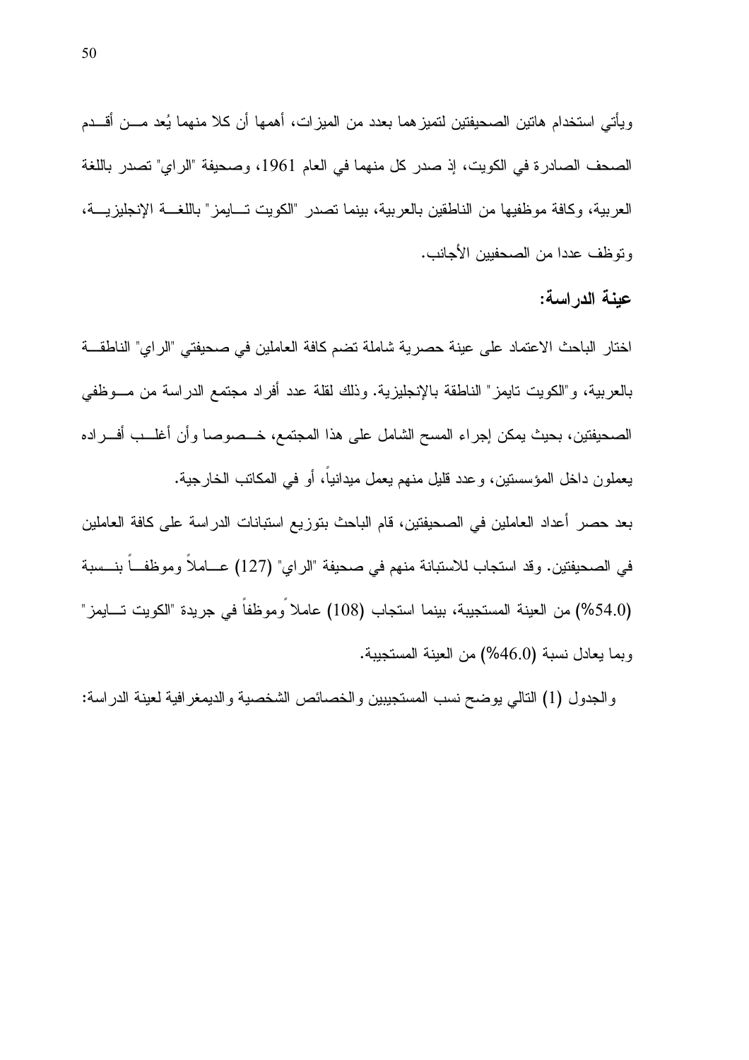ويأتي استخدام هاتين الصحيفتين لتميزهما بعدد من الميزات، أهمها أن كلا منهما يُعد من أقدم الصحف الصادرة في الكويت، إذ صدر كل منهما في العام 1961، وصحيفة "الراي" تصدر باللغة العربية، وكافة موظفيها من الناطقين بالعربية، بينما تصدر "الكويت تايمز" باللغة الإنجليزية، وتوظف عددا من الصحفيين الأجانب.

## عينة الدراسة:

اختار الباحث الاعتماد على عينة حصرية شاملة تضم كافة العاملين في صحيفتي "الراي" الناطقة بالعربية، و"الكويت تايمز" الناطقة بالإنجليزية. وذلك لقلة عدد أفراد مجتمع الدراسة من موظفي الصحيفتين، بحيث يمكن إجراء المسح الشامل على هذا المجتمع، خصوصا وأن أغلب أفراده يعملون داخل المؤسستين، وعدد قليل منهم يعمل ميدانياً، أو في المكاتب الخارجية.

بعد حصر أعداد العاملين في الصحيفتين، قام الباحث بتوزيع استبانات الدراسة على كافة العاملين في الصحيفتين. وقد استجاب للاستبانة منهم في صحيفة "الراي" (127) عاملاً وموظفاً بنسبة (54.0%) من العينة المستجيبة، بينما استجاب (108) عاملا ًوموظفاً في جريدة "الكويت تايمز" وبما يعادل نسبة (46.0%) من العينة المستجيبة.

والجدول (1) التالي يوضح نسب المستجيبين والخصائص الشخصية والديمغرافية لعينة الدراسة: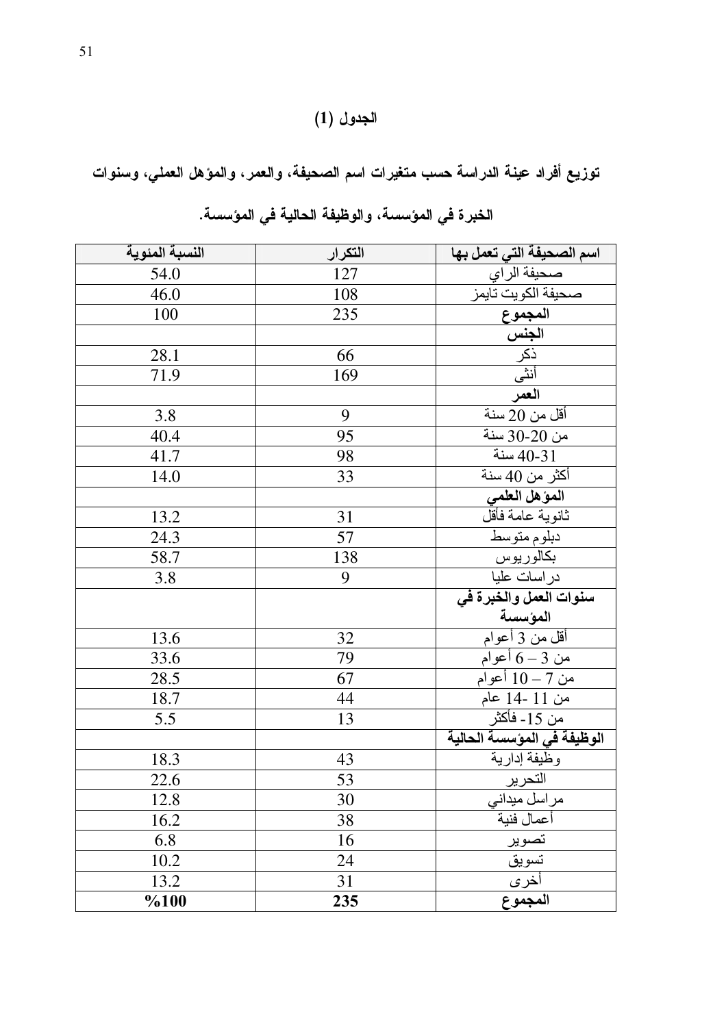### الجدول (1)

**توزيع أفراد عينة الدراسة حسب متغيرات اسم الصحيفة، والعمر، والمؤهل العملي، وسنوات الخبرة في المؤسسة، والوظيفة الحالية في المؤسسة.**

| اسم الصحيفة التي تعمل بها | التكرار | النسبة المئوية |
|---|---|---|
| صحيفة الراي | 127 | 54.0 |
| صحيفة الكويت تايمز | 108 | 46.0 |
| **المجموع** | 235 | 100 |
| **الجنس** | | |
| ذكر | 66 | 28.1 |
| أنثى | 169 | 71.9 |
| **العمر** | | |
| أقل من 20 سنة | 9 | 3.8 |
| من 20-30 سنة | 95 | 40.4 |
| 31-40 سنة | 98 | 41.7 |
| أكثر من 40 سنة | 33 | 14.0 |
| **المؤهل العلمي** | | |
| ثانوية عامة فأقل | 31 | 13.2 |
| دبلوم متوسط | 57 | 24.3 |
| بكالوريوس | 138 | 58.7 |
| دراسات عليا | 9 | 3.8 |
| **سنوات العمل والخبرة في المؤسسة** | | |
| أقل من 3 أعوام | 32 | 13.6 |
| من 3 – 6 أعوام | 79 | 33.6 |
| من 7 – 10 أعوام | 67 | 28.5 |
| من 11 -14 عام | 44 | 18.7 |
| من 15- فأكثر | 13 | 5.5 |
| **الوظيفة في المؤسسة الحالية** | | |
| وظيفة إدارية | 43 | 18.3 |
| التحرير | 53 | 22.6 |
| مراسل ميداني | 30 | 12.8 |
| أعمال فنية | 38 | 16.2 |
| تصوير | 16 | 6.8 |
| تسويق | 24 | 10.2 |
| أخرى | 31 | 13.2 |
| **المجموع** | **235** | **%100** |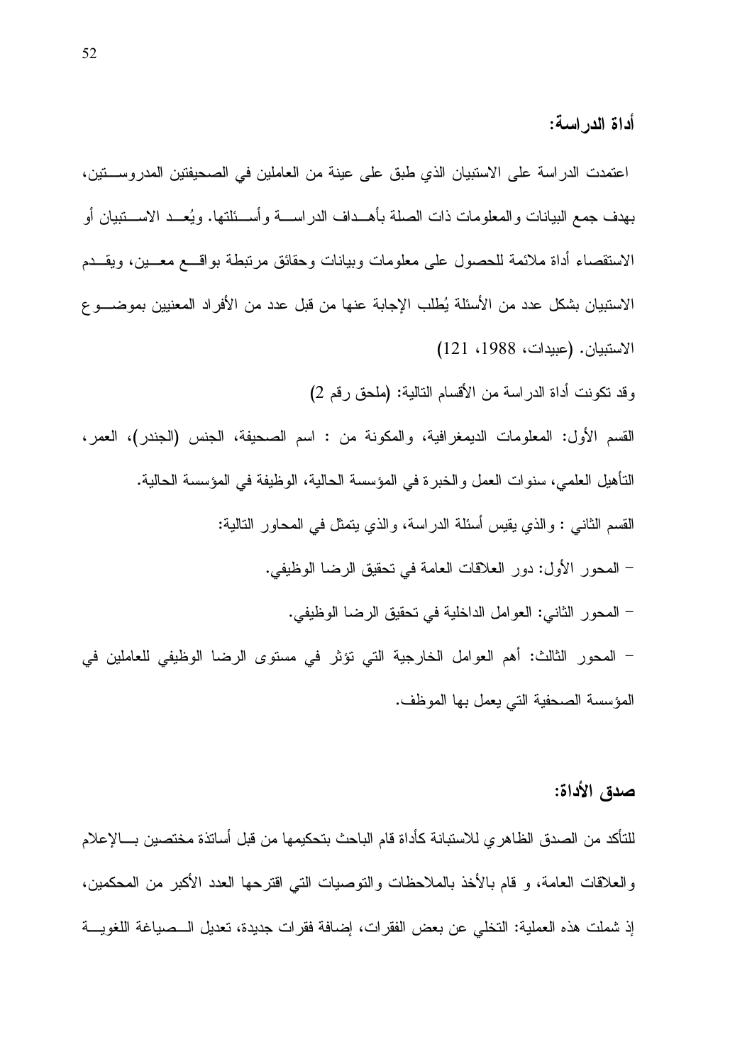### أداة الدراسة:

اعتمدت الدراسة على الاستبيان الذي طبق على عينة من العاملين في الصحيفتين المدروستين، بهدف جمع البيانات والمعلومات ذات الصلة بأهداف الدراسة وأسئلتها. ويُعد الاستبيان أو الاستقصاء أداة ملائمة للحصول على معلومات وبيانات وحقائق مرتبطة بواقع معين، ويقدم الاستبيان بشكل عدد من الأسئلة يُطلب الإجابة عنها من قبل عدد من الأفراد المعنيين بموضوع الاستبيان. (عبيدات، 1988، 121)

وقد تكونت أداة الدراسة من الأقسام التالية: (ملحق رقم 2)

القسم الأول: المعلومات الديمغرافية، والمكونة من : اسم الصحيفة، الجنس (الجندر)، العمر، التأهيل العلمي، سنوات العمل والخبرة في المؤسسة الحالية، الوظيفة في المؤسسة الحالية.

القسم الثاني : والذي يقيس أسئلة الدراسة، والذي يتمثل في المحاور التالية:

- المحور الأول: دور العلاقات العامة في تحقيق الرضا الوظيفي.
- المحور الثاني: العوامل الداخلية في تحقيق الرضا الوظيفي.
- المحور الثالث: أهم العوامل الخارجية التي تؤثر في مستوى الرضا الوظيفي للعاملين في المؤسسة الصحفية التي يعمل بها الموظف.

### صدق الأداة:

للتأكد من الصدق الظاهري للاستبانة كأداة قام الباحث بتحكيمها من قبل أساتذة مختصين بالإعلام والعلاقات العامة، و قام بالأخذ بالملاحظات والتوصيات التي اقترحها العدد الأكبر من المحكمين، إذ شملت هذه العملية: التخلي عن بعض الفقرات، إضافة فقرات جديدة، تعديل الصياغة اللغوية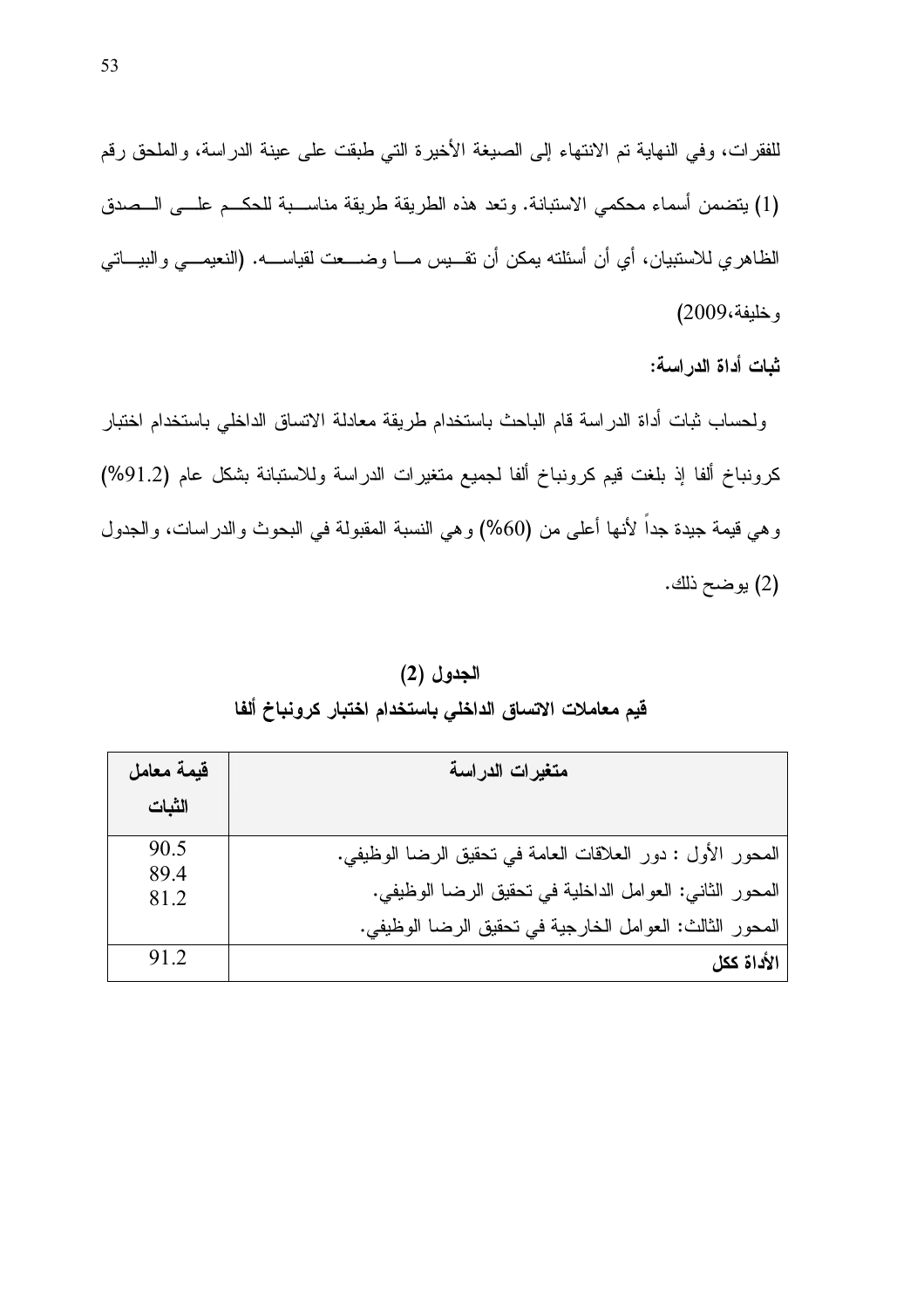للفقرات، وفي النهاية تم الانتهاء إلى الصيغة الأخيرة التي طبقت على عينة الدراسة، والملحق رقم (1) يتضمن أسماء محكمي الاستبانة. وتعد هذه الطريقة طريقة مناسبة للحكم على الصدق الظاهري للاستبيان، أي أن أسئلته يمكن أن تقيس ما وضعت لقياسه. (النعيمي والبياتي وخليفة،2009)

**ثبات أداة الدراسة:**

ولحساب ثبات أداة الدراسة قام الباحث باستخدام طريقة معادلة الاتساق الداخلي باستخدام اختبار كرونباخ ألفا إذ بلغت قيم كرونباخ ألفا لجميع متغيرات الدراسة وللاستبانة بشكل عام (91.2%) وهي قيمة جيدة جداً لأنها أعلى من (60%) وهي النسبة المقبولة في البحوث والدراسات، والجدول (2) يوضح ذلك.

**الجدول (2)**

**قيم معاملات الاتساق الداخلي باستخدام اختبار كرونباخ ألفا**

| متغيرات الدراسة | قيمة معامل الثبات |
|---|---|
| المحور الأول : دور العلاقات العامة في تحقيق الرضا الوظيفي. | 90.5 |
| المحور الثاني: العوامل الداخلية في تحقيق الرضا الوظيفي. | 89.4 |
| المحور الثالث: العوامل الخارجية في تحقيق الرضا الوظيفي. | 81.2 |
| **الأداة ككل** | 91.2 |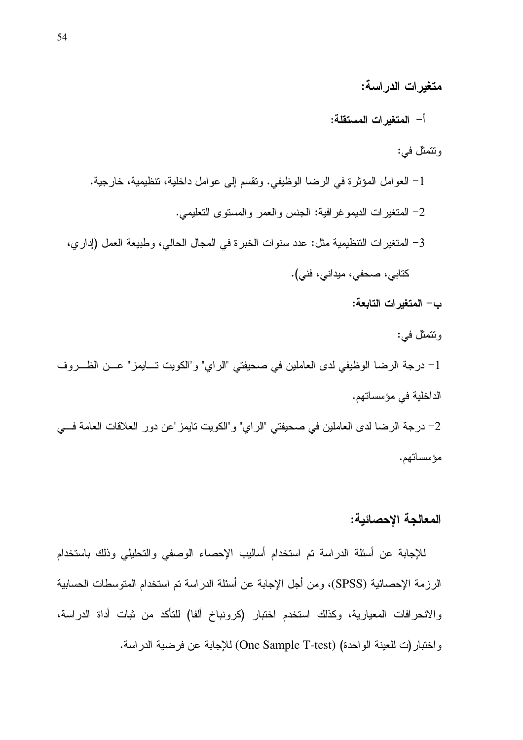## متغيرات الدراسة:

### أ- المتغيرات المستقلة:

وتتمثل في:

1- العوامل المؤثرة في الرضا الوظيفي. وتقسم إلى عوامل داخلية، تنظيمية، خارجية.

2- المتغيرات الديموغرافية: الجنس والعمر والمستوى التعليمي.

3- المتغيرات التنظيمية مثل: عدد سنوات الخبرة في المجال الحالي، وطبيعة العمل (إداري، كتابي، صحفي، ميداني، فني).

### ب- المتغيرات التابعة:

وتتمثل في:

1- درجة الرضا الوظيفي لدى العاملين في صحيفتي "الراي" و"الكويت تايمز" عن الظروف الداخلية في مؤسساتهم.

2- درجة الرضا لدى العاملين في صحيفتي "الراي" و"الكويت تايمز"عن دور العلاقات العامة في مؤسساتهم.

## المعالجة الإحصائية:

للإجابة عن أسئلة الدراسة تم استخدام أساليب الإحصاء الوصفي والتحليلي وذلك باستخدام الرزمة الإحصائية (SPSS)، ومن أجل الإجابة عن أسئلة الدراسة تم استخدام المتوسطات الحسابية والانحرافات المعيارية، وكذلك استخدم اختبار (كرونباخ ألفا) للتأكد من ثبات أداة الدراسة، واختبار(ت للعينة الواحدة) (One Sample T-test) للإجابة عن فرضية الدراسة.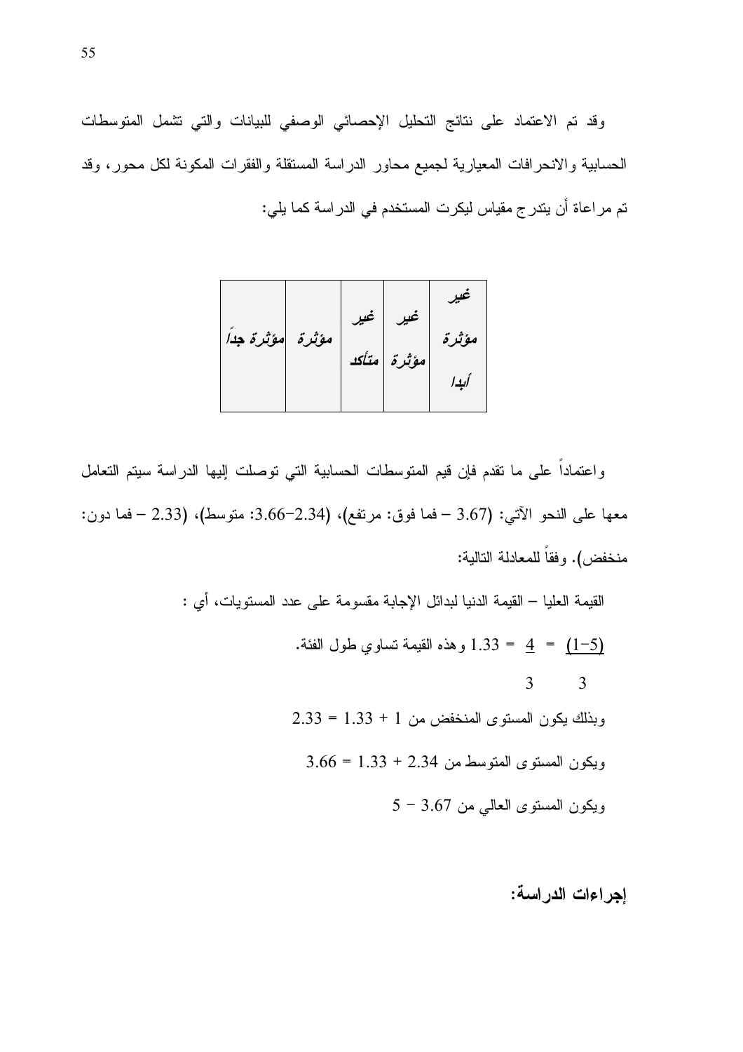وقد تم الاعتماد على نتائج التحليل الإحصائي الوصفي للبيانات والتي تشمل المتوسطات الحسابية والانحرافات المعيارية لجميع محاور الدراسة المستقلة والفقرات المكونة لكل محور، وقد تم مراعاة أن يتدرج مقياس ليكرت المستخدم في الدراسة كما يلي:

| *غير مؤثرة أبدا* | *غير مؤثرة* | *غير متأكد* | *مؤثرة* | *مؤثرة جداً* |
|---|---|---|---|---|
| | | | | |

واعتماداً على ما تقدم فإن قيم المتوسطات الحسابية التي توصلت إليها الدراسة سيتم التعامل معها على النحو الآتي: (3.67 – فما فوق: مرتفع)، (2.34–3.66: متوسط)، (2.33 – فما دون: منخفض). وفقاً للمعادلة التالية:

القيمة العليا – القيمة الدنيا لبدائل الإجابة مقسومة على عدد المستويات، أي :

$$\frac{(5-1)}{3} = \frac{4}{3} = 1.33$$

وهذه القيمة تساوي طول الفئة.

وبذلك يكون المستوى المنخفض من 1 + 1.33 = 2.33

ويكون المستوى المتوسط من 2.34 + 1.33 = 3.66

ويكون المستوى العالي من 3.67 – 5

## إجراءات الدراسة: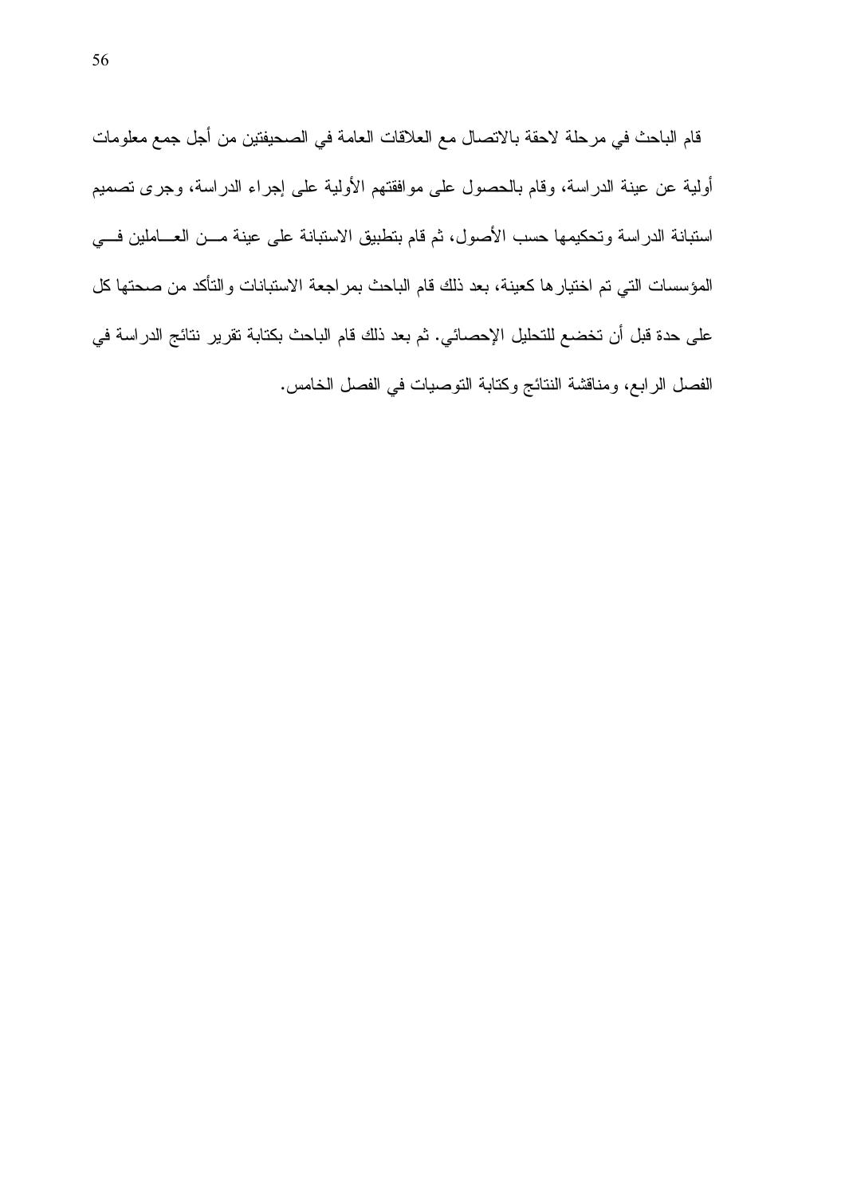قام الباحث في مرحلة لاحقة بالاتصال مع العلاقات العامة في الصحيفتين من أجل جمع معلومات أولية عن عينة الدراسة، وقام بالحصول على موافقتهم الأولية على إجراء الدراسة، وجرى تصميم استبانة الدراسة وتحكيمها حسب الأصول، ثم قام بتطبيق الاستبانة على عينة من العاملين في المؤسسات التي تم اختيارها كعينة، بعد ذلك قام الباحث بمراجعة الاستبانات والتأكد من صحتها كل على حدة قبل أن تخضع للتحليل الإحصائي. ثم بعد ذلك قام الباحث بكتابة تقرير نتائج الدراسة في الفصل الرابع، ومناقشة النتائج وكتابة التوصيات في الفصل الخامس.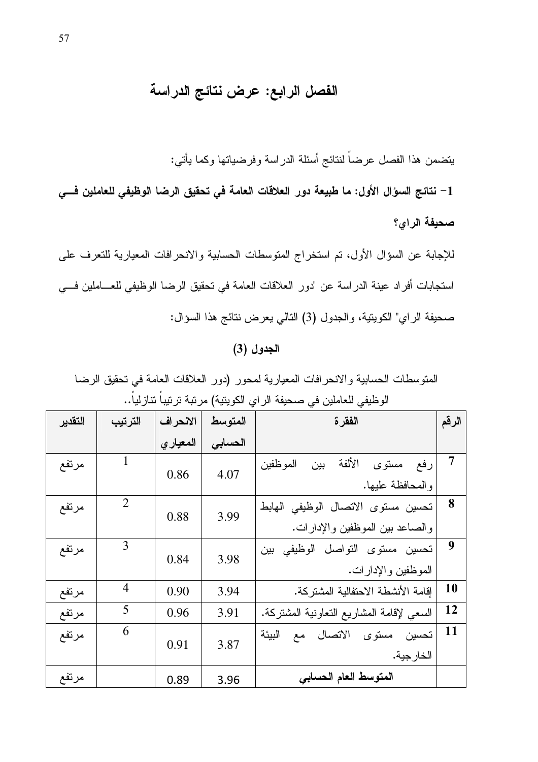# الفصل الرابع: عرض نتائج الدراسة

يتضمن هذا الفصل عرضاً لنتائج أسئلة الدراسة وفرضياتها وكما يأتي:

**1- نتائج السؤال الأول: ما طبيعة دور العلاقات العامة في تحقيق الرضا الوظيفي للعاملين في صحيفة الراي؟**

للإجابة عن السؤال الأول، تم استخراج المتوسطات الحسابية والانحرافات المعيارية للتعرف على استجابات أفراد عينة الدراسة عن "دور العلاقات العامة في تحقيق الرضا الوظيفي للعاملين في صحيفة الراي" الكويتية، والجدول (3) التالي يعرض نتائج هذا السؤال:

**الجدول (3)**

المتوسطات الحسابية والانحرافات المعيارية لمحور (دور العلاقات العامة في تحقيق الرضا الوظيفي للعاملين في صحيفة الراي الكويتية) مرتبة ترتيباً تنازلياً..

| الرقم | الفقرة | المتوسط الحسابي | الانحراف المعياري | الترتيب | التقدير |
|---|---|---|---|---|---|
| 7 | رفع مستوى الألفة بين الموظفين والمحافظة عليها. | 4.07 | 0.86 | 1 | مرتفع |
| 8 | تحسين مستوى الاتصال الوظيفي الهابط والصاعد بين الموظفين والإدارات. | 3.99 | 0.88 | 2 | مرتفع |
| 9 | تحسين مستوى التواصل الوظيفي بين الموظفين والإدارات. | 3.98 | 0.84 | 3 | مرتفع |
| 10 | إقامة الأنشطة الاحتفالية المشتركة. | 3.94 | 0.90 | 4 | مرتفع |
| 12 | السعي لإقامة المشاريع التعاونية المشتركة. | 3.91 | 0.96 | 5 | مرتفع |
| 11 | تحسين مستوى الاتصال مع البيئة الخارجية. | 3.87 | 0.91 | 6 | مرتفع |
| | **المتوسط العام الحسابي** | 3.96 | 0.89 | | مرتفع |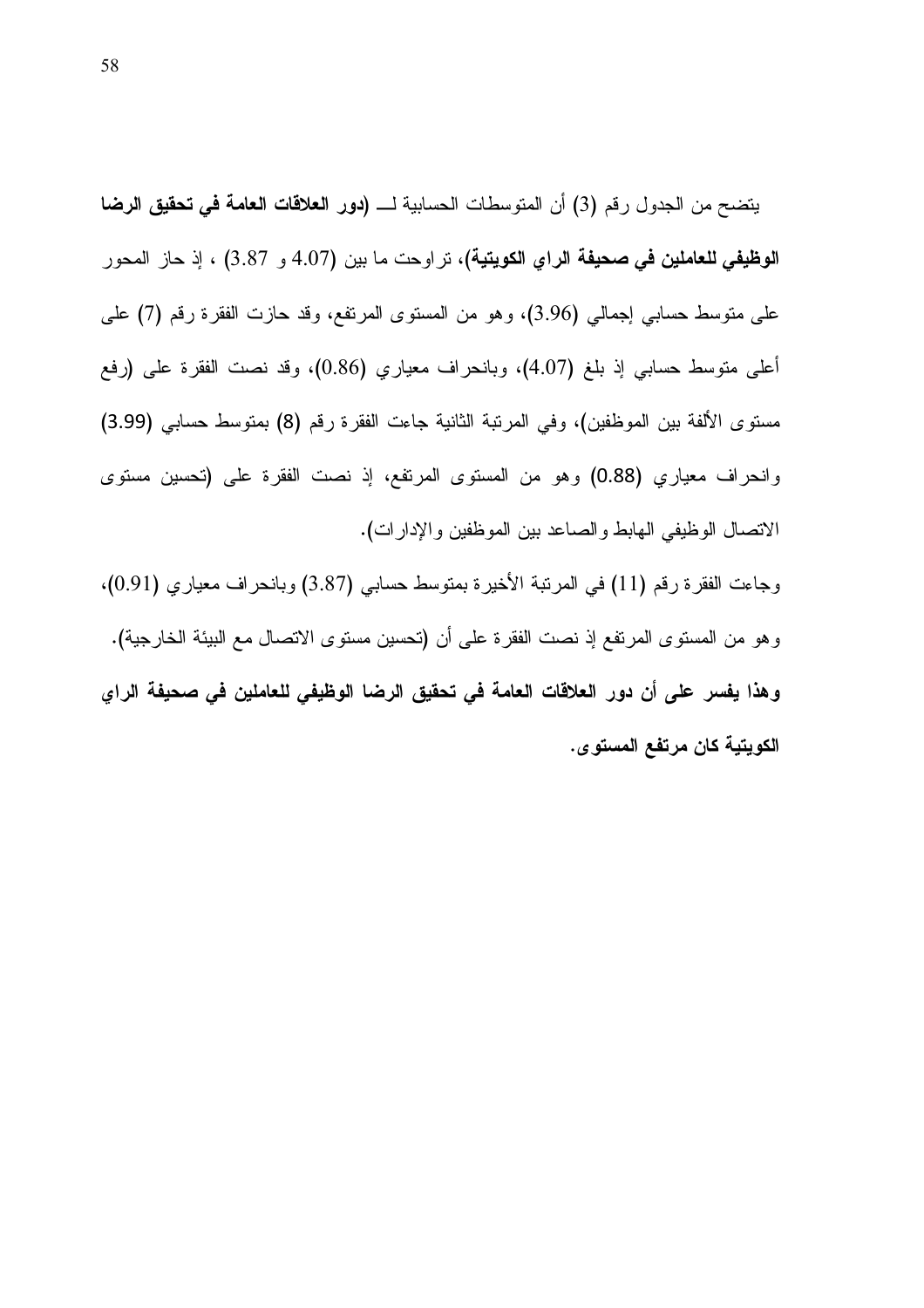يتضح من الجدول رقم (3) أن المتوسطات الحسابية لـــ **(دور العلاقات العامة في تحقيق الرضا الوظيفي للعاملين في صحيفة الراي الكويتية)**، تراوحت ما بين (4.07 و 3.87) ، إذ حاز المحور على متوسط حسابي إجمالي (3.96)، وهو من المستوى المرتفع، وقد حازت الفقرة رقم (7) على أعلى متوسط حسابي إذ بلغ (4.07)، وبانحراف معياري (0.86)، وقد نصت الفقرة على (رفع مستوى الألفة بين الموظفين)، وفي المرتبة الثانية جاءت الفقرة رقم (8) بمتوسط حسابي (3.99) وانحراف معياري (0.88) وهو من المستوى المرتفع، إذ نصت الفقرة على (تحسين مستوى الاتصال الوظيفي الهابط والصاعد بين الموظفين والإدارات).

وجاءت الفقرة رقم (11) في المرتبة الأخيرة بمتوسط حسابي (3.87) وبانحراف معياري (0.91)، وهو من المستوى المرتفع إذ نصت الفقرة على أن (تحسين مستوى الاتصال مع البيئة الخارجية). **وهذا يفسر على أن دور العلاقات العامة في تحقيق الرضا الوظيفي للعاملين في صحيفة الراي الكويتية كان مرتفع المستوى.**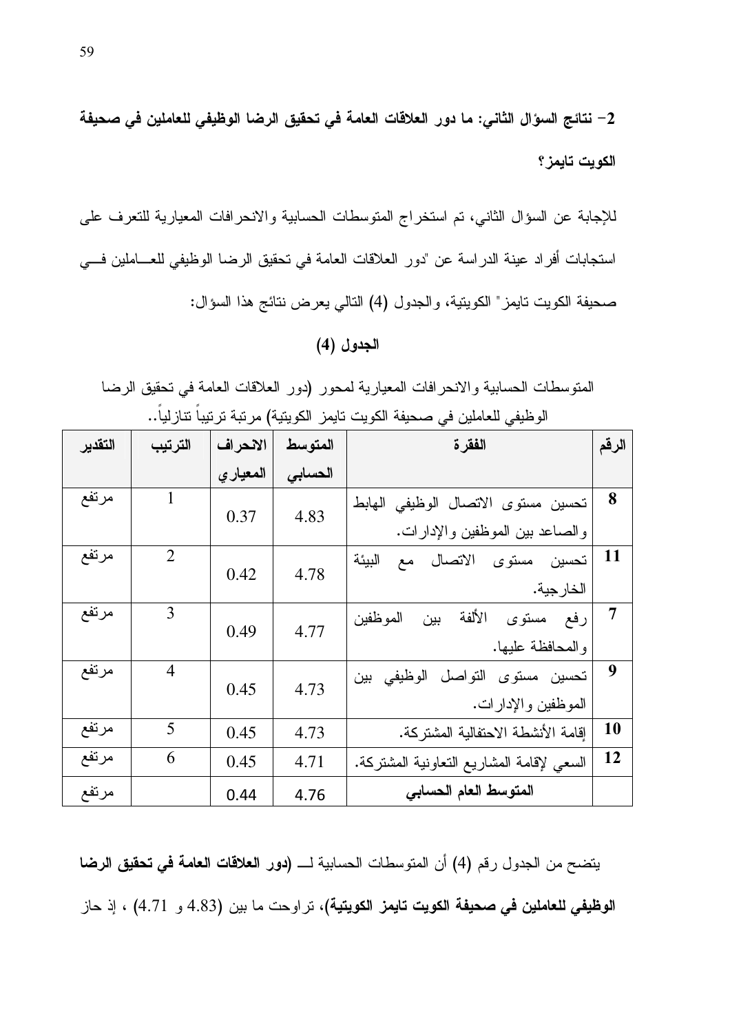## 2- نتائج السؤال الثاني: ما دور العلاقات العامة في تحقيق الرضا الوظيفي للعاملين في صحيفة الكويت تايمز؟

للإجابة عن السؤال الثاني، تم استخراج المتوسطات الحسابية والانحرافات المعيارية للتعرف على استجابات أفراد عينة الدراسة عن "دور العلاقات العامة في تحقيق الرضا الوظيفي للعاملين في صحيفة الكويت تايمز" الكويتية، والجدول (4) التالي يعرض نتائج هذا السؤال:

**الجدول (4)**

المتوسطات الحسابية والانحرافات المعيارية لمحور (دور العلاقات العامة في تحقيق الرضا الوظيفي للعاملين في صحيفة الكويت تايمز الكويتية) مرتبة ترتيباً تنازلياً..

| الرقم | الفقرة | المتوسط الحسابي | الانحراف المعياري | الترتيب | التقدير |
|---|---|---|---|---|---|
| 8 | تحسين مستوى الاتصال الوظيفي الهابط والصاعد بين الموظفين والإدارات. | 4.83 | 0.37 | 1 | مرتفع |
| 11 | تحسين مستوى الاتصال مع البيئة الخارجية. | 4.78 | 0.42 | 2 | مرتفع |
| 7 | رفع مستوى الألفة بين الموظفين والمحافظة عليها. | 4.77 | 0.49 | 3 | مرتفع |
| 9 | تحسين مستوى التواصل الوظيفي بين الموظفين والإدارات. | 4.73 | 0.45 | 4 | مرتفع |
| 10 | إقامة الأنشطة الاحتفالية المشتركة. | 4.73 | 0.45 | 5 | مرتفع |
| 12 | السعي لإقامة المشاريع التعاونية المشتركة. | 4.71 | 0.45 | 6 | مرتفع |
| | **المتوسط العام الحسابي** | 4.76 | 0.44 | | مرتفع |

يتضح من الجدول رقم (4) أن المتوسطات الحسابية لـــ **(دور العلاقات العامة في تحقيق الرضا الوظيفي للعاملين في صحيفة الكويت تايمز الكويتية)**، تراوحت ما بين (4.83 و 4.71) ، إذ حاز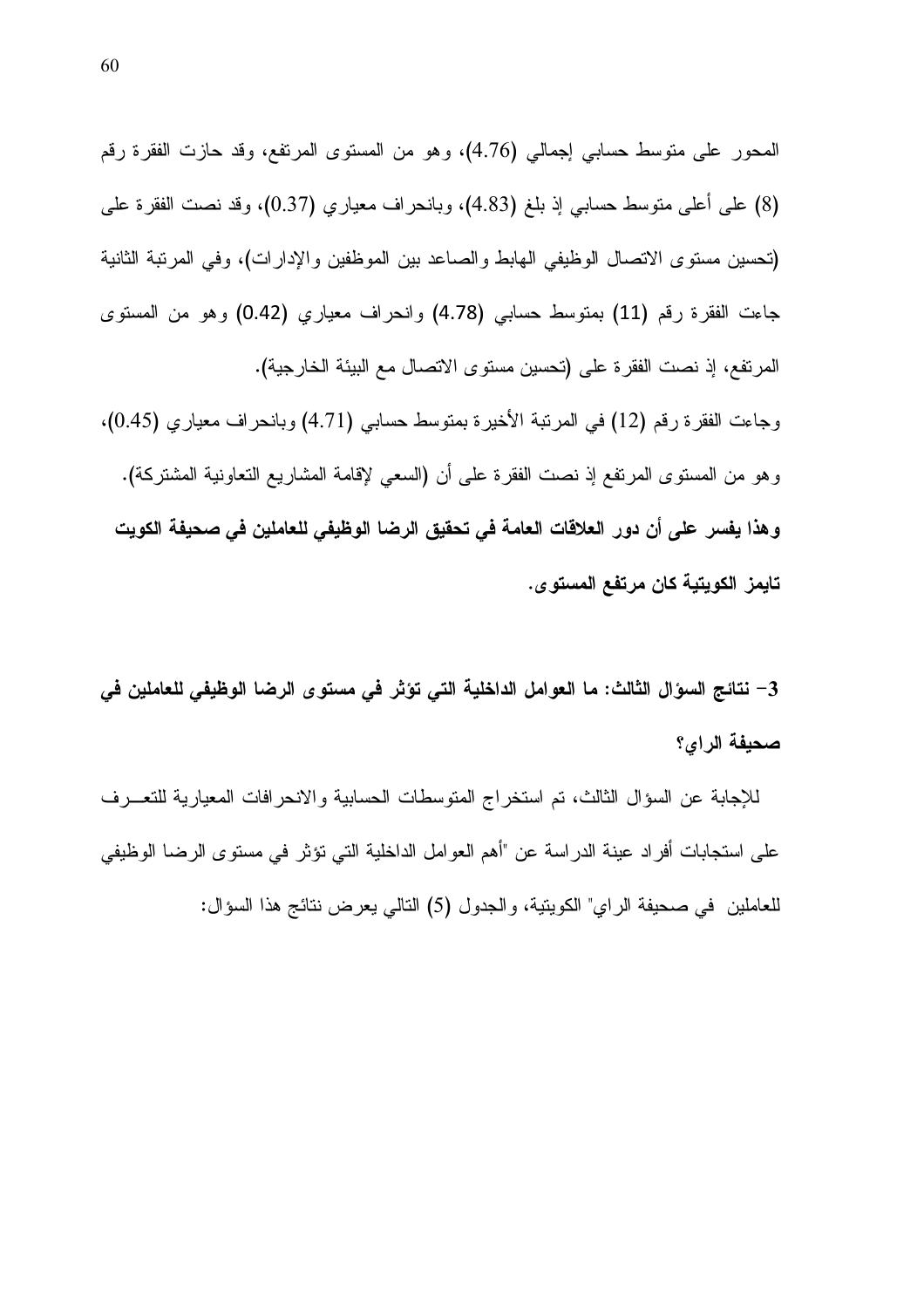المحور على متوسط حسابي إجمالي (4.76)، وهو من المستوى المرتفع، وقد حازت الفقرة رقم (8) على أعلى متوسط حسابي إذ بلغ (4.83)، وبانحراف معياري (0.37)، وقد نصت الفقرة على (تحسين مستوى الاتصال الوظيفي الهابط والصاعد بين الموظفين والإدارات)، وفي المرتبة الثانية جاءت الفقرة رقم (11) بمتوسط حسابي (4.78) وانحراف معياري (0.42) وهو من المستوى المرتفع، إذ نصت الفقرة على (تحسين مستوى الاتصال مع البيئة الخارجية).

وجاءت الفقرة رقم (12) في المرتبة الأخيرة بمتوسط حسابي (4.71) وبانحراف معياري (0.45)، وهو من المستوى المرتفع إذ نصت الفقرة على أن (السعي لإقامة المشاريع التعاونية المشتركة).

**وهذا يفسر على أن دور العلاقات العامة في تحقيق الرضا الوظيفي للعاملين في صحيفة الكويت تايمز الكويتية كان مرتفع المستوى.**

**3- نتائج السؤال الثالث: ما العوامل الداخلية التي تؤثر في مستوى الرضا الوظيفي للعاملين في صحيفة الراي؟**

للإجابة عن السؤال الثالث، تم استخراج المتوسطات الحسابية والانحرافات المعيارية للتعرف على استجابات أفراد عينة الدراسة عن "أهم العوامل الداخلية التي تؤثر في مستوى الرضا الوظيفي للعاملين في صحيفة الراي" الكويتية، والجدول (5) التالي يعرض نتائج هذا السؤال: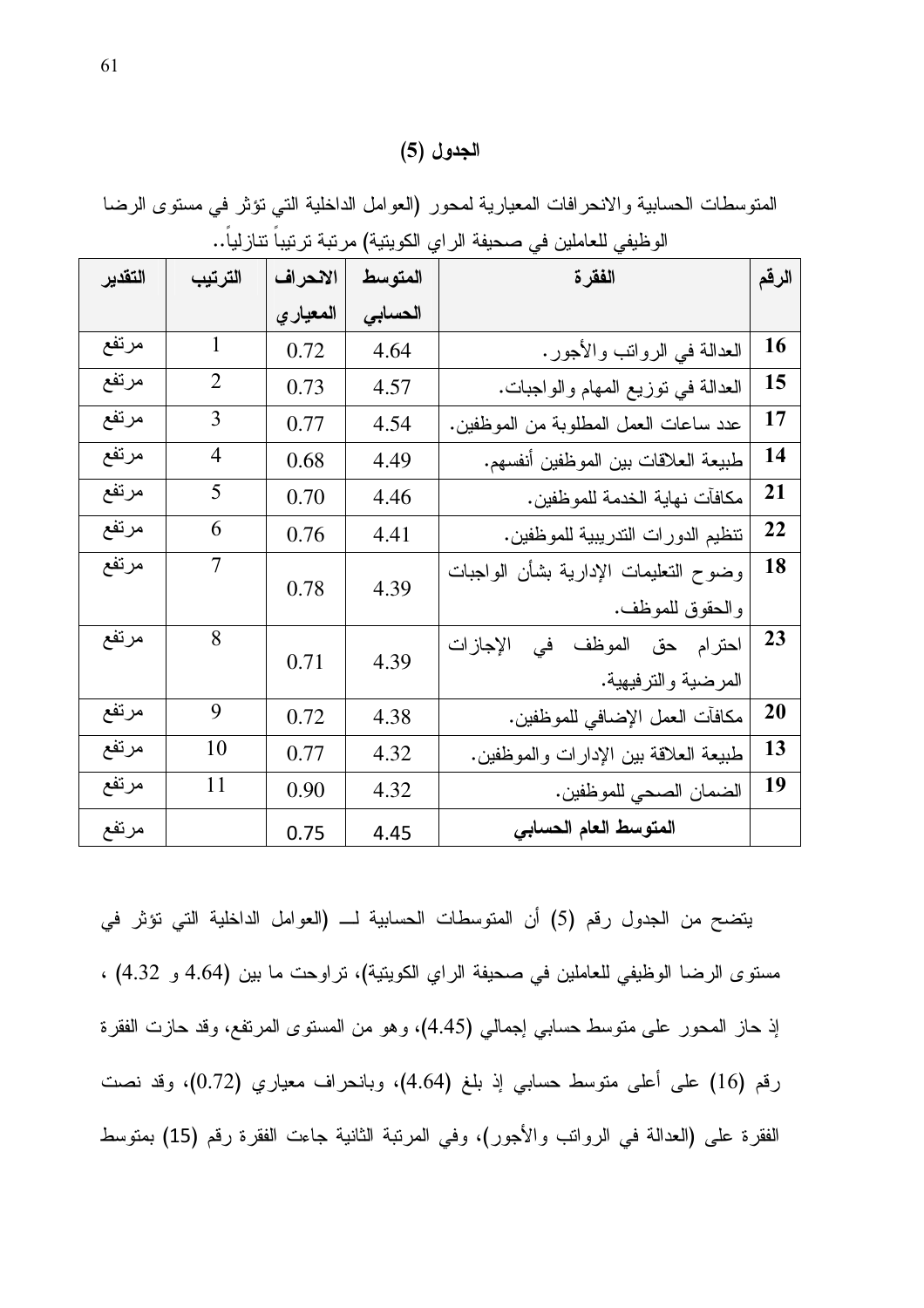**الجدول (5)**

المتوسطات الحسابية والانحرافات المعيارية لمحور (العوامل الداخلية التي تؤثر في مستوى الرضا الوظيفي للعاملين في صحيفة الراي الكويتية) مرتبة ترتيباً تنازلياً..

| الرقم | الفقرة | المتوسط الحسابي | الانحراف المعياري | الترتيب | التقدير |
|---|---|---|---|---|---|
| 16 | العدالة في الرواتب والأجور. | 4.64 | 0.72 | 1 | مرتفع |
| 15 | العدالة في توزيع المهام والواجبات. | 4.57 | 0.73 | 2 | مرتفع |
| 17 | عدد ساعات العمل المطلوبة من الموظفين. | 4.54 | 0.77 | 3 | مرتفع |
| 14 | طبيعة العلاقات بين الموظفين أنفسهم. | 4.49 | 0.68 | 4 | مرتفع |
| 21 | مكافآت نهاية الخدمة للموظفين. | 4.46 | 0.70 | 5 | مرتفع |
| 22 | تنظيم الدورات التدريبية للموظفين. | 4.41 | 0.76 | 6 | مرتفع |
| 18 | وضوح التعليمات الإدارية بشأن الواجبات والحقوق للموظف. | 4.39 | 0.78 | 7 | مرتفع |
| 23 | احترام حق الموظف في الإجازات المرضية والترفيهية. | 4.39 | 0.71 | 8 | مرتفع |
| 20 | مكافآت العمل الإضافي للموظفين. | 4.38 | 0.72 | 9 | مرتفع |
| 13 | طبيعة العلاقة بين الإدارات والموظفين. | 4.32 | 0.77 | 10 | مرتفع |
| 19 | الضمان الصحي للموظفين. | 4.32 | 0.90 | 11 | مرتفع |
| | **المتوسط العام الحسابي** | 4.45 | 0.75 | | مرتفع |

يتضح من الجدول رقم (5) أن المتوسطات الحسابية لــ (العوامل الداخلية التي تؤثر في مستوى الرضا الوظيفي للعاملين في صحيفة الراي الكويتية)، تراوحت ما بين (4.64 و 4.32) ، إذ حاز المحور على متوسط حسابي إجمالي (4.45)، وهو من المستوى المرتفع، وقد حازت الفقرة رقم (16) على أعلى متوسط حسابي إذ بلغ (4.64)، وبانحراف معياري (0.72)، وقد نصت الفقرة على (العدالة في الرواتب والأجور)، وفي المرتبة الثانية جاءت الفقرة رقم (15) بمتوسط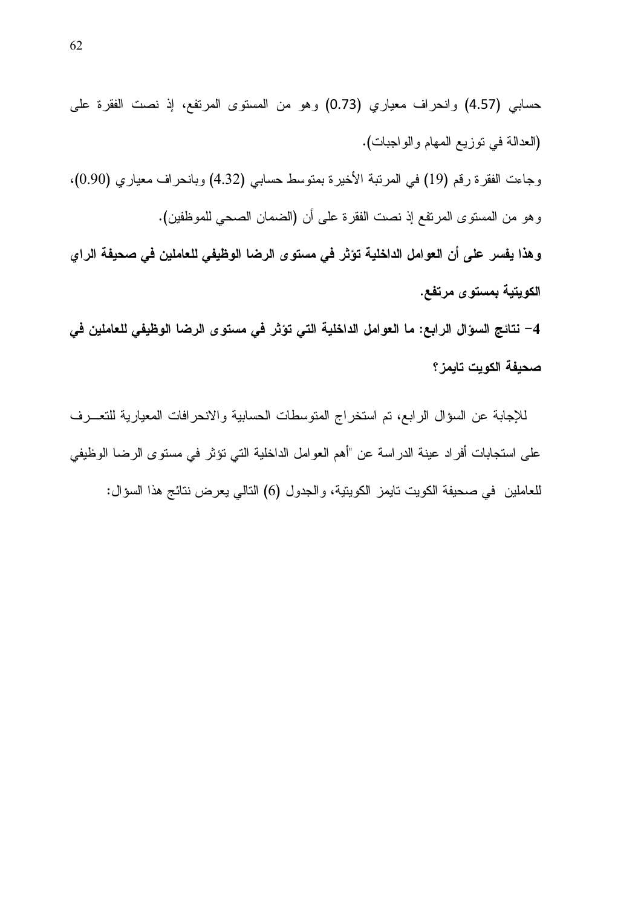حسابي (4.57) وانحراف معياري (0.73) وهو من المستوى المرتفع، إذ نصت الفقرة على (العدالة في توزيع المهام والواجبات).

وجاءت الفقرة رقم (19) في المرتبة الأخيرة بمتوسط حسابي (4.32) وبانحراف معياري (0.90)، وهو من المستوى المرتفع إذ نصت الفقرة على أن (الضمان الصحي للموظفين).

**وهذا يفسر على أن العوامل الداخلية تؤثر في مستوى الرضا الوظيفي للعاملين في صحيفة الراي الكويتية بمستوى مرتفع.**

**4- نتائج السؤال الرابع: ما العوامل الداخلية التي تؤثر في مستوى الرضا الوظيفي للعاملين في صحيفة الكويت تايمز؟**

للإجابة عن السؤال الرابع، تم استخراج المتوسطات الحسابية والانحرافات المعيارية للتعـرف على استجابات أفراد عينة الدراسة عن "أهم العوامل الداخلية التي تؤثر في مستوى الرضا الوظيفي للعاملين في صحيفة الكويت تايمز الكويتية، والجدول (6) التالي يعرض نتائج هذا السؤال: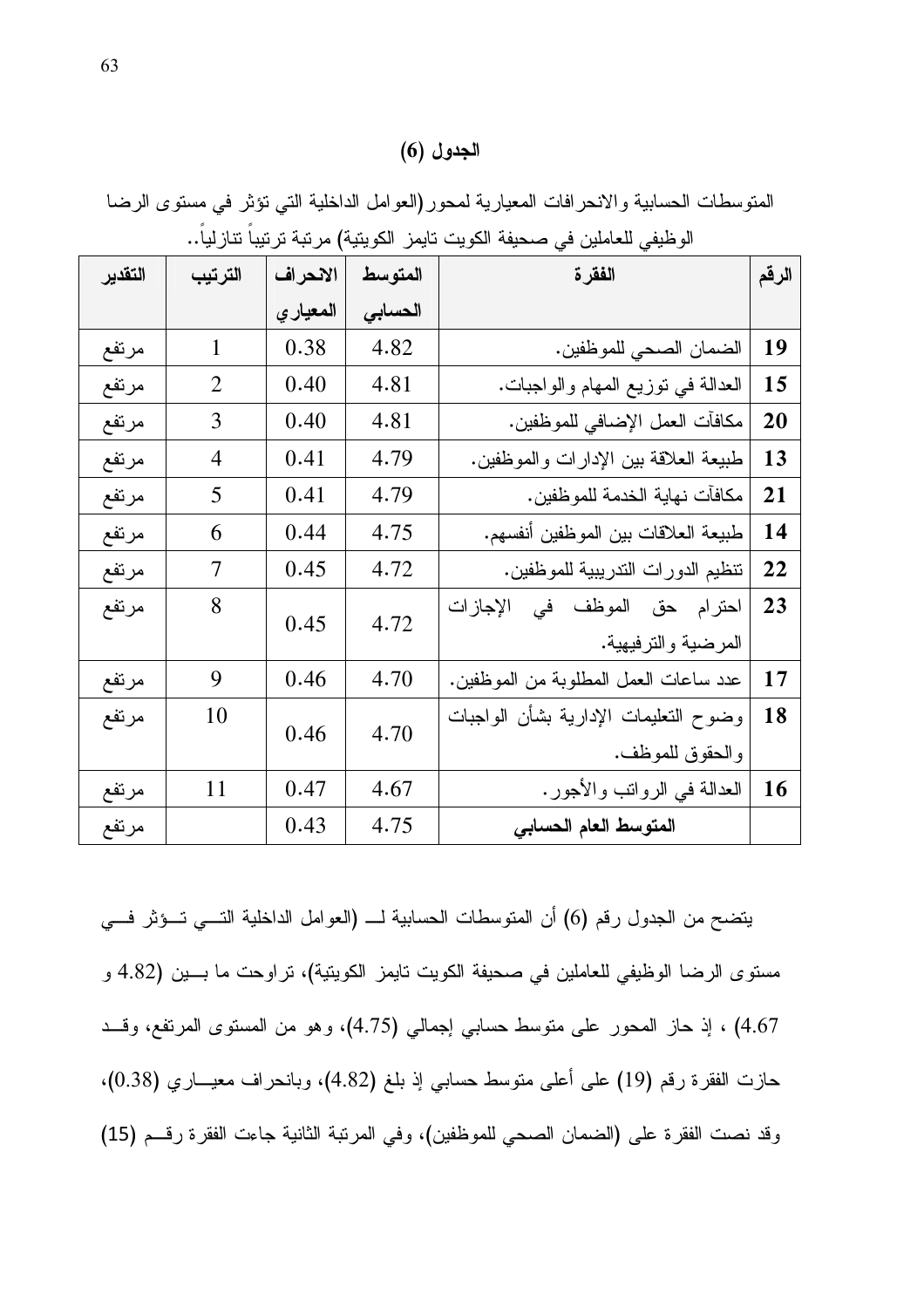**الجدول (6)**

المتوسطات الحسابية والانحرافات المعيارية لمحور (العوامل الداخلية التي تؤثر في مستوى الرضا الوظيفي للعاملين في صحيفة الكويت تايمز الكويتية) مرتبة ترتيباً تنازلياً..

| الرقم | الفقرة | المتوسط الحسابي | الانحراف المعياري | الترتيب | التقدير |
|---|---|---|---|---|---|
| 19 | الضمان الصحي للموظفين. | 4.82 | 0.38 | 1 | مرتفع |
| 15 | العدالة في توزيع المهام والواجبات. | 4.81 | 0.40 | 2 | مرتفع |
| 20 | مكافآت العمل الإضافي للموظفين. | 4.81 | 0.40 | 3 | مرتفع |
| 13 | طبيعة العلاقة بين الإدارات والموظفين. | 4.79 | 0.41 | 4 | مرتفع |
| 21 | مكافآت نهاية الخدمة للموظفين. | 4.79 | 0.41 | 5 | مرتفع |
| 14 | طبيعة العلاقات بين الموظفين أنفسهم. | 4.75 | 0.44 | 6 | مرتفع |
| 22 | تنظيم الدورات التدريبية للموظفين. | 4.72 | 0.45 | 7 | مرتفع |
| 23 | احترام حق الموظف في الإجازات المرضية والترفيهية. | 4.72 | 0.45 | 8 | مرتفع |
| 17 | عدد ساعات العمل المطلوبة من الموظفين. | 4.70 | 0.46 | 9 | مرتفع |
| 18 | وضوح التعليمات الإدارية بشأن الواجبات والحقوق للموظف. | 4.70 | 0.46 | 10 | مرتفع |
| 16 | العدالة في الرواتب والأجور. | 4.67 | 0.47 | 11 | مرتفع |
| | **المتوسط العام الحسابي** | 4.75 | 0.43 | | مرتفع |

يتضح من الجدول رقم (6) أن المتوسطات الحسابية لـ (العوامل الداخلية التي تؤثر في مستوى الرضا الوظيفي للعاملين في صحيفة الكويت تايمز الكويتية)، تراوحت ما بين (4.82 و 4.67) ، إذ حاز المحور على متوسط حسابي إجمالي (4.75)، وهو من المستوى المرتفع، وقد حازت الفقرة رقم (19) على أعلى متوسط حسابي إذ بلغ (4.82)، وبانحراف معياري (0.38)، وقد نصت الفقرة على (الضمان الصحي للموظفين)، وفي المرتبة الثانية جاءت الفقرة رقم (15)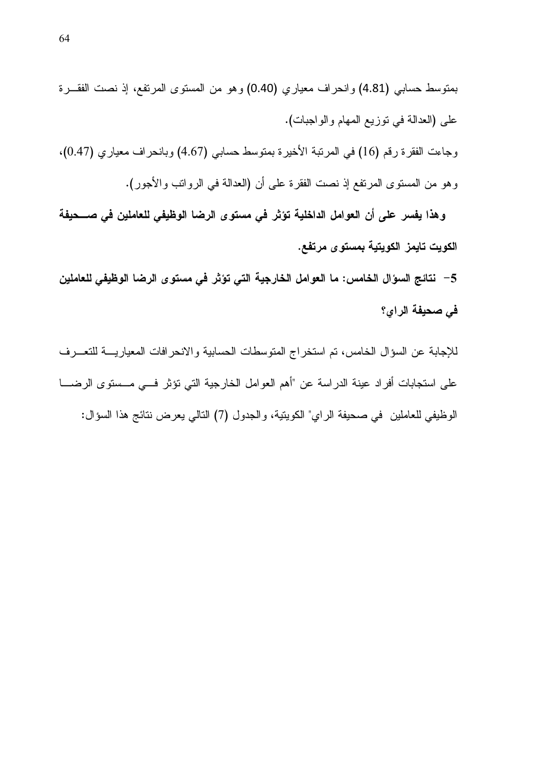بمتوسط حسابي (4.81) وانحراف معياري (0.40) وهو من المستوى المرتفع، إذ نصت الفقـرة على (العدالة في توزيع المهام والواجبات).

وجاءت الفقرة رقم (16) في المرتبة الأخيرة بمتوسط حسابي (4.67) وبانحراف معياري (0.47)، وهو من المستوى المرتفع إذ نصت الفقرة على أن (العدالة في الرواتب والأجور).

**وهذا يفسر على أن العوامل الداخلية تؤثر في مستوى الرضا الوظيفي للعاملين في صـحيفة الكويت تايمز الكويتية بمستوى مرتفع.**

**5- نتائج السؤال الخامس: ما العوامل الخارجية التي تؤثر في مستوى الرضا الوظيفي للعاملين في صحيفة الراي؟**

للإجابة عن السؤال الخامس، تم استخراج المتوسطات الحسابية والانحرافات المعياريـة للتعـرف على استجابات أفراد عينة الدراسة عن "أهم العوامل الخارجية التي تؤثر فـي مـستوى الرضـا الوظيفي للعاملين في صحيفة الراي" الكويتية، والجدول (7) التالي يعرض نتائج هذا السؤال: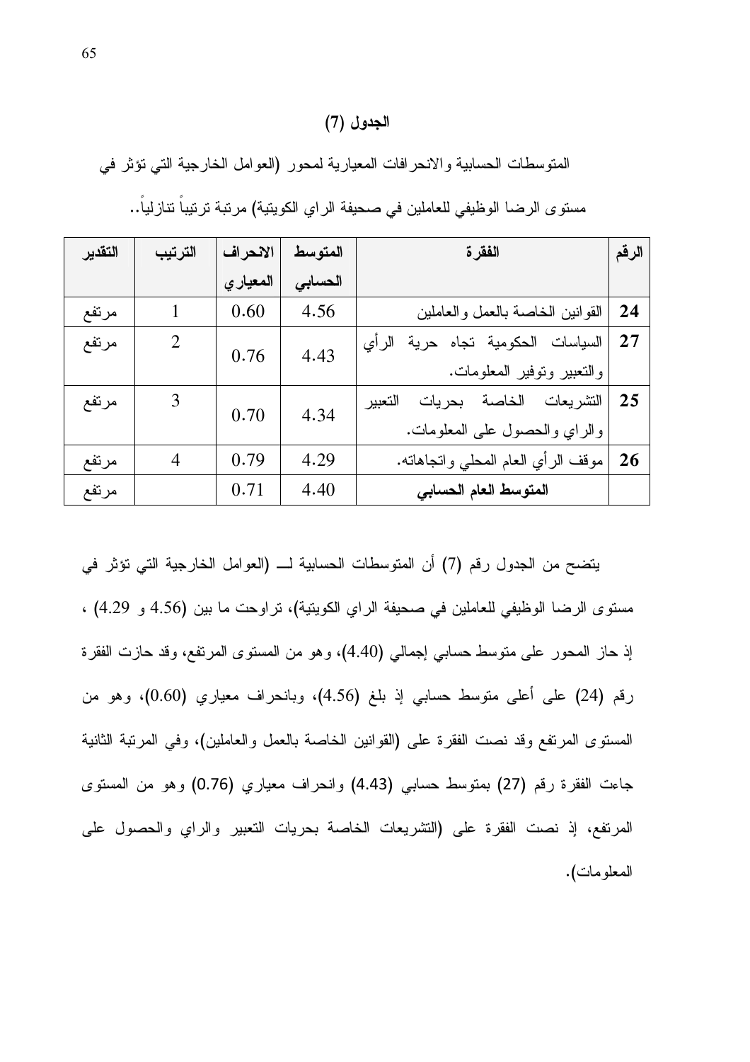**الجدول (7)**

المتوسطات الحسابية والانحرافات المعيارية لمحور (العوامل الخارجية التي تؤثر في مستوى الرضا الوظيفي للعاملين في صحيفة الراي الكويتية) مرتبة ترتيباً تنازلياً..

| الرقم | الفقرة | المتوسط الحسابي | الانحراف المعياري | الترتيب | التقدير |
|---|---|---|---|---|---|
| 24 | القوانين الخاصة بالعمل والعاملين | 4.56 | 0.60 | 1 | مرتفع |
| 27 | السياسات الحكومية تجاه حرية الرأي والتعبير وتوفير المعلومات. | 4.43 | 0.76 | 2 | مرتفع |
| 25 | التشريعات الخاصة بحريات التعبير والراي والحصول على المعلومات. | 4.34 | 0.70 | 3 | مرتفع |
| 26 | موقف الرأي العام المحلي واتجاهاته. | 4.29 | 0.79 | 4 | مرتفع |
| | **المتوسط العام الحسابي** | 4.40 | 0.71 | | مرتفع |

يتضح من الجدول رقم (7) أن المتوسطات الحسابية لــ (العوامل الخارجية التي تؤثر في مستوى الرضا الوظيفي للعاملين في صحيفة الراي الكويتية)، تراوحت ما بين (4.56 و 4.29) ، إذ حاز المحور على متوسط حسابي إجمالي (4.40)، وهو من المستوى المرتفع، وقد حازت الفقرة رقم (24) على أعلى متوسط حسابي إذ بلغ (4.56)، وبانحراف معياري (0.60)، وهو من المستوى المرتفع وقد نصت الفقرة على (القوانين الخاصة بالعمل والعاملين)، وفي المرتبة الثانية جاءت الفقرة رقم (27) بمتوسط حسابي (4.43) وانحراف معياري (0.76) وهو من المستوى المرتفع، إذ نصت الفقرة على (التشريعات الخاصة بحريات التعبير والراي والحصول على المعلومات).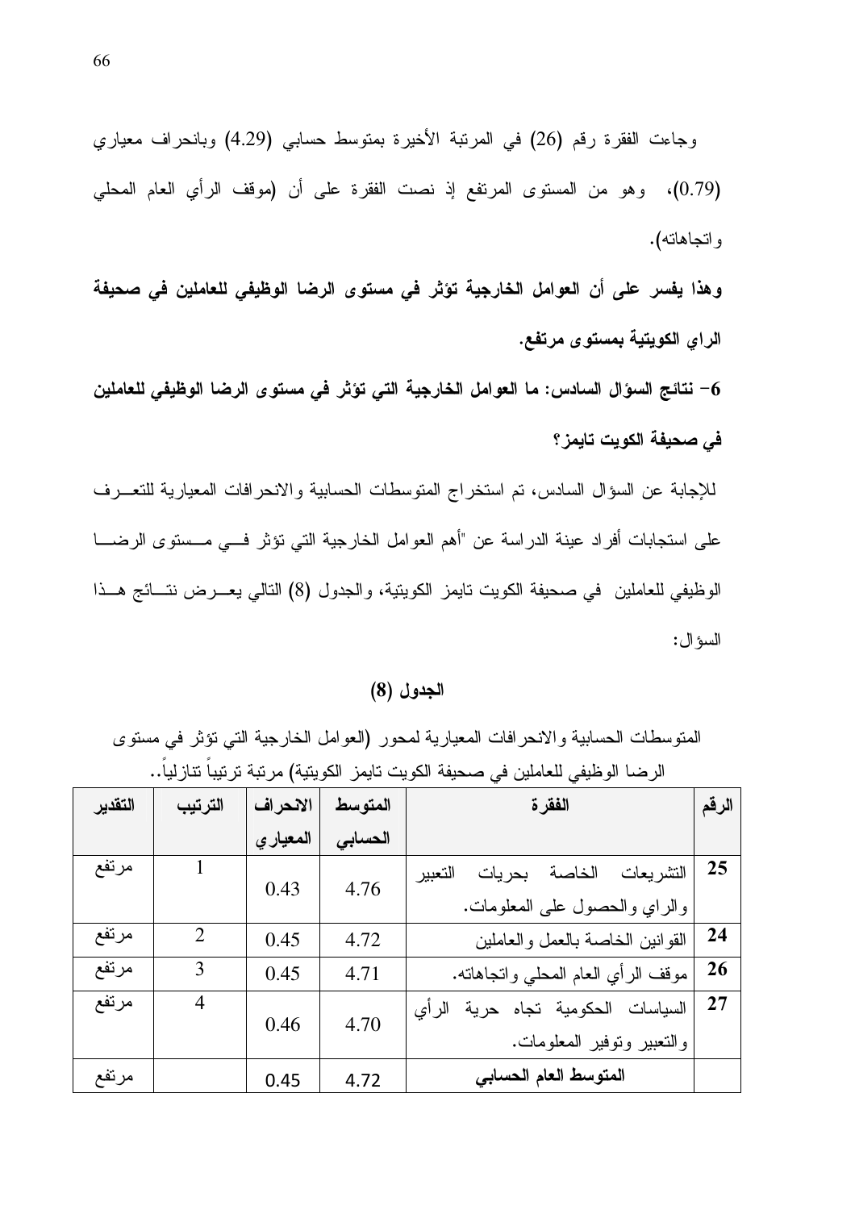وجاءت الفقرة رقم (26) في المرتبة الأخيرة بمتوسط حسابي (4.29) وبانحراف معياري (0.79)، وهو من المستوى المرتفع إذ نصت الفقرة على أن (موقف الرأي العام المحلي واتجاهاته).

**وهذا يفسر على أن العوامل الخارجية تؤثر في مستوى الرضا الوظيفي للعاملين في صحيفة الراي الكويتية بمستوى مرتفع.**

**6- نتائج السؤال السادس: ما العوامل الخارجية التي تؤثر في مستوى الرضا الوظيفي للعاملين في صحيفة الكويت تايمز؟**

للإجابة عن السؤال السادس، تم استخراج المتوسطات الحسابية والانحرافات المعيارية للتعرف على استجابات أفراد عينة الدراسة عن "أهم العوامل الخارجية التي تؤثر في مستوى الرضا الوظيفي للعاملين في صحيفة الكويت تايمز الكويتية، والجدول (8) التالي يعرض نتائج هذا السؤال:

**الجدول (8)**

المتوسطات الحسابية والانحرافات المعيارية لمحور (العوامل الخارجية التي تؤثر في مستوى الرضا الوظيفي للعاملين في صحيفة الكويت تايمز الكويتية) مرتبة ترتيباً تنازلياً..

| الرقم | الفقرة | المتوسط الحسابي | الانحراف المعياري | الترتيب | التقدير |
|---|---|---|---|---|---|
| 25 | التشريعات الخاصة بحريات التعبير والراي والحصول على المعلومات. | 4.76 | 0.43 | 1 | مرتفع |
| 24 | القوانين الخاصة بالعمل والعاملين | 4.72 | 0.45 | 2 | مرتفع |
| 26 | موقف الرأي العام المحلي واتجاهاته. | 4.71 | 0.45 | 3 | مرتفع |
| 27 | السياسات الحكومية تجاه حرية الرأي والتعبير وتوفير المعلومات. | 4.70 | 0.46 | 4 | مرتفع |
| | **المتوسط العام الحسابي** | 4.72 | 0.45 | | مرتفع |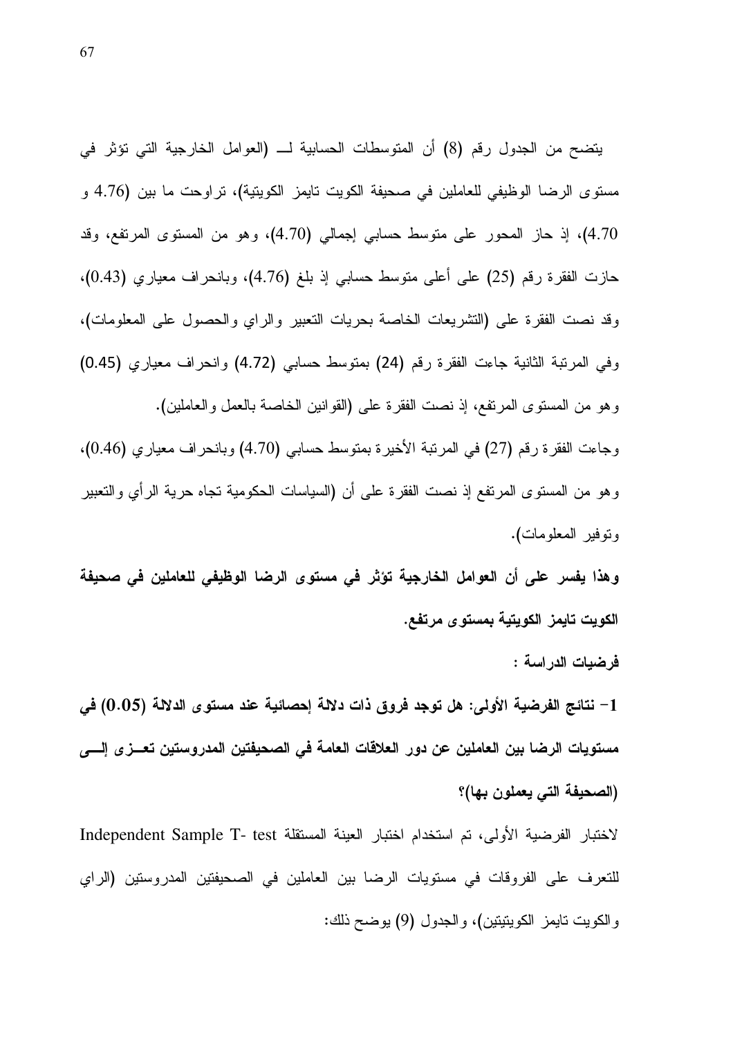يتضح من الجدول رقم (8) أن المتوسطات الحسابية لــ (العوامل الخارجية التي تؤثر في مستوى الرضا الوظيفي للعاملين في صحيفة الكويت تايمز الكويتية)، تراوحت ما بين (4.76 و 4.70)، إذ حاز المحور على متوسط حسابي إجمالي (4.70)، وهو من المستوى المرتفع، وقد حازت الفقرة رقم (25) على أعلى متوسط حسابي إذ بلغ (4.76)، وبانحراف معياري (0.43)، وقد نصت الفقرة على (التشريعات الخاصة بحريات التعبير والراي والحصول على المعلومات)، وفي المرتبة الثانية جاءت الفقرة رقم (24) بمتوسط حسابي (4.72) وانحراف معياري (0.45) وهو من المستوى المرتفع، إذ نصت الفقرة على (القوانين الخاصة بالعمل والعاملين).

وجاءت الفقرة رقم (27) في المرتبة الأخيرة بمتوسط حسابي (4.70) وبانحراف معياري (0.46)، وهو من المستوى المرتفع إذ نصت الفقرة على أن (السياسات الحكومية تجاه حرية الرأي والتعبير وتوفير المعلومات).

**وهذا يفسر على أن العوامل الخارجية تؤثر في مستوى الرضا الوظيفي للعاملين في صحيفة الكويت تايمز الكويتية بمستوى مرتفع.**

**فرضيات الدراسة :**

**1- نتائج الفرضية الأولى: هل توجد فروق ذات دلالة إحصائية عند مستوى الدلالة (0.05) في مستويات الرضا بين العاملين عن دور العلاقات العامة في الصحيفتين المدروستين تعزى إلى (الصحيفة التي يعملون بها)؟**

لاختبار الفرضية الأولى، تم استخدام اختبار العينة المستقلة Independent Sample T- test للتعرف على الفروقات في مستويات الرضا بين العاملين في الصحيفتين المدروستين (الراي والكويت تايمز الكويتيتين)، والجدول (9) يوضح ذلك: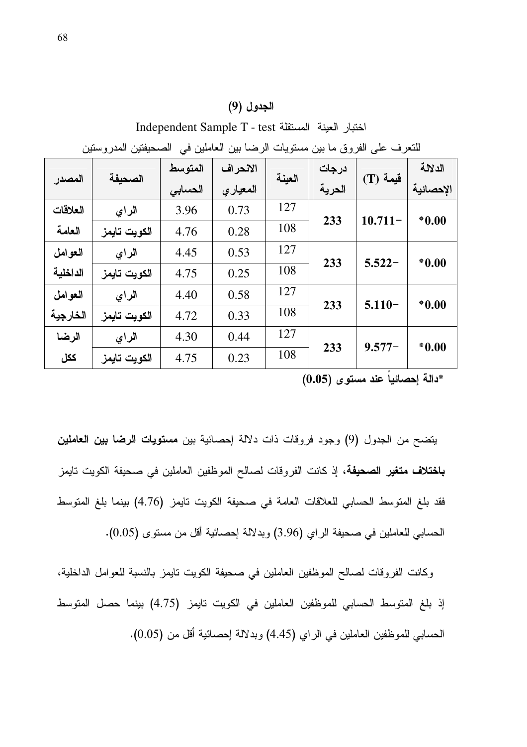**الجدول (9)**

اختبار العينة المستقلة Independent Sample T - test

للتعرف على الفروق ما بين مستويات الرضا بين العاملين في الصحيفتين المدروستين

| المصدر | الصحيفة | المتوسط الحسابي | الانحراف المعياري | العينة | درجات الحرية | قيمة (T) | الدلالة الإحصائية |
|---|---|---|---|---|---|---|---|
| العلاقات العامة | الراي | 3.96 | 0.73 | 127 | 233 | −10.711 | *0.00 |
| | الكويت تايمز | 4.76 | 0.28 | 108 | | | |
| العوامل الداخلية | الراي | 4.45 | 0.53 | 127 | 233 | −5.522 | *0.00 |
| | الكويت تايمز | 4.75 | 0.25 | 108 | | | |
| العوامل الخارجية | الراي | 4.40 | 0.58 | 127 | 233 | −5.110 | *0.00 |
| | الكويت تايمز | 4.72 | 0.33 | 108 | | | |
| الرضا ككل | الراي | 4.30 | 0.44 | 127 | 233 | −9.577 | *0.00 |
| | الكويت تايمز | 4.75 | 0.23 | 108 | | | |

**\*دالة إحصائياً عند مستوى (0.05)**

يتضح من الجدول (9) وجود فروقات ذات دلالة إحصائية بين **مستويات الرضا بين العاملين باختلاف متغير الصحيفة**، إذ كانت الفروقات لصالح الموظفين العاملين في صحيفة الكويت تايمز فقد بلغ المتوسط الحسابي للعلاقات العامة في صحيفة الكويت تايمز (4.76) بينما بلغ المتوسط الحسابي للعاملين في صحيفة الراي (3.96) وبدلالة إحصائية أقل من مستوى (0.05).

وكانت الفروقات لصالح الموظفين العاملين في صحيفة الكويت تايمز بالنسبة للعوامل الداخلية، إذ بلغ المتوسط الحسابي للموظفين العاملين في الكويت تايمز (4.75) بينما حصل المتوسط الحسابي للموظفين العاملين في الراي (4.45) وبدلالة إحصائية أقل من (0.05).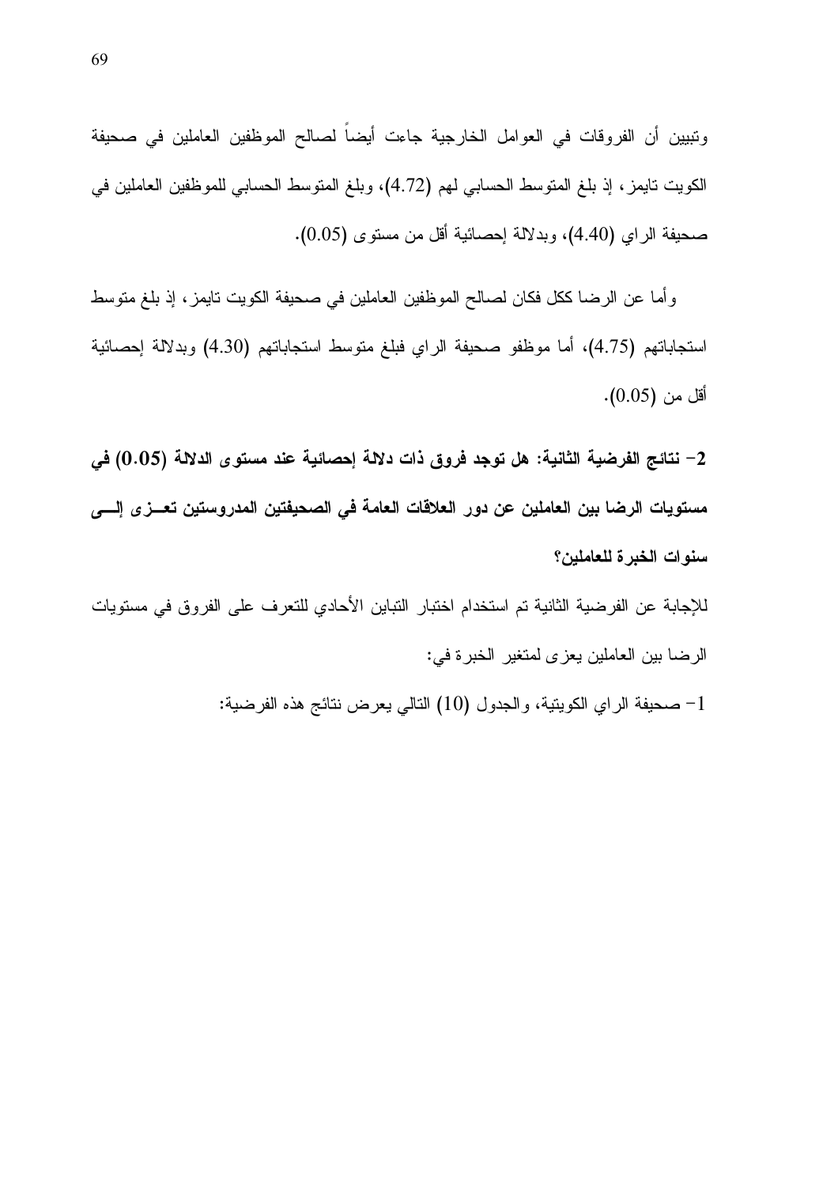وتبيين أن الفروقات في العوامل الخارجية جاءت أيضاً لصالح الموظفين العاملين في صحيفة الكويت تايمز، إذ بلغ المتوسط الحسابي لهم (4.72)، وبلغ المتوسط الحسابي للموظفين العاملين في صحيفة الراي (4.40)، وبدلالة إحصائية أقل من مستوى (0.05).

وأما عن الرضا ككل فكان لصالح الموظفين العاملين في صحيفة الكويت تايمز، إذ بلغ متوسط استجاباتهم (4.75)، أما موظفو صحيفة الراي فبلغ متوسط استجاباتهم (4.30) وبدلالة إحصائية أقل من (0.05).

**2- نتائج الفرضية الثانية: هل توجد فروق ذات دلالة إحصائية عند مستوى الدلالة (0.05) في مستويات الرضا بين العاملين عن دور العلاقات العامة في الصحيفتين المدروستين تعزى إلى سنوات الخبرة للعاملين؟**

للإجابة عن الفرضية الثانية تم استخدام اختبار التباين الأحادي للتعرف على الفروق في مستويات الرضا بين العاملين يعزى لمتغير الخبرة في:

1- صحيفة الراي الكويتية، والجدول (10) التالي يعرض نتائج هذه الفرضية: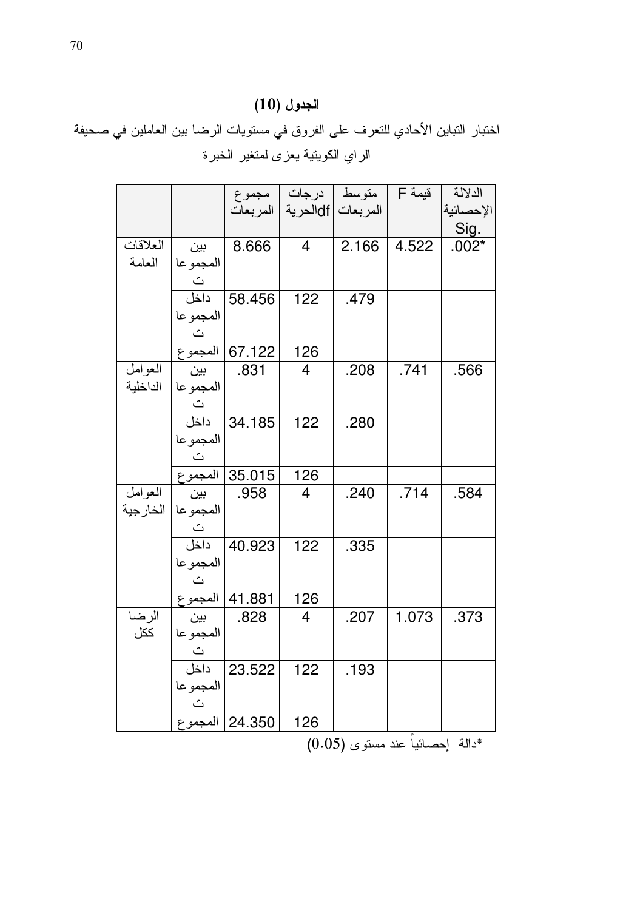**الجدول (10)**

اختبار التباين الأحادي للتعرف على الفروق في مستويات الرضا بين العاملين في صحيفة الراي الكويتية يعزى لمتغير الخبرة

| | | مجموع المربعات | درجات الحرية df | متوسط المربعات | قيمة F | الدلالة الإحصائية Sig. |
|---|---|---|---|---|---|---|
| العلاقات العامة | بين المجموعات | 8.666 | 4 | 2.166 | 4.522 | .002* |
| | داخل المجموعات | 58.456 | 122 | .479 | | |
| | المجموع | 67.122 | 126 | | | |
| العوامل الداخلية | بين المجموعات | .831 | 4 | .208 | .741 | .566 |
| | داخل المجموعات | 34.185 | 122 | .280 | | |
| | المجموع | 35.015 | 126 | | | |
| العوامل الخارجية | بين المجموعات | .958 | 4 | .240 | .714 | .584 |
| | داخل المجموعات | 40.923 | 122 | .335 | | |
| | المجموع | 41.881 | 126 | | | |
| الرضا ككل | بين المجموعات | .828 | 4 | .207 | 1.073 | .373 |
| | داخل المجموعات | 23.522 | 122 | .193 | | |
| | المجموع | 24.350 | 126 | | | |

*دالة إحصائياً عند مستوى (0.05)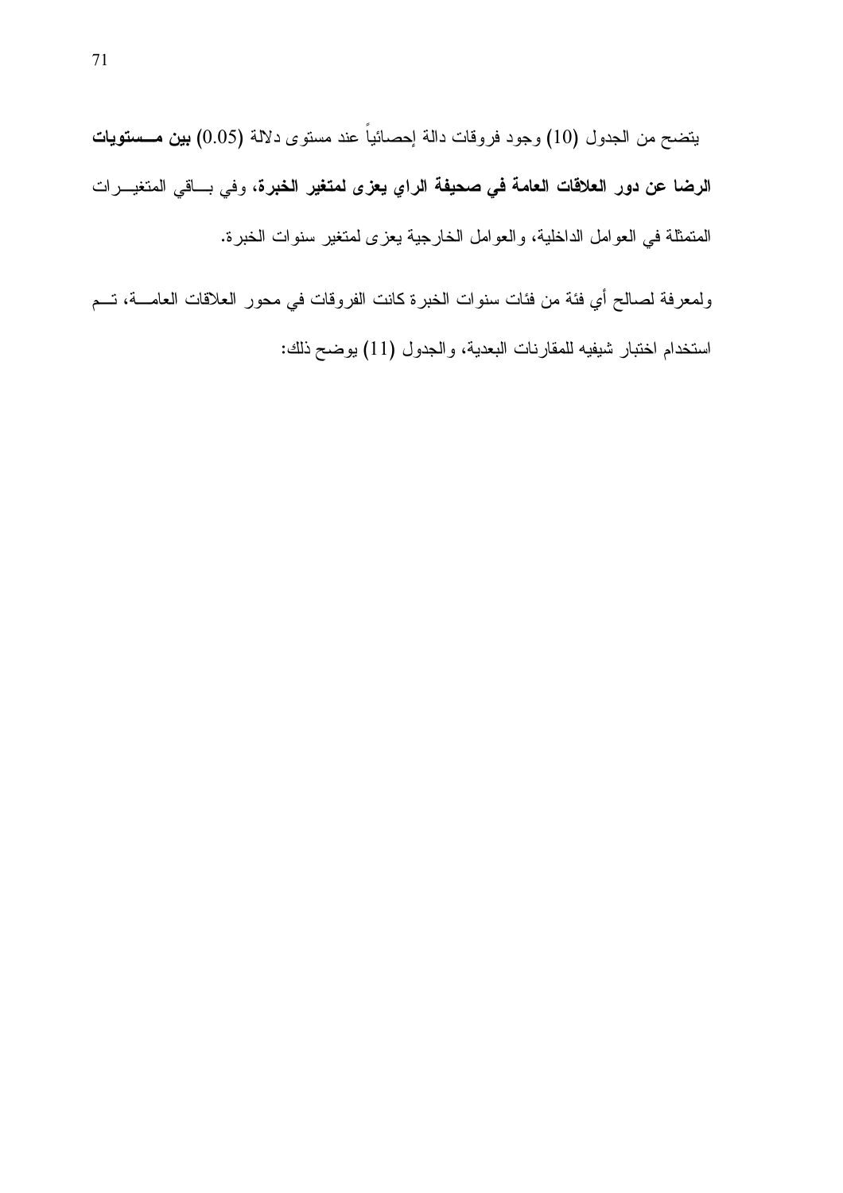يتضح من الجدول (10) وجود فروقات دالة إحصائياً عند مستوى دلالة (0.05) **بين مستويات الرضا عن دور العلاقات العامة في صحيفة الراي يعزى لمتغير الخبرة**، وفي باقي المتغيرات المتمثلة في العوامل الداخلية، والعوامل الخارجية يعزى لمتغير سنوات الخبرة.

ولمعرفة لصالح أي فئة من فئات سنوات الخبرة كانت الفروقات في محور العلاقات العامة، تم استخدام اختبار شيفيه للمقارنات البعدية، والجدول (11) يوضح ذلك: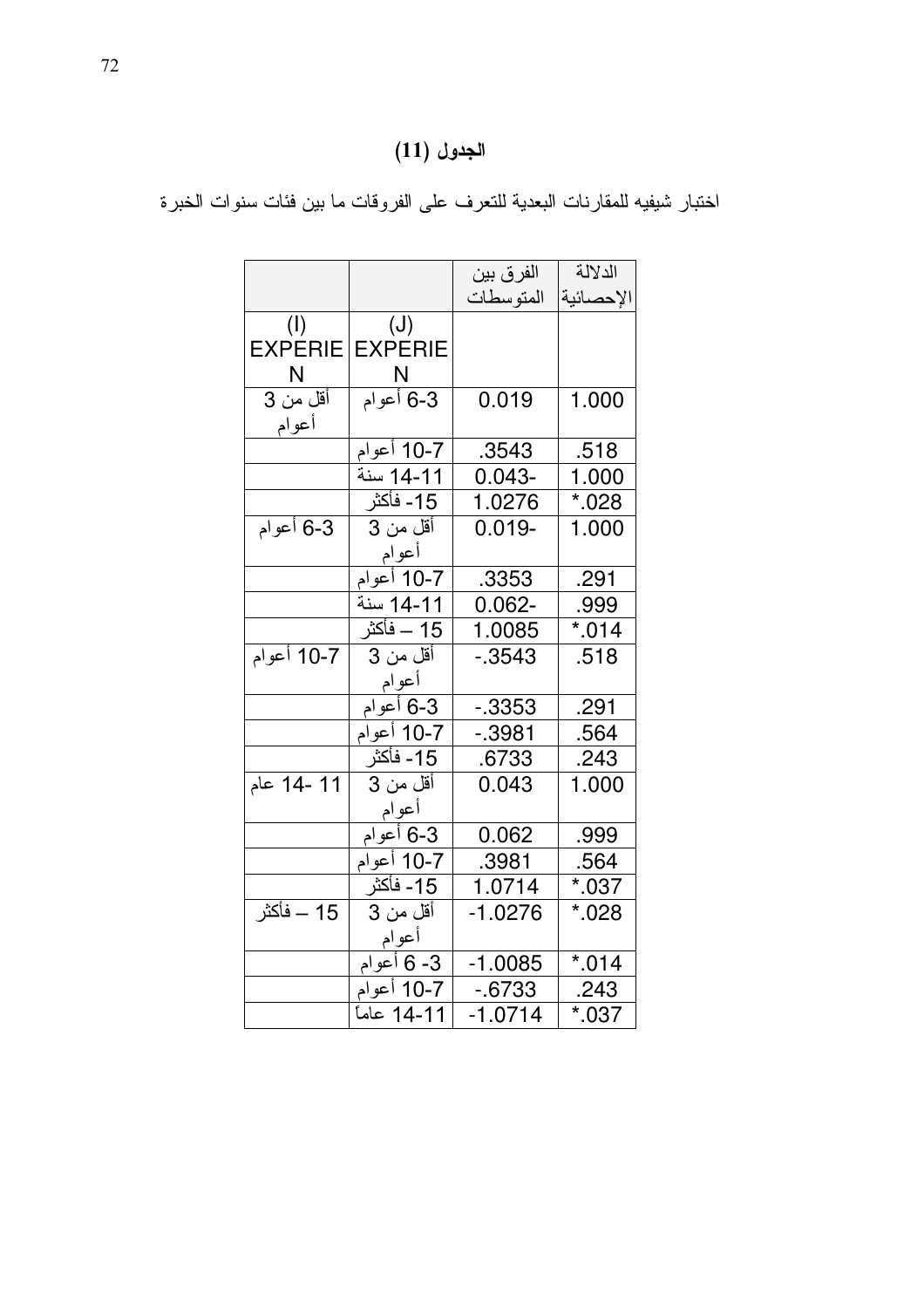## الجدول (11)

اختبار شيفيه للمقارنات البعدية للتعرف على الفروقات ما بين فئات سنوات الخبرة

| | | الفرق بين المتوسطات | الدلالة الإحصائية |
|---|---|---|---|
| (I) EXPERIEN | (J) EXPERIEN | | |
| أقل من 3 أعوام | 3-6 أعوام | 0.019 | 1.000 |
| | 7-10 أعوام | .3543 | .518 |
| | 11-14 سنة | 0.043- | 1.000 |
| | 15- فأكثر | 1.0276 | *.028 |
| 3-6 أعوام | أقل من 3 أعوام | 0.019- | 1.000 |
| | 7-10 أعوام | .3353 | .291 |
| | 11-14 سنة | 0.062- | .999 |
| | 15 – فأكثر | 1.0085 | *.014 |
| 7-10 أعوام | أقل من 3 أعوام | -.3543 | .518 |
| | 3-6 أعوام | -.3353 | .291 |
| | 7-10 أعوام | -.3981 | .564 |
| | 15- فأكثر | .6733 | .243 |
| 11 -14 عام | أقل من 3 أعوام | 0.043 | 1.000 |
| | 3-6 أعوام | 0.062 | .999 |
| | 7-10 أعوام | .3981 | .564 |
| | 15- فأكثر | 1.0714 | *.037 |
| 15 – فأكثر | أقل من 3 أعوام | -1.0276 | *.028 |
| | 3- 6 أعوام | -1.0085 | *.014 |
| | 7-10 أعوام | -.6733 | .243 |
| | 11-14 عاماً | -1.0714 | *.037 |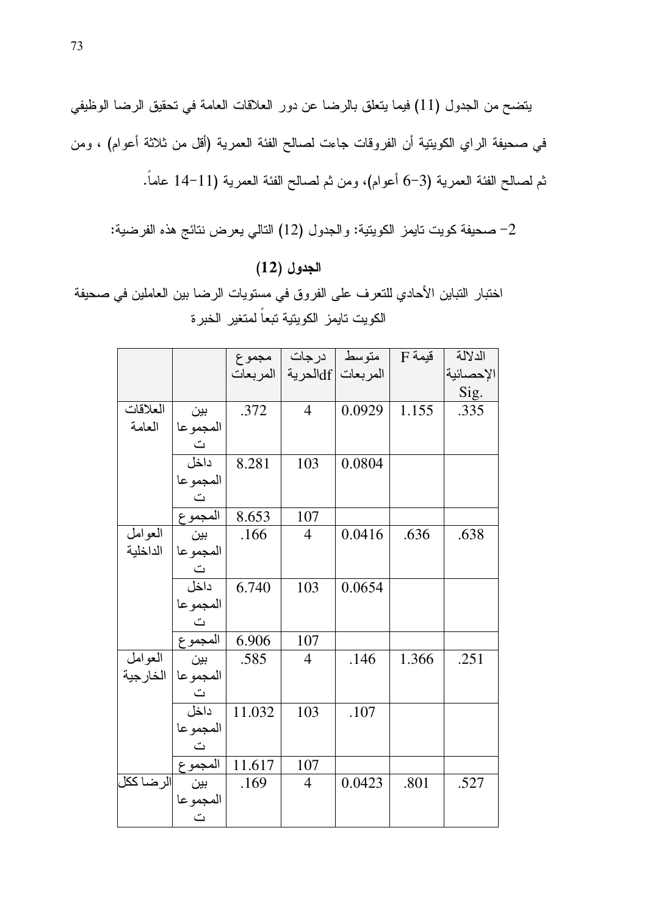يتضح من الجدول (11) فيما يتعلق بالرضا عن دور العلاقات العامة في تحقيق الرضا الوظيفي في صحيفة الراي الكويتية أن الفروقات جاءت لصالح الفئة العمرية (أقل من ثلاثة أعوام) ، ومن ثم لصالح الفئة العمرية (3-6 أعوام)، ومن ثم لصالح الفئة العمرية (11-14 عاماً.

2- صحيفة كويت تايمز الكويتية: والجدول (12) التالي يعرض نتائج هذه الفرضية:

**الجدول (12)**

اختبار التباين الأحادي للتعرف على الفروق في مستويات الرضا بين العاملين في صحيفة الكويت تايمز الكويتية تبعاً لمتغير الخبرة

| | | مجموع المربعات | درجات الحرية df | متوسط المربعات | قيمة F | الدلالة الإحصائية Sig. |
|---|---|---|---|---|---|---|
| العلاقات العامة | بين المجموعات | .372 | 4 | 0.0929 | 1.155 | .335 |
| | داخل المجموعات | 8.281 | 103 | 0.0804 | | |
| | المجموع | 8.653 | 107 | | | |
| العوامل الداخلية | بين المجموعات | .166 | 4 | 0.0416 | .636 | .638 |
| | داخل المجموعات | 6.740 | 103 | 0.0654 | | |
| | المجموع | 6.906 | 107 | | | |
| العوامل الخارجية | بين المجموعات | .585 | 4 | .146 | 1.366 | .251 |
| | داخل المجموعات | 11.032 | 103 | .107 | | |
| | المجموع | 11.617 | 107 | | | |
| الرضا ككل | بين المجموعات | .169 | 4 | 0.0423 | .801 | .527 |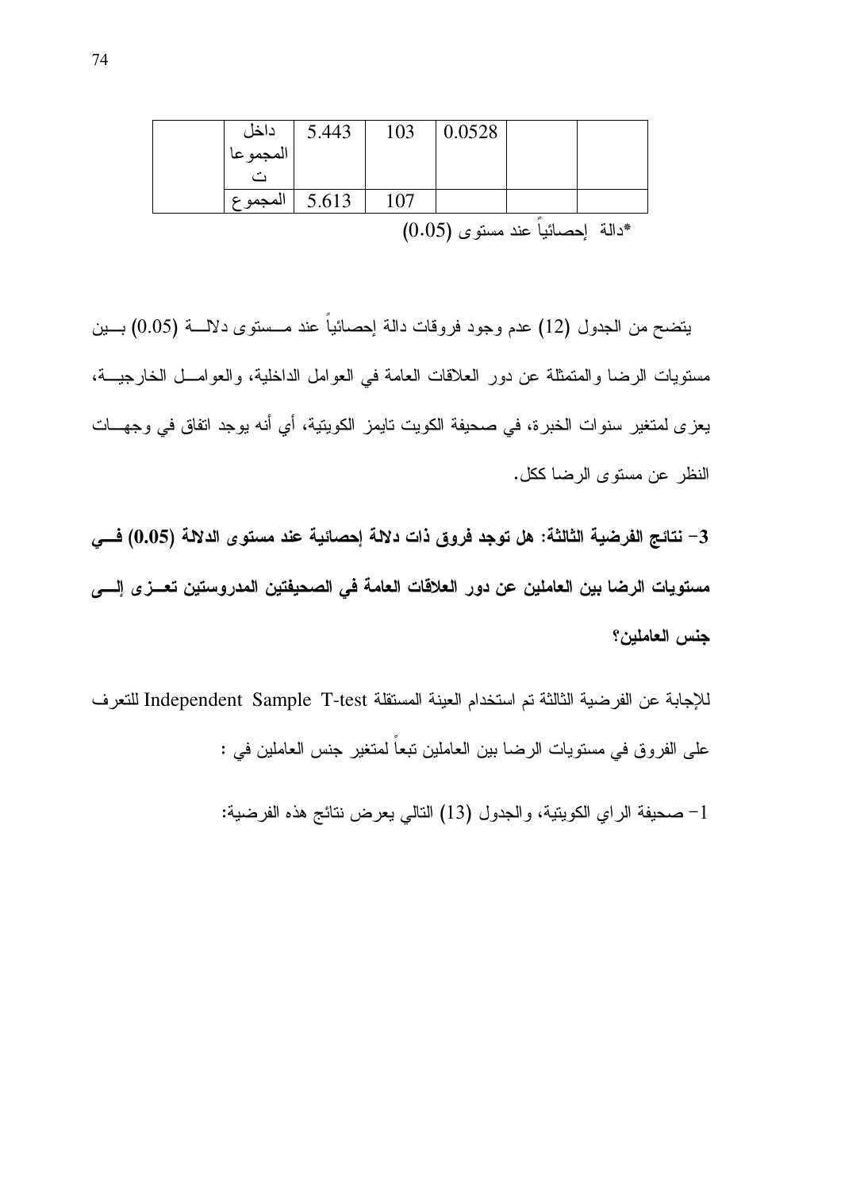| | داخل المجموعات | 5.443 | 103 | 0.0528 | | |
|---|---|---|---|---|---|---|
| | المجموع | 5.613 | 107 | | | |

*دالة إحصائياً عند مستوى (0.05)

يتضح من الجدول (12) عدم وجود فروقات دالة إحصائياً عند مستوى دلالة (0.05) بين مستويات الرضا والمتمثلة عن دور العلاقات العامة في العوامل الداخلية، والعوامل الخارجية، يعزى لمتغير سنوات الخبرة، في صحيفة الكويت تايمز الكويتية، أي أنه يوجد اتفاق في وجهات النظر عن مستوى الرضا ككل.

**3- نتائج الفرضية الثالثة: هل توجد فروق ذات دلالة إحصائية عند مستوى الدلالة (0.05) في مستويات الرضا بين العاملين عن دور العلاقات العامة في الصحيفتين المدروستين تعزى إلى جنس العاملين؟**

للإجابة عن الفرضية الثالثة تم استخدام العينة المستقلة Independent Sample T-test للتعرف على الفروق في مستويات الرضا بين العاملين تبعاً لمتغير جنس العاملين في :

1- صحيفة الراي الكويتية، والجدول (13) التالي يعرض نتائج هذه الفرضية: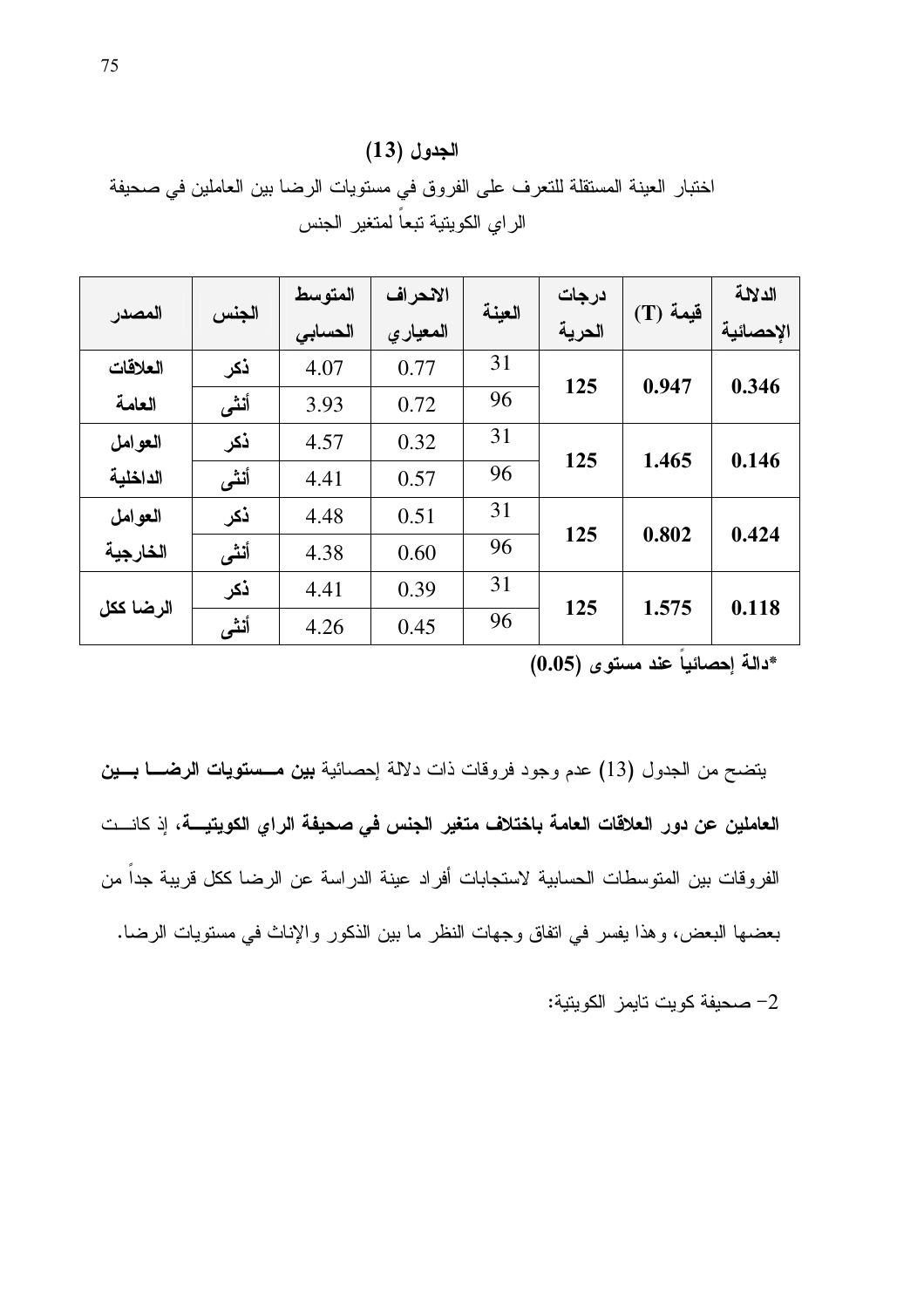**الجدول (13)**

اختبار العينة المستقلة للتعرف على الفروق في مستويات الرضا بين العاملين في صحيفة الراي الكويتية تبعاً لمتغير الجنس

| المصدر | الجنس | المتوسط الحسابي | الانحراف المعياري | العينة | درجات الحرية | قيمة (T) | الدلالة الإحصائية |
|---|---|---|---|---|---|---|---|
| العلاقات العامة | ذكر | 4.07 | 0.77 | 31 | 125 | 0.947 | 0.346 |
| | أنثى | 3.93 | 0.72 | 96 | | | |
| العوامل الداخلية | ذكر | 4.57 | 0.32 | 31 | 125 | 1.465 | 0.146 |
| | أنثى | 4.41 | 0.57 | 96 | | | |
| العوامل الخارجية | ذكر | 4.48 | 0.51 | 31 | 125 | 0.802 | 0.424 |
| | أنثى | 4.38 | 0.60 | 96 | | | |
| الرضا ككل | ذكر | 4.41 | 0.39 | 31 | 125 | 1.575 | 0.118 |
| | أنثى | 4.26 | 0.45 | 96 | | | |

**\*دالة إحصائياً عند مستوى (0.05)**

يتضح من الجدول (13) عدم وجود فروقات ذات دلالة إحصائية **بين مستويات الرضا بين العاملين عن دور العلاقات العامة باختلاف متغير الجنس في صحيفة الراي الكويتية**، إذ كانت الفروقات بين المتوسطات الحسابية لاستجابات أفراد عينة الدراسة عن الرضا ككل قريبة جداً من بعضها البعض، وهذا يفسر في اتفاق وجهات النظر ما بين الذكور والإناث في مستويات الرضا.

2- صحيفة كويت تايمز الكويتية: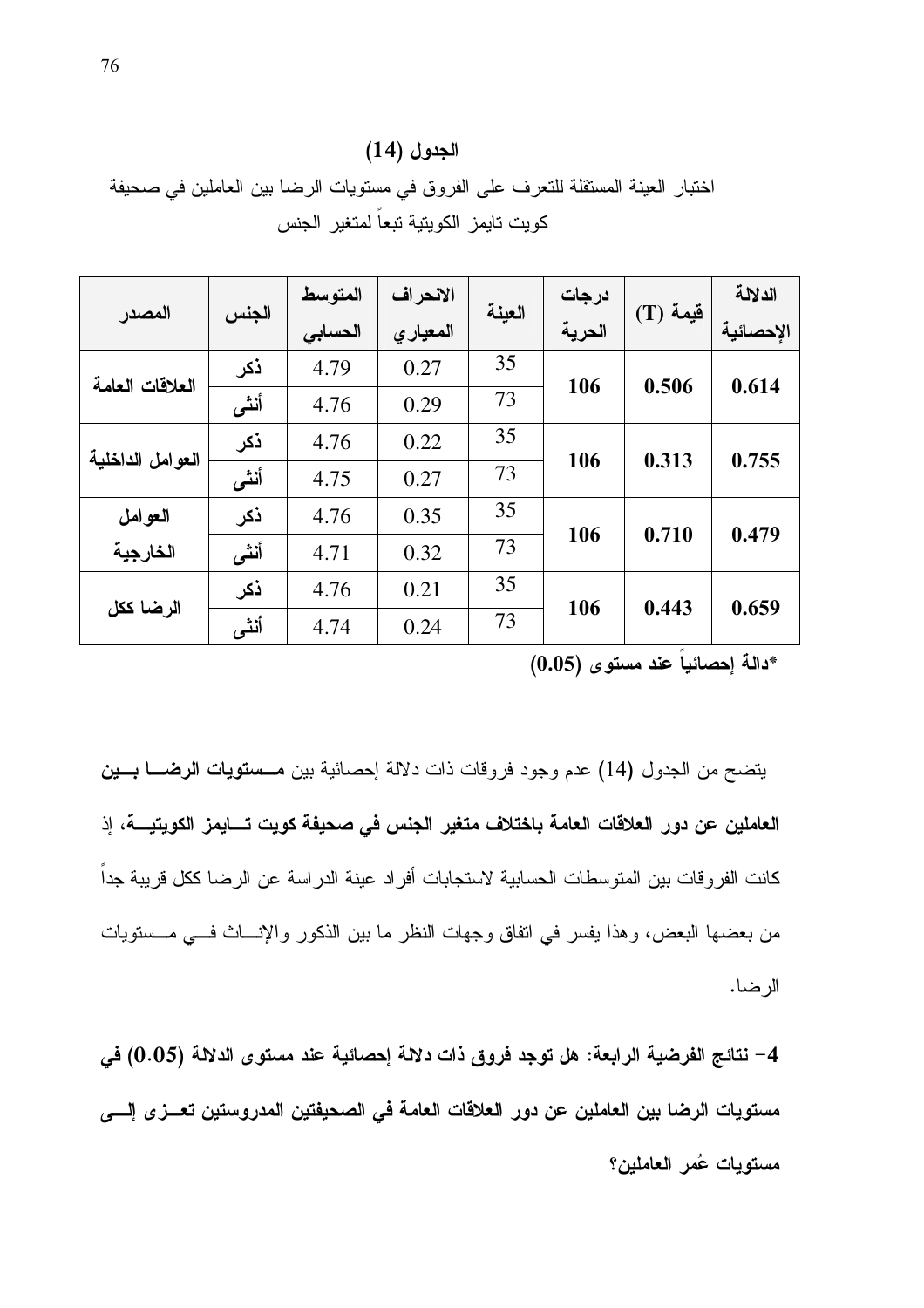## الجدول (14)

اختبار العينة المستقلة للتعرف على الفروق في مستويات الرضا بين العاملين في صحيفة كويت تايمز الكويتية تبعاً لمتغير الجنس

| المصدر | الجنس | المتوسط الحسابي | الانحراف المعياري | العينة | درجات الحرية | قيمة (T) | الدلالة الإحصائية |
|---|---|---|---|---|---|---|---|
| العلاقات العامة | ذكر | 4.79 | 0.27 | 35 | 106 | 0.506 | 0.614 |
| | أنثى | 4.76 | 0.29 | 73 | | | |
| العوامل الداخلية | ذكر | 4.76 | 0.22 | 35 | 106 | 0.313 | 0.755 |
| | أنثى | 4.75 | 0.27 | 73 | | | |
| العوامل الخارجية | ذكر | 4.76 | 0.35 | 35 | 106 | 0.710 | 0.479 |
| | أنثى | 4.71 | 0.32 | 73 | | | |
| الرضا ككل | ذكر | 4.76 | 0.21 | 35 | 106 | 0.443 | 0.659 |
| | أنثى | 4.74 | 0.24 | 73 | | | |

**\*دالة إحصائياً عند مستوى (0.05)**

يتضح من الجدول (14) عدم وجود فروقات ذات دلالة إحصائية بين **مستويات الرضا بين العاملين عن دور العلاقات العامة باختلاف متغير الجنس في صحيفة كويت تايمز الكويتية**، إذ كانت الفروقات بين المتوسطات الحسابية لاستجابات أفراد عينة الدراسة عن الرضا ككل قريبة جداً من بعضها البعض، وهذا يفسر في اتفاق وجهات النظر ما بين الذكور والإناث في مستويات الرضا.

**4- نتائج الفرضية الرابعة: هل توجد فروق ذات دلالة إحصائية عند مستوى الدلالة (0.05) في مستويات الرضا بين العاملين عن دور العلاقات العامة في الصحيفتين المدروستين تعزى إلى مستويات عُمر العاملين؟**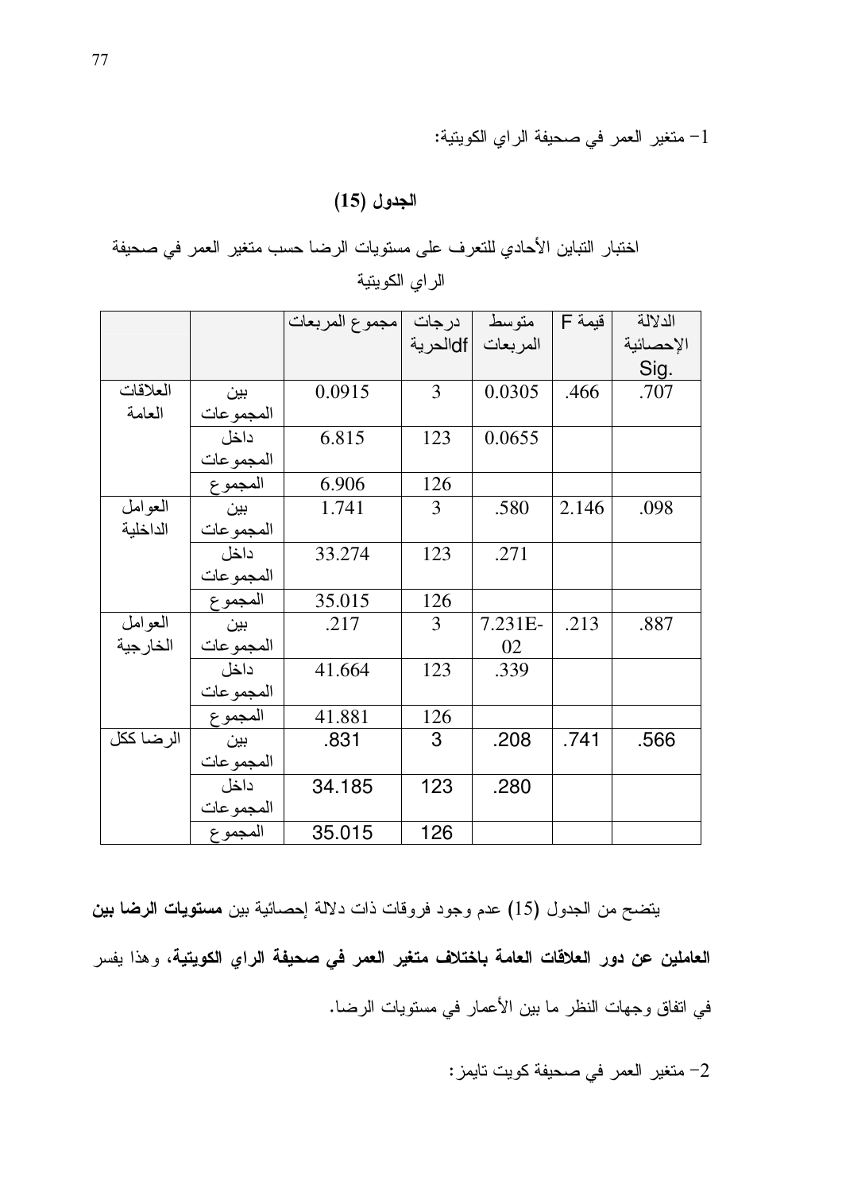1- متغير العمر في صحيفة الراي الكويتية:

**الجدول (15)**

اختبار التباين الأحادي للتعرف على مستويات الرضا حسب متغير العمر في صحيفة الراي الكويتية

| | | مجموع المربعات | درجات الحرية df | متوسط المربعات | قيمة F | الدلالة الإحصائية Sig. |
|---|---|---|---|---|---|---|
| العلاقات العامة | بين المجموعات | 0.0915 | 3 | 0.0305 | .466 | .707 |
| | داخل المجموعات | 6.815 | 123 | 0.0655 | | |
| | المجموع | 6.906 | 126 | | | |
| العوامل الداخلية | بين المجموعات | 1.741 | 3 | .580 | 2.146 | .098 |
| | داخل المجموعات | 33.274 | 123 | .271 | | |
| | المجموع | 35.015 | 126 | | | |
| العوامل الخارجية | بين المجموعات | .217 | 3 | 7.231E-02 | .213 | .887 |
| | داخل المجموعات | 41.664 | 123 | .339 | | |
| | المجموع | 41.881 | 126 | | | |
| الرضا ككل | بين المجموعات | .831 | 3 | .208 | .741 | .566 |
| | داخل المجموعات | 34.185 | 123 | .280 | | |
| | المجموع | 35.015 | 126 | | | |

يتضح من الجدول (15) عدم وجود فروقات ذات دلالة إحصائية بين **مستويات الرضا بين العاملين عن دور العلاقات العامة باختلاف متغير العمر في صحيفة الراي الكويتية**، وهذا يفسر في اتفاق وجهات النظر ما بين الأعمار في مستويات الرضا.

2- متغير العمر في صحيفة كويت تايمز: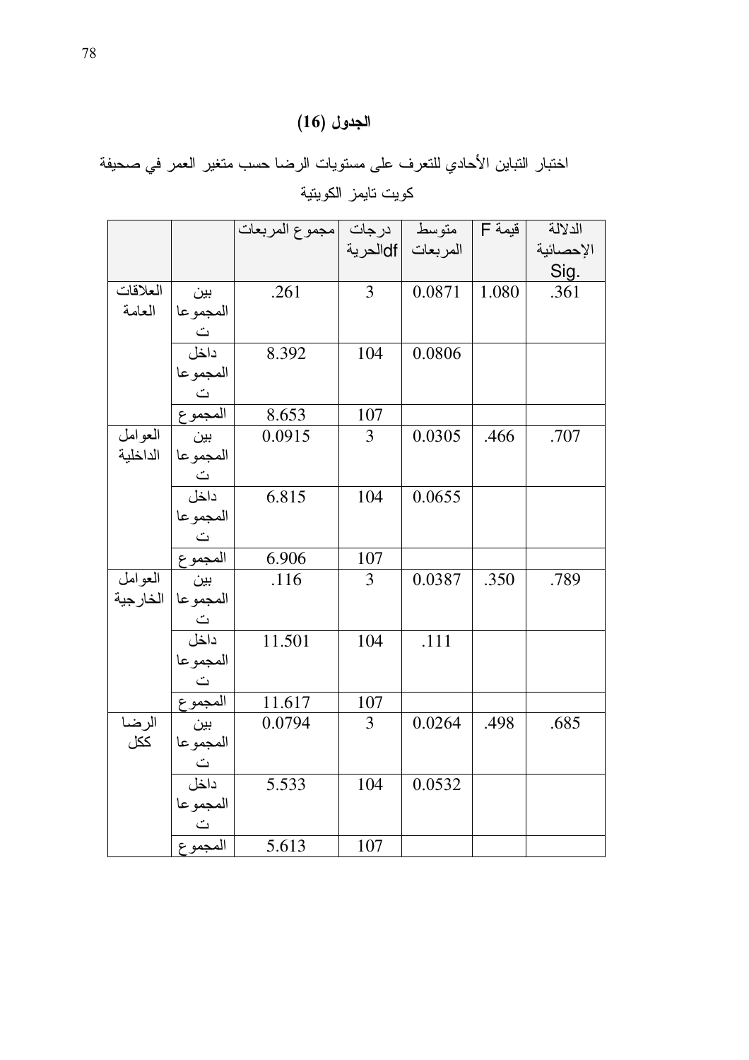**الجدول (16)**

اختبار التباين الأحادي للتعرف على مستويات الرضا حسب متغير العمر في صحيفة كويت تايمز الكويتية

| | | مجموع المربعات | درجات الحرية df | متوسط المربعات | قيمة F | الدلالة الإحصائية Sig. |
|---|---|---|---|---|---|---|
| العلاقات العامة | بين المجموعات | .261 | 3 | 0.0871 | 1.080 | .361 |
| | داخل المجموعات | 8.392 | 104 | 0.0806 | | |
| | المجموع | 8.653 | 107 | | | |
| العوامل الداخلية | بين المجموعات | 0.0915 | 3 | 0.0305 | .466 | .707 |
| | داخل المجموعات | 6.815 | 104 | 0.0655 | | |
| | المجموع | 6.906 | 107 | | | |
| العوامل الخارجية | بين المجموعات | .116 | 3 | 0.0387 | .350 | .789 |
| | داخل المجموعات | 11.501 | 104 | .111 | | |
| | المجموع | 11.617 | 107 | | | |
| الرضا ككل | بين المجموعات | 0.0794 | 3 | 0.0264 | .498 | .685 |
| | داخل المجموعات | 5.533 | 104 | 0.0532 | | |
| | المجموع | 5.613 | 107 | | | |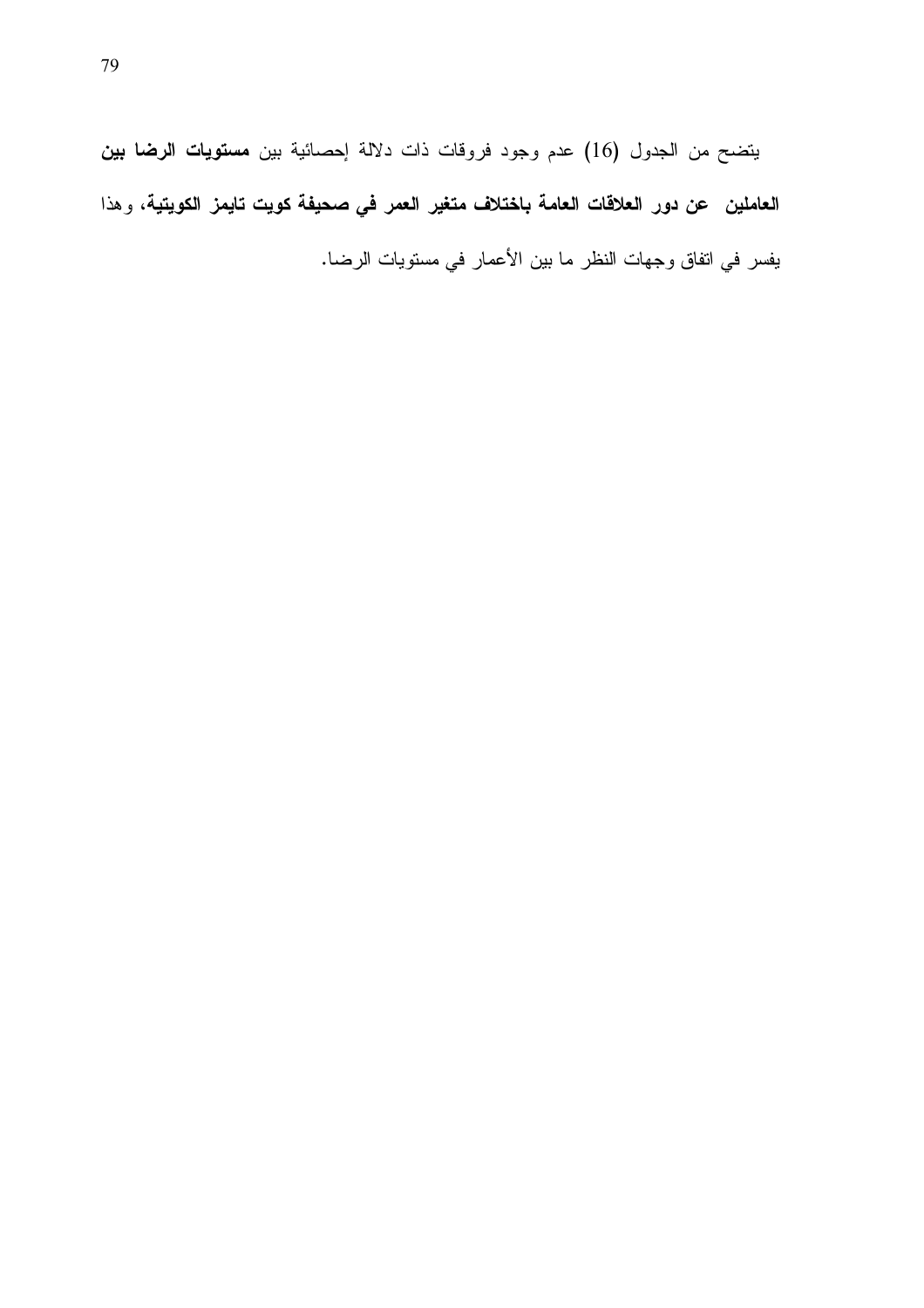يتضح من الجدول (16) عدم وجود فروقات ذات دلالة إحصائية بين **مستويات الرضا بين العاملين عن دور العلاقات العامة باختلاف متغير العمر في صحيفة كويت تايمز الكويتية**، وهذا يفسر في اتفاق وجهات النظر ما بين الأعمار في مستويات الرضا.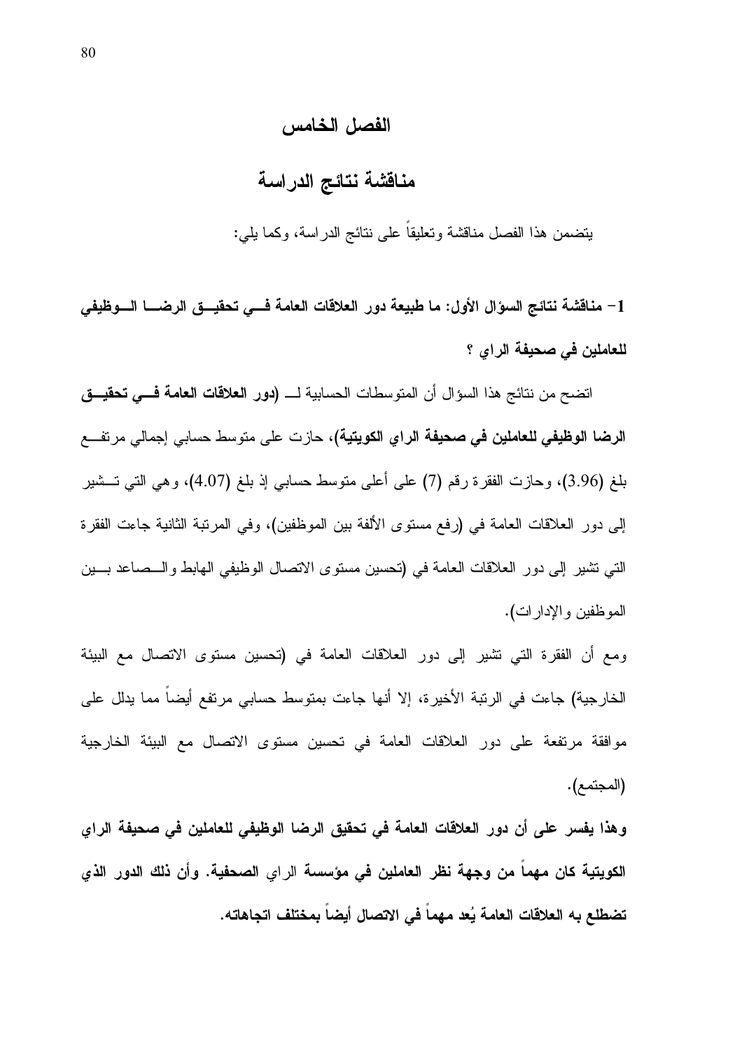# الفصل الخامس

## مناقشة نتائج الدراسة

يتضمن هذا الفصل مناقشة وتعليقاً على نتائج الدراسة، وكما يلي:

**1- مناقشة نتائج السؤال الأول: ما طبيعة دور العلاقات العامة في تحقيق الرضا الوظيفي للعاملين في صحيفة الراي ؟**

اتضح من نتائج هذا السؤال أن المتوسطات الحسابية لـ (**دور العلاقات العامة في تحقيق الرضا الوظيفي للعاملين في صحيفة الراي الكويتية**)، حازت على متوسط حسابي إجمالي مرتفع بلغ (3.96)، وحازت الفقرة رقم (7) على أعلى متوسط حسابي إذ بلغ (4.07)، وهي التي تشير إلى دور العلاقات العامة في (رفع مستوى الألفة بين الموظفين)، وفي المرتبة الثانية جاءت الفقرة التي تشير إلى دور العلاقات العامة في (تحسين مستوى الاتصال الوظيفي الهابط والصاعد بين الموظفين والإدارات).

ومع أن الفقرة التي تشير إلى دور العلاقات العامة في (تحسين مستوى الاتصال مع البيئة الخارجية) جاءت في الرتبة الأخيرة، إلا أنها جاءت بمتوسط حسابي مرتفع أيضاً مما يدلل على موافقة مرتفعة على دور العلاقات العامة في تحسين مستوى الاتصال مع البيئة الخارجية (المجتمع).

**وهذا يفسر على أن دور العلاقات العامة في تحقيق الرضا الوظيفي للعاملين في صحيفة الراي الكويتية كان مهماً من وجهة نظر العاملين في مؤسسة** الراي **الصحفية. وأن ذلك الدور الذي تضطلع به العلاقات العامة يُعد مهماً في الاتصال أيضاً بمختلف اتجاهاته.**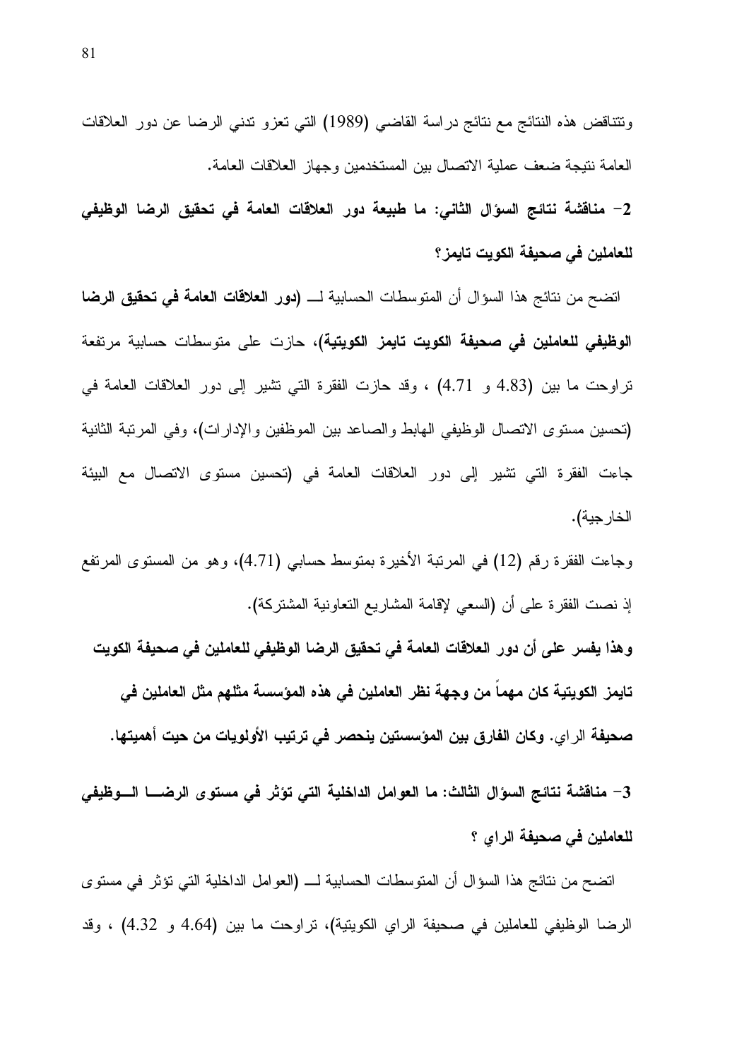وتتناقض هذه النتائج مع نتائج دراسة القاضي (1989) التي تعزو تدني الرضا عن دور العلاقات العامة نتيجة ضعف عملية الاتصال بين المستخدمين وجهاز العلاقات العامة.

**2- مناقشة نتائج السؤال الثاني: ما طبيعة دور العلاقات العامة في تحقيق الرضا الوظيفي للعاملين في صحيفة الكويت تايمز؟**

اتضح من نتائج هذا السؤال أن المتوسطات الحسابية لـــ (**دور العلاقات العامة في تحقيق الرضا الوظيفي للعاملين في صحيفة الكويت تايمز الكويتية**)، حازت على متوسطات حسابية مرتفعة تراوحت ما بين (4.83 و 4.71) ، وقد حازت الفقرة التي تشير إلى دور العلاقات العامة في (تحسين مستوى الاتصال الوظيفي الهابط والصاعد بين الموظفين والإدارات)، وفي المرتبة الثانية جاءت الفقرة التي تشير إلى دور العلاقات العامة في (تحسين مستوى الاتصال مع البيئة الخارجية).

وجاءت الفقرة رقم (12) في المرتبة الأخيرة بمتوسط حسابي (4.71)، وهو من المستوى المرتفع إذ نصت الفقرة على أن (السعي لإقامة المشاريع التعاونية المشتركة).

**وهذا يفسر على أن دور العلاقات العامة في تحقيق الرضا الوظيفي للعاملين في صحيفة الكويت تايمز الكويتية كان مهماً من وجهة نظر العاملين في هذه المؤسسة مثلهم مثل العاملين في صحيفة** الراي. **وكان الفارق بين المؤسستين ينحصر في ترتيب الأولويات من حيث أهميتها.**

**3- مناقشة نتائج السؤال الثالث: ما العوامل الداخلية التي تؤثر في مستوى الرضـــا الـــوظيفي للعاملين في صحيفة الراي ؟**

اتضح من نتائج هذا السؤال أن المتوسطات الحسابية لـــ (العوامل الداخلية التي تؤثر في مستوى الرضا الوظيفي للعاملين في صحيفة الراي الكويتية)، تراوحت ما بين (4.64 و 4.32) ، وقد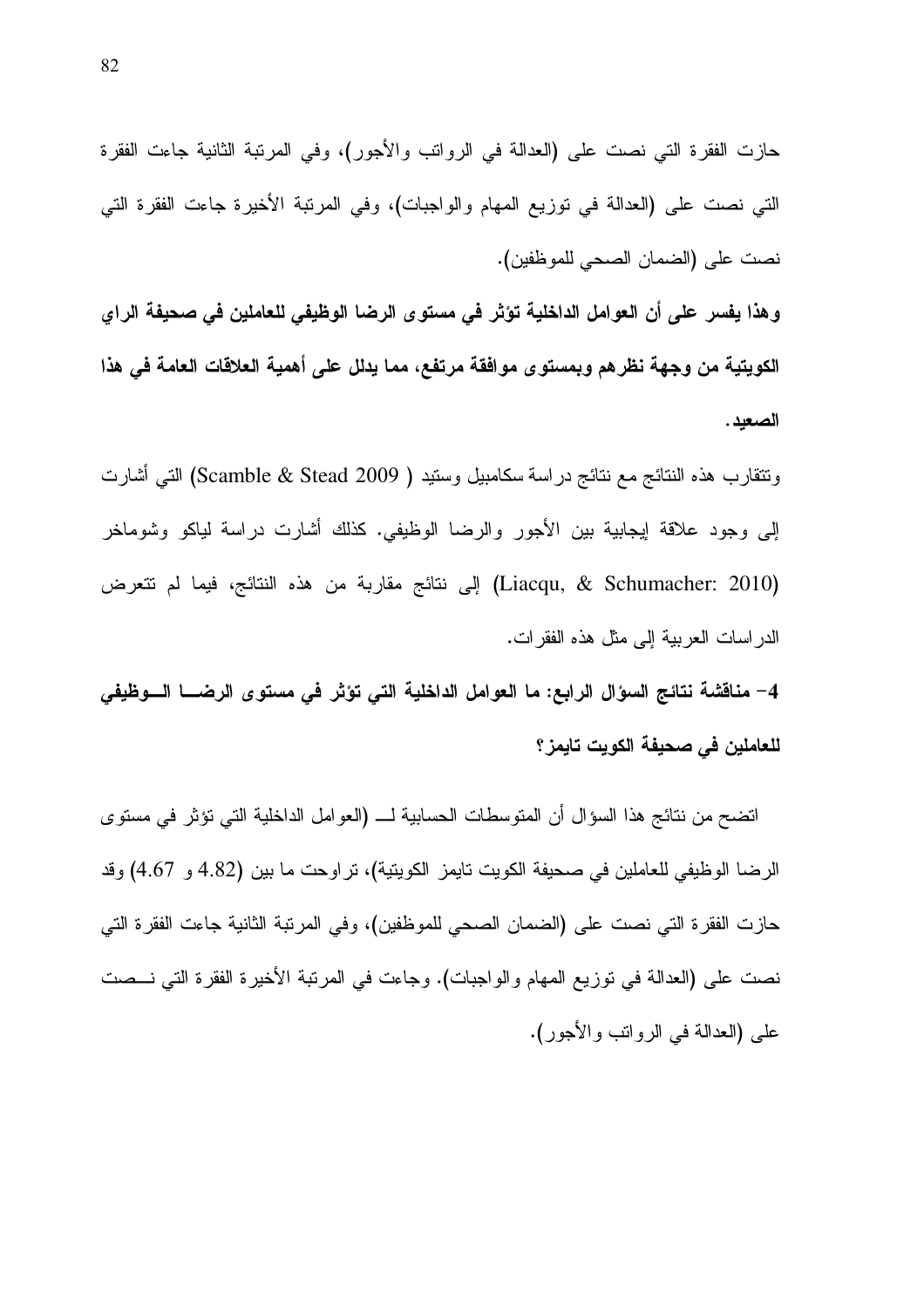حازت الفقرة التي نصت على (العدالة في الرواتب والأجور)، وفي المرتبة الثانية جاءت الفقرة التي نصت على (العدالة في توزيع المهام والواجبات)، وفي المرتبة الأخيرة جاءت الفقرة التي نصت على (الضمان الصحي للموظفين).

**وهذا يفسر على أن العوامل الداخلية تؤثر في مستوى الرضا الوظيفي للعاملين في صحيفة الراي الكويتية من وجهة نظرهم وبمستوى موافقة مرتفع، مما يدلل على أهمية العلاقات العامة في هذا الصعيد.**

وتتقارب هذه النتائج مع نتائج دراسة سكامبيل وستيد (Scamble & Stead 2009) التي أشارت إلى وجود علاقة إيجابية بين الأجور والرضا الوظيفي. كذلك أشارت دراسة لياكو وشوماخر (Liacqu, & Schumacher: 2010) إلى نتائج مقاربة من هذه النتائج، فيما لم تتعرض الدراسات العربية إلى مثل هذه الفقرات.

**4- مناقشة نتائج السؤال الرابع: ما العوامل الداخلية التي تؤثر في مستوى الرضا الوظيفي للعاملين في صحيفة الكويت تايمز؟**

اتضح من نتائج هذا السؤال أن المتوسطات الحسابية لـ (العوامل الداخلية التي تؤثر في مستوى الرضا الوظيفي للعاملين في صحيفة الكويت تايمز الكويتية)، تراوحت ما بين (4.82 و 4.67) وقد حازت الفقرة التي نصت على (الضمان الصحي للموظفين)، وفي المرتبة الثانية جاءت الفقرة التي نصت على (العدالة في توزيع المهام والواجبات). وجاءت في المرتبة الأخيرة الفقرة التي نصت على (العدالة في الرواتب والأجور).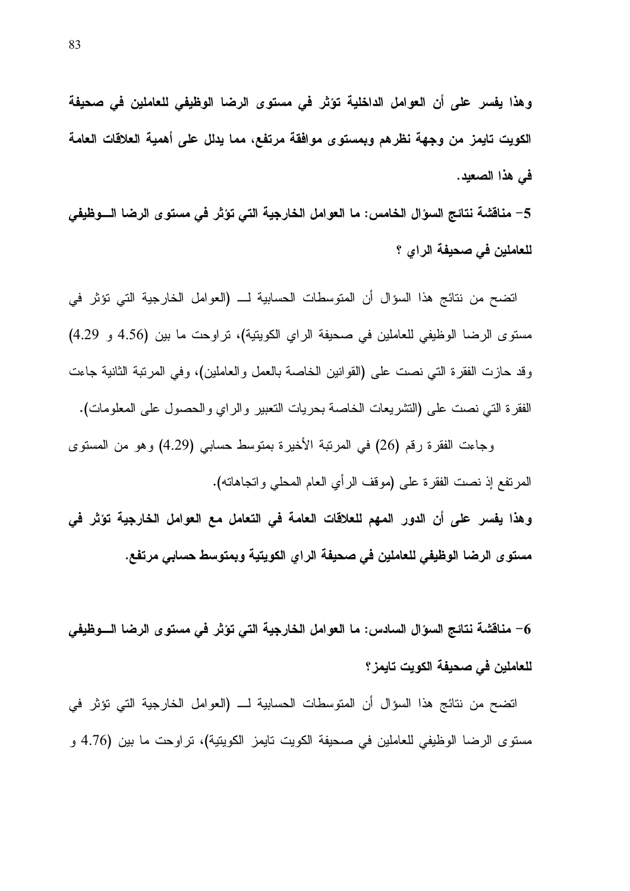**وهذا يفسر على أن العوامل الداخلية تؤثر في مستوى الرضا الوظيفي للعاملين في صحيفة الكويت تايمز من وجهة نظرهم وبمستوى موافقة مرتفع، مما يدلل على أهمية العلاقات العامة في هذا الصعيد.**

**5- مناقشة نتائج السؤال الخامس: ما العوامل الخارجية التي تؤثر في مستوى الرضا الـــوظيفي للعاملين في صحيفة الراي ؟**

اتضح من نتائج هذا السؤال أن المتوسطات الحسابية لـــ (العوامل الخارجية التي تؤثر في مستوى الرضا الوظيفي للعاملين في صحيفة الراي الكويتية)، تراوحت ما بين (4.56 و 4.29) وقد حازت الفقرة التي نصت على (القوانين الخاصة بالعمل والعاملين)، وفي المرتبة الثانية جاءت الفقرة التي نصت على (التشريعات الخاصة بحريات التعبير والراي والحصول على المعلومات).

وجاءت الفقرة رقم (26) في المرتبة الأخيرة بمتوسط حسابي (4.29) وهو من المستوى المرتفع إذ نصت الفقرة على (موقف الرأي العام المحلي واتجاهاته).

**وهذا يفسر على أن الدور المهم للعلاقات العامة في التعامل مع العوامل الخارجية تؤثر في مستوى الرضا الوظيفي للعاملين في صحيفة الراي الكويتية وبمتوسط حسابي مرتفع.**

**6- مناقشة نتائج السؤال السادس: ما العوامل الخارجية التي تؤثر في مستوى الرضا الـــوظيفي للعاملين في صحيفة الكويت تايمز؟**

اتضح من نتائج هذا السؤال أن المتوسطات الحسابية لـــ (العوامل الخارجية التي تؤثر في مستوى الرضا الوظيفي للعاملين في صحيفة الكويت تايمز الكويتية)، تراوحت ما بين (4.76 و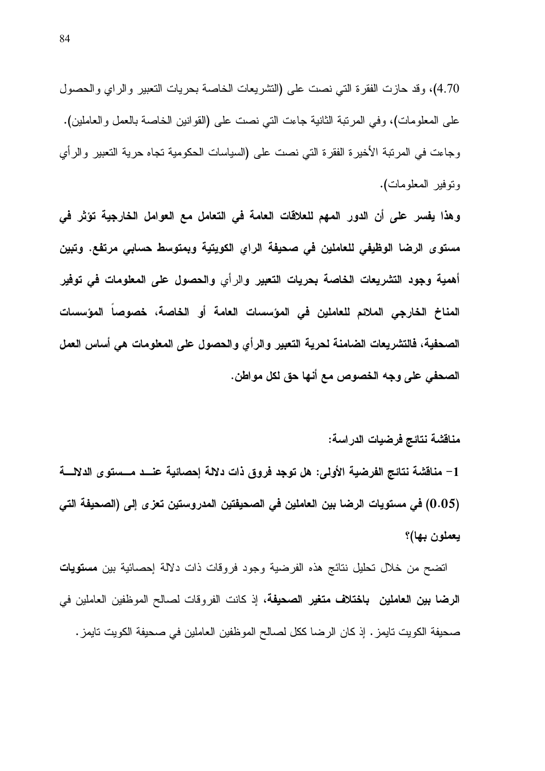4.70)، وقد حازت الفقرة التي نصت على (التشريعات الخاصة بحريات التعبير والراي والحصول على المعلومات)، وفي المرتبة الثانية جاءت التي نصت على (القوانين الخاصة بالعمل والعاملين). وجاءت في المرتبة الأخيرة الفقرة التي نصت على (السياسات الحكومية تجاه حرية التعبير والرأي وتوفير المعلومات).

**وهذا يفسر على أن الدور المهم للعلاقات العامة في التعامل مع العوامل الخارجية تؤثر في مستوى الرضا الوظيفي للعاملين في صحيفة الراي الكويتية وبمتوسط حسابي مرتفع. وتبين أهمية وجود التشريعات الخاصة بحريات التعبير والرأي والحصول على المعلومات في توفير المناخ الخارجي الملائم للعاملين في المؤسسات العامة أو الخاصة، خصوصاً المؤسسات الصحفية، فالتشريعات الضامنة لحرية التعبير والرأي والحصول على المعلومات هي أساس العمل الصحفي على وجه الخصوص مع أنها حق لكل مواطن.**

**مناقشة نتائج فرضيات الدراسة:**

**1- مناقشة نتائج الفرضية الأولى: هل توجد فروق ذات دلالة إحصائية عند مستوى الدلالة (0.05) في مستويات الرضا بين العاملين في الصحيفتين المدروستين تعزى إلى (الصحيفة التي يعملون بها)؟**

اتضح من خلال تحليل نتائج هذه الفرضية وجود فروقات ذات دلالة إحصائية بين **مستويات الرضا بين العاملين باختلاف متغير الصحيفة**، إذ كانت الفروقات لصالح الموظفين العاملين في صحيفة الكويت تايمز. إذ كان الرضا ككل لصالح الموظفين العاملين في صحيفة الكويت تايمز.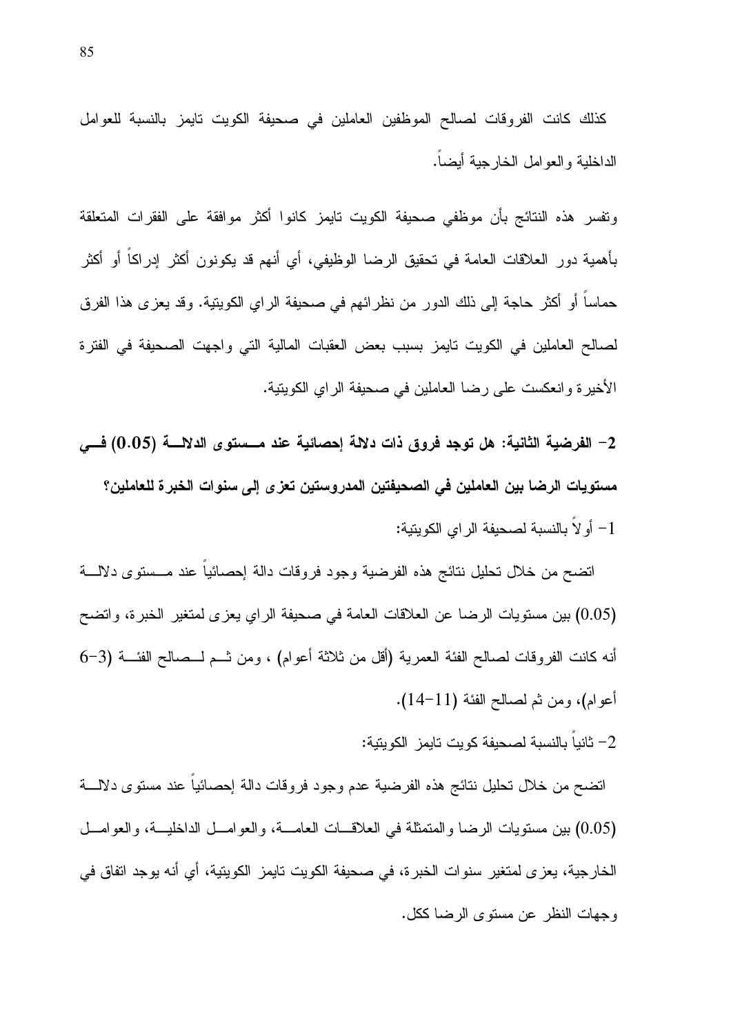كذلك كانت الفروقات لصالح الموظفين العاملين في صحيفة الكويت تايمز بالنسبة للعوامل الداخلية والعوامل الخارجية أيضاً.

وتفسر هذه النتائج بأن موظفي صحيفة الكويت تايمز كانوا أكثر موافقة على الفقرات المتعلقة بأهمية دور العلاقات العامة في تحقيق الرضا الوظيفي، أي أنهم قد يكونون أكثر إدراكاً أو أكثر حماساً أو أكثر حاجة إلى ذلك الدور من نظرائهم في صحيفة الراي الكويتية. وقد يعزى هذا الفرق لصالح العاملين في الكويت تايمز بسبب بعض العقبات المالية التي واجهت الصحيفة في الفترة الأخيرة وانعكست على رضا العاملين في صحيفة الراي الكويتية.

**2- الفرضية الثانية: هل توجد فروق ذات دلالة إحصائية عند مستوى الدلالة (0.05) في مستويات الرضا بين العاملين في الصحيفتين المدروستين تعزى إلى سنوات الخبرة للعاملين؟**

1- أولاً بالنسبة لصحيفة الراي الكويتية:

اتضح من خلال تحليل نتائج هذه الفرضية وجود فروقات دالة إحصائياً عند مستوى دلالة (0.05) بين مستويات الرضا عن العلاقات العامة في صحيفة الراي يعزى لمتغير الخبرة، واتضح أنه كانت الفروقات لصالح الفئة العمرية (أقل من ثلاثة أعوام) ، ومن ثم لصالح الفئة (3-6 أعوام)، ومن ثم لصالح الفئة (11-14).

2- ثانياً بالنسبة لصحيفة كويت تايمز الكويتية:

اتضح من خلال تحليل نتائج هذه الفرضية عدم وجود فروقات دالة إحصائياً عند مستوى دلالة (0.05) بين مستويات الرضا والمتمثلة في العلاقات العامة، والعوامل الداخلية، والعوامل الخارجية، يعزى لمتغير سنوات الخبرة، في صحيفة الكويت تايمز الكويتية، أي أنه يوجد اتفاق في وجهات النظر عن مستوى الرضا ككل.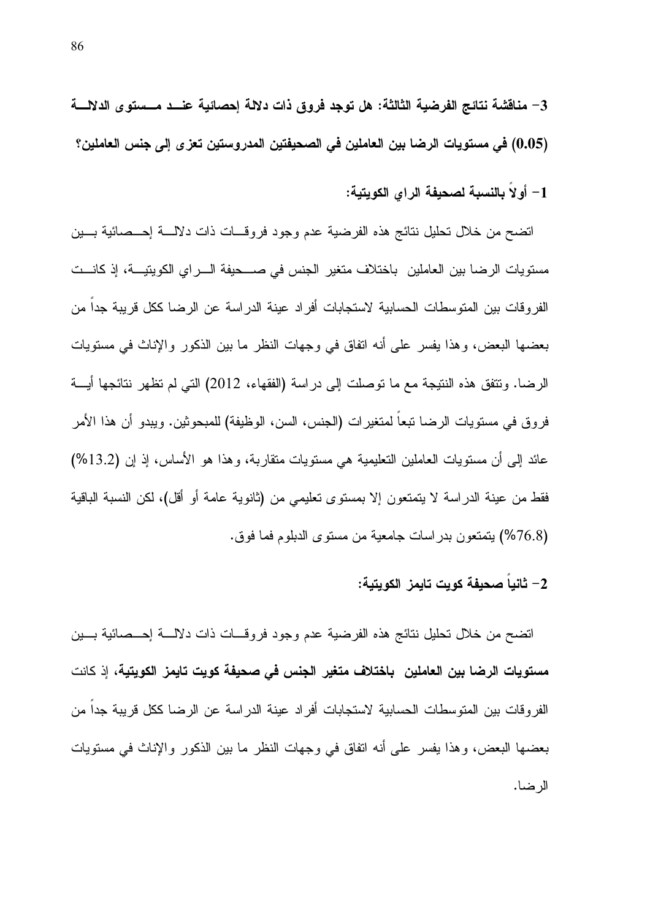**3- مناقشة نتائج الفرضية الثالثة: هل توجد فروق ذات دلالة إحصائية عند مستوى الدلالة (0.05) في مستويات الرضا بين العاملين في الصحيفتين المدروستين تعزى إلى جنس العاملين؟**

**1- أولاً بالنسبة لصحيفة الراي الكويتية:**

اتضح من خلال تحليل نتائج هذه الفرضية عدم وجود فروقات ذات دلالة إحصائية بين مستويات الرضا بين العاملين باختلاف متغير الجنس في صحيفة الراي الكويتية، إذ كانت الفروقات بين المتوسطات الحسابية لاستجابات أفراد عينة الدراسة عن الرضا ككل قريبة جداً من بعضها البعض، وهذا يفسر على أنه اتفاق في وجهات النظر ما بين الذكور والإناث في مستويات الرضا. وتتفق هذه النتيجة مع ما توصلت إلى دراسة (الفقهاء، 2012) التي لم تظهر نتائجها أية فروق في مستويات الرضا تبعاً لمتغيرات (الجنس، السن، الوظيفة) للمبحوثين. ويبدو أن هذا الأمر عائد إلى أن مستويات العاملين التعليمية هي مستويات متقاربة، وهذا هو الأساس، إذ إن (13.2%) فقط من عينة الدراسة لا يتمتعون إلا بمستوى تعليمي من (ثانوية عامة أو أقل)، لكن النسبة الباقية (76.8%) يتمتعون بدراسات جامعية من مستوى الدبلوم فما فوق.

**2- ثانياً صحيفة كويت تايمز الكويتية:**

اتضح من خلال تحليل نتائج هذه الفرضية عدم وجود فروقات ذات دلالة إحصائية بين **مستويات الرضا بين العاملين باختلاف متغير الجنس في صحيفة كويت تايمز الكويتية**، إذ كانت الفروقات بين المتوسطات الحسابية لاستجابات أفراد عينة الدراسة عن الرضا ككل قريبة جداً من بعضها البعض، وهذا يفسر على أنه اتفاق في وجهات النظر ما بين الذكور والإناث في مستويات الرضا.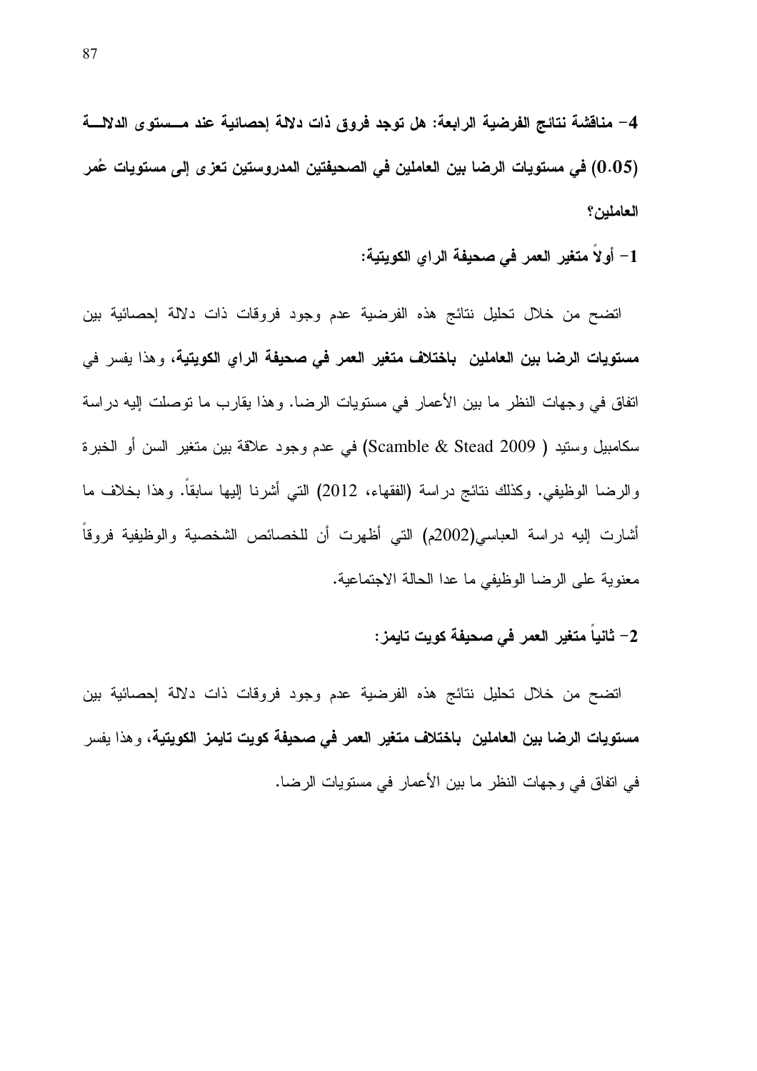**4- مناقشة نتائج الفرضية الرابعة: هل توجد فروق ذات دلالة إحصائية عند مستوى الدلالة (0.05) في مستويات الرضا بين العاملين في الصحيفتين المدروستين تعزى إلى مستويات عُمر العاملين؟**

**1- أولاً متغير العمر في صحيفة الراي الكويتية:**

اتضح من خلال تحليل نتائج هذه الفرضية عدم وجود فروقات ذات دلالة إحصائية بين **مستويات الرضا بين العاملين باختلاف متغير العمر في صحيفة الراي الكويتية**، وهذا يفسر في اتفاق في وجهات النظر ما بين الأعمار في مستويات الرضا. وهذا يقارب ما توصلت إليه دراسة سكامبيل وستيد ( Scamble & Stead 2009) في عدم وجود علاقة بين متغير السن أو الخبرة والرضا الوظيفي. وكذلك نتائج دراسة (الفقهاء، 2012) التي أشرنا إليها سابقاً. وهذا بخلاف ما أشارت إليه دراسة العباسي(2002م) التي أظهرت أن للخصائص الشخصية والوظيفية فروقاً معنوية على الرضا الوظيفي ما عدا الحالة الاجتماعية.

**2- ثانياً متغير العمر في صحيفة كويت تايمز:**

اتضح من خلال تحليل نتائج هذه الفرضية عدم وجود فروقات ذات دلالة إحصائية بين **مستويات الرضا بين العاملين باختلاف متغير العمر في صحيفة كويت تايمز الكويتية**، وهذا يفسر في اتفاق في وجهات النظر ما بين الأعمار في مستويات الرضا.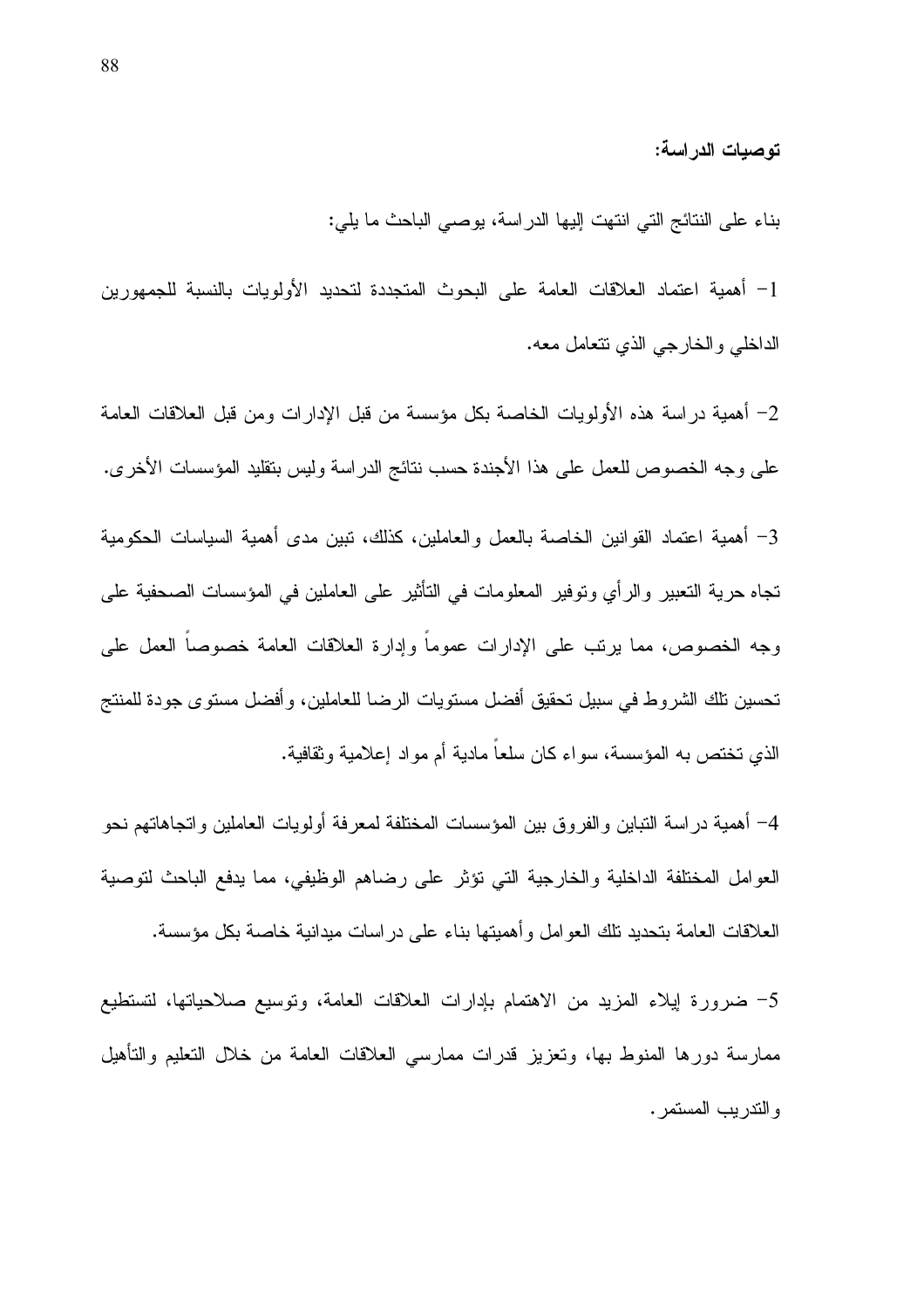**توصيات الدراسة:**

بناء على النتائج التي انتهت إليها الدراسة، يوصي الباحث ما يلي:

1- أهمية اعتماد العلاقات العامة على البحوث المتجددة لتحديد الأولويات بالنسبة للجمهورين الداخلي والخارجي الذي تتعامل معه.

2- أهمية دراسة هذه الأولويات الخاصة بكل مؤسسة من قبل الإدارات ومن قبل العلاقات العامة على وجه الخصوص للعمل على هذا الأجندة حسب نتائج الدراسة وليس بتقليد المؤسسات الأخرى.

3- أهمية اعتماد القوانين الخاصة بالعمل والعاملين، كذلك، تبين مدى أهمية السياسات الحكومية تجاه حرية التعبير والرأي وتوفير المعلومات في التأثير على العاملين في المؤسسات الصحفية على وجه الخصوص، مما يرتب على الإدارات عموماً وإدارة العلاقات العامة خصوصاً العمل على تحسين تلك الشروط في سبيل تحقيق أفضل مستويات الرضا للعاملين، وأفضل مستوى جودة للمنتج الذي تختص به المؤسسة، سواء كان سلعاً مادية أم مواد إعلامية وثقافية.

4- أهمية دراسة التباين والفروق بين المؤسسات المختلفة لمعرفة أولويات العاملين واتجاهاتهم نحو العوامل المختلفة الداخلية والخارجية التي تؤثر على رضاهم الوظيفي، مما يدفع الباحث لتوصية العلاقات العامة بتحديد تلك العوامل وأهميتها بناء على دراسات ميدانية خاصة بكل مؤسسة.

5- ضرورة إيلاء المزيد من الاهتمام بإدارات العلاقات العامة، وتوسيع صلاحياتها، لتستطيع ممارسة دورها المنوط بها، وتعزيز قدرات ممارسي العلاقات العامة من خلال التعليم والتأهيل والتدريب المستمر.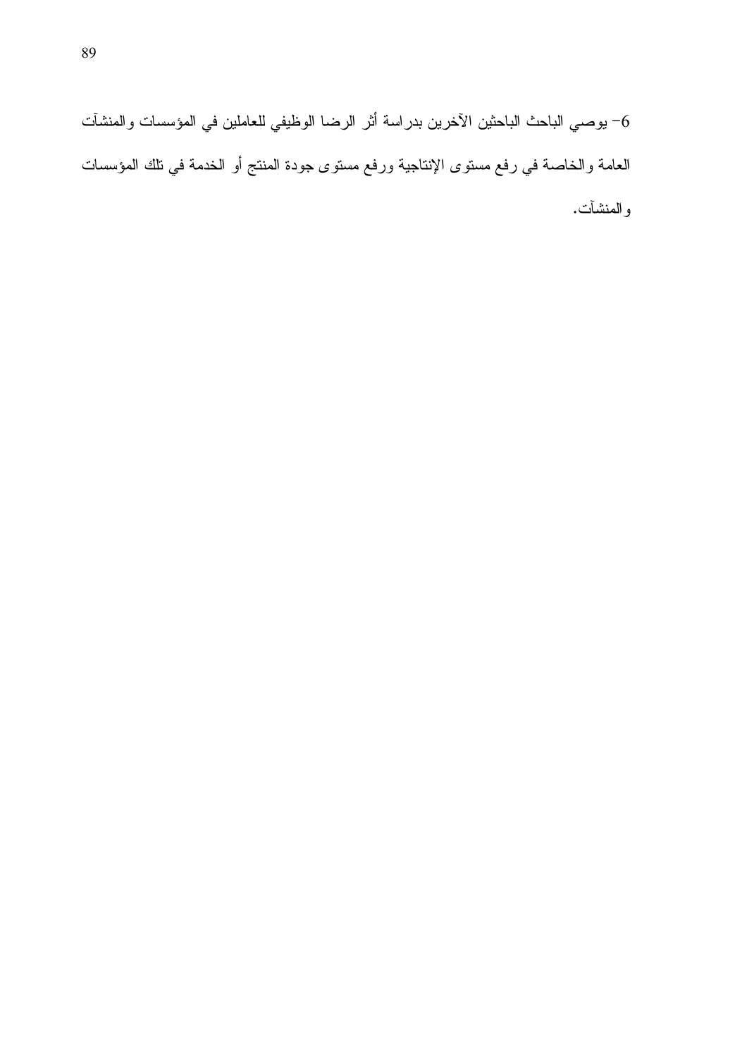6- يوصي الباحث الباحثين الآخرين بدراسة أثر الرضا الوظيفي للعاملين في المؤسسات والمنشآت العامة والخاصة في رفع مستوى الإنتاجية ورفع مستوى جودة المنتج أو الخدمة في تلك المؤسسات والمنشآت.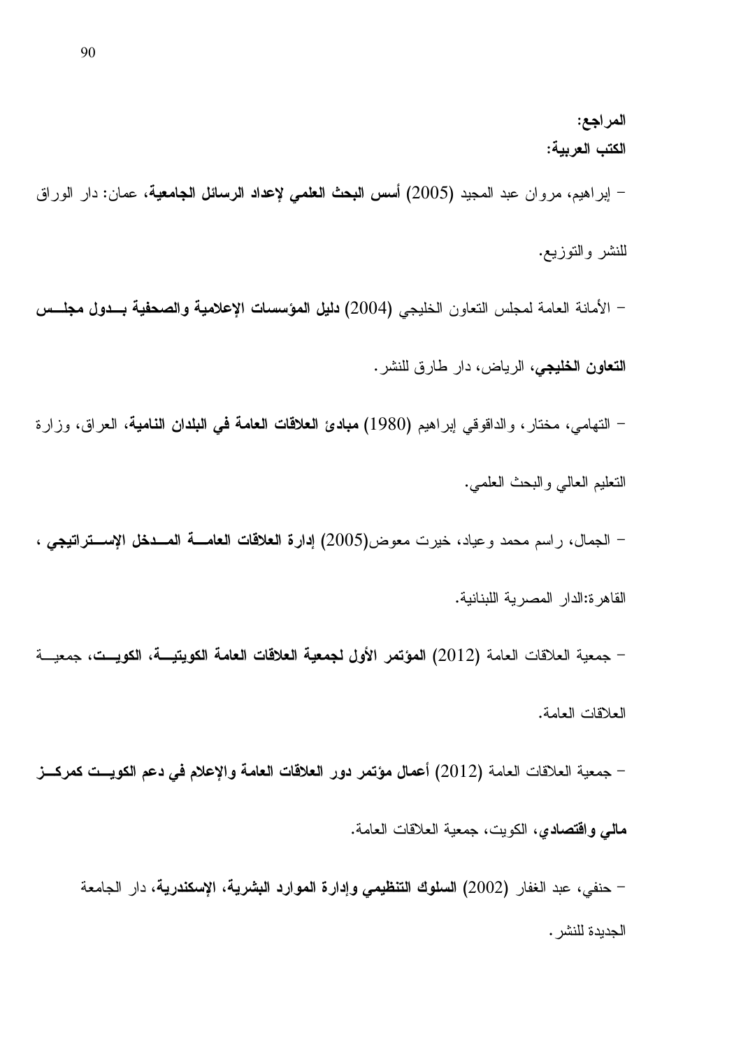## المراجع:

### الكتب العربية:

- إبراهيم، مروان عبد المجيد (2005) **أسس البحث العلمي لإعداد الرسائل الجامعية**، عمان: دار الوراق للنشر والتوزيع.

- الأمانة العامة لمجلس التعاون الخليجي (2004) **دليل المؤسسات الإعلامية والصحفية بدول مجلس التعاون الخليجي**، الرياض، دار طارق للنشر.

- التهامي، مختار، والداقوقي إبراهيم (1980) **مبادئ العلاقات العامة في البلدان النامية**، العراق، وزارة التعليم العالي والبحث العلمي.

- الجمال، راسم محمد وعياد، خيرت معوض(2005) **إدارة العلاقات العامة المدخل الإستراتيجي** ، القاهرة:الدار المصرية اللبنانية.

- جمعية العلاقات العامة (2012) **المؤتمر الأول لجمعية العلاقات العامة الكويتية، الكويت**، جمعية العلاقات العامة.

- جمعية العلاقات العامة (2012) **أعمال مؤتمر دور العلاقات العامة والإعلام في دعم الكويت كمركز مالي واقتصادي**، الكويت، جمعية العلاقات العامة.

- حنفي، عبد الغفار (2002) **السلوك التنظيمي وإدارة الموارد البشرية، الإسكندرية**، دار الجامعة الجديدة للنشر.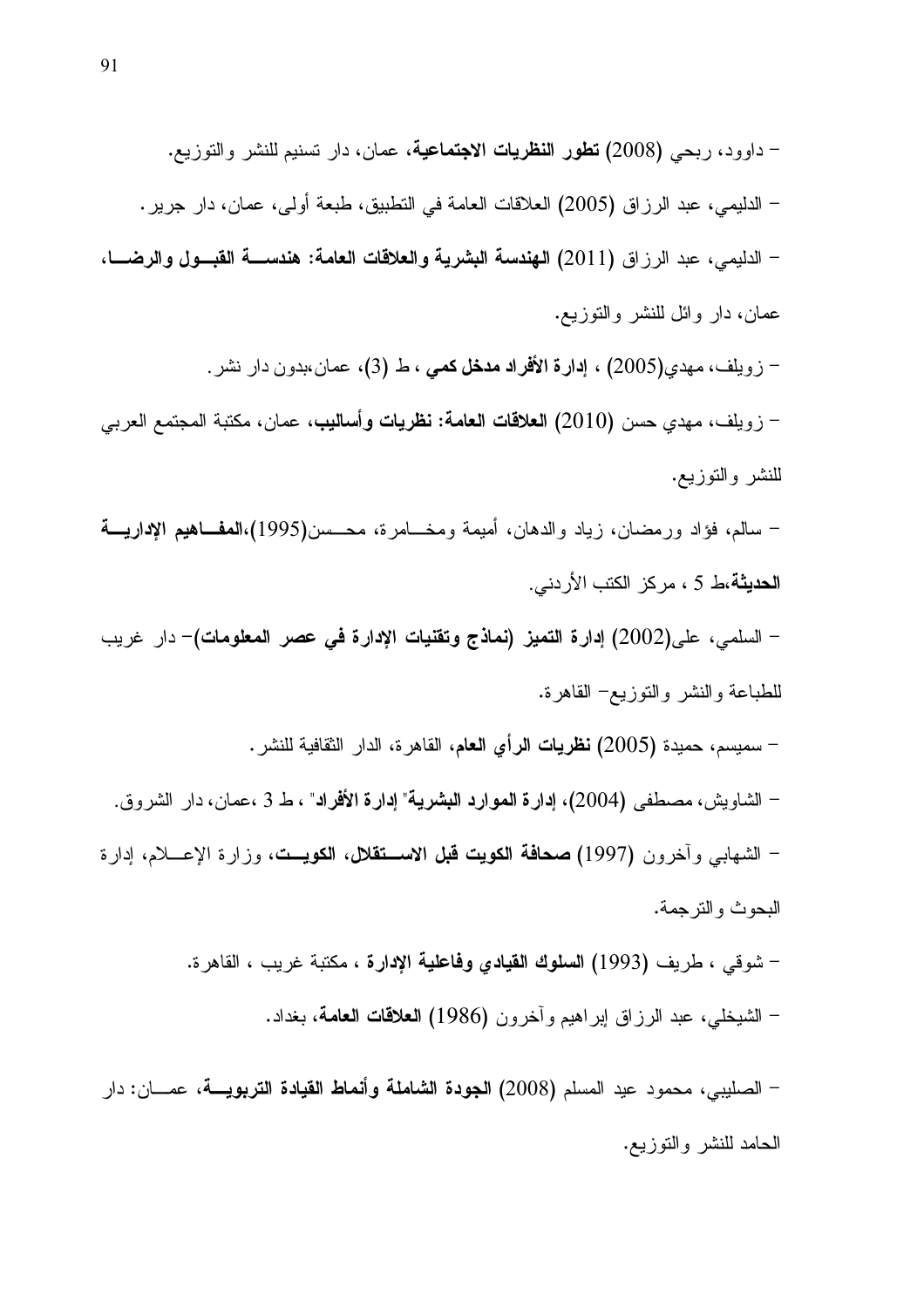- داوود، ربحي (2008) **تطور النظريات الاجتماعية**، عمان، دار تسنيم للنشر والتوزيع.

- الدليمي، عبد الرزاق (2005) العلاقات العامة في التطبيق، طبعة أولى، عمان، دار جرير.

- الدليمي، عبد الرزاق (2011) **الهندسة البشرية والعلاقات العامة: هندسة القبول والرضا**، عمان، دار وائل للنشر والتوزيع.

- زويلف، مهدي(2005) ، **إدارة الأفراد مدخل كمي** ، ط (3)، عمان،بدون دار نشر.

- زويلف، مهدي حسن (2010) **العلاقات العامة: نظريات وأساليب**، عمان، مكتبة المجتمع العربي للنشر والتوزيع.

- سالم، فؤاد ورمضان، زياد والدهان، أميمة ومخامرة، محسن(1995)،**المفاهيم الإدارية الحديثة**،ط 5 ، مركز الكتب الأردني.

- السلمي، على(2002) **إدارة التميز (نماذج وتقنيات الإدارة في عصر المعلومات)**- دار غريب للطباعة والنشر والتوزيع- القاهرة.

- سميسم، حميدة (2005) **نظريات الرأي العام**، القاهرة، الدار الثقافية للنشر.

- الشاويش، مصطفى (2004)، **إدارة الموارد البشرية" إدارة الأفراد**" ، ط 3 ،عمان، دار الشروق.

- الشهابي وآخرون (1997) **صحافة الكويت قبل الاستقلال، الكويت**، وزارة الإعلام، إدارة البحوث والترجمة.

- شوقي ، طريف (1993) **السلوك القيادي وفاعلية الإدارة** ، مكتبة غريب ، القاهرة.

- الشيخلي، عبد الرزاق إبراهيم وآخرون (1986) **العلاقات العامة**، بغداد.

- الصليبي، محمود عيد المسلم (2008) **الجودة الشاملة وأنماط القيادة التربوية**، عمان: دار الحامد للنشر والتوزيع.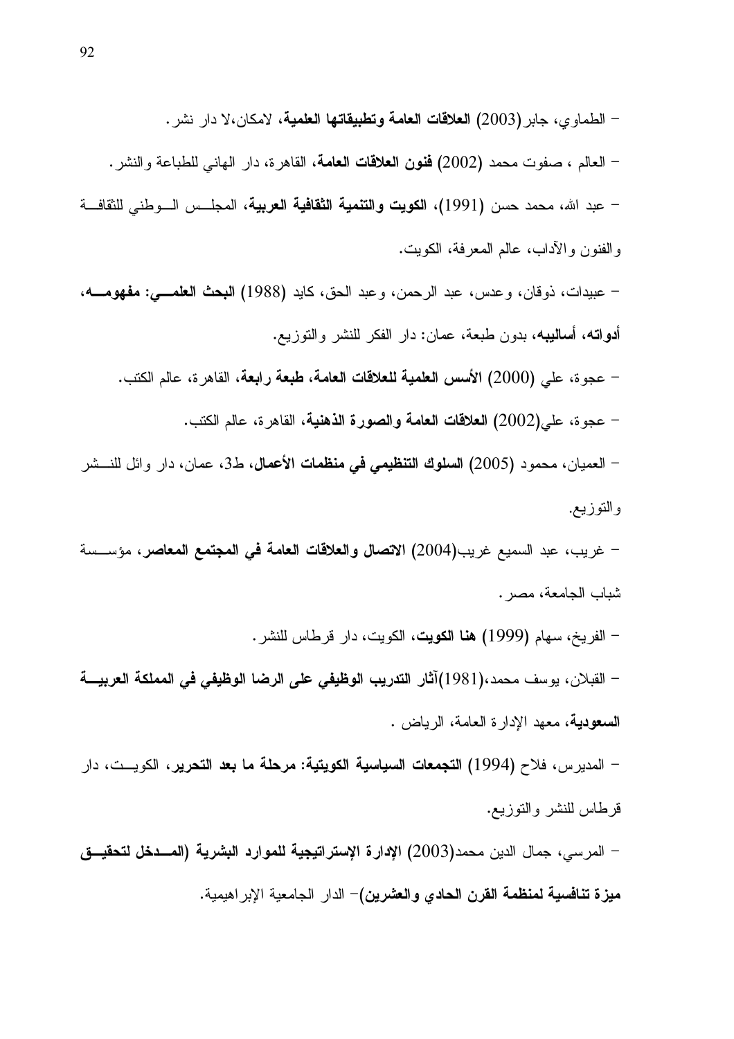- الطماوي، جابر(2003) **العلاقات العامة وتطبيقاتها العلمية**، لامكان،لا دار نشر.

- العالم ، صفوت محمد (2002) **فنون العلاقات العامة**، القاهرة، دار الهاني للطباعة والنشر.

- عبد الله، محمد حسن (1991)، **الكويت والتنمية الثقافية العربية**، المجلس الوطني للثقافة والفنون والآداب، عالم المعرفة، الكويت.

- عبيدات، ذوقان، وعدس، عبد الرحمن، وعبد الحق، كايد (1988) **البحث العلمي: مفهومه، أدواته، أساليبه**، بدون طبعة، عمان: دار الفكر للنشر والتوزيع.

- عجوة، علي (2000) **الأسس العلمية للعلاقات العامة، طبعة رابعة**، القاهرة، عالم الكتب.

- عجوة، علي(2002) **العلاقات العامة والصورة الذهنية**، القاهرة، عالم الكتب.

- العميان، محمود (2005) **السلوك التنظيمي في منظمات الأعمال**، ط3، عمان، دار وائل للنشر والتوزيع.

- غريب، عبد السميع غريب(2004) **الاتصال والعلاقات العامة في المجتمع المعاصر**، مؤسسة شباب الجامعة، مصر.

- الفريخ، سهام (1999) **هنا الكويت**، الكويت، دار قرطاس للنشر.

- القبلان، يوسف محمد،(1981)**آثار التدريب الوظيفي على الرضا الوظيفي في المملكة العربية السعودية**، معهد الإدارة العامة، الرياض .

- المديرس، فلاح (1994) **التجمعات السياسية الكويتية: مرحلة ما بعد التحرير**، الكويت، دار قرطاس للنشر والتوزيع.

- المرسي، جمال الدين محمد(2003) **الإدارة الإستراتيجية للموارد البشرية (المدخل لتحقيق ميزة تنافسية لمنظمة القرن الحادي والعشرين)**- الدار الجامعية الإبراهيمية.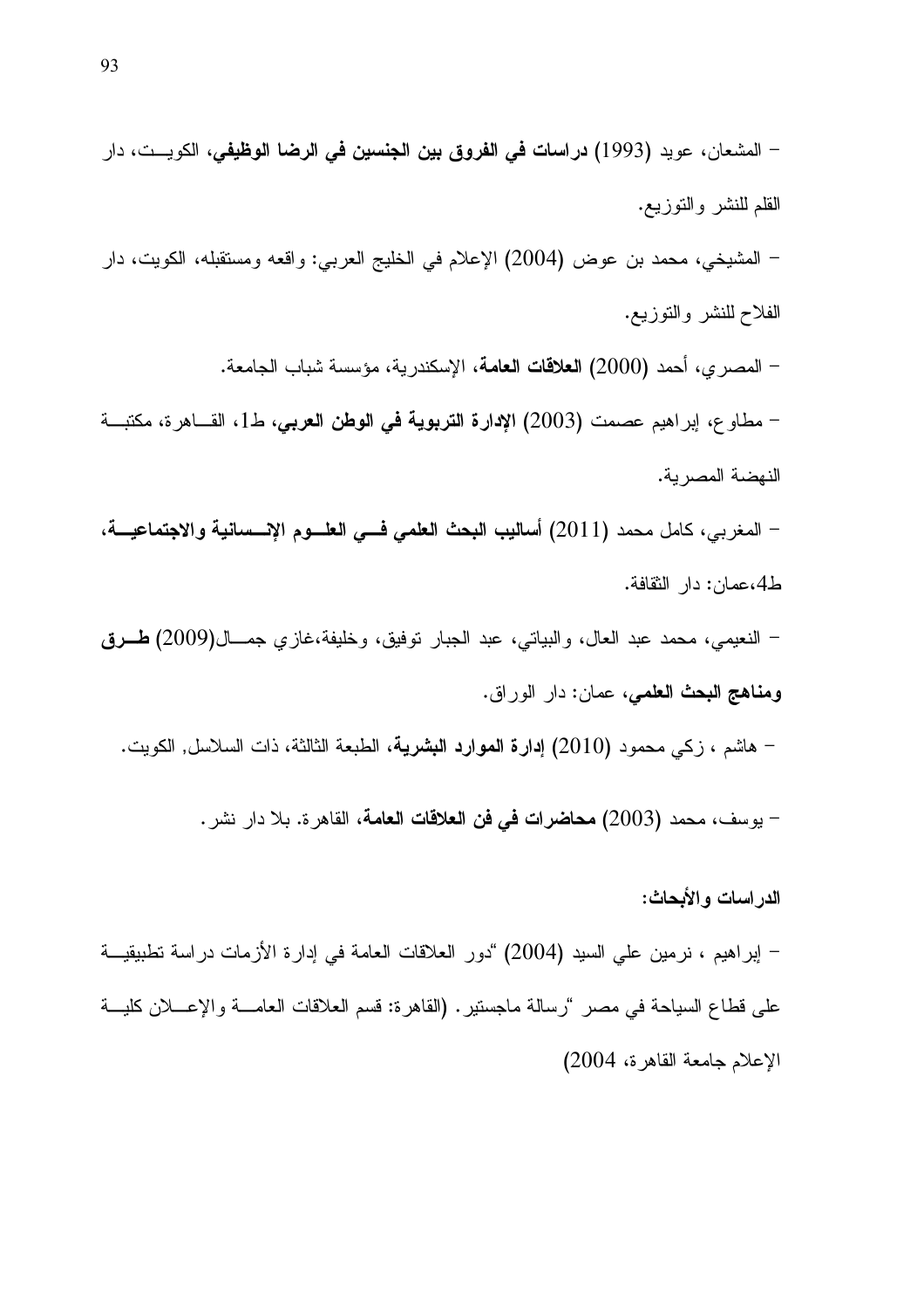- المشعان، عويد (1993) **دراسات في الفروق بين الجنسين في الرضا الوظيفي**، الكويت، دار القلم للنشر والتوزيع.

- المشيخي، محمد بن عوض (2004) الإعلام في الخليج العربي: واقعه ومستقبله، الكويت، دار الفلاح للنشر والتوزيع.

- المصري، أحمد (2000) **العلاقات العامة**، الإسكندرية، مؤسسة شباب الجامعة.

- مطاوع، إبراهيم عصمت (2003) **الإدارة التربوية في الوطن العربي**، ط1، القاهرة، مكتبة النهضة المصرية.

- المغربي، كامل محمد (2011) **أساليب البحث العلمي في العلوم الإنسانية والاجتماعية**، ط4،عمان: دار الثقافة.

- النعيمي، محمد عبد العال، والبياتي، عبد الجبار توفيق، وخليفة،غازي جمال(2009) **طرق ومناهج البحث العلمي**، عمان: دار الوراق.

- هاشم ، زكي محمود (2010) **إدارة الموارد البشرية**، الطبعة الثالثة، ذات السلاسل, الكويت.

- يوسف، محمد (2003) **محاضرات في فن العلاقات العامة**، القاهرة. بلا دار نشر.

**الدراسات والأبحاث:**

- إبراهيم ، نرمين علي السيد (2004) "دور العلاقات العامة في إدارة الأزمات دراسة تطبيقية على قطاع السياحة في مصر "رسالة ماجستير. (القاهرة: قسم العلاقات العامة والإعلان كلية الإعلام جامعة القاهرة، 2004)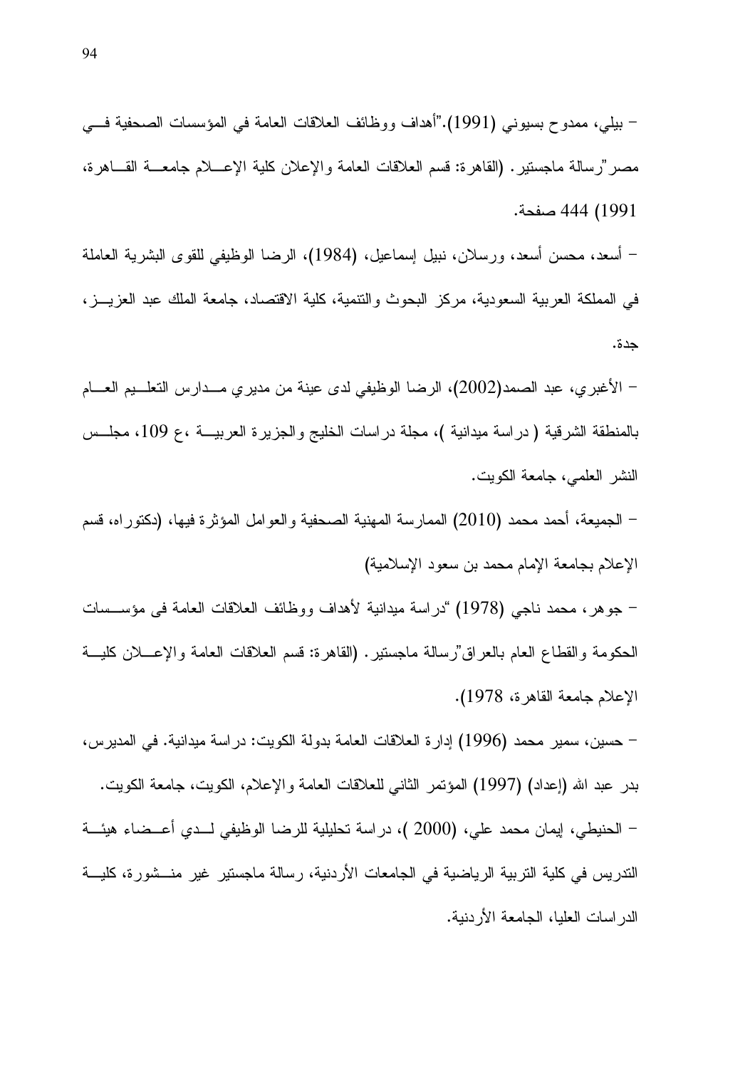- بيلي، ممدوح بسيوني (1991)."أهداف ووظائف العلاقات العامة في المؤسسات الصحفية في مصر"رسالة ماجستير. (القاهرة: قسم العلاقات العامة والإعلان كلية الإعلام جامعة القاهرة، 1991) 444 صفحة.

- أسعد، محسن أسعد، ورسلان، نبيل إسماعيل، (1984)، الرضا الوظيفي للقوى البشرية العاملة في المملكة العربية السعودية، مركز البحوث والتنمية، كلية الاقتصاد، جامعة الملك عبد العزيز، جدة.

- الأغبري، عبد الصمد(2002)، الرضا الوظيفي لدى عينة من مديري مدارس التعليم العام بالمنطقة الشرقية ( دراسة ميدانية )، مجلة دراسات الخليج والجزيرة العربية ،ع 109، مجلس النشر العلمي، جامعة الكويت.

- الجميعة، أحمد محمد (2010) الممارسة المهنية الصحفية والعوامل المؤثرة فيها، (دكتوراه، قسم الإعلام بجامعة الإمام محمد بن سعود الإسلامية)

- جوهر، محمد ناجي (1978) "دراسة ميدانية لأهداف ووظائف العلاقات العامة فى مؤسسات الحكومة والقطاع العام بالعراق"رسالة ماجستير. (القاهرة: قسم العلاقات العامة والإعلان كلية الإعلام جامعة القاهرة، 1978).

- حسين، سمير محمد (1996) إدارة العلاقات العامة بدولة الكويت: دراسة ميدانية. في المديرس، بدر عبد الله (إعداد) (1997) المؤتمر الثاني للعلاقات العامة والإعلام، الكويت، جامعة الكويت.

- الحنيطي، إيمان محمد علي، (2000 )، دراسة تحليلية للرضا الوظيفي لدي أعضاء هيئة التدريس في كلية التربية الرياضية في الجامعات الأردنية، رسالة ماجستير غير منشورة، كلية الدراسات العليا، الجامعة الأردنية.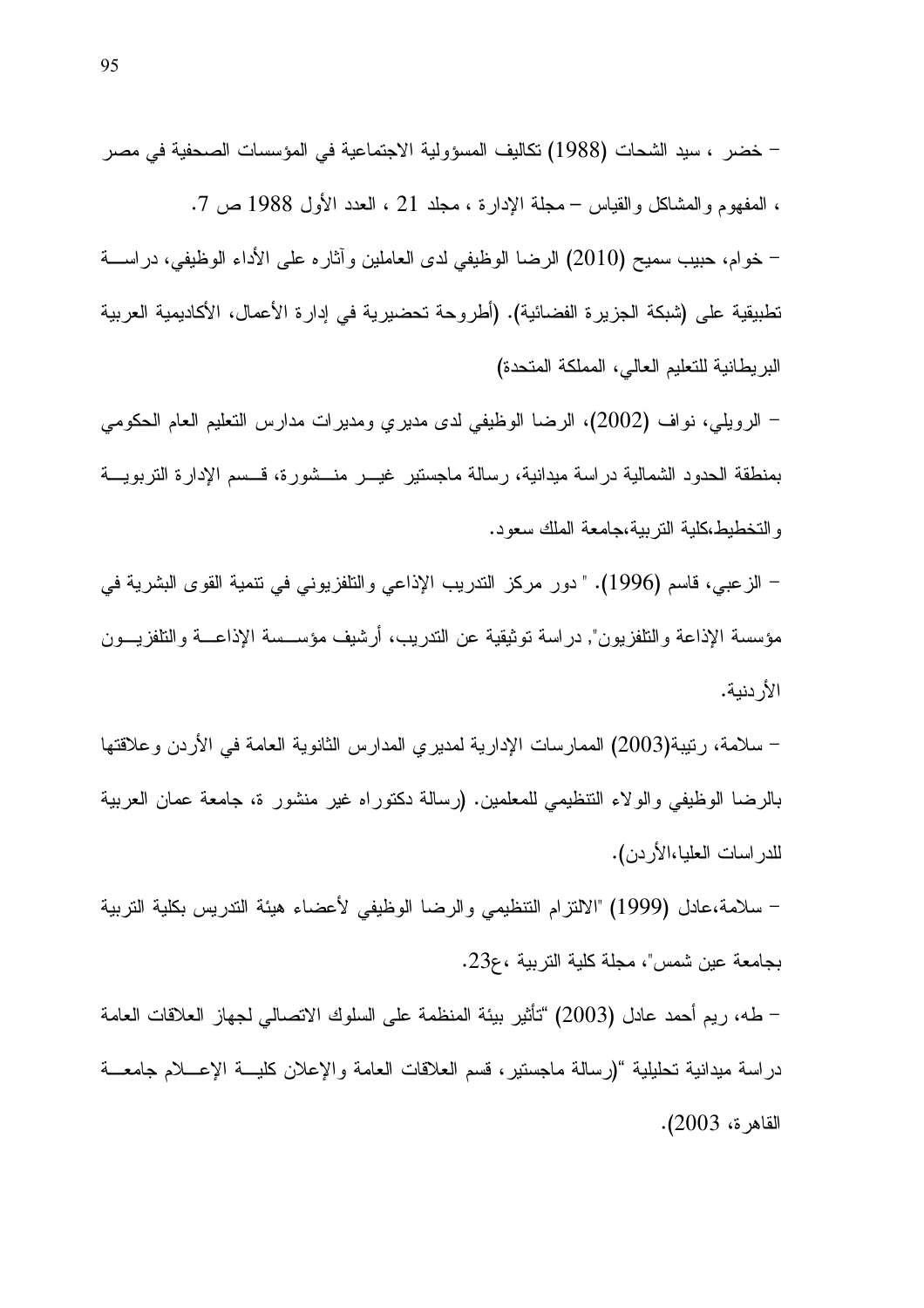- خضر ، سيد الشحات (1988) تكاليف المسؤولية الاجتماعية في المؤسسات الصحفية في مصر ، المفهوم والمشاكل والقياس – مجلة الإدارة ، مجلد 21 ، العدد الأول 1988 ص 7.

- خوام، حبيب سميح (2010) الرضا الوظيفي لدى العاملين وآثاره على الأداء الوظيفي، دراسة تطبيقية على (شبكة الجزيرة الفضائية). (أطروحة تحضيرية في إدارة الأعمال، الأكاديمية العربية البريطانية للتعليم العالي، المملكة المتحدة)

- الرويلي، نواف (2002)، الرضا الوظيفي لدى مديري ومديرات مدارس التعليم العام الحكومي بمنطقة الحدود الشمالية دراسة ميدانية، رسالة ماجستير غير منشورة، قسم الإدارة التربوية والتخطيط،كلية التربية،جامعة الملك سعود.

- الزعبي، قاسم (1996). " دور مركز التدريب الإذاعي والتلفزيوني في تنمية القوى البشرية في مؤسسة الإذاعة والتلفزيون", دراسة توثيقية عن التدريب، أرشيف مؤسسة الإذاعة والتلفزيون الأردنية.

- سلامة، رتيبة(2003) الممارسات الإدارية لمديري المدارس الثانوية العامة في الأردن وعلاقتها بالرضا الوظيفي والولاء التنظيمي للمعلمين. (رسالة دكتوراه غير منشور ة، جامعة عمان العربية للدراسات العليا،الأردن).

- سلامة،عادل (1999) "الالتزام التنظيمي والرضا الوظيفي لأعضاء هيئة التدريس بكلية التربية بجامعة عين شمس"، مجلة كلية التربية ،ع23.

- طه، ريم أحمد عادل (2003) "تأثير بيئة المنظمة على السلوك الاتصالي لجهاز العلاقات العامة دراسة ميدانية تحليلية "(رسالة ماجستير، قسم العلاقات العامة والإعلان كلية الإعلام جامعة القاهرة، 2003).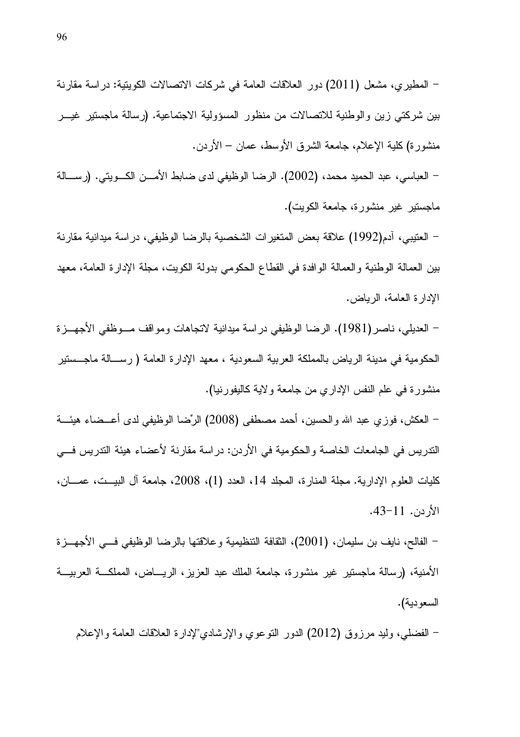- المطيري، مشعل (2011) دور العلاقات العامة في شركات الاتصالات الكويتية: دراسة مقارنة بين شركتي زين والوطنية للاتصالات من منظور المسؤولية الاجتماعية. (رسالة ماجستير غير منشورة) كلية الإعلام، جامعة الشرق الأوسط، عمان – الأردن.

- العباسي، عبد الحميد محمد، (2002). الرضا الوظيفي لدى ضابط الأمن الكويتي. (رسالة ماجستير غير منشورة، جامعة الكويت).

- العتيبي، آدم(1992) علاقة بعض المتغيرات الشخصية بالرضا الوظيفي، دراسة ميدانية مقارنة بين العمالة الوطنية والعمالة الوافدة في القطاع الحكومي بدولة الكويت، مجلة الإدارة العامة، معهد الإدارة العامة، الرياض.

- العديلي، ناصر(1981). الرضا الوظيفي دراسة ميدانية لاتجاهات ومواقف موظفي الأجهزة الحكومية في مدينة الرياض بالمملكة العربية السعودية ، معهد الإدارة العامة ( رسالة ماجستير منشورة في علم النفس الإداري من جامعة ولاية كاليفورنيا).

- العكش، فوزي عبد الله والحسين، أحمد مصطفى (2008) الرِّضا الوظيفي لدى أعضاء هيئة التدريس في الجامعات الخاصة والحكومية في الأردن: دراسة مقارنة لأعضاء هيئة التدريس في كليات العلوم الإدارية. مجلة المنارة، المجلد 14، العدد (1)، 2008، جامعة آل البيت، عمان، الأردن. 11-43.

- الفالح، نايف بن سليمان، (2001)، الثقافة التنظيمية وعلاقتها بالرضا الوظيفي في الأجهزة الأمنية، (رسالة ماجستير غير منشورة، جامعة الملك عبد العزيز، الرياض، المملكة العربية السعودية).

- الفضلي، وليد مرزوق (2012) الدور التوعوي والإرشادي"لإدارة العلاقات العامة والإعلام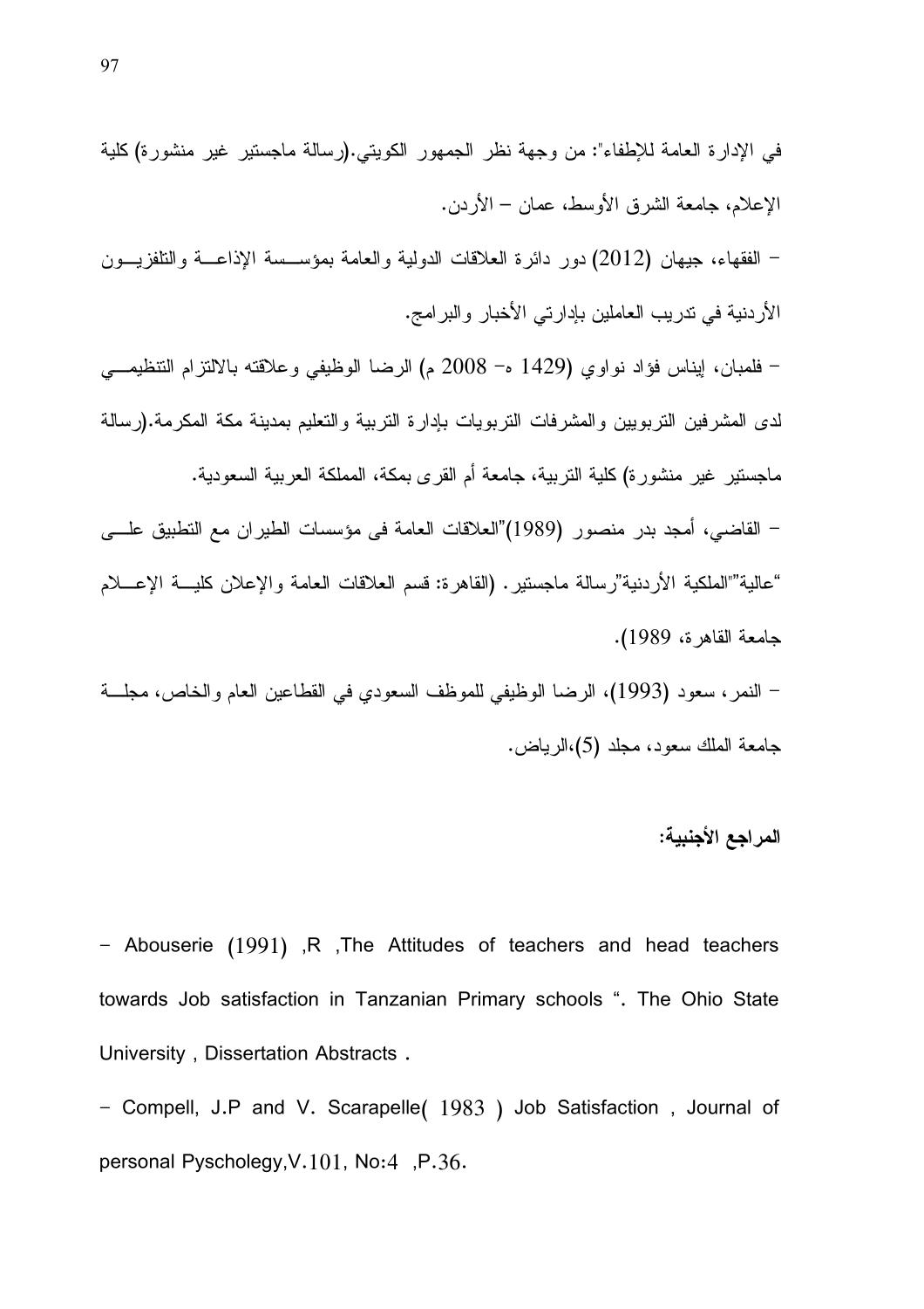في الإدارة العامة للإطفاء": من وجهة نظر الجمهور الكويتي.(رسالة ماجستير غير منشورة) كلية الإعلام، جامعة الشرق الأوسط، عمان – الأردن.

– الفقهاء، جيهان (2012) دور دائرة العلاقات الدولية والعامة بمؤسسة الإذاعة والتلفزيون الأردنية في تدريب العاملين بإدارتي الأخبار والبرامج.

– فلمبان، إيناس فؤاد نواوي (1429 هـ– 2008 م) الرضا الوظيفي وعلاقته بالالتزام التنظيمي لدى المشرفين التربويين والمشرفات التربويات بإدارة التربية والتعليم بمدينة مكة المكرمة.(رسالة ماجستير غير منشورة) كلية التربية، جامعة أم القرى بمكة، المملكة العربية السعودية.

– القاضي، أمجد بدر منصور (1989)"العلاقات العامة فى مؤسسات الطيران مع التطبيق على "عالية""الملكية الأردنية"رسالة ماجستير. (القاهرة: قسم العلاقات العامة والإعلان كلية الإعلام جامعة القاهرة، 1989).

– النمر، سعود (1993)، الرضا الوظيفي للموظف السعودي في القطاعين العام والخاص، مجلة جامعة الملك سعود، مجلد (5)،الرياض.

**المراجع الأجنبية:**

- Abouserie (1991) ,R ,The Attitudes of teachers and head teachers towards Job satisfaction in Tanzanian Primary schools ". The Ohio State University , Dissertation Abstracts .

- Compell, J.P and V. Scarapelle( 1983 ) Job Satisfaction , Journal of personal Pyscholegy,V.101, No:4 ,P.36.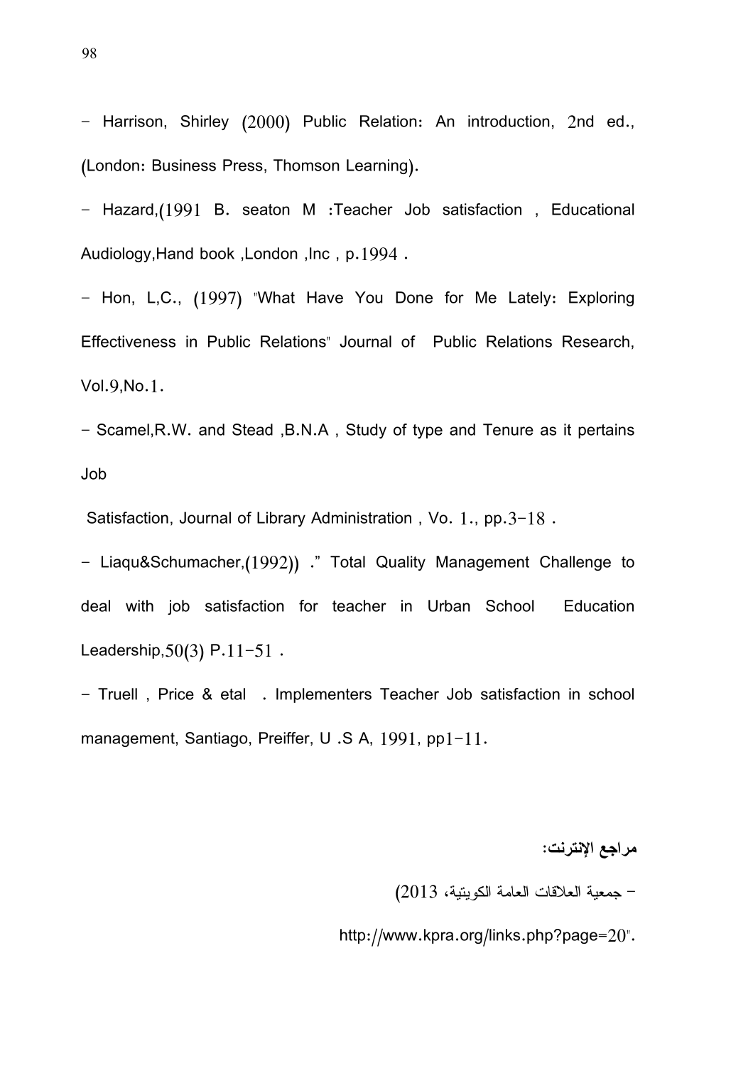- Harrison, Shirley (2000) Public Relation: An introduction, 2nd ed., (London: Business Press, Thomson Learning).

- Hazard,(1991 B. seaton M :Teacher Job satisfaction , Educational Audiology,Hand book ,London ,Inc , p.1994 .

- Hon, L,C., (1997) "What Have You Done for Me Lately: Exploring Effectiveness in Public Relations" Journal of Public Relations Research, Vol.9,No.1.

- Scamel,R.W. and Stead ,B.N.A , Study of type and Tenure as it pertains Job

Satisfaction, Journal of Library Administration , Vo. 1., pp.3-18 .

- Liaqu&Schumacher,(1992)) ." Total Quality Management Challenge to deal with job satisfaction for teacher in Urban School Education Leadership,50(3) P.11-51 .

- Truell , Price & etal . Implementers Teacher Job satisfaction in school management, Santiago, Preiffer, U .S A, 1991, pp1-11.

**مراجع الإنترنت:**

- جمعية العلاقات العامة الكويتية، 2013)

http://www.kpra.org/links.php?page=20".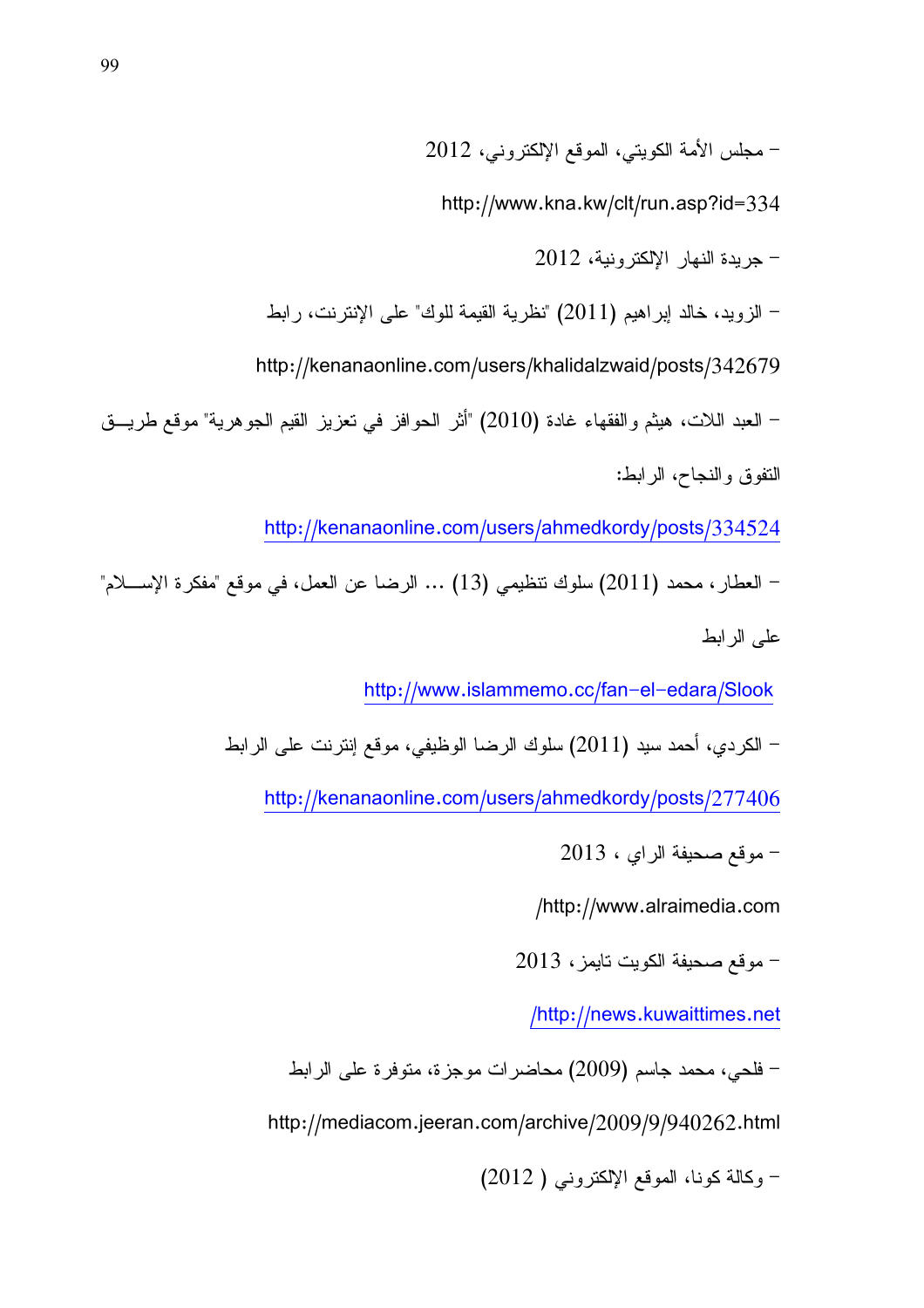- مجلس الأمة الكويتي، الموقع الإلكتروني، 2012

http://www.kna.kw/clt/run.asp?id=334

- جريدة النهار الإلكترونية، 2012

- الزويد، خالد إبراهيم (2011) "نظرية القيمة للوك" على الإنترنت، رابط

http://kenanaonline.com/users/khalidalzwaid/posts/342679

- العبد اللات، هيثم والفقهاء غادة (2010) "أثر الحوافز في تعزيز القيم الجوهرية" موقع طريـــق التفوق والنجاح، الرابط:

http://kenanaonline.com/users/ahmedkordy/posts/334524

- العطار، محمد (2011) سلوك تنظيمي (13) ... الرضا عن العمل، في موقع "مفكرة الإســـلام" على الرابط

http://www.islammemo.cc/fan-el-edara/Slook

- الكردي، أحمد سيد (2011) سلوك الرضا الوظيفي، موقع إنترنت على الرابط

http://kenanaonline.com/users/ahmedkordy/posts/277406

- موقع صحيفة الراي ، 2013

http://www.alraimedia.com/

- موقع صحيفة الكويت تايمز، 2013

http://news.kuwaittimes.net/

- فلحي، محمد جاسم (2009) محاضرات موجزة، متوفرة على الرابط

http://mediacom.jeeran.com/archive/2009/9/940262.html

- وكالة كونا، الموقع الإلكتروني ( 2012)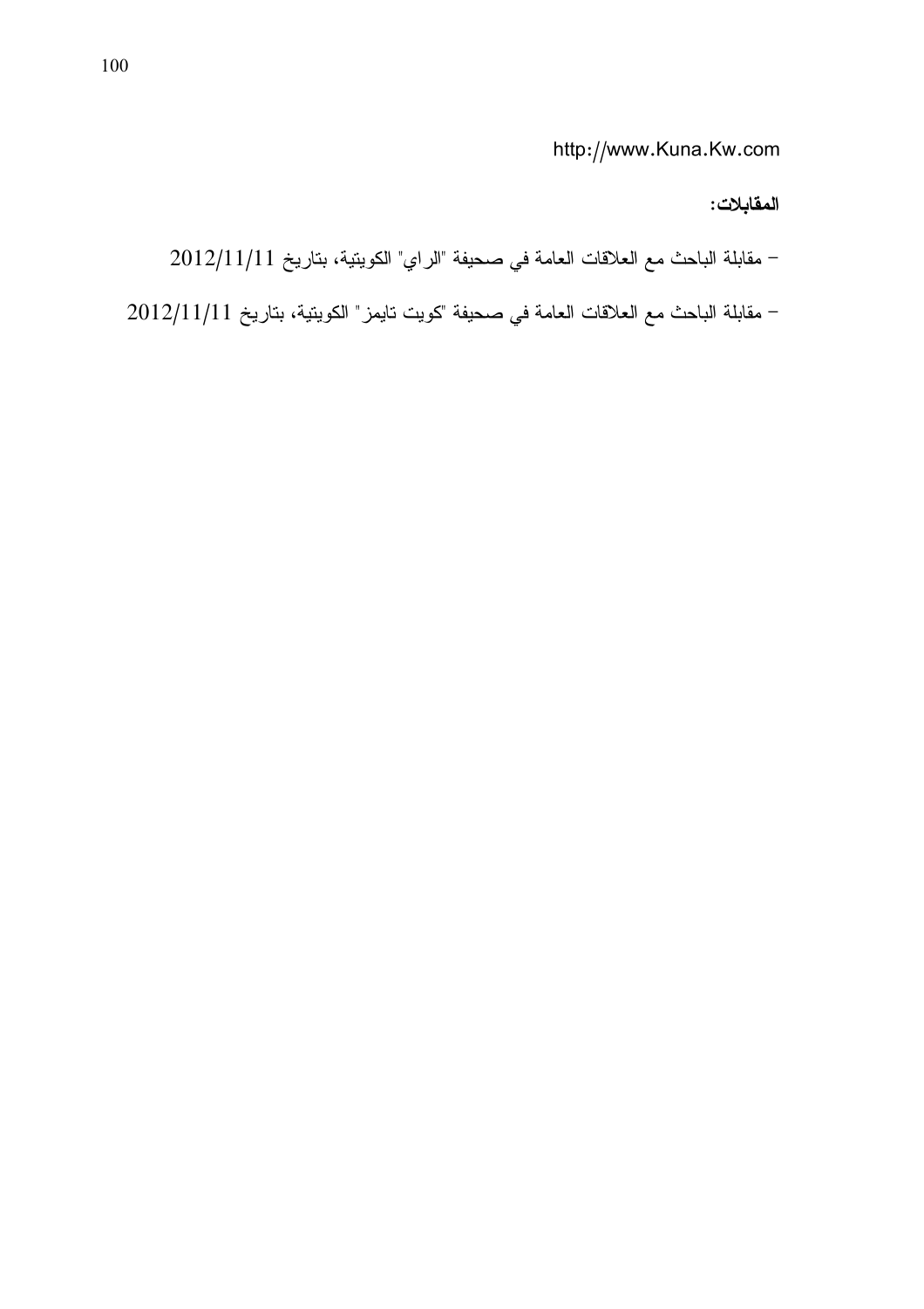http://www.Kuna.Kw.com

**المقابلات:**

- مقابلة الباحث مع العلاقات العامة في صحيفة "الراي" الكويتية، بتاريخ 2012/11/11
- مقابلة الباحث مع العلاقات العامة في صحيفة "كويت تايمز" الكويتية، بتاريخ 2012/11/11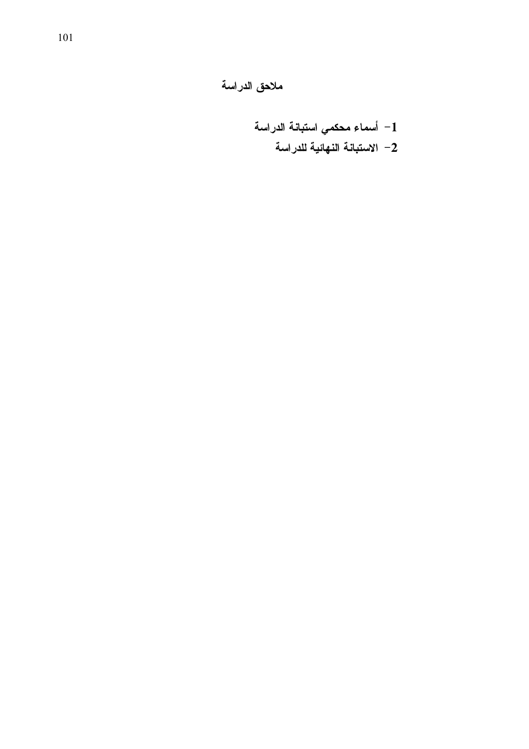# ملاحق الدراسة

1- أسماء محكمي استبانة الدراسة
2- الاستبانة النهائية للدراسة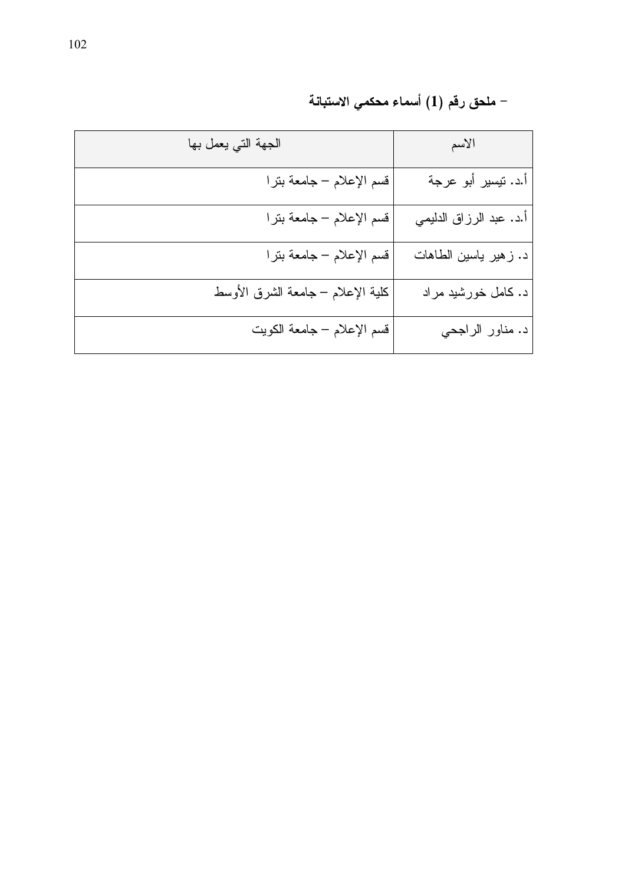- ملحق رقم (1) أسماء محكمي الاستبانة

| الاسم | الجهة التي يعمل بها |
| --- | --- |
| أ.د. تيسير أبو عرجة | قسم الإعلام – جامعة بترا |
| أ.د. عبد الرزاق الدليمي | قسم الإعلام – جامعة بترا |
| د. زهير ياسين الطاهات | قسم الإعلام – جامعة بترا |
| د. كامل خورشيد مراد | كلية الإعلام – جامعة الشرق الأوسط |
| د. مناور الراجحي | قسم الإعلام – جامعة الكويت |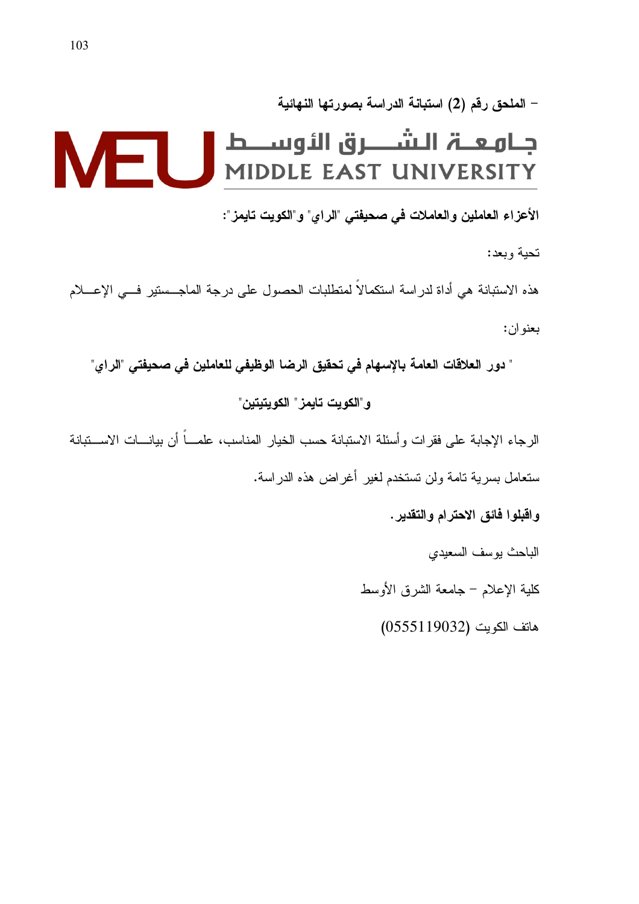- الملحق رقم (2) استبانة الدراسة بصورتها النهائية

جـامعـة الـشـــرق الأوســط
MIDDLE EAST UNIVERSITY

**الأعزاء العاملين والعاملات في صحيفتي "الراي" و"الكويت تايمز":**

تحية وبعد:

هذه الاستبانة هي أداة لدراسة استكمالاً لمتطلبات الحصول على درجة الماجستير في الإعلام بعنوان:

**" دور العلاقات العامة بالإسهام في تحقيق الرضا الوظيفي للعاملين في صحيفتي "الراي" و"الكويت تايمز" الكويتيتين"**

الرجاء الإجابة على فقرات وأسئلة الاستبانة حسب الخيار المناسب، علماً أن بيانات الاستبانة ستعامل بسرية تامة ولن تستخدم لغير أغراض هذه الدراسة.

**واقبلوا فائق الاحترام والتقدير.**

الباحث يوسف السعيدي

كلية الإعلام – جامعة الشرق الأوسط

هاتف الكويت (0555119032)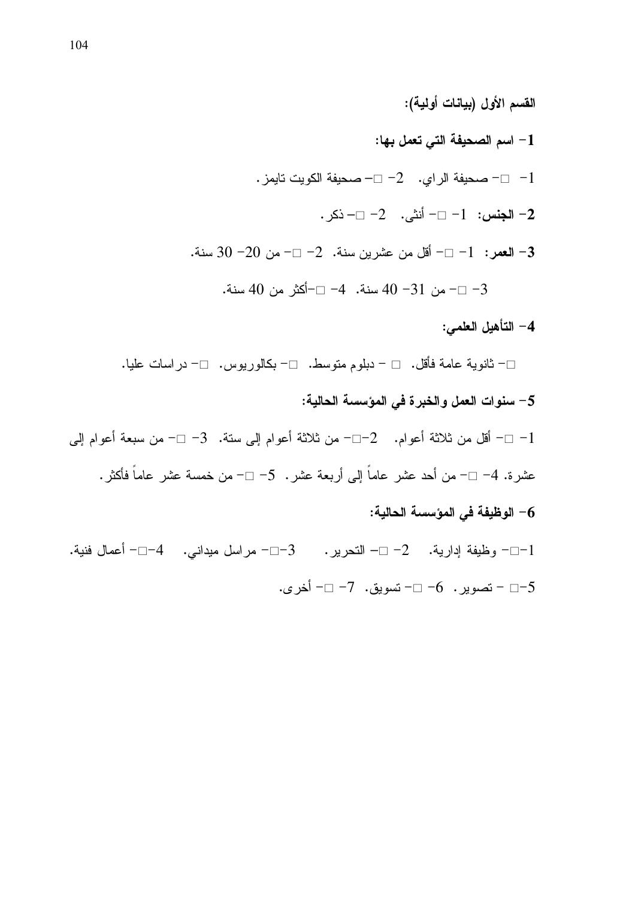**القسم الأول (بيانات أولية):**

**1- اسم الصحيفة التي تعمل بها:**

1- □- صحيفة الراي. 2- □- صحيفة الكويت تايمز.

**2- الجنس:** 1- □- أنثى. 2- □- ذكر.

**3- العمر:** 1- □- أقل من عشرين سنة. 2- □- من 20- 30 سنة.

3- □- من 31- 40 سنة. 4- □-أكثر من 40 سنة.

**4- التأهيل العلمي:**

□- ثانوية عامة فأقل. □ - دبلوم متوسط. □- بكالوريوس. □- دراسات عليا.

**5- سنوات العمل والخبرة في المؤسسة الحالية:**

1- □- أقل من ثلاثة أعوام. 2-□- من ثلاثة أعوام إلى ستة. 3- □- من سبعة أعوام إلى عشرة. 4- □- من أحد عشر عاماً إلى أربعة عشر. 5- □- من خمسة عشر عاماً فأكثر.

**6- الوظيفة في المؤسسة الحالية:**

1-□- وظيفة إدارية. 2- □- التحرير. 3-□- مراسل ميداني. 4-□- أعمال فنية.

5-□ - تصوير. 6- □- تسويق. 7- □- أخرى.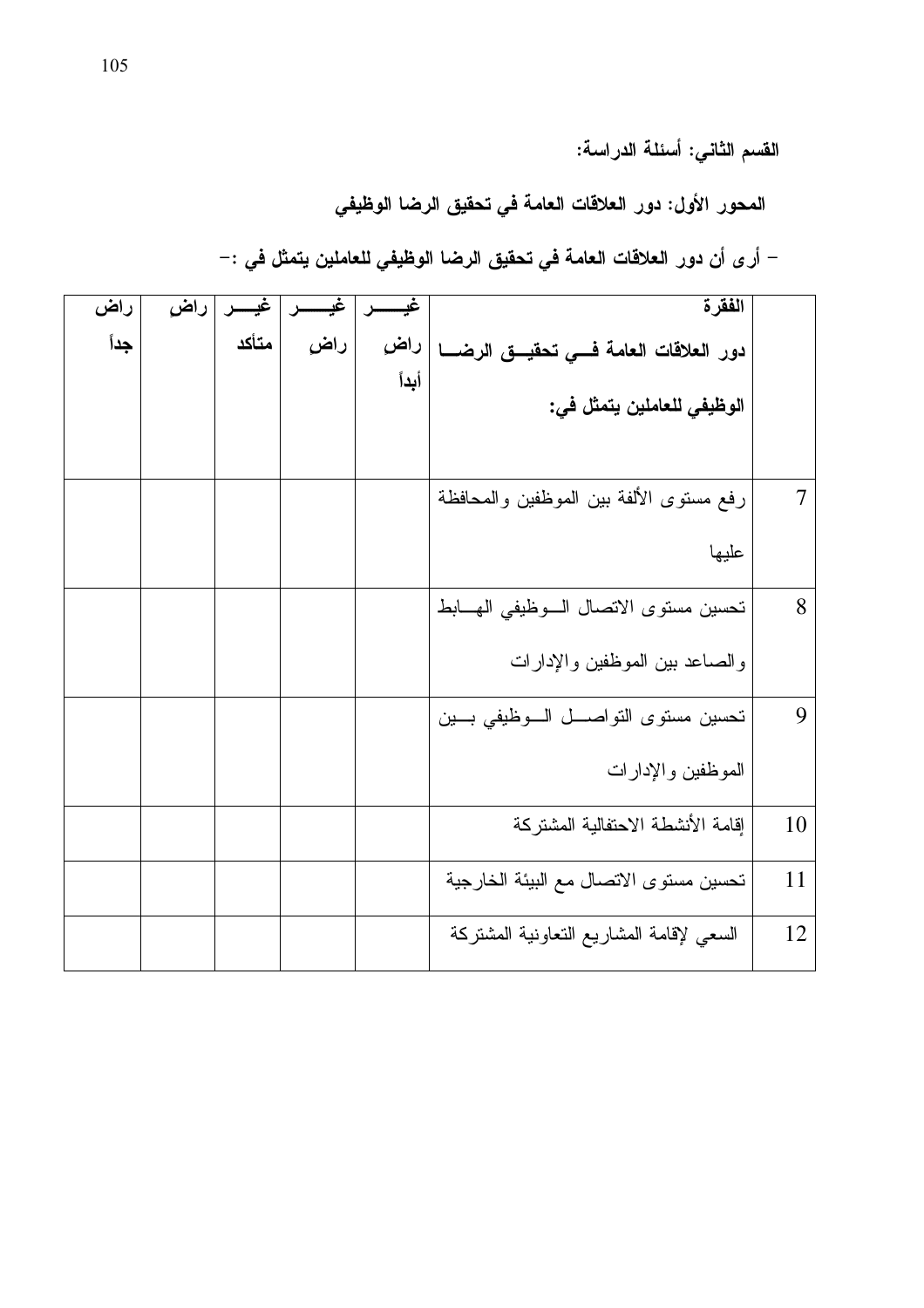**القسم الثاني: أسئلة الدراسة:**

**المحور الأول: دور العلاقات العامة في تحقيق الرضا الوظيفي**

- **أرى أن دور العلاقات العامة في تحقيق الرضا الوظيفي للعاملين يتمثل في :-**

| | الفقرة دور العلاقات العامة في تحقيق الرضا الوظيفي للعاملين يتمثل في: | غير راضٍ أبداً | غير راضٍ | غير متأكد | راضٍ | راضٍ جداً |
|---|---|---|---|---|---|---|
| 7 | رفع مستوى الألفة بين الموظفين والمحافظة عليها | | | | | |
| 8 | تحسين مستوى الاتصال الوظيفي الهابط والصاعد بين الموظفين والإدارات | | | | | |
| 9 | تحسين مستوى التواصل الوظيفي بين الموظفين والإدارات | | | | | |
| 10 | إقامة الأنشطة الاحتفالية المشتركة | | | | | |
| 11 | تحسين مستوى الاتصال مع البيئة الخارجية | | | | | |
| 12 | السعي لإقامة المشاريع التعاونية المشتركة | | | | | |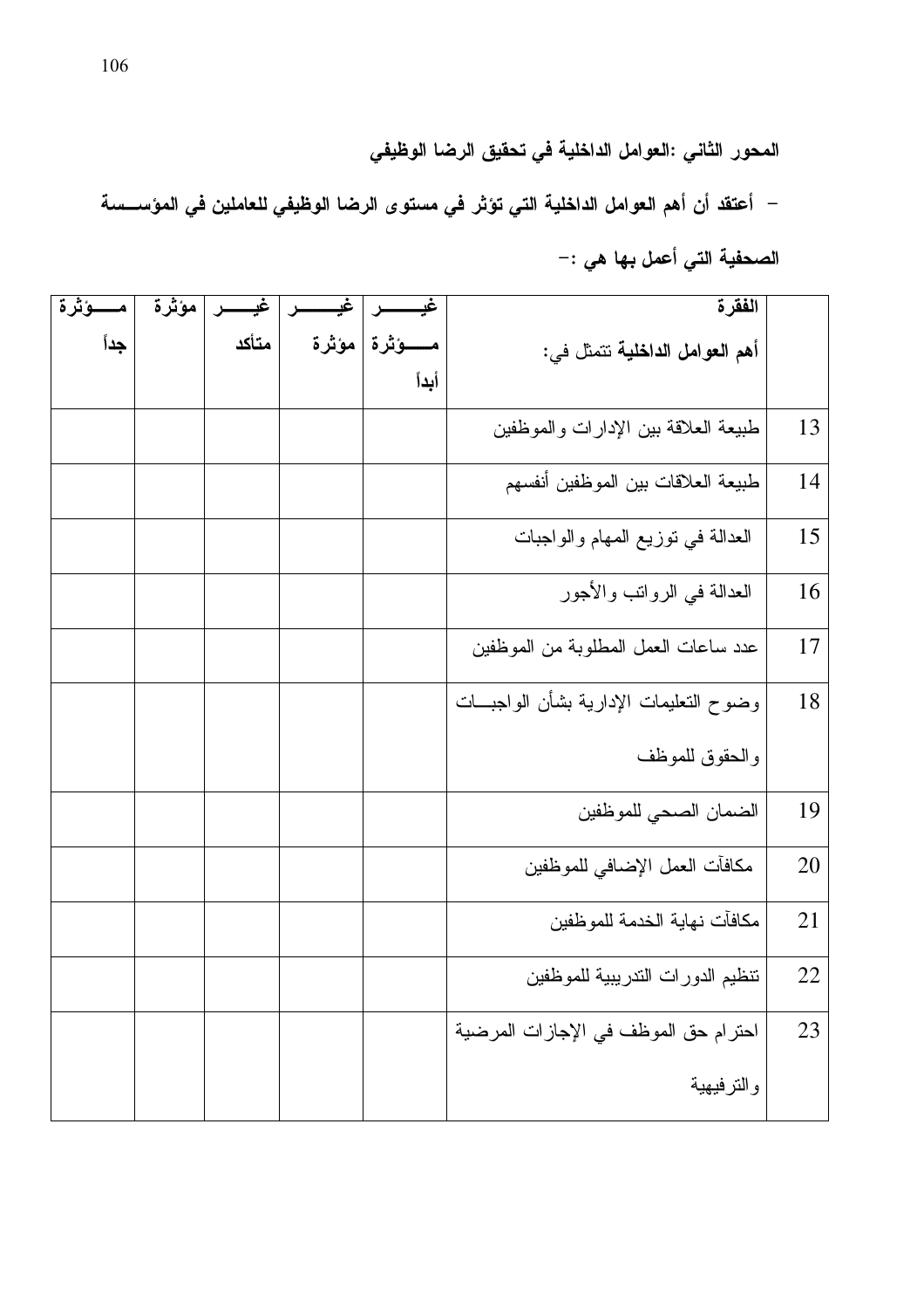**المحور الثاني :العوامل الداخلية في تحقيق الرضا الوظيفي**

- **أعتقد أن أهم العوامل الداخلية التي تؤثر في مستوى الرضا الوظيفي للعاملين في المؤسسة الصحفية التي أعمل بها هي :-**

| | الفقرة<br>**أهم العوامل الداخلية** تتمثل في: | غير مؤثرة أبداً | مؤثرة | غير متأكد | مؤثرة | مؤثرة جداً |
|---|---|---|---|---|---|---|
| 13 | طبيعة العلاقة بين الإدارات والموظفين | | | | | |
| 14 | طبيعة العلاقات بين الموظفين أنفسهم | | | | | |
| 15 | العدالة في توزيع المهام والواجبات | | | | | |
| 16 | العدالة في الرواتب والأجور | | | | | |
| 17 | عدد ساعات العمل المطلوبة من الموظفين | | | | | |
| 18 | وضوح التعليمات الإدارية بشأن الواجبات والحقوق للموظف | | | | | |
| 19 | الضمان الصحي للموظفين | | | | | |
| 20 | مكافآت العمل الإضافي للموظفين | | | | | |
| 21 | مكافآت نهاية الخدمة للموظفين | | | | | |
| 22 | تنظيم الدورات التدريبية للموظفين | | | | | |
| 23 | احترام حق الموظف في الإجازات المرضية والترفيهية | | | | | |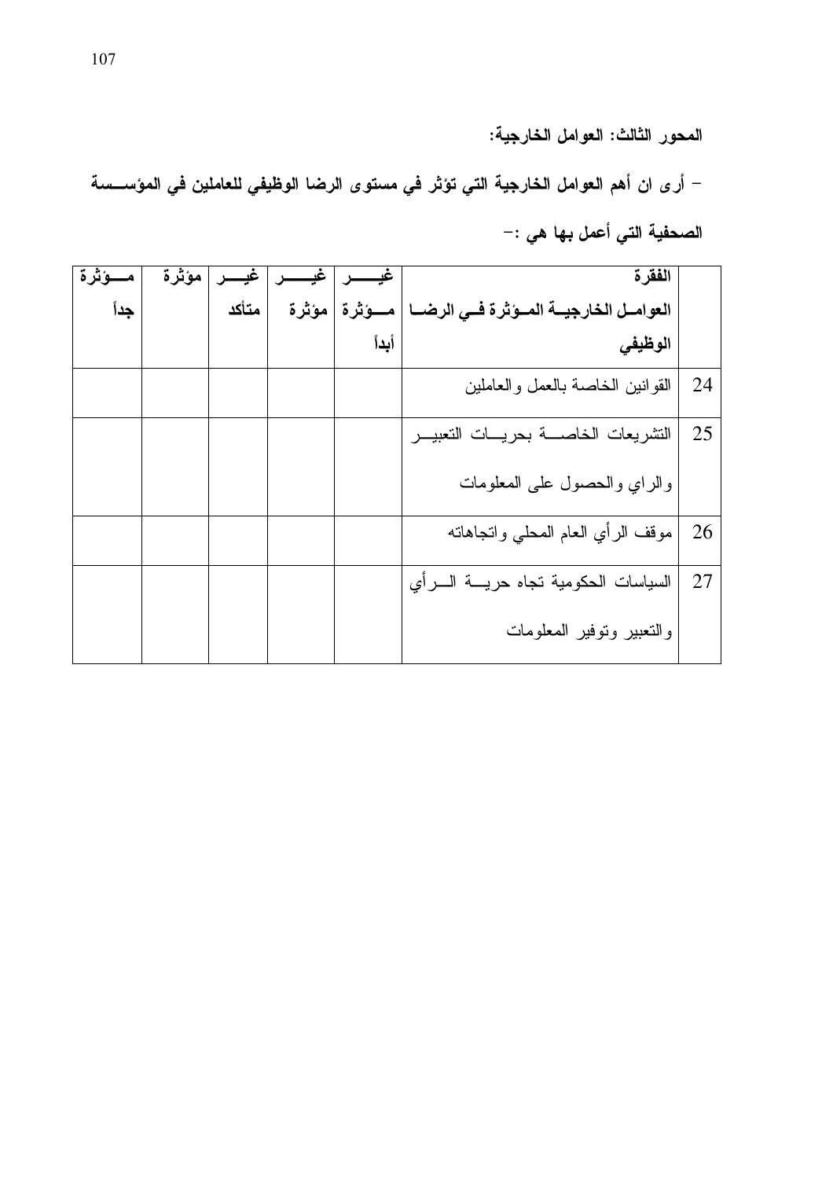**المحور الثالث: العوامل الخارجية:**

**- أرى ان أهم العوامل الخارجية التي تؤثر في مستوى الرضا الوظيفي للعاملين في المؤسسة الصحفية التي أعمل بها هي :-**

| | الفقرة العوامل الخارجية المؤثرة في الرضا الوظيفي | غير مؤثرة أبداً | غير مؤثرة | غير متأكد | مؤثرة | مؤثرة جداً |
|---|---|---|---|---|---|---|
| 24 | القوانين الخاصة بالعمل والعاملين | | | | | |
| 25 | التشريعات الخاصة بحريات التعبير والراي والحصول على المعلومات | | | | | |
| 26 | موقف الرأي العام المحلي واتجاهاته | | | | | |
| 27 | السياسات الحكومية تجاه حرية الرأي والتعبير وتوفير المعلومات | | | | | |